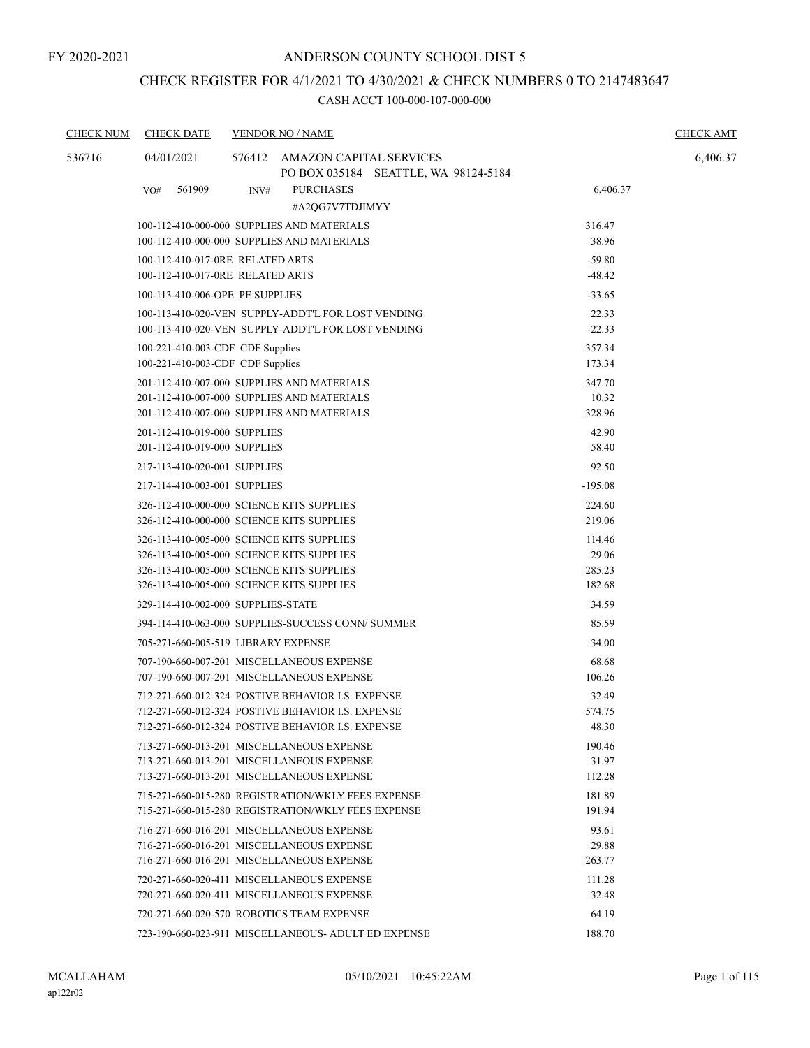FY 2020-2021

# ANDERSON COUNTY SCHOOL DIST 5

## CHECK REGISTER FOR 4/1/2021 TO 4/30/2021 & CHECK NUMBERS 0 TO 2147483647

### CASH ACCT 100-000-107-000-000

| CHECK NUM | CHECK DATE | VENDOR NO / NAME | | CHECK AMT |
|---|---|---|---|---|
| 536716 | 04/01/2021 | 576412 AMAZON CAPITAL SERVICES<br>PO BOX 035184 SEATTLE, WA 98124-5184 | | 6,406.37 |
| | VO# 561909 | INV# PURCHASES #A2QG7V7TDJIMYY | 6,406.37 | |
| | | 100-112-410-000-000 SUPPLIES AND MATERIALS | 316.47 | |
| | | 100-112-410-000-000 SUPPLIES AND MATERIALS | 38.96 | |
| | | 100-112-410-017-0RE RELATED ARTS | -59.80 | |
| | | 100-112-410-017-0RE RELATED ARTS | -48.42 | |
| | | 100-113-410-006-OPE PE SUPPLIES | -33.65 | |
| | | 100-113-410-020-VEN SUPPLY-ADDT'L FOR LOST VENDING | 22.33 | |
| | | 100-113-410-020-VEN SUPPLY-ADDT'L FOR LOST VENDING | -22.33 | |
| | | 100-221-410-003-CDF CDF Supplies | 357.34 | |
| | | 100-221-410-003-CDF CDF Supplies | 173.34 | |
| | | 201-112-410-007-000 SUPPLIES AND MATERIALS | 347.70 | |
| | | 201-112-410-007-000 SUPPLIES AND MATERIALS | 10.32 | |
| | | 201-112-410-007-000 SUPPLIES AND MATERIALS | 328.96 | |
| | | 201-112-410-019-000 SUPPLIES | 42.90 | |
| | | 201-112-410-019-000 SUPPLIES | 58.40 | |
| | | 217-113-410-020-001 SUPPLIES | 92.50 | |
| | | 217-114-410-003-001 SUPPLIES | -195.08 | |
| | | 326-112-410-000-000 SCIENCE KITS SUPPLIES | 224.60 | |
| | | 326-112-410-000-000 SCIENCE KITS SUPPLIES | 219.06 | |
| | | 326-113-410-005-000 SCIENCE KITS SUPPLIES | 114.46 | |
| | | 326-113-410-005-000 SCIENCE KITS SUPPLIES | 29.06 | |
| | | 326-113-410-005-000 SCIENCE KITS SUPPLIES | 285.23 | |
| | | 326-113-410-005-000 SCIENCE KITS SUPPLIES | 182.68 | |
| | | 329-114-410-002-000 SUPPLIES-STATE | 34.59 | |
| | | 394-114-410-063-000 SUPPLIES-SUCCESS CONN/ SUMMER | 85.59 | |
| | | 705-271-660-005-519 LIBRARY EXPENSE | 34.00 | |
| | | 707-190-660-007-201 MISCELLANEOUS EXPENSE | 68.68 | |
| | | 707-190-660-007-201 MISCELLANEOUS EXPENSE | 106.26 | |
| | | 712-271-660-012-324 POSTIVE BEHAVIOR I.S. EXPENSE | 32.49 | |
| | | 712-271-660-012-324 POSTIVE BEHAVIOR I.S. EXPENSE | 574.75 | |
| | | 712-271-660-012-324 POSTIVE BEHAVIOR I.S. EXPENSE | 48.30 | |
| | | 713-271-660-013-201 MISCELLANEOUS EXPENSE | 190.46 | |
| | | 713-271-660-013-201 MISCELLANEOUS EXPENSE | 31.97 | |
| | | 713-271-660-013-201 MISCELLANEOUS EXPENSE | 112.28 | |
| | | 715-271-660-015-280 REGISTRATION/WKLY FEES EXPENSE | 181.89 | |
| | | 715-271-660-015-280 REGISTRATION/WKLY FEES EXPENSE | 191.94 | |
| | | 716-271-660-016-201 MISCELLANEOUS EXPENSE | 93.61 | |
| | | 716-271-660-016-201 MISCELLANEOUS EXPENSE | 29.88 | |
| | | 716-271-660-016-201 MISCELLANEOUS EXPENSE | 263.77 | |
| | | 720-271-660-020-411 MISCELLANEOUS EXPENSE | 111.28 | |
| | | 720-271-660-020-411 MISCELLANEOUS EXPENSE | 32.48 | |
| | | 720-271-660-020-570 ROBOTICS TEAM EXPENSE | 64.19 | |
| | | 723-190-660-023-911 MISCELLANEOUS- ADULT ED EXPENSE | 188.70 | |

MCALLAHAM
ap122r02

05/10/2021 10:45:22AM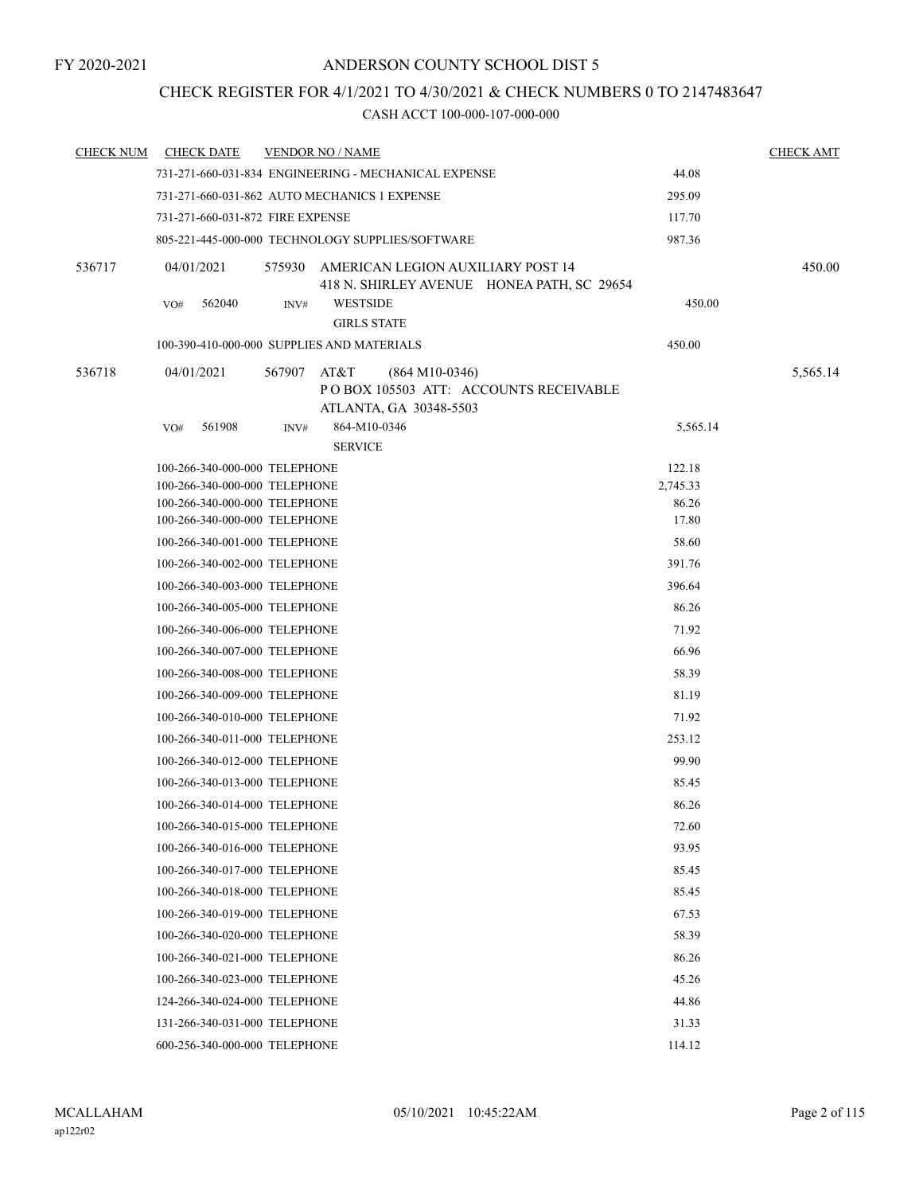FY 2020-2021

# ANDERSON COUNTY SCHOOL DIST 5

## CHECK REGISTER FOR 4/1/2021 TO 4/30/2021 & CHECK NUMBERS 0 TO 2147483647

### CASH ACCT 100-000-107-000-000

| CHECK NUM | CHECK DATE | VENDOR NO / NAME | | CHECK AMT |
|---|---|---|---|---|
| | | 731-271-660-031-834 ENGINEERING - MECHANICAL EXPENSE | 44.08 | |
| | | 731-271-660-031-862 AUTO MECHANICS 1 EXPENSE | 295.09 | |
| | | 731-271-660-031-872 FIRE EXPENSE | 117.70 | |
| | | 805-221-445-000-000 TECHNOLOGY SUPPLIES/SOFTWARE | 987.36 | |
| 536717 | 04/01/2021 | 575930 AMERICAN LEGION AUXILIARY POST 14<br>418 N. SHIRLEY AVENUE HONEA PATH, SC 29654 | | 450.00 |
| | VO# 562040 | INV# WESTSIDE<br>GIRLS STATE | 450.00 | |
| | | 100-390-410-000-000 SUPPLIES AND MATERIALS | 450.00 | |
| 536718 | 04/01/2021 | 567907 AT&T (864 M10-0346)<br>P O BOX 105503 ATT: ACCOUNTS RECEIVABLE<br>ATLANTA, GA 30348-5503 | | 5,565.14 |
| | VO# 561908 | INV# 864-M10-0346<br>SERVICE | 5,565.14 | |
| | | 100-266-340-000-000 TELEPHONE | 122.18 | |
| | | 100-266-340-000-000 TELEPHONE | 2,745.33 | |
| | | 100-266-340-000-000 TELEPHONE | 86.26 | |
| | | 100-266-340-000-000 TELEPHONE | 17.80 | |
| | | 100-266-340-001-000 TELEPHONE | 58.60 | |
| | | 100-266-340-002-000 TELEPHONE | 391.76 | |
| | | 100-266-340-003-000 TELEPHONE | 396.64 | |
| | | 100-266-340-005-000 TELEPHONE | 86.26 | |
| | | 100-266-340-006-000 TELEPHONE | 71.92 | |
| | | 100-266-340-007-000 TELEPHONE | 66.96 | |
| | | 100-266-340-008-000 TELEPHONE | 58.39 | |
| | | 100-266-340-009-000 TELEPHONE | 81.19 | |
| | | 100-266-340-010-000 TELEPHONE | 71.92 | |
| | | 100-266-340-011-000 TELEPHONE | 253.12 | |
| | | 100-266-340-012-000 TELEPHONE | 99.90 | |
| | | 100-266-340-013-000 TELEPHONE | 85.45 | |
| | | 100-266-340-014-000 TELEPHONE | 86.26 | |
| | | 100-266-340-015-000 TELEPHONE | 72.60 | |
| | | 100-266-340-016-000 TELEPHONE | 93.95 | |
| | | 100-266-340-017-000 TELEPHONE | 85.45 | |
| | | 100-266-340-018-000 TELEPHONE | 85.45 | |
| | | 100-266-340-019-000 TELEPHONE | 67.53 | |
| | | 100-266-340-020-000 TELEPHONE | 58.39 | |
| | | 100-266-340-021-000 TELEPHONE | 86.26 | |
| | | 100-266-340-023-000 TELEPHONE | 45.26 | |
| | | 124-266-340-024-000 TELEPHONE | 44.86 | |
| | | 131-266-340-031-000 TELEPHONE | 31.33 | |
| | | 600-256-340-000-000 TELEPHONE | 114.12 | |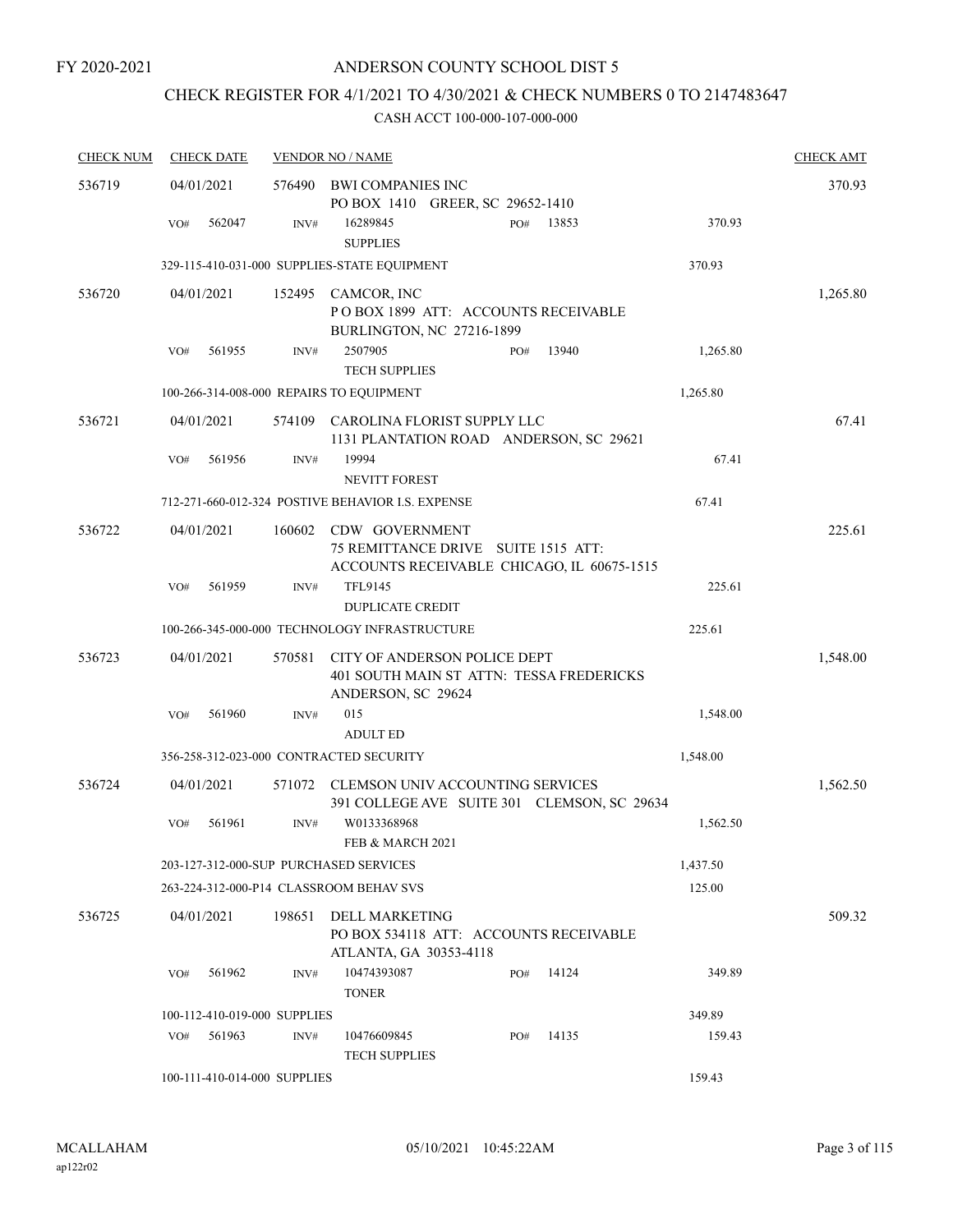FY 2020-2021

# ANDERSON COUNTY SCHOOL DIST 5

## CHECK REGISTER FOR 4/1/2021 TO 4/30/2021 & CHECK NUMBERS 0 TO 2147483647

### CASH ACCT 100-000-107-000-000

| CHECK NUM | CHECK DATE | VENDOR NO / NAME | | | CHECK AMT |
|---|---|---|---|---|---|
| 536719 | 04/01/2021 | 576490 | BWI COMPANIES INC<br>PO BOX 1410 GREER, SC 29652-1410 | | 370.93 |
| | VO# 562047 | INV# 16289845<br>SUPPLIES | PO# 13853 | 370.93 | |
| | 329-115-410-031-000 SUPPLIES-STATE EQUIPMENT | | | 370.93 | |
| 536720 | 04/01/2021 | 152495 | CAMCOR, INC<br>P O BOX 1899 ATT: ACCOUNTS RECEIVABLE<br>BURLINGTON, NC 27216-1899 | | 1,265.80 |
| | VO# 561955 | INV# 2507905<br>TECH SUPPLIES | PO# 13940 | 1,265.80 | |
| | 100-266-314-008-000 REPAIRS TO EQUIPMENT | | | 1,265.80 | |
| 536721 | 04/01/2021 | 574109 | CAROLINA FLORIST SUPPLY LLC<br>1131 PLANTATION ROAD ANDERSON, SC 29621 | | 67.41 |
| | VO# 561956 | INV# 19994<br>NEVITT FOREST | | 67.41 | |
| | 712-271-660-012-324 POSTIVE BEHAVIOR I.S. EXPENSE | | | 67.41 | |
| 536722 | 04/01/2021 | 160602 | CDW GOVERNMENT<br>75 REMITTANCE DRIVE SUITE 1515 ATT:<br>ACCOUNTS RECEIVABLE CHICAGO, IL 60675-1515 | | 225.61 |
| | VO# 561959 | INV# TFL9145<br>DUPLICATE CREDIT | | 225.61 | |
| | 100-266-345-000-000 TECHNOLOGY INFRASTRUCTURE | | | 225.61 | |
| 536723 | 04/01/2021 | 570581 | CITY OF ANDERSON POLICE DEPT<br>401 SOUTH MAIN ST ATTN: TESSA FREDERICKS<br>ANDERSON, SC 29624 | | 1,548.00 |
| | VO# 561960 | INV# 015<br>ADULT ED | | 1,548.00 | |
| | 356-258-312-023-000 CONTRACTED SECURITY | | | 1,548.00 | |
| 536724 | 04/01/2021 | 571072 | CLEMSON UNIV ACCOUNTING SERVICES<br>391 COLLEGE AVE SUITE 301 CLEMSON, SC 29634 | | 1,562.50 |
| | VO# 561961 | INV# W0133368968<br>FEB & MARCH 2021 | | 1,562.50 | |
| | 203-127-312-000-SUP PURCHASED SERVICES | | | 1,437.50 | |
| | 263-224-312-000-P14 CLASSROOM BEHAV SVS | | | 125.00 | |
| 536725 | 04/01/2021 | 198651 | DELL MARKETING<br>PO BOX 534118 ATT: ACCOUNTS RECEIVABLE<br>ATLANTA, GA 30353-4118 | | 509.32 |
| | VO# 561962 | INV# 10474393087<br>TONER | PO# 14124 | 349.89 | |
| | 100-112-410-019-000 SUPPLIES | | | 349.89 | |
| | VO# 561963 | INV# 10476609845<br>TECH SUPPLIES | PO# 14135 | 159.43 | |
| | 100-111-410-014-000 SUPPLIES | | | 159.43 | |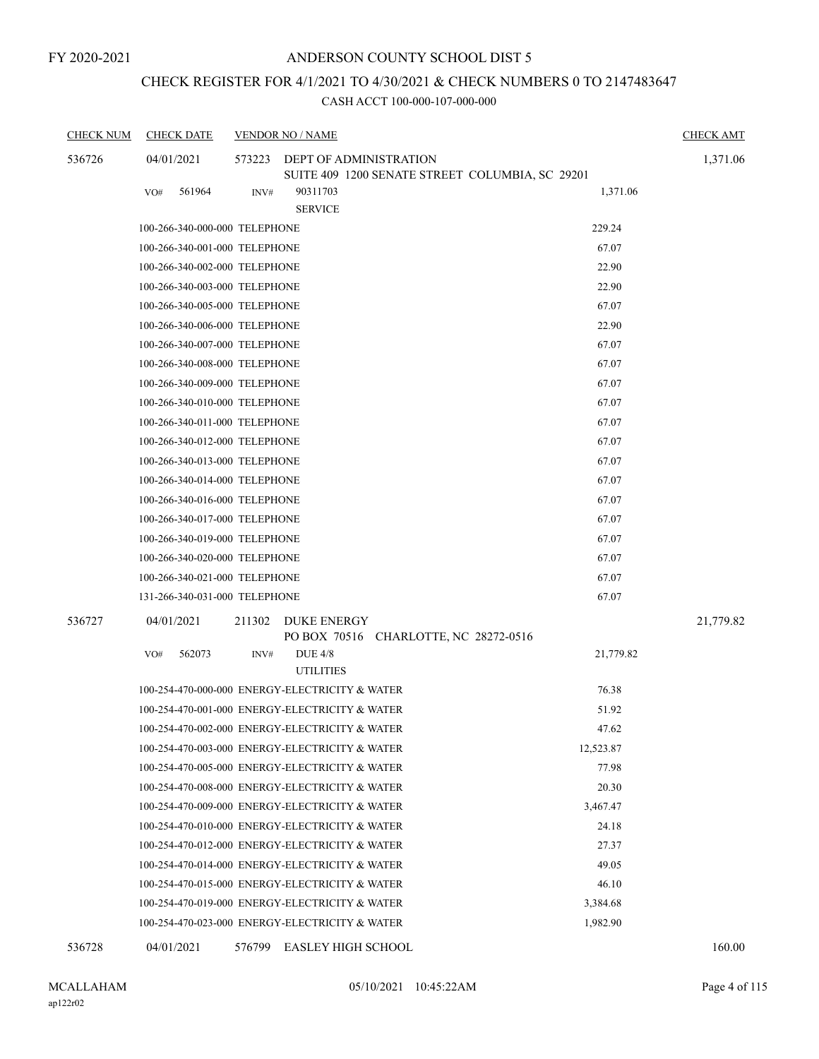FY 2020-2021

# ANDERSON COUNTY SCHOOL DIST 5

## CHECK REGISTER FOR 4/1/2021 TO 4/30/2021 & CHECK NUMBERS 0 TO 2147483647

### CASH ACCT 100-000-107-000-000

| CHECK NUM | CHECK DATE | VENDOR NO / NAME | | CHECK AMT |
|---|---|---|---|---|
| 536726 | 04/01/2021 | 573223 DEPT OF ADMINISTRATION<br>SUITE 409 1200 SENATE STREET COLUMBIA, SC 29201 | | 1,371.06 |
| | VO# 561964 | INV# 90311703<br>SERVICE | 1,371.06 | |
| | 100-266-340-000-000 TELEPHONE | | 229.24 | |
| | 100-266-340-001-000 TELEPHONE | | 67.07 | |
| | 100-266-340-002-000 TELEPHONE | | 22.90 | |
| | 100-266-340-003-000 TELEPHONE | | 22.90 | |
| | 100-266-340-005-000 TELEPHONE | | 67.07 | |
| | 100-266-340-006-000 TELEPHONE | | 22.90 | |
| | 100-266-340-007-000 TELEPHONE | | 67.07 | |
| | 100-266-340-008-000 TELEPHONE | | 67.07 | |
| | 100-266-340-009-000 TELEPHONE | | 67.07 | |
| | 100-266-340-010-000 TELEPHONE | | 67.07 | |
| | 100-266-340-011-000 TELEPHONE | | 67.07 | |
| | 100-266-340-012-000 TELEPHONE | | 67.07 | |
| | 100-266-340-013-000 TELEPHONE | | 67.07 | |
| | 100-266-340-014-000 TELEPHONE | | 67.07 | |
| | 100-266-340-016-000 TELEPHONE | | 67.07 | |
| | 100-266-340-017-000 TELEPHONE | | 67.07 | |
| | 100-266-340-019-000 TELEPHONE | | 67.07 | |
| | 100-266-340-020-000 TELEPHONE | | 67.07 | |
| | 100-266-340-021-000 TELEPHONE | | 67.07 | |
| | 131-266-340-031-000 TELEPHONE | | 67.07 | |
| 536727 | 04/01/2021 | 211302 DUKE ENERGY<br>PO BOX 70516 CHARLOTTE, NC 28272-0516 | | 21,779.82 |
| | VO# 562073 | INV# DUE 4/8<br>UTILITIES | 21,779.82 | |
| | 100-254-470-000-000 ENERGY-ELECTRICITY & WATER | | 76.38 | |
| | 100-254-470-001-000 ENERGY-ELECTRICITY & WATER | | 51.92 | |
| | 100-254-470-002-000 ENERGY-ELECTRICITY & WATER | | 47.62 | |
| | 100-254-470-003-000 ENERGY-ELECTRICITY & WATER | | 12,523.87 | |
| | 100-254-470-005-000 ENERGY-ELECTRICITY & WATER | | 77.98 | |
| | 100-254-470-008-000 ENERGY-ELECTRICITY & WATER | | 20.30 | |
| | 100-254-470-009-000 ENERGY-ELECTRICITY & WATER | | 3,467.47 | |
| | 100-254-470-010-000 ENERGY-ELECTRICITY & WATER | | 24.18 | |
| | 100-254-470-012-000 ENERGY-ELECTRICITY & WATER | | 27.37 | |
| | 100-254-470-014-000 ENERGY-ELECTRICITY & WATER | | 49.05 | |
| | 100-254-470-015-000 ENERGY-ELECTRICITY & WATER | | 46.10 | |
| | 100-254-470-019-000 ENERGY-ELECTRICITY & WATER | | 3,384.68 | |
| | 100-254-470-023-000 ENERGY-ELECTRICITY & WATER | | 1,982.90 | |
| 536728 | 04/01/2021 | 576799 EASLEY HIGH SCHOOL | | 160.00 |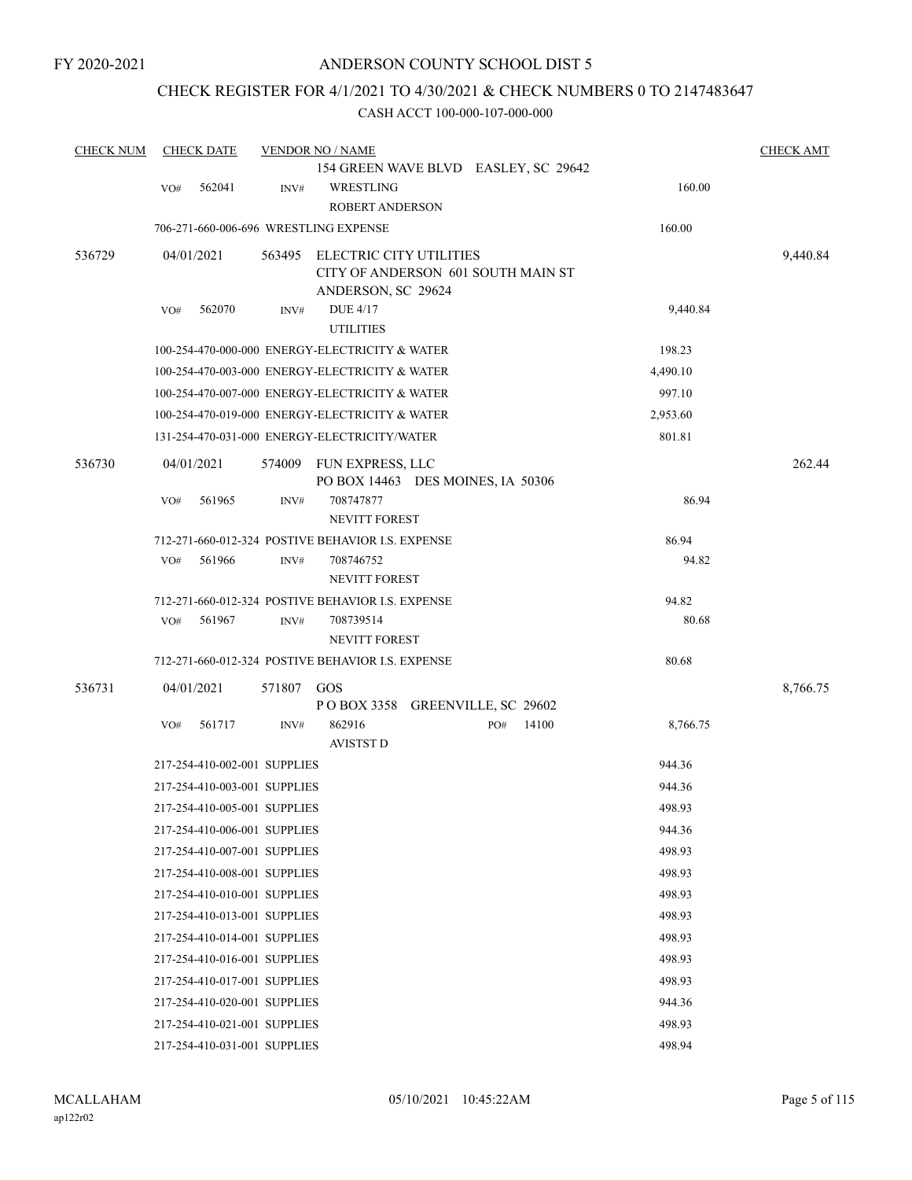FY 2020-2021

# ANDERSON COUNTY SCHOOL DIST 5

## CHECK REGISTER FOR 4/1/2021 TO 4/30/2021 & CHECK NUMBERS 0 TO 2147483647

### CASH ACCT 100-000-107-000-000

| CHECK NUM | CHECK DATE | VENDOR NO / NAME | | CHECK AMT |
|---|---|---|---|---|
| | | 154 GREEN WAVE BLVD EASLEY, SC 29642 | | |
| | VO# 562041 | INV# WRESTLING<br>ROBERT ANDERSON | 160.00 | |
| | 706-271-660-006-696 WRESTLING EXPENSE | | 160.00 | |
| 536729 | 04/01/2021 | 563495 ELECTRIC CITY UTILITIES<br>CITY OF ANDERSON 601 SOUTH MAIN ST<br>ANDERSON, SC 29624 | | 9,440.84 |
| | VO# 562070 | INV# DUE 4/17<br>UTILITIES | 9,440.84 | |
| | 100-254-470-000-000 ENERGY-ELECTRICITY & WATER | | 198.23 | |
| | 100-254-470-003-000 ENERGY-ELECTRICITY & WATER | | 4,490.10 | |
| | 100-254-470-007-000 ENERGY-ELECTRICITY & WATER | | 997.10 | |
| | 100-254-470-019-000 ENERGY-ELECTRICITY & WATER | | 2,953.60 | |
| | 131-254-470-031-000 ENERGY-ELECTRICITY/WATER | | 801.81 | |
| 536730 | 04/01/2021 | 574009 FUN EXPRESS, LLC<br>PO BOX 14463 DES MOINES, IA 50306 | | 262.44 |
| | VO# 561965 | INV# 708747877<br>NEVITT FOREST | 86.94 | |
| | 712-271-660-012-324 POSTIVE BEHAVIOR I.S. EXPENSE | | 86.94 | |
| | VO# 561966 | INV# 708746752<br>NEVITT FOREST | 94.82 | |
| | 712-271-660-012-324 POSTIVE BEHAVIOR I.S. EXPENSE | | 94.82 | |
| | VO# 561967 | INV# 708739514<br>NEVITT FOREST | 80.68 | |
| | 712-271-660-012-324 POSTIVE BEHAVIOR I.S. EXPENSE | | 80.68 | |
| 536731 | 04/01/2021 | 571807 GOS<br>P O BOX 3358 GREENVILLE, SC 29602 | | 8,766.75 |
| | VO# 561717 | INV# 862916 PO# 14100<br>AVISTST D | 8,766.75 | |
| | 217-254-410-002-001 SUPPLIES | | 944.36 | |
| | 217-254-410-003-001 SUPPLIES | | 944.36 | |
| | 217-254-410-005-001 SUPPLIES | | 498.93 | |
| | 217-254-410-006-001 SUPPLIES | | 944.36 | |
| | 217-254-410-007-001 SUPPLIES | | 498.93 | |
| | 217-254-410-008-001 SUPPLIES | | 498.93 | |
| | 217-254-410-010-001 SUPPLIES | | 498.93 | |
| | 217-254-410-013-001 SUPPLIES | | 498.93 | |
| | 217-254-410-014-001 SUPPLIES | | 498.93 | |
| | 217-254-410-016-001 SUPPLIES | | 498.93 | |
| | 217-254-410-017-001 SUPPLIES | | 498.93 | |
| | 217-254-410-020-001 SUPPLIES | | 944.36 | |
| | 217-254-410-021-001 SUPPLIES | | 498.93 | |
| | 217-254-410-031-001 SUPPLIES | | 498.94 | |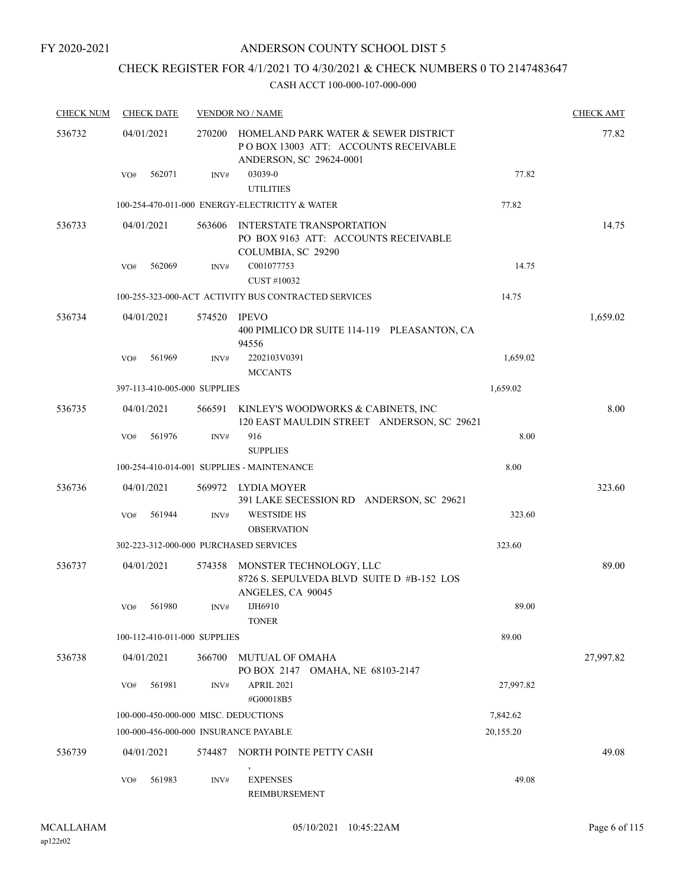FY 2020-2021

# ANDERSON COUNTY SCHOOL DIST 5

## CHECK REGISTER FOR 4/1/2021 TO 4/30/2021 & CHECK NUMBERS 0 TO 2147483647

### CASH ACCT 100-000-107-000-000

| CHECK NUM | CHECK DATE | VENDOR NO / NAME | | CHECK AMT |
|---|---|---|---|---|
| 536732 | 04/01/2021 | 270200 HOMELAND PARK WATER & SEWER DISTRICT P O BOX 13003 ATT: ACCOUNTS RECEIVABLE ANDERSON, SC 29624-0001 | | 77.82 |
| | VO# 562071 | INV# 03039-0 UTILITIES | 77.82 | |
| | 100-254-470-011-000 ENERGY-ELECTRICITY & WATER | | 77.82 | |
| 536733 | 04/01/2021 | 563606 INTERSTATE TRANSPORTATION PO BOX 9163 ATT: ACCOUNTS RECEIVABLE COLUMBIA, SC 29290 | | 14.75 |
| | VO# 562069 | INV# C001077753 CUST #10032 | 14.75 | |
| | 100-255-323-000-ACT ACTIVITY BUS CONTRACTED SERVICES | | 14.75 | |
| 536734 | 04/01/2021 | 574520 IPEVO 400 PIMLICO DR SUITE 114-119 PLEASANTON, CA 94556 | | 1,659.02 |
| | VO# 561969 | INV# 2202103V0391 MCCANTS | 1,659.02 | |
| | 397-113-410-005-000 SUPPLIES | | 1,659.02 | |
| 536735 | 04/01/2021 | 566591 KINLEY'S WOODWORKS & CABINETS, INC 120 EAST MAULDIN STREET ANDERSON, SC 29621 | | 8.00 |
| | VO# 561976 | INV# 916 SUPPLIES | 8.00 | |
| | 100-254-410-014-001 SUPPLIES - MAINTENANCE | | 8.00 | |
| 536736 | 04/01/2021 | 569972 LYDIA MOYER 391 LAKE SECESSION RD ANDERSON, SC 29621 | | 323.60 |
| | VO# 561944 | INV# WESTSIDE HS OBSERVATION | 323.60 | |
| | 302-223-312-000-000 PURCHASED SERVICES | | 323.60 | |
| 536737 | 04/01/2021 | 574358 MONSTER TECHNOLOGY, LLC 8726 S. SEPULVEDA BLVD SUITE D #B-152 LOS ANGELES, CA 90045 | | 89.00 |
| | VO# 561980 | INV# IJH6910 TONER | 89.00 | |
| | 100-112-410-011-000 SUPPLIES | | 89.00 | |
| 536738 | 04/01/2021 | 366700 MUTUAL OF OMAHA PO BOX 2147 OMAHA, NE 68103-2147 | | 27,997.82 |
| | VO# 561981 | INV# APRIL 2021 #G00018B5 | 27,997.82 | |
| | 100-000-450-000-000 MISC. DEDUCTIONS | | 7,842.62 | |
| | 100-000-456-000-000 INSURANCE PAYABLE | | 20,155.20 | |
| 536739 | 04/01/2021 | 574487 NORTH POINTE PETTY CASH , | | 49.08 |
| | VO# 561983 | INV# EXPENSES REIMBURSEMENT | 49.08 | |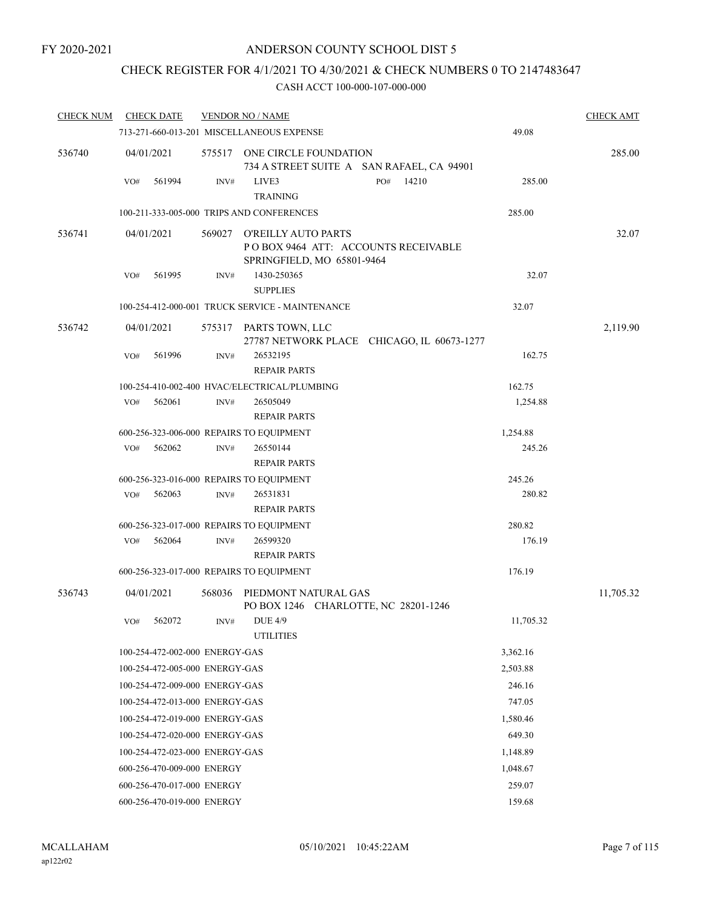FY 2020-2021

# ANDERSON COUNTY SCHOOL DIST 5

## CHECK REGISTER FOR 4/1/2021 TO 4/30/2021 & CHECK NUMBERS 0 TO 2147483647

CASH ACCT 100-000-107-000-000

| CHECK NUM | CHECK DATE | VENDOR NO / NAME | | CHECK AMT |
|---|---|---|---|---|
| | 713-271-660-013-201 MISCELLANEOUS EXPENSE | | 49.08 | |
| 536740 | 04/01/2021 | 575517 ONE CIRCLE FOUNDATION<br>734 A STREET SUITE A SAN RAFAEL, CA 94901 | | 285.00 |
| | VO# 561994 | INV# LIVE3 PO# 14210<br>TRAINING | 285.00 | |
| | 100-211-333-005-000 TRIPS AND CONFERENCES | | 285.00 | |
| 536741 | 04/01/2021 | 569027 O'REILLY AUTO PARTS<br>P O BOX 9464 ATT: ACCOUNTS RECEIVABLE<br>SPRINGFIELD, MO 65801-9464 | | 32.07 |
| | VO# 561995 | INV# 1430-250365<br>SUPPLIES | 32.07 | |
| | 100-254-412-000-001 TRUCK SERVICE - MAINTENANCE | | 32.07 | |
| 536742 | 04/01/2021 | 575317 PARTS TOWN, LLC<br>27787 NETWORK PLACE CHICAGO, IL 60673-1277 | | 2,119.90 |
| | VO# 561996 | INV# 26532195<br>REPAIR PARTS | 162.75 | |
| | 100-254-410-002-400 HVAC/ELECTRICAL/PLUMBING | | 162.75 | |
| | VO# 562061 | INV# 26505049<br>REPAIR PARTS | 1,254.88 | |
| | 600-256-323-006-000 REPAIRS TO EQUIPMENT | | 1,254.88 | |
| | VO# 562062 | INV# 26550144<br>REPAIR PARTS | 245.26 | |
| | 600-256-323-016-000 REPAIRS TO EQUIPMENT | | 245.26 | |
| | VO# 562063 | INV# 26531831<br>REPAIR PARTS | 280.82 | |
| | 600-256-323-017-000 REPAIRS TO EQUIPMENT | | 280.82 | |
| | VO# 562064 | INV# 26599320<br>REPAIR PARTS | 176.19 | |
| | 600-256-323-017-000 REPAIRS TO EQUIPMENT | | 176.19 | |
| 536743 | 04/01/2021 | 568036 PIEDMONT NATURAL GAS<br>PO BOX 1246 CHARLOTTE, NC 28201-1246 | | 11,705.32 |
| | VO# 562072 | INV# DUE 4/9<br>UTILITIES | 11,705.32 | |
| | 100-254-472-002-000 ENERGY-GAS | | 3,362.16 | |
| | 100-254-472-005-000 ENERGY-GAS | | 2,503.88 | |
| | 100-254-472-009-000 ENERGY-GAS | | 246.16 | |
| | 100-254-472-013-000 ENERGY-GAS | | 747.05 | |
| | 100-254-472-019-000 ENERGY-GAS | | 1,580.46 | |
| | 100-254-472-020-000 ENERGY-GAS | | 649.30 | |
| | 100-254-472-023-000 ENERGY-GAS | | 1,148.89 | |
| | 600-256-470-009-000 ENERGY | | 1,048.67 | |
| | 600-256-470-017-000 ENERGY | | 259.07 | |
| | 600-256-470-019-000 ENERGY | | 159.68 | |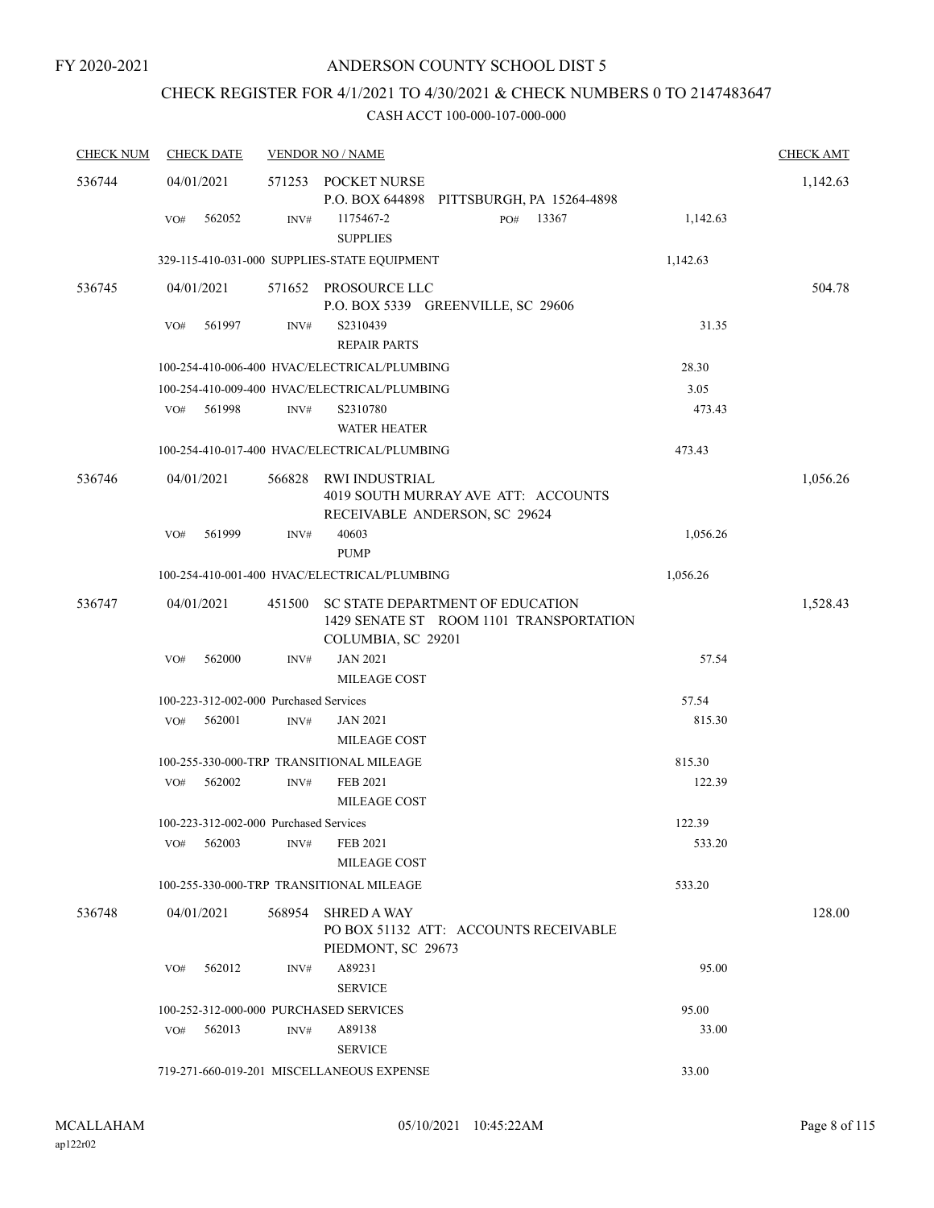FY 2020-2021

# ANDERSON COUNTY SCHOOL DIST 5

## CHECK REGISTER FOR 4/1/2021 TO 4/30/2021 & CHECK NUMBERS 0 TO 2147483647

### CASH ACCT 100-000-107-000-000

| CHECK NUM | CHECK DATE | VENDOR NO / NAME | | CHECK AMT |
|---|---|---|---|---|
| 536744 | 04/01/2021 | 571253 POCKET NURSE<br>P.O. BOX 644898 PITTSBURGH, PA 15264-4898 | | 1,142.63 |
| | VO# 562052 | INV# 1175467-2 PO# 13367<br>SUPPLIES | 1,142.63 | |
| | | 329-115-410-031-000 SUPPLIES-STATE EQUIPMENT | 1,142.63 | |
| 536745 | 04/01/2021 | 571652 PROSOURCE LLC<br>P.O. BOX 5339 GREENVILLE, SC 29606 | | 504.78 |
| | VO# 561997 | INV# S2310439<br>REPAIR PARTS | 31.35 | |
| | | 100-254-410-006-400 HVAC/ELECTRICAL/PLUMBING | 28.30 | |
| | | 100-254-410-009-400 HVAC/ELECTRICAL/PLUMBING | 3.05 | |
| | VO# 561998 | INV# S2310780<br>WATER HEATER | 473.43 | |
| | | 100-254-410-017-400 HVAC/ELECTRICAL/PLUMBING | 473.43 | |
| 536746 | 04/01/2021 | 566828 RWI INDUSTRIAL<br>4019 SOUTH MURRAY AVE ATT: ACCOUNTS RECEIVABLE ANDERSON, SC 29624 | | 1,056.26 |
| | VO# 561999 | INV# 40603<br>PUMP | 1,056.26 | |
| | | 100-254-410-001-400 HVAC/ELECTRICAL/PLUMBING | 1,056.26 | |
| 536747 | 04/01/2021 | 451500 SC STATE DEPARTMENT OF EDUCATION<br>1429 SENATE ST ROOM 1101 TRANSPORTATION COLUMBIA, SC 29201 | | 1,528.43 |
| | VO# 562000 | INV# JAN 2021<br>MILEAGE COST | 57.54 | |
| | | 100-223-312-002-000 Purchased Services | 57.54 | |
| | VO# 562001 | INV# JAN 2021<br>MILEAGE COST | 815.30 | |
| | | 100-255-330-000-TRP TRANSITIONAL MILEAGE | 815.30 | |
| | VO# 562002 | INV# FEB 2021<br>MILEAGE COST | 122.39 | |
| | | 100-223-312-002-000 Purchased Services | 122.39 | |
| | VO# 562003 | INV# FEB 2021<br>MILEAGE COST | 533.20 | |
| | | 100-255-330-000-TRP TRANSITIONAL MILEAGE | 533.20 | |
| 536748 | 04/01/2021 | 568954 SHRED A WAY<br>PO BOX 51132 ATT: ACCOUNTS RECEIVABLE PIEDMONT, SC 29673 | | 128.00 |
| | VO# 562012 | INV# A89231<br>SERVICE | 95.00 | |
| | | 100-252-312-000-000 PURCHASED SERVICES | 95.00 | |
| | VO# 562013 | INV# A89138<br>SERVICE | 33.00 | |
| | | 719-271-660-019-201 MISCELLANEOUS EXPENSE | 33.00 | |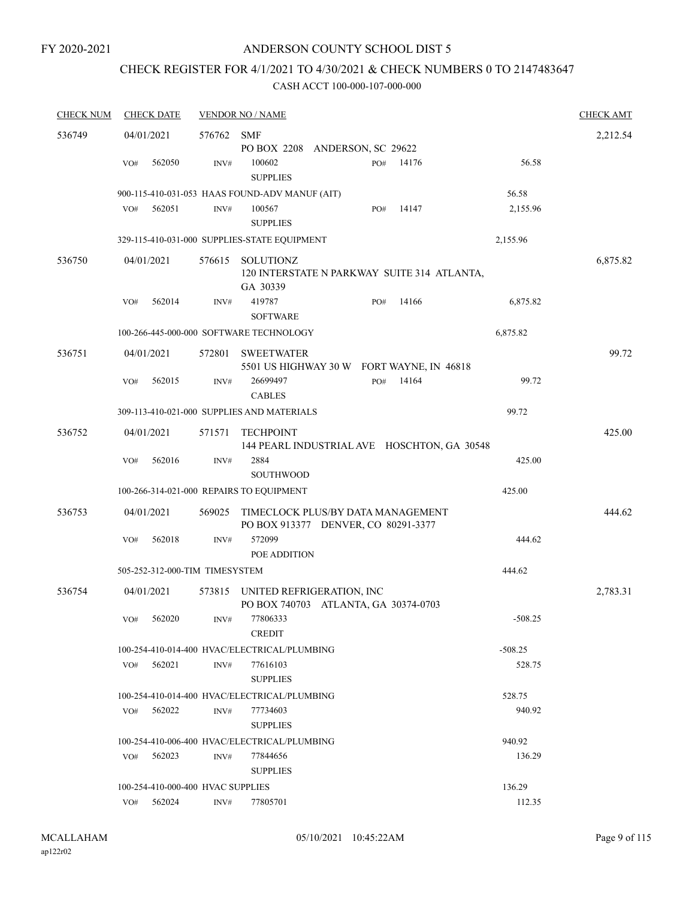FY 2020-2021

# ANDERSON COUNTY SCHOOL DIST 5

## CHECK REGISTER FOR 4/1/2021 TO 4/30/2021 & CHECK NUMBERS 0 TO 2147483647

### CASH ACCT 100-000-107-000-000

| CHECK NUM | CHECK DATE | VENDOR NO / NAME | | | CHECK AMT |
|---|---|---|---|---|---|
| 536749 | 04/01/2021 | 576762 SMF<br>PO BOX 2208 ANDERSON, SC 29622 | | | 2,212.54 |
| | VO# 562050 | INV# 100602<br>SUPPLIES | PO# 14176 | 56.58 | |
| | 900-115-410-031-053 HAAS FOUND-ADV MANUF (AIT) | | | 56.58 | |
| | VO# 562051 | INV# 100567<br>SUPPLIES | PO# 14147 | 2,155.96 | |
| | 329-115-410-031-000 SUPPLIES-STATE EQUIPMENT | | | 2,155.96 | |
| 536750 | 04/01/2021 | 576615 SOLUTIONZ<br>120 INTERSTATE N PARKWAY SUITE 314 ATLANTA, GA 30339 | | | 6,875.82 |
| | VO# 562014 | INV# 419787<br>SOFTWARE | PO# 14166 | 6,875.82 | |
| | 100-266-445-000-000 SOFTWARE TECHNOLOGY | | | 6,875.82 | |
| 536751 | 04/01/2021 | 572801 SWEETWATER<br>5501 US HIGHWAY 30 W FORT WAYNE, IN 46818 | | | 99.72 |
| | VO# 562015 | INV# 26699497<br>CABLES | PO# 14164 | 99.72 | |
| | 309-113-410-021-000 SUPPLIES AND MATERIALS | | | 99.72 | |
| 536752 | 04/01/2021 | 571571 TECHPOINT<br>144 PEARL INDUSTRIAL AVE HOSCHTON, GA 30548 | | | 425.00 |
| | VO# 562016 | INV# 2884<br>SOUTHWOOD | | 425.00 | |
| | 100-266-314-021-000 REPAIRS TO EQUIPMENT | | | 425.00 | |
| 536753 | 04/01/2021 | 569025 TIMECLOCK PLUS/BY DATA MANAGEMENT<br>PO BOX 913377 DENVER, CO 80291-3377 | | | 444.62 |
| | VO# 562018 | INV# 572099<br>POE ADDITION | | 444.62 | |
| | 505-252-312-000-TIM TIMESYSTEM | | | 444.62 | |
| 536754 | 04/01/2021 | 573815 UNITED REFRIGERATION, INC<br>PO BOX 740703 ATLANTA, GA 30374-0703 | | | 2,783.31 |
| | VO# 562020 | INV# 77806333<br>CREDIT | | -508.25 | |
| | 100-254-410-014-400 HVAC/ELECTRICAL/PLUMBING | | | -508.25 | |
| | VO# 562021 | INV# 77616103<br>SUPPLIES | | 528.75 | |
| | 100-254-410-014-400 HVAC/ELECTRICAL/PLUMBING | | | 528.75 | |
| | VO# 562022 | INV# 77734603<br>SUPPLIES | | 940.92 | |
| | 100-254-410-006-400 HVAC/ELECTRICAL/PLUMBING | | | 940.92 | |
| | VO# 562023 | INV# 77844656<br>SUPPLIES | | 136.29 | |
| | 100-254-410-000-400 HVAC SUPPLIES | | | 136.29 | |
| | VO# 562024 | INV# 77805701 | | 112.35 | |

MCALLAHAM
ap122r02
05/10/2021 10:45:22AM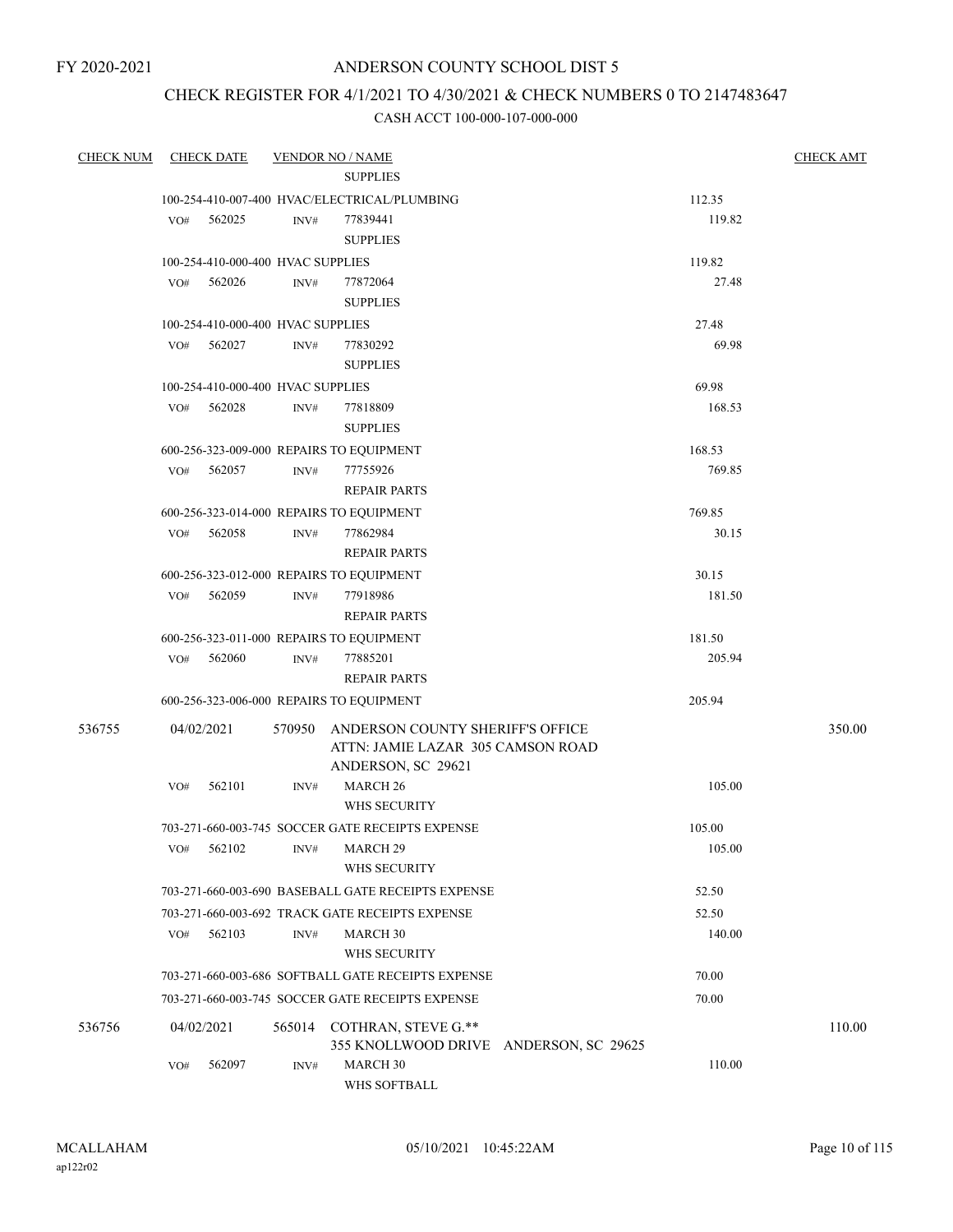FY 2020-2021

# ANDERSON COUNTY SCHOOL DIST 5

## CHECK REGISTER FOR 4/1/2021 TO 4/30/2021 & CHECK NUMBERS 0 TO 2147483647

### CASH ACCT 100-000-107-000-000

| CHECK NUM | CHECK DATE | VENDOR NO / NAME | | CHECK AMT |
|---|---|---|---|---|
| | | SUPPLIES | | |
| | | 100-254-410-007-400 HVAC/ELECTRICAL/PLUMBING | 112.35 | |
| | VO# 562025 | INV# 77839441 SUPPLIES | 119.82 | |
| | | 100-254-410-000-400 HVAC SUPPLIES | 119.82 | |
| | VO# 562026 | INV# 77872064 SUPPLIES | 27.48 | |
| | | 100-254-410-000-400 HVAC SUPPLIES | 27.48 | |
| | VO# 562027 | INV# 77830292 SUPPLIES | 69.98 | |
| | | 100-254-410-000-400 HVAC SUPPLIES | 69.98 | |
| | VO# 562028 | INV# 77818809 SUPPLIES | 168.53 | |
| | | 600-256-323-009-000 REPAIRS TO EQUIPMENT | 168.53 | |
| | VO# 562057 | INV# 77755926 REPAIR PARTS | 769.85 | |
| | | 600-256-323-014-000 REPAIRS TO EQUIPMENT | 769.85 | |
| | VO# 562058 | INV# 77862984 REPAIR PARTS | 30.15 | |
| | | 600-256-323-012-000 REPAIRS TO EQUIPMENT | 30.15 | |
| | VO# 562059 | INV# 77918986 REPAIR PARTS | 181.50 | |
| | | 600-256-323-011-000 REPAIRS TO EQUIPMENT | 181.50 | |
| | VO# 562060 | INV# 77885201 REPAIR PARTS | 205.94 | |
| | | 600-256-323-006-000 REPAIRS TO EQUIPMENT | 205.94 | |
| 536755 | 04/02/2021 | 570950 ANDERSON COUNTY SHERIFF'S OFFICE ATTN: JAMIE LAZAR 305 CAMSON ROAD ANDERSON, SC 29621 | | 350.00 |
| | VO# 562101 | INV# MARCH 26 WHS SECURITY | 105.00 | |
| | | 703-271-660-003-745 SOCCER GATE RECEIPTS EXPENSE | 105.00 | |
| | VO# 562102 | INV# MARCH 29 WHS SECURITY | 105.00 | |
| | | 703-271-660-003-690 BASEBALL GATE RECEIPTS EXPENSE | 52.50 | |
| | | 703-271-660-003-692 TRACK GATE RECEIPTS EXPENSE | 52.50 | |
| | VO# 562103 | INV# MARCH 30 WHS SECURITY | 140.00 | |
| | | 703-271-660-003-686 SOFTBALL GATE RECEIPTS EXPENSE | 70.00 | |
| | | 703-271-660-003-745 SOCCER GATE RECEIPTS EXPENSE | 70.00 | |
| 536756 | 04/02/2021 | 565014 COTHRAN, STEVE G.** 355 KNOLLWOOD DRIVE ANDERSON, SC 29625 | | 110.00 |
| | VO# 562097 | INV# MARCH 30 WHS SOFTBALL | 110.00 | |

MCALLAHAM ap122r02 05/10/2021 10:45:22AM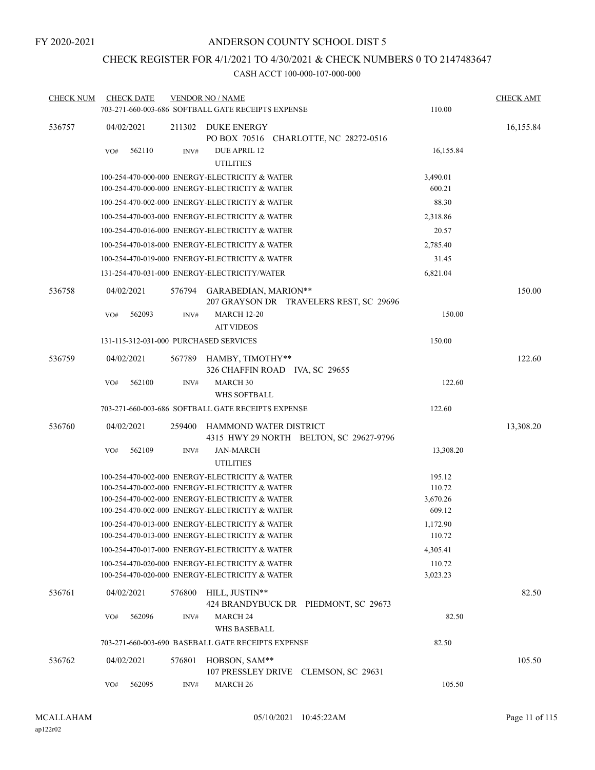FY 2020-2021

# ANDERSON COUNTY SCHOOL DIST 5

## CHECK REGISTER FOR 4/1/2021 TO 4/30/2021 & CHECK NUMBERS 0 TO 2147483647

### CASH ACCT 100-000-107-000-000

| CHECK NUM | CHECK DATE | VENDOR NO / NAME | | CHECK AMT |
|---|---|---|---|---|
| | | 703-271-660-003-686 SOFTBALL GATE RECEIPTS EXPENSE | 110.00 | |
| 536757 | 04/02/2021 | 211302 DUKE ENERGY<br>PO BOX 70516 CHARLOTTE, NC 28272-0516 | | 16,155.84 |
| | VO# 562110 | INV# DUE APRIL 12<br>UTILITIES | 16,155.84 | |
| | | 100-254-470-000-000 ENERGY-ELECTRICITY & WATER | 3,490.01 | |
| | | 100-254-470-000-000 ENERGY-ELECTRICITY & WATER | 600.21 | |
| | | 100-254-470-002-000 ENERGY-ELECTRICITY & WATER | 88.30 | |
| | | 100-254-470-003-000 ENERGY-ELECTRICITY & WATER | 2,318.86 | |
| | | 100-254-470-016-000 ENERGY-ELECTRICITY & WATER | 20.57 | |
| | | 100-254-470-018-000 ENERGY-ELECTRICITY & WATER | 2,785.40 | |
| | | 100-254-470-019-000 ENERGY-ELECTRICITY & WATER | 31.45 | |
| | | 131-254-470-031-000 ENERGY-ELECTRICITY/WATER | 6,821.04 | |
| 536758 | 04/02/2021 | 576794 GARABEDIAN, MARION**<br>207 GRAYSON DR TRAVELERS REST, SC 29696 | | 150.00 |
| | VO# 562093 | INV# MARCH 12-20<br>AIT VIDEOS | 150.00 | |
| | | 131-115-312-031-000 PURCHASED SERVICES | 150.00 | |
| 536759 | 04/02/2021 | 567789 HAMBY, TIMOTHY**<br>326 CHAFFIN ROAD IVA, SC 29655 | | 122.60 |
| | VO# 562100 | INV# MARCH 30<br>WHS SOFTBALL | 122.60 | |
| | | 703-271-660-003-686 SOFTBALL GATE RECEIPTS EXPENSE | 122.60 | |
| 536760 | 04/02/2021 | 259400 HAMMOND WATER DISTRICT<br>4315 HWY 29 NORTH BELTON, SC 29627-9796 | | 13,308.20 |
| | VO# 562109 | INV# JAN-MARCH<br>UTILITIES | 13,308.20 | |
| | | 100-254-470-002-000 ENERGY-ELECTRICITY & WATER | 195.12 | |
| | | 100-254-470-002-000 ENERGY-ELECTRICITY & WATER | 110.72 | |
| | | 100-254-470-002-000 ENERGY-ELECTRICITY & WATER | 3,670.26 | |
| | | 100-254-470-002-000 ENERGY-ELECTRICITY & WATER | 609.12 | |
| | | 100-254-470-013-000 ENERGY-ELECTRICITY & WATER | 1,172.90 | |
| | | 100-254-470-013-000 ENERGY-ELECTRICITY & WATER | 110.72 | |
| | | 100-254-470-017-000 ENERGY-ELECTRICITY & WATER | 4,305.41 | |
| | | 100-254-470-020-000 ENERGY-ELECTRICITY & WATER | 110.72 | |
| | | 100-254-470-020-000 ENERGY-ELECTRICITY & WATER | 3,023.23 | |
| 536761 | 04/02/2021 | 576800 HILL, JUSTIN**<br>424 BRANDYBUCK DR PIEDMONT, SC 29673 | | 82.50 |
| | VO# 562096 | INV# MARCH 24<br>WHS BASEBALL | 82.50 | |
| | | 703-271-660-003-690 BASEBALL GATE RECEIPTS EXPENSE | 82.50 | |
| 536762 | 04/02/2021 | 576801 HOBSON, SAM**<br>107 PRESSLEY DRIVE CLEMSON, SC 29631 | | 105.50 |
| | VO# 562095 | INV# MARCH 26 | 105.50 | |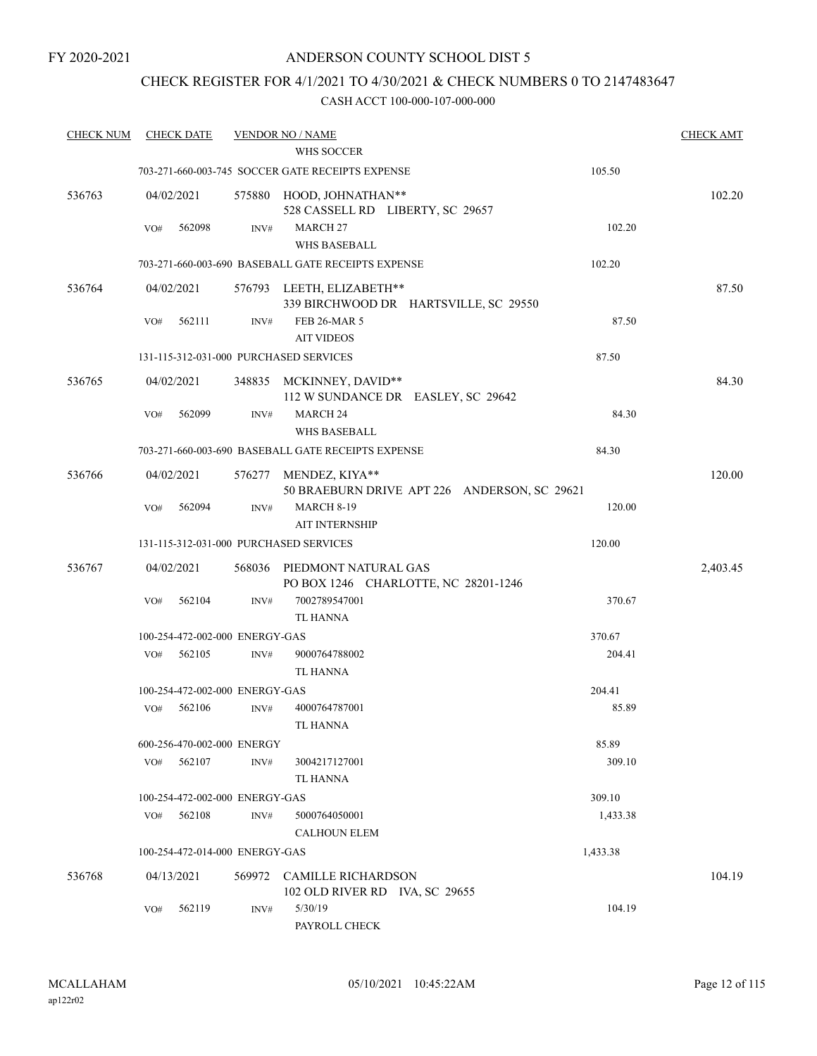FY 2020-2021

# ANDERSON COUNTY SCHOOL DIST 5

## CHECK REGISTER FOR 4/1/2021 TO 4/30/2021 & CHECK NUMBERS 0 TO 2147483647

### CASH ACCT 100-000-107-000-000

| CHECK NUM | CHECK DATE | VENDOR NO / NAME | | CHECK AMT |
|---|---|---|---|---|
| | | WHS SOCCER | | |
| | | 703-271-660-003-745 SOCCER GATE RECEIPTS EXPENSE | 105.50 | |
| 536763 | 04/02/2021 | 575880 HOOD, JOHNATHAN** 528 CASSELL RD LIBERTY, SC 29657 | | 102.20 |
| | VO# 562098 | INV# MARCH 27 WHS BASEBALL | 102.20 | |
| | | 703-271-660-003-690 BASEBALL GATE RECEIPTS EXPENSE | 102.20 | |
| 536764 | 04/02/2021 | 576793 LEETH, ELIZABETH** 339 BIRCHWOOD DR HARTSVILLE, SC 29550 | | 87.50 |
| | VO# 562111 | INV# FEB 26-MAR 5 AIT VIDEOS | 87.50 | |
| | | 131-115-312-031-000 PURCHASED SERVICES | 87.50 | |
| 536765 | 04/02/2021 | 348835 MCKINNEY, DAVID** 112 W SUNDANCE DR EASLEY, SC 29642 | | 84.30 |
| | VO# 562099 | INV# MARCH 24 WHS BASEBALL | 84.30 | |
| | | 703-271-660-003-690 BASEBALL GATE RECEIPTS EXPENSE | 84.30 | |
| 536766 | 04/02/2021 | 576277 MENDEZ, KIYA** 50 BRAEBURN DRIVE APT 226 ANDERSON, SC 29621 | | 120.00 |
| | VO# 562094 | INV# MARCH 8-19 AIT INTERNSHIP | 120.00 | |
| | | 131-115-312-031-000 PURCHASED SERVICES | 120.00 | |
| 536767 | 04/02/2021 | 568036 PIEDMONT NATURAL GAS PO BOX 1246 CHARLOTTE, NC 28201-1246 | | 2,403.45 |
| | VO# 562104 | INV# 7002789547001 TL HANNA | 370.67 | |
| | | 100-254-472-002-000 ENERGY-GAS | 370.67 | |
| | VO# 562105 | INV# 9000764788002 TL HANNA | 204.41 | |
| | | 100-254-472-002-000 ENERGY-GAS | 204.41 | |
| | VO# 562106 | INV# 4000764787001 TL HANNA | 85.89 | |
| | | 600-256-470-002-000 ENERGY | 85.89 | |
| | VO# 562107 | INV# 3004217127001 TL HANNA | 309.10 | |
| | | 100-254-472-002-000 ENERGY-GAS | 309.10 | |
| | VO# 562108 | INV# 5000764050001 CALHOUN ELEM | 1,433.38 | |
| | | 100-254-472-014-000 ENERGY-GAS | 1,433.38 | |
| 536768 | 04/13/2021 | 569972 CAMILLE RICHARDSON 102 OLD RIVER RD IVA, SC 29655 | | 104.19 |
| | VO# 562119 | INV# 5/30/19 PAYROLL CHECK | 104.19 | |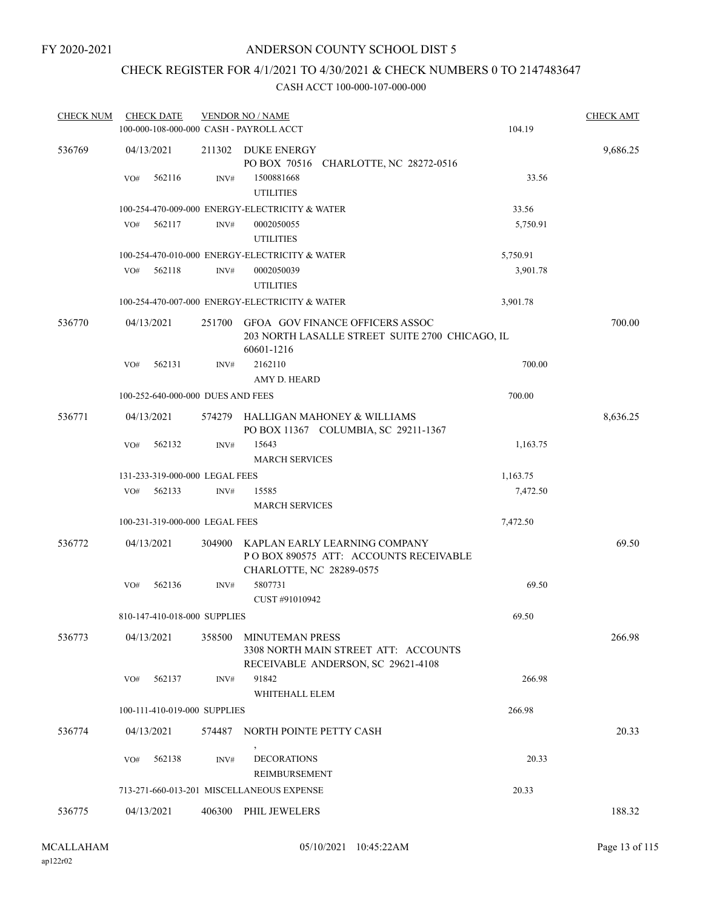FY 2020-2021

# ANDERSON COUNTY SCHOOL DIST 5

## CHECK REGISTER FOR 4/1/2021 TO 4/30/2021 & CHECK NUMBERS 0 TO 2147483647

### CASH ACCT 100-000-107-000-000

| CHECK NUM | CHECK DATE | VENDOR NO / NAME | | CHECK AMT |
|---|---|---|---|---|
| | 100-000-108-000-000 CASH - PAYROLL ACCT | | 104.19 | |
| 536769 | 04/13/2021 | 211302 DUKE ENERGY<br>PO BOX 70516 CHARLOTTE, NC 28272-0516 | | 9,686.25 |
| | VO# 562116 INV# | 1500881668<br>UTILITIES | 33.56 | |
| | 100-254-470-009-000 ENERGY-ELECTRICITY & WATER | | 33.56 | |
| | VO# 562117 INV# | 0002050055<br>UTILITIES | 5,750.91 | |
| | 100-254-470-010-000 ENERGY-ELECTRICITY & WATER | | 5,750.91 | |
| | VO# 562118 INV# | 0002050039<br>UTILITIES | 3,901.78 | |
| | 100-254-470-007-000 ENERGY-ELECTRICITY & WATER | | 3,901.78 | |
| 536770 | 04/13/2021 | 251700 GFOA GOV FINANCE OFFICERS ASSOC<br>203 NORTH LASALLE STREET SUITE 2700 CHICAGO, IL 60601-1216 | | 700.00 |
| | VO# 562131 INV# | 2162110<br>AMY D. HEARD | 700.00 | |
| | 100-252-640-000-000 DUES AND FEES | | 700.00 | |
| 536771 | 04/13/2021 | 574279 HALLIGAN MAHONEY & WILLIAMS<br>PO BOX 11367 COLUMBIA, SC 29211-1367 | | 8,636.25 |
| | VO# 562132 INV# | 15643<br>MARCH SERVICES | 1,163.75 | |
| | 131-233-319-000-000 LEGAL FEES | | 1,163.75 | |
| | VO# 562133 INV# | 15585<br>MARCH SERVICES | 7,472.50 | |
| | 100-231-319-000-000 LEGAL FEES | | 7,472.50 | |
| 536772 | 04/13/2021 | 304900 KAPLAN EARLY LEARNING COMPANY<br>P O BOX 890575 ATT: ACCOUNTS RECEIVABLE CHARLOTTE, NC 28289-0575 | | 69.50 |
| | VO# 562136 INV# | 5807731<br>CUST #91010942 | 69.50 | |
| | 810-147-410-018-000 SUPPLIES | | 69.50 | |
| 536773 | 04/13/2021 | 358500 MINUTEMAN PRESS<br>3308 NORTH MAIN STREET ATT: ACCOUNTS RECEIVABLE ANDERSON, SC 29621-4108 | | 266.98 |
| | VO# 562137 INV# | 91842<br>WHITEHALL ELEM | 266.98 | |
| | 100-111-410-019-000 SUPPLIES | | 266.98 | |
| 536774 | 04/13/2021 | 574487 NORTH POINTE PETTY CASH<br>, | | 20.33 |
| | VO# 562138 INV# | DECORATIONS<br>REIMBURSEMENT | 20.33 | |
| | 713-271-660-013-201 MISCELLANEOUS EXPENSE | | 20.33 | |
| 536775 | 04/13/2021 | 406300 PHIL JEWELERS | | 188.32 |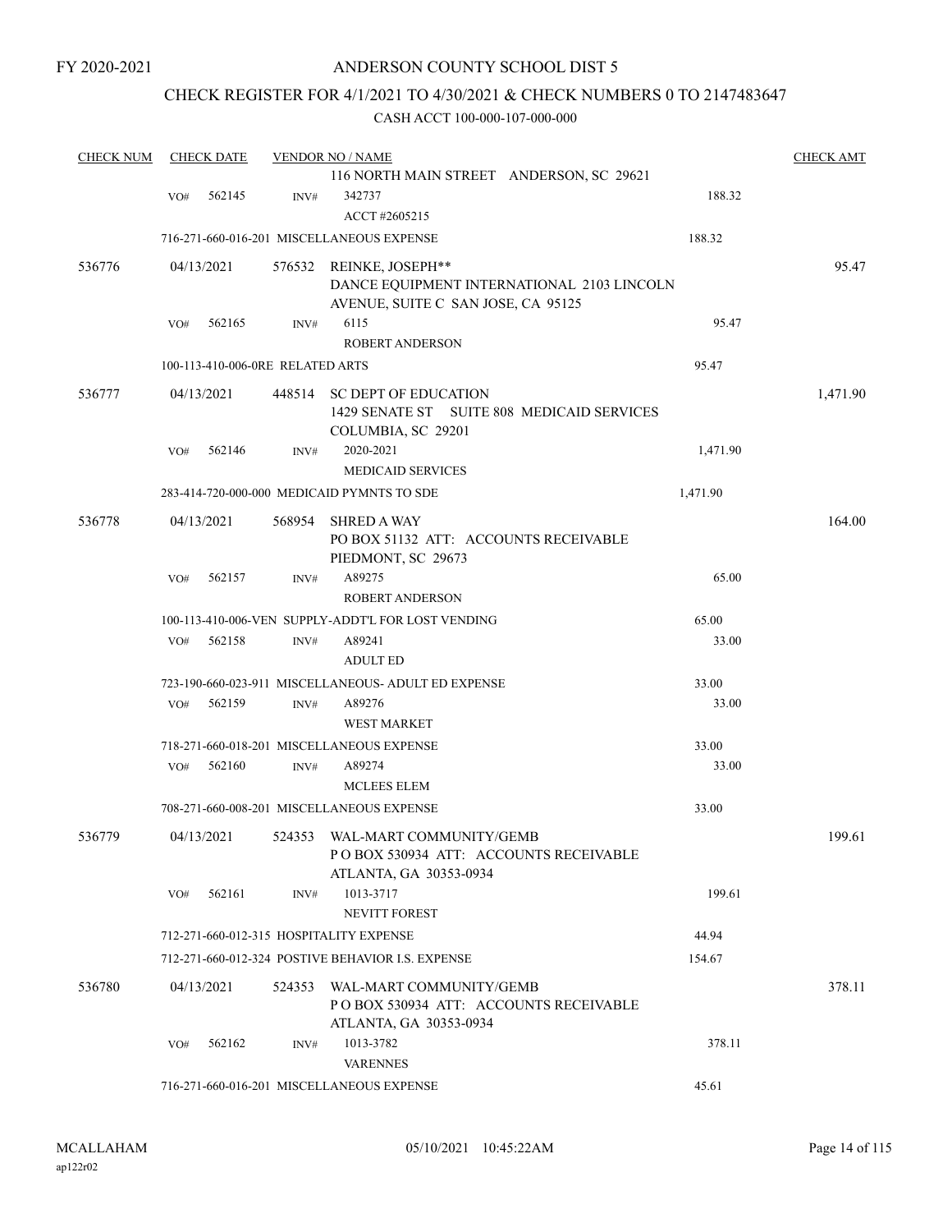FY 2020-2021

# ANDERSON COUNTY SCHOOL DIST 5

## CHECK REGISTER FOR 4/1/2021 TO 4/30/2021 & CHECK NUMBERS 0 TO 2147483647

### CASH ACCT 100-000-107-000-000

| CHECK NUM | CHECK DATE | VENDOR NO / NAME | | CHECK AMT |
|---|---|---|---|---|
| | | 116 NORTH MAIN STREET ANDERSON, SC 29621 | | |
| | VO# 562145 | INV# 342737<br>ACCT #2605215 | 188.32 | |
| | | 716-271-660-016-201 MISCELLANEOUS EXPENSE | 188.32 | |
| 536776 | 04/13/2021 | 576532 REINKE, JOSEPH**<br>DANCE EQUIPMENT INTERNATIONAL 2103 LINCOLN AVENUE, SUITE C SAN JOSE, CA 95125 | | 95.47 |
| | VO# 562165 | INV# 6115<br>ROBERT ANDERSON | 95.47 | |
| | | 100-113-410-006-0RE RELATED ARTS | 95.47 | |
| 536777 | 04/13/2021 | 448514 SC DEPT OF EDUCATION<br>1429 SENATE ST SUITE 808 MEDICAID SERVICES COLUMBIA, SC 29201 | | 1,471.90 |
| | VO# 562146 | INV# 2020-2021<br>MEDICAID SERVICES | 1,471.90 | |
| | | 283-414-720-000-000 MEDICAID PYMNTS TO SDE | 1,471.90 | |
| 536778 | 04/13/2021 | 568954 SHRED A WAY<br>PO BOX 51132 ATT: ACCOUNTS RECEIVABLE PIEDMONT, SC 29673 | | 164.00 |
| | VO# 562157 | INV# A89275<br>ROBERT ANDERSON | 65.00 | |
| | | 100-113-410-006-VEN SUPPLY-ADDT'L FOR LOST VENDING | 65.00 | |
| | VO# 562158 | INV# A89241<br>ADULT ED | 33.00 | |
| | | 723-190-660-023-911 MISCELLANEOUS- ADULT ED EXPENSE | 33.00 | |
| | VO# 562159 | INV# A89276<br>WEST MARKET | 33.00 | |
| | | 718-271-660-018-201 MISCELLANEOUS EXPENSE | 33.00 | |
| | VO# 562160 | INV# A89274<br>MCLEES ELEM | 33.00 | |
| | | 708-271-660-008-201 MISCELLANEOUS EXPENSE | 33.00 | |
| 536779 | 04/13/2021 | 524353 WAL-MART COMMUNITY/GEMB<br>P O BOX 530934 ATT: ACCOUNTS RECEIVABLE ATLANTA, GA 30353-0934 | | 199.61 |
| | VO# 562161 | INV# 1013-3717<br>NEVITT FOREST | 199.61 | |
| | | 712-271-660-012-315 HOSPITALITY EXPENSE | 44.94 | |
| | | 712-271-660-012-324 POSTIVE BEHAVIOR I.S. EXPENSE | 154.67 | |
| 536780 | 04/13/2021 | 524353 WAL-MART COMMUNITY/GEMB<br>P O BOX 530934 ATT: ACCOUNTS RECEIVABLE ATLANTA, GA 30353-0934 | | 378.11 |
| | VO# 562162 | INV# 1013-3782<br>VARENNES | 378.11 | |
| | | 716-271-660-016-201 MISCELLANEOUS EXPENSE | 45.61 | |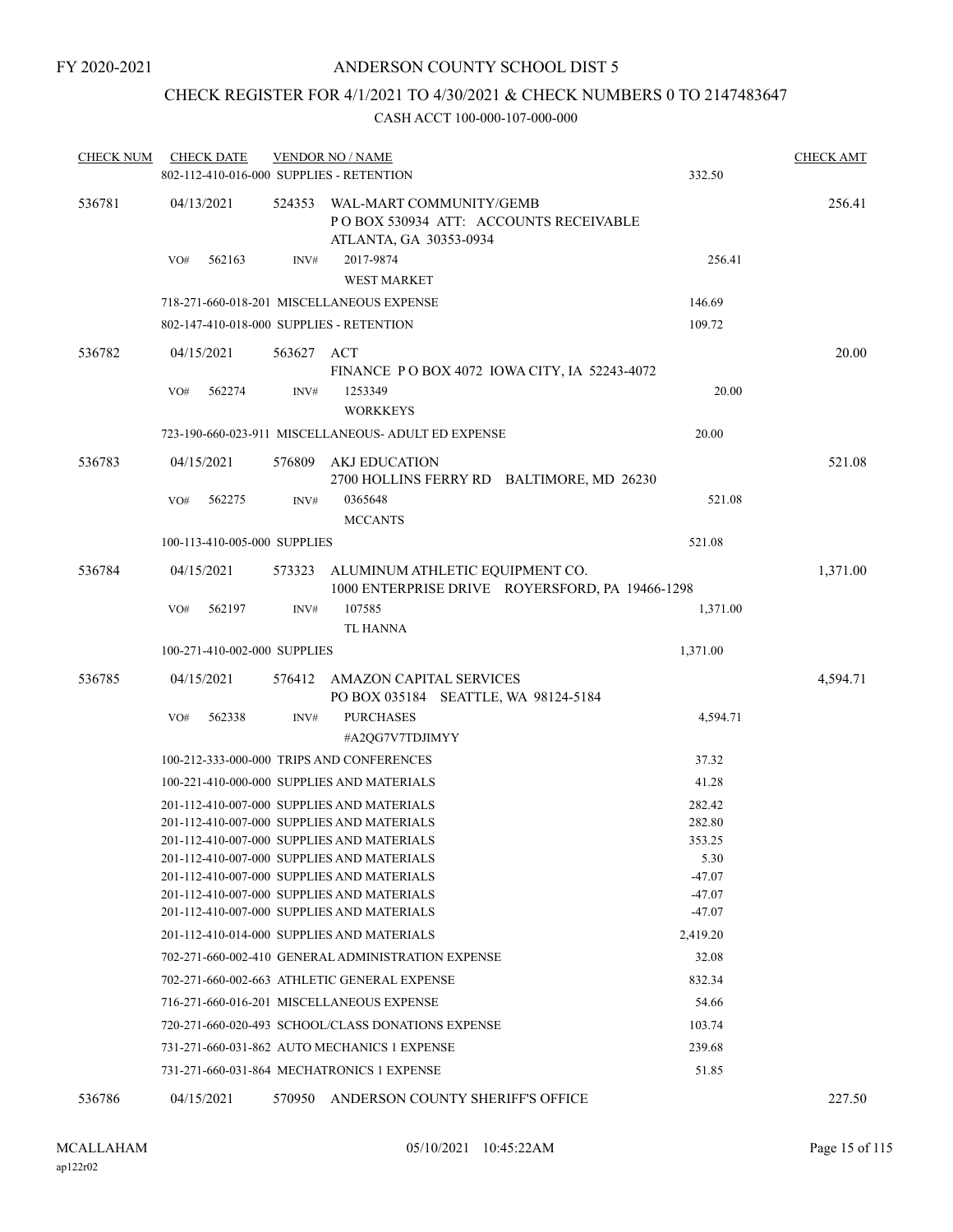FY 2020-2021

# ANDERSON COUNTY SCHOOL DIST 5

## CHECK REGISTER FOR 4/1/2021 TO 4/30/2021 & CHECK NUMBERS 0 TO 2147483647

### CASH ACCT 100-000-107-000-000

| CHECK NUM | CHECK DATE | VENDOR NO / NAME | | CHECK AMT |
|---|---|---|---|---|
| | 802-112-410-016-000 SUPPLIES - RETENTION | | 332.50 | |
| 536781 | 04/13/2021 | 524353 WAL-MART COMMUNITY/GEMB<br>P O BOX 530934 ATT: ACCOUNTS RECEIVABLE<br>ATLANTA, GA 30353-0934 | | 256.41 |
| | VO# 562163 | INV# 2017-9874<br>WEST MARKET | 256.41 | |
| | 718-271-660-018-201 MISCELLANEOUS EXPENSE | | 146.69 | |
| | 802-147-410-018-000 SUPPLIES - RETENTION | | 109.72 | |
| 536782 | 04/15/2021 | 563627 ACT<br>FINANCE P O BOX 4072 IOWA CITY, IA 52243-4072 | | 20.00 |
| | VO# 562274 | INV# 1253349<br>WORKKEYS | 20.00 | |
| | 723-190-660-023-911 MISCELLANEOUS- ADULT ED EXPENSE | | 20.00 | |
| 536783 | 04/15/2021 | 576809 AKJ EDUCATION<br>2700 HOLLINS FERRY RD BALTIMORE, MD 26230 | | 521.08 |
| | VO# 562275 | INV# 0365648<br>MCCANTS | 521.08 | |
| | 100-113-410-005-000 SUPPLIES | | 521.08 | |
| 536784 | 04/15/2021 | 573323 ALUMINUM ATHLETIC EQUIPMENT CO.<br>1000 ENTERPRISE DRIVE ROYERSFORD, PA 19466-1298 | | 1,371.00 |
| | VO# 562197 | INV# 107585<br>TL HANNA | 1,371.00 | |
| | 100-271-410-002-000 SUPPLIES | | 1,371.00 | |
| 536785 | 04/15/2021 | 576412 AMAZON CAPITAL SERVICES<br>PO BOX 035184 SEATTLE, WA 98124-5184 | | 4,594.71 |
| | VO# 562338 | INV# PURCHASES<br>#A2QG7V7TDJIMYY | 4,594.71 | |
| | 100-212-333-000-000 TRIPS AND CONFERENCES | | 37.32 | |
| | 100-221-410-000-000 SUPPLIES AND MATERIALS | | 41.28 | |
| | 201-112-410-007-000 SUPPLIES AND MATERIALS | | 282.42 | |
| | 201-112-410-007-000 SUPPLIES AND MATERIALS | | 282.80 | |
| | 201-112-410-007-000 SUPPLIES AND MATERIALS | | 353.25 | |
| | 201-112-410-007-000 SUPPLIES AND MATERIALS | | 5.30 | |
| | 201-112-410-007-000 SUPPLIES AND MATERIALS | | -47.07 | |
| | 201-112-410-007-000 SUPPLIES AND MATERIALS | | -47.07 | |
| | 201-112-410-007-000 SUPPLIES AND MATERIALS | | -47.07 | |
| | 201-112-410-014-000 SUPPLIES AND MATERIALS | | 2,419.20 | |
| | 702-271-660-002-410 GENERAL ADMINISTRATION EXPENSE | | 32.08 | |
| | 702-271-660-002-663 ATHLETIC GENERAL EXPENSE | | 832.34 | |
| | 716-271-660-016-201 MISCELLANEOUS EXPENSE | | 54.66 | |
| | 720-271-660-020-493 SCHOOL/CLASS DONATIONS EXPENSE | | 103.74 | |
| | 731-271-660-031-862 AUTO MECHANICS 1 EXPENSE | | 239.68 | |
| | 731-271-660-031-864 MECHATRONICS 1 EXPENSE | | 51.85 | |
| 536786 | 04/15/2021 | 570950 ANDERSON COUNTY SHERIFF'S OFFICE | | 227.50 |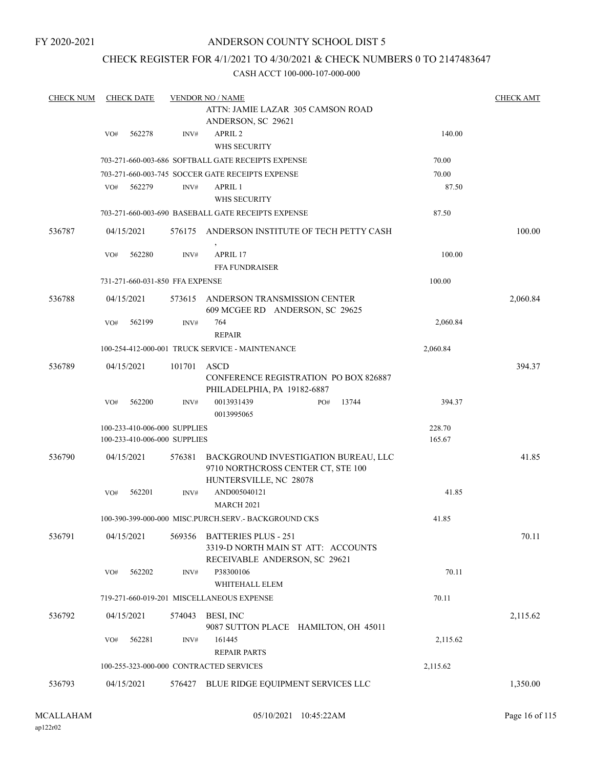FY 2020-2021

# ANDERSON COUNTY SCHOOL DIST 5

## CHECK REGISTER FOR 4/1/2021 TO 4/30/2021 & CHECK NUMBERS 0 TO 2147483647

CASH ACCT 100-000-107-000-000

| CHECK NUM | CHECK DATE | VENDOR NO / NAME | | CHECK AMT |
|---|---|---|---|---|
| | | ATTN: JAMIE LAZAR 305 CAMSON ROAD ANDERSON, SC 29621 | | |
| | VO# 562278 | INV# APRIL 2 WHS SECURITY | 140.00 | |
| | | 703-271-660-003-686 SOFTBALL GATE RECEIPTS EXPENSE | 70.00 | |
| | | 703-271-660-003-745 SOCCER GATE RECEIPTS EXPENSE | 70.00 | |
| | VO# 562279 | INV# APRIL 1 WHS SECURITY | 87.50 | |
| | | 703-271-660-003-690 BASEBALL GATE RECEIPTS EXPENSE | 87.50 | |
| 536787 | 04/15/2021 | 576175 ANDERSON INSTITUTE OF TECH PETTY CASH , | | 100.00 |
| | VO# 562280 | INV# APRIL 17 FFA FUNDRAISER | 100.00 | |
| | | 731-271-660-031-850 FFA EXPENSE | 100.00 | |
| 536788 | 04/15/2021 | 573615 ANDERSON TRANSMISSION CENTER 609 MCGEE RD ANDERSON, SC 29625 | | 2,060.84 |
| | VO# 562199 | INV# 764 REPAIR | 2,060.84 | |
| | | 100-254-412-000-001 TRUCK SERVICE - MAINTENANCE | 2,060.84 | |
| 536789 | 04/15/2021 | 101701 ASCD CONFERENCE REGISTRATION PO BOX 826887 PHILADELPHIA, PA 19182-6887 | | 394.37 |
| | VO# 562200 | INV# 0013931439 PO# 13744 0013995065 | 394.37 | |
| | | 100-233-410-006-000 SUPPLIES | 228.70 | |
| | | 100-233-410-006-000 SUPPLIES | 165.67 | |
| 536790 | 04/15/2021 | 576381 BACKGROUND INVESTIGATION BUREAU, LLC 9710 NORTHCROSS CENTER CT, STE 100 HUNTERSVILLE, NC 28078 | | 41.85 |
| | VO# 562201 | INV# AND005040121 MARCH 2021 | 41.85 | |
| | | 100-390-399-000-000 MISC.PURCH.SERV.- BACKGROUND CKS | 41.85 | |
| 536791 | 04/15/2021 | 569356 BATTERIES PLUS - 251 3319-D NORTH MAIN ST ATT: ACCOUNTS RECEIVABLE ANDERSON, SC 29621 | | 70.11 |
| | VO# 562202 | INV# P38300106 WHITEHALL ELEM | 70.11 | |
| | | 719-271-660-019-201 MISCELLANEOUS EXPENSE | 70.11 | |
| 536792 | 04/15/2021 | 574043 BESI, INC 9087 SUTTON PLACE HAMILTON, OH 45011 | | 2,115.62 |
| | VO# 562281 | INV# 161445 REPAIR PARTS | 2,115.62 | |
| | | 100-255-323-000-000 CONTRACTED SERVICES | 2,115.62 | |
| 536793 | 04/15/2021 | 576427 BLUE RIDGE EQUIPMENT SERVICES LLC | | 1,350.00 |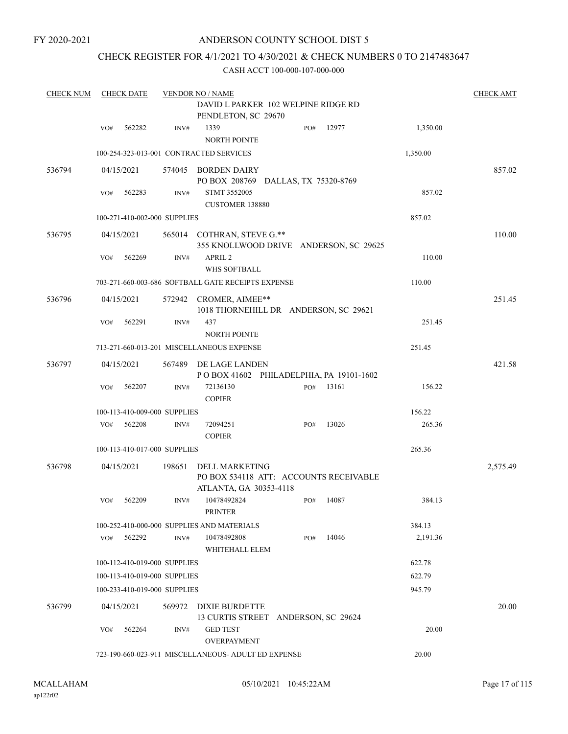FY 2020-2021

# ANDERSON COUNTY SCHOOL DIST 5

## CHECK REGISTER FOR 4/1/2021 TO 4/30/2021 & CHECK NUMBERS 0 TO 2147483647

CASH ACCT 100-000-107-000-000

| CHECK NUM | CHECK DATE | VENDOR NO / NAME | | | CHECK AMT |
|---|---|---|---|---|---|
| | | DAVID L PARKER 102 WELPINE RIDGE RD PENDLETON, SC 29670 | | | |
| | VO# 562282 | INV# 1339 NORTH POINTE | PO# 12977 | 1,350.00 | |
| | 100-254-323-013-001 CONTRACTED SERVICES | | | 1,350.00 | |
| 536794 | 04/15/2021 | 574045 BORDEN DAIRY PO BOX 208769 DALLAS, TX 75320-8769 | | | 857.02 |
| | VO# 562283 | INV# STMT 3552005 CUSTOMER 138880 | | 857.02 | |
| | 100-271-410-002-000 SUPPLIES | | | 857.02 | |
| 536795 | 04/15/2021 | 565014 COTHRAN, STEVE G.** 355 KNOLLWOOD DRIVE ANDERSON, SC 29625 | | | 110.00 |
| | VO# 562269 | INV# APRIL 2 WHS SOFTBALL | | 110.00 | |
| | 703-271-660-003-686 SOFTBALL GATE RECEIPTS EXPENSE | | | 110.00 | |
| 536796 | 04/15/2021 | 572942 CROMER, AIMEE** 1018 THORNEHILL DR ANDERSON, SC 29621 | | | 251.45 |
| | VO# 562291 | INV# 437 NORTH POINTE | | 251.45 | |
| | 713-271-660-013-201 MISCELLANEOUS EXPENSE | | | 251.45 | |
| 536797 | 04/15/2021 | 567489 DE LAGE LANDEN P O BOX 41602 PHILADELPHIA, PA 19101-1602 | | | 421.58 |
| | VO# 562207 | INV# 72136130 COPIER | PO# 13161 | 156.22 | |
| | 100-113-410-009-000 SUPPLIES | | | 156.22 | |
| | VO# 562208 | INV# 72094251 COPIER | PO# 13026 | 265.36 | |
| | 100-113-410-017-000 SUPPLIES | | | 265.36 | |
| 536798 | 04/15/2021 | 198651 DELL MARKETING PO BOX 534118 ATT: ACCOUNTS RECEIVABLE ATLANTA, GA 30353-4118 | | | 2,575.49 |
| | VO# 562209 | INV# 10478492824 PRINTER | PO# 14087 | 384.13 | |
| | 100-252-410-000-000 SUPPLIES AND MATERIALS | | | 384.13 | |
| | VO# 562292 | INV# 10478492808 WHITEHALL ELEM | PO# 14046 | 2,191.36 | |
| | 100-112-410-019-000 SUPPLIES | | | 622.78 | |
| | 100-113-410-019-000 SUPPLIES | | | 622.79 | |
| | 100-233-410-019-000 SUPPLIES | | | 945.79 | |
| 536799 | 04/15/2021 | 569972 DIXIE BURDETTE 13 CURTIS STREET ANDERSON, SC 29624 | | | 20.00 |
| | VO# 562264 | INV# GED TEST OVERPAYMENT | | 20.00 | |
| | 723-190-660-023-911 MISCELLANEOUS- ADULT ED EXPENSE | | | 20.00 | |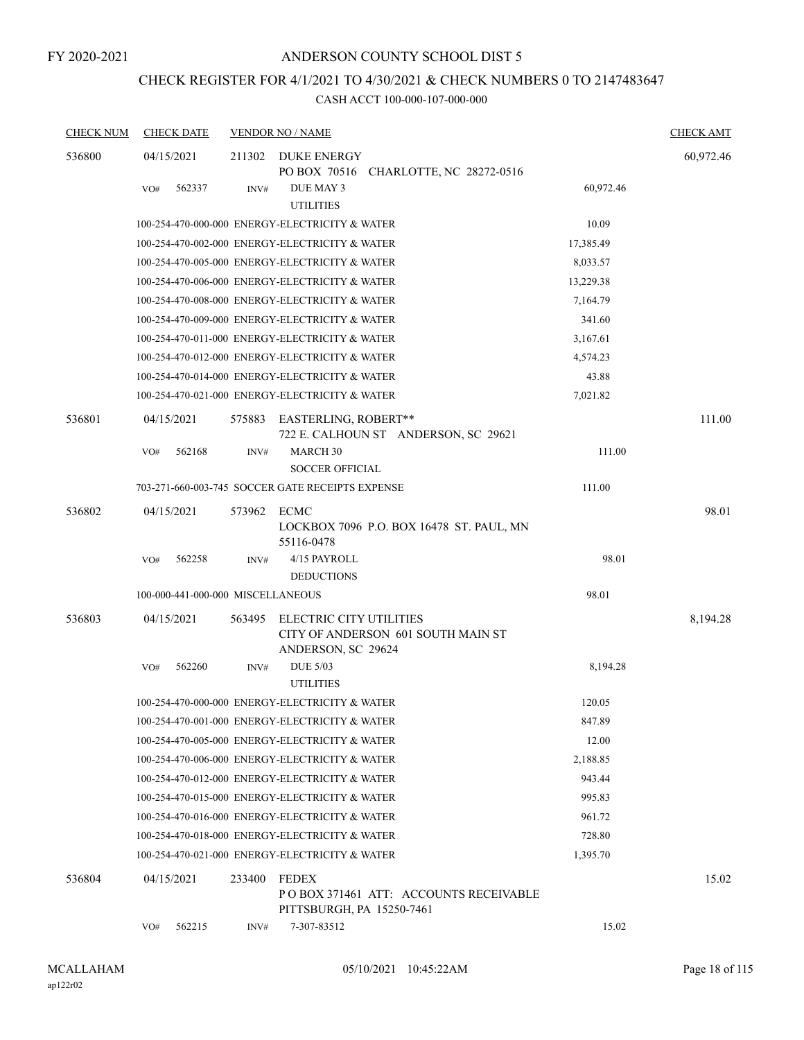FY 2020-2021

# ANDERSON COUNTY SCHOOL DIST 5

## CHECK REGISTER FOR 4/1/2021 TO 4/30/2021 & CHECK NUMBERS 0 TO 2147483647

### CASH ACCT 100-000-107-000-000

| CHECK NUM | CHECK DATE | VENDOR NO / NAME | | CHECK AMT |
|---|---|---|---|---|
| 536800 | 04/15/2021 | 211302 DUKE ENERGY<br>PO BOX 70516 CHARLOTTE, NC 28272-0516 | | 60,972.46 |
| | VO# 562337 | INV# DUE MAY 3<br>UTILITIES | 60,972.46 | |
| | | 100-254-470-000-000 ENERGY-ELECTRICITY & WATER | 10.09 | |
| | | 100-254-470-002-000 ENERGY-ELECTRICITY & WATER | 17,385.49 | |
| | | 100-254-470-005-000 ENERGY-ELECTRICITY & WATER | 8,033.57 | |
| | | 100-254-470-006-000 ENERGY-ELECTRICITY & WATER | 13,229.38 | |
| | | 100-254-470-008-000 ENERGY-ELECTRICITY & WATER | 7,164.79 | |
| | | 100-254-470-009-000 ENERGY-ELECTRICITY & WATER | 341.60 | |
| | | 100-254-470-011-000 ENERGY-ELECTRICITY & WATER | 3,167.61 | |
| | | 100-254-470-012-000 ENERGY-ELECTRICITY & WATER | 4,574.23 | |
| | | 100-254-470-014-000 ENERGY-ELECTRICITY & WATER | 43.88 | |
| | | 100-254-470-021-000 ENERGY-ELECTRICITY & WATER | 7,021.82 | |
| 536801 | 04/15/2021 | 575883 EASTERLING, ROBERT**<br>722 E. CALHOUN ST ANDERSON, SC 29621 | | 111.00 |
| | VO# 562168 | INV# MARCH 30<br>SOCCER OFFICIAL | 111.00 | |
| | | 703-271-660-003-745 SOCCER GATE RECEIPTS EXPENSE | 111.00 | |
| 536802 | 04/15/2021 | 573962 ECMC<br>LOCKBOX 7096 P.O. BOX 16478 ST. PAUL, MN 55116-0478 | | 98.01 |
| | VO# 562258 | INV# 4/15 PAYROLL<br>DEDUCTIONS | 98.01 | |
| | | 100-000-441-000-000 MISCELLANEOUS | 98.01 | |
| 536803 | 04/15/2021 | 563495 ELECTRIC CITY UTILITIES<br>CITY OF ANDERSON 601 SOUTH MAIN ST ANDERSON, SC 29624 | | 8,194.28 |
| | VO# 562260 | INV# DUE 5/03<br>UTILITIES | 8,194.28 | |
| | | 100-254-470-000-000 ENERGY-ELECTRICITY & WATER | 120.05 | |
| | | 100-254-470-001-000 ENERGY-ELECTRICITY & WATER | 847.89 | |
| | | 100-254-470-005-000 ENERGY-ELECTRICITY & WATER | 12.00 | |
| | | 100-254-470-006-000 ENERGY-ELECTRICITY & WATER | 2,188.85 | |
| | | 100-254-470-012-000 ENERGY-ELECTRICITY & WATER | 943.44 | |
| | | 100-254-470-015-000 ENERGY-ELECTRICITY & WATER | 995.83 | |
| | | 100-254-470-016-000 ENERGY-ELECTRICITY & WATER | 961.72 | |
| | | 100-254-470-018-000 ENERGY-ELECTRICITY & WATER | 728.80 | |
| | | 100-254-470-021-000 ENERGY-ELECTRICITY & WATER | 1,395.70 | |
| 536804 | 04/15/2021 | 233400 FEDEX<br>P O BOX 371461 ATT: ACCOUNTS RECEIVABLE PITTSBURGH, PA 15250-7461 | | 15.02 |
| | VO# 562215 | INV# 7-307-83512 | 15.02 | |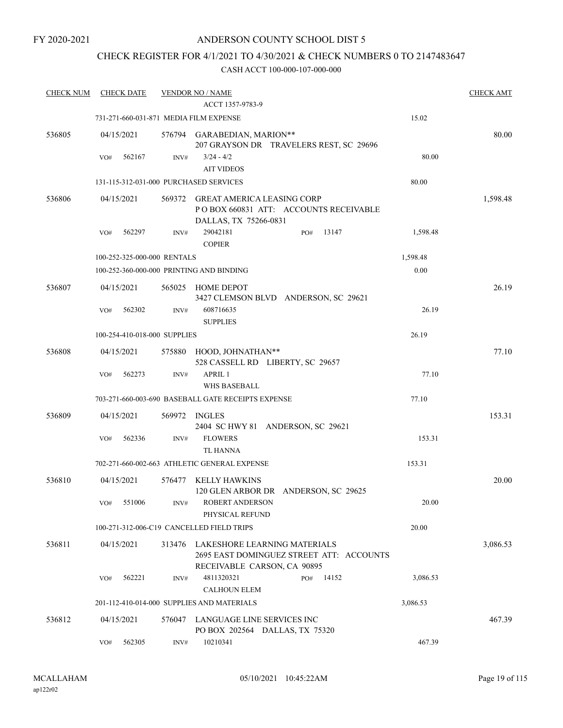FY 2020-2021

# ANDERSON COUNTY SCHOOL DIST 5

## CHECK REGISTER FOR 4/1/2021 TO 4/30/2021 & CHECK NUMBERS 0 TO 2147483647

CASH ACCT 100-000-107-000-000

| CHECK NUM | CHECK DATE | VENDOR NO / NAME | | CHECK AMT |
|---|---|---|---|---|
| | | ACCT 1357-9783-9 | | |
| | | 731-271-660-031-871 MEDIA FILM EXPENSE | 15.02 | |
| 536805 | 04/15/2021 | 576794 GARABEDIAN, MARION**<br>207 GRAYSON DR TRAVELERS REST, SC 29696 | | 80.00 |
| | VO# 562167 | INV# 3/24 - 4/2<br>AIT VIDEOS | 80.00 | |
| | | 131-115-312-031-000 PURCHASED SERVICES | 80.00 | |
| 536806 | 04/15/2021 | 569372 GREAT AMERICA LEASING CORP<br>P O BOX 660831 ATT: ACCOUNTS RECEIVABLE<br>DALLAS, TX 75266-0831 | | 1,598.48 |
| | VO# 562297 | INV# 29042181 PO# 13147<br>COPIER | 1,598.48 | |
| | | 100-252-325-000-000 RENTALS | 1,598.48 | |
| | | 100-252-360-000-000 PRINTING AND BINDING | 0.00 | |
| 536807 | 04/15/2021 | 565025 HOME DEPOT<br>3427 CLEMSON BLVD ANDERSON, SC 29621 | | 26.19 |
| | VO# 562302 | INV# 608716635<br>SUPPLIES | 26.19 | |
| | | 100-254-410-018-000 SUPPLIES | 26.19 | |
| 536808 | 04/15/2021 | 575880 HOOD, JOHNATHAN**<br>528 CASSELL RD LIBERTY, SC 29657 | | 77.10 |
| | VO# 562273 | INV# APRIL 1<br>WHS BASEBALL | 77.10 | |
| | | 703-271-660-003-690 BASEBALL GATE RECEIPTS EXPENSE | 77.10 | |
| 536809 | 04/15/2021 | 569972 INGLES<br>2404 SC HWY 81 ANDERSON, SC 29621 | | 153.31 |
| | VO# 562336 | INV# FLOWERS<br>TL HANNA | 153.31 | |
| | | 702-271-660-002-663 ATHLETIC GENERAL EXPENSE | 153.31 | |
| 536810 | 04/15/2021 | 576477 KELLY HAWKINS<br>120 GLEN ARBOR DR ANDERSON, SC 29625 | | 20.00 |
| | VO# 551006 | INV# ROBERT ANDERSON<br>PHYSICAL REFUND | 20.00 | |
| | | 100-271-312-006-C19 CANCELLED FIELD TRIPS | 20.00 | |
| 536811 | 04/15/2021 | 313476 LAKESHORE LEARNING MATERIALS<br>2695 EAST DOMINGUEZ STREET ATT: ACCOUNTS<br>RECEIVABLE CARSON, CA 90895 | | 3,086.53 |
| | VO# 562221 | INV# 4811320321 PO# 14152<br>CALHOUN ELEM | 3,086.53 | |
| | | 201-112-410-014-000 SUPPLIES AND MATERIALS | 3,086.53 | |
| 536812 | 04/15/2021 | 576047 LANGUAGE LINE SERVICES INC<br>PO BOX 202564 DALLAS, TX 75320 | | 467.39 |
| | VO# 562305 | INV# 10210341 | 467.39 | |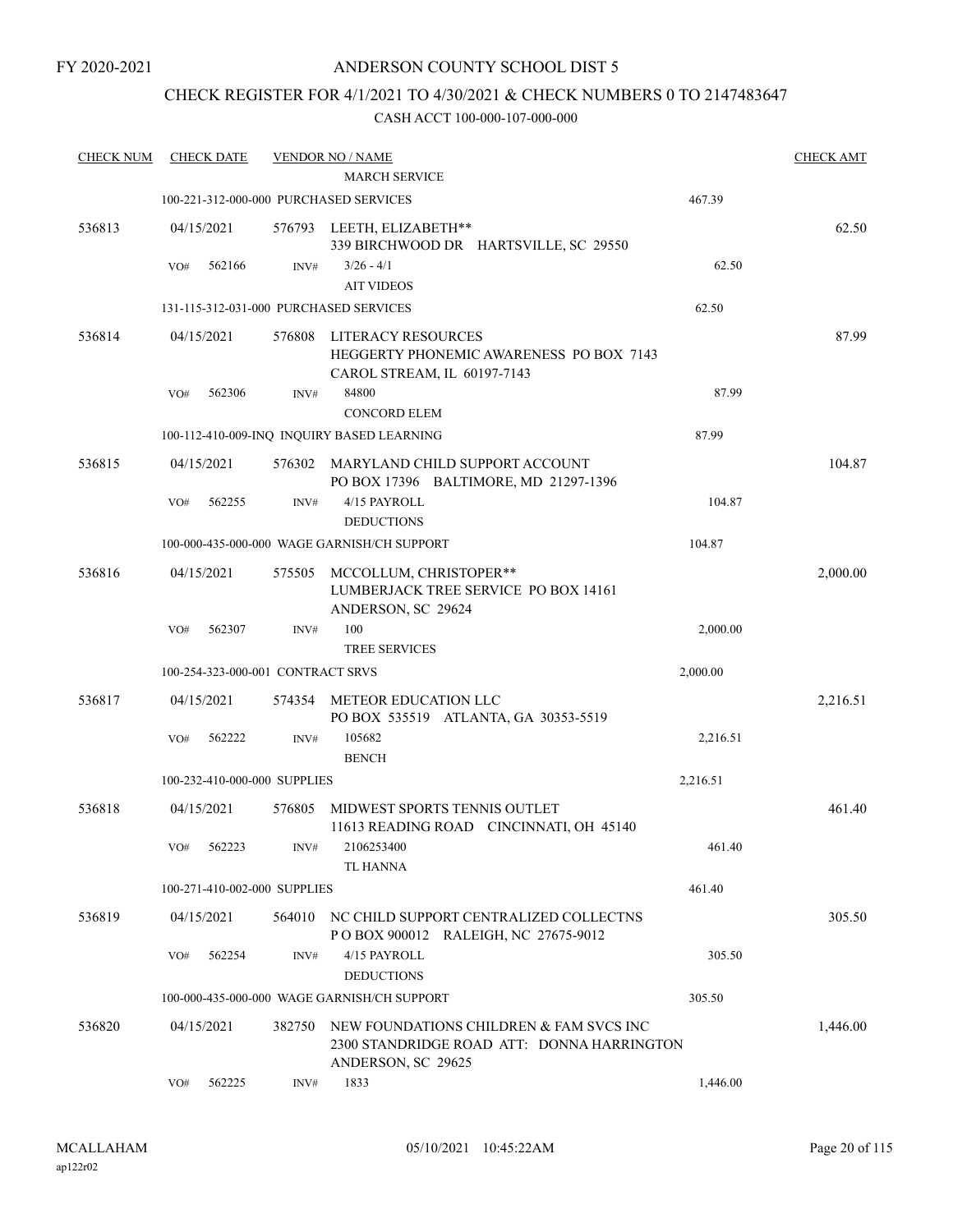FY 2020-2021

# ANDERSON COUNTY SCHOOL DIST 5

## CHECK REGISTER FOR 4/1/2021 TO 4/30/2021 & CHECK NUMBERS 0 TO 2147483647

CASH ACCT 100-000-107-000-000

| CHECK NUM | CHECK DATE | VENDOR NO / NAME | | CHECK AMT |
|---|---|---|---|---|
| | | MARCH SERVICE | | |
| | | 100-221-312-000-000 PURCHASED SERVICES | 467.39 | |
| 536813 | 04/15/2021 | 576793 LEETH, ELIZABETH** 339 BIRCHWOOD DR HARTSVILLE, SC 29550 | | 62.50 |
| | VO# 562166 | INV# 3/26 - 4/1 AIT VIDEOS | 62.50 | |
| | | 131-115-312-031-000 PURCHASED SERVICES | 62.50 | |
| 536814 | 04/15/2021 | 576808 LITERACY RESOURCES HEGGERTY PHONEMIC AWARENESS PO BOX 7143 CAROL STREAM, IL 60197-7143 | | 87.99 |
| | VO# 562306 | INV# 84800 CONCORD ELEM | 87.99 | |
| | | 100-112-410-009-INQ INQUIRY BASED LEARNING | 87.99 | |
| 536815 | 04/15/2021 | 576302 MARYLAND CHILD SUPPORT ACCOUNT PO BOX 17396 BALTIMORE, MD 21297-1396 | | 104.87 |
| | VO# 562255 | INV# 4/15 PAYROLL DEDUCTIONS | 104.87 | |
| | | 100-000-435-000-000 WAGE GARNISH/CH SUPPORT | 104.87 | |
| 536816 | 04/15/2021 | 575505 MCCOLLUM, CHRISTOPER** LUMBERJACK TREE SERVICE PO BOX 14161 ANDERSON, SC 29624 | | 2,000.00 |
| | VO# 562307 | INV# 100 TREE SERVICES | 2,000.00 | |
| | | 100-254-323-000-001 CONTRACT SRVS | 2,000.00 | |
| 536817 | 04/15/2021 | 574354 METEOR EDUCATION LLC PO BOX 535519 ATLANTA, GA 30353-5519 | | 2,216.51 |
| | VO# 562222 | INV# 105682 BENCH | 2,216.51 | |
| | | 100-232-410-000-000 SUPPLIES | 2,216.51 | |
| 536818 | 04/15/2021 | 576805 MIDWEST SPORTS TENNIS OUTLET 11613 READING ROAD CINCINNATI, OH 45140 | | 461.40 |
| | VO# 562223 | INV# 2106253400 TL HANNA | 461.40 | |
| | | 100-271-410-002-000 SUPPLIES | 461.40 | |
| 536819 | 04/15/2021 | 564010 NC CHILD SUPPORT CENTRALIZED COLLECTNS P O BOX 900012 RALEIGH, NC 27675-9012 | | 305.50 |
| | VO# 562254 | INV# 4/15 PAYROLL DEDUCTIONS | 305.50 | |
| | | 100-000-435-000-000 WAGE GARNISH/CH SUPPORT | 305.50 | |
| 536820 | 04/15/2021 | 382750 NEW FOUNDATIONS CHILDREN & FAM SVCS INC 2300 STANDRIDGE ROAD ATT: DONNA HARRINGTON ANDERSON, SC 29625 | | 1,446.00 |
| | VO# 562225 | INV# 1833 | 1,446.00 | |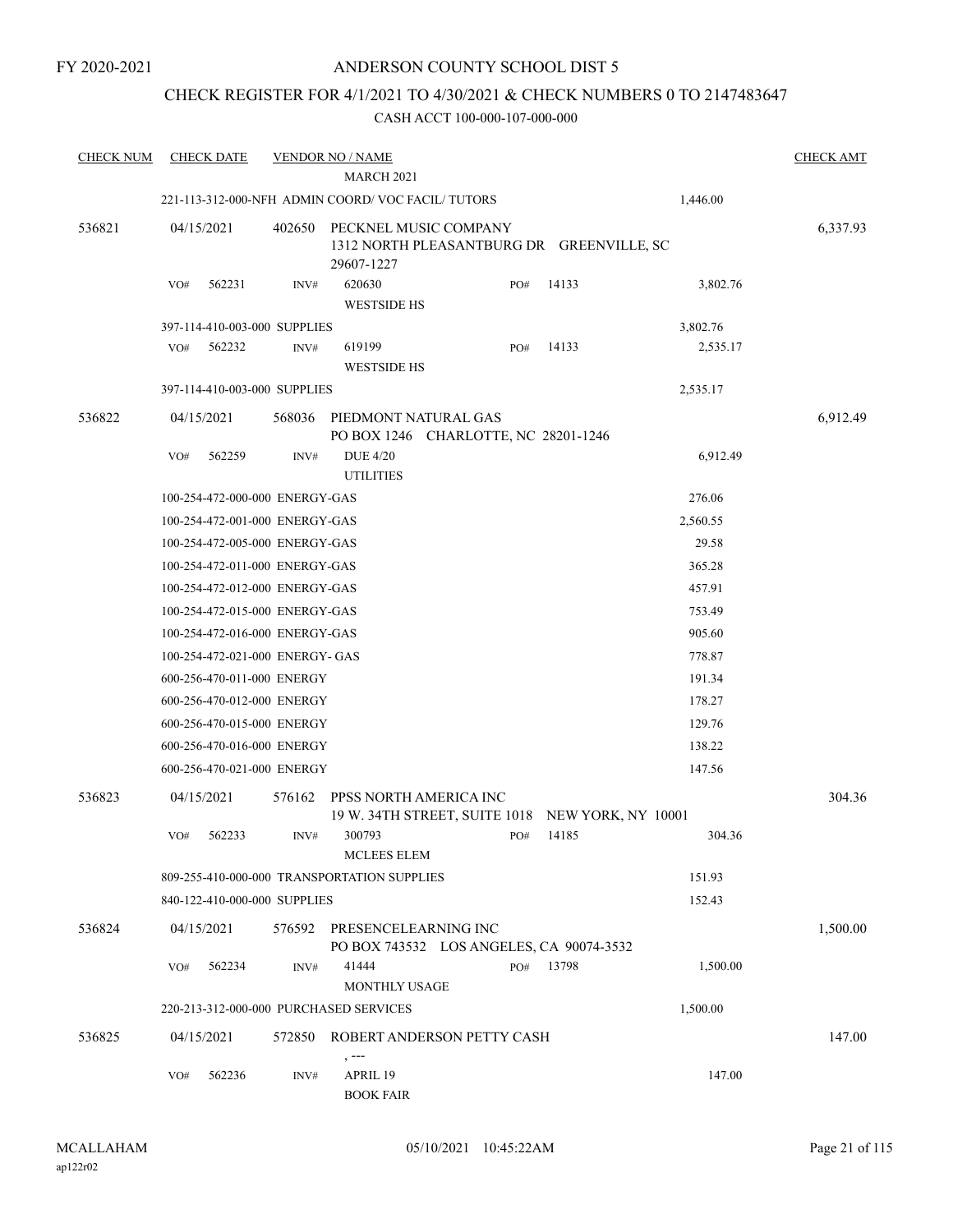FY 2020-2021

# ANDERSON COUNTY SCHOOL DIST 5

## CHECK REGISTER FOR 4/1/2021 TO 4/30/2021 & CHECK NUMBERS 0 TO 2147483647

### CASH ACCT 100-000-107-000-000

| CHECK NUM | CHECK DATE | VENDOR NO / NAME | | | | CHECK AMT |
|---|---|---|---|---|---|---|
| | | MARCH 2021 | | | | |
| | 221-113-312-000-NFH ADMIN COORD/ VOC FACIL/ TUTORS | | | | 1,446.00 | |
| 536821 | 04/15/2021 | 402650 PECKNEL MUSIC COMPANY<br>1312 NORTH PLEASANTBURG DR GREENVILLE, SC 29607-1227 | | | | 6,337.93 |
| | VO# 562231 | INV# 620630<br>WESTSIDE HS | PO# 14133 | | 3,802.76 | |
| | 397-114-410-003-000 SUPPLIES | | | | 3,802.76 | |
| | VO# 562232 | INV# 619199<br>WESTSIDE HS | PO# 14133 | | 2,535.17 | |
| | 397-114-410-003-000 SUPPLIES | | | | 2,535.17 | |
| 536822 | 04/15/2021 | 568036 PIEDMONT NATURAL GAS<br>PO BOX 1246 CHARLOTTE, NC 28201-1246 | | | | 6,912.49 |
| | VO# 562259 | INV# DUE 4/20<br>UTILITIES | | | 6,912.49 | |
| | 100-254-472-000-000 ENERGY-GAS | | | | 276.06 | |
| | 100-254-472-001-000 ENERGY-GAS | | | | 2,560.55 | |
| | 100-254-472-005-000 ENERGY-GAS | | | | 29.58 | |
| | 100-254-472-011-000 ENERGY-GAS | | | | 365.28 | |
| | 100-254-472-012-000 ENERGY-GAS | | | | 457.91 | |
| | 100-254-472-015-000 ENERGY-GAS | | | | 753.49 | |
| | 100-254-472-016-000 ENERGY-GAS | | | | 905.60 | |
| | 100-254-472-021-000 ENERGY- GAS | | | | 778.87 | |
| | 600-256-470-011-000 ENERGY | | | | 191.34 | |
| | 600-256-470-012-000 ENERGY | | | | 178.27 | |
| | 600-256-470-015-000 ENERGY | | | | 129.76 | |
| | 600-256-470-016-000 ENERGY | | | | 138.22 | |
| | 600-256-470-021-000 ENERGY | | | | 147.56 | |
| 536823 | 04/15/2021 | 576162 PPSS NORTH AMERICA INC<br>19 W. 34TH STREET, SUITE 1018 NEW YORK, NY 10001 | | | | 304.36 |
| | VO# 562233 | INV# 300793<br>MCLEES ELEM | PO# 14185 | | 304.36 | |
| | 809-255-410-000-000 TRANSPORTATION SUPPLIES | | | | 151.93 | |
| | 840-122-410-000-000 SUPPLIES | | | | 152.43 | |
| 536824 | 04/15/2021 | 576592 PRESENCELEARNING INC<br>PO BOX 743532 LOS ANGELES, CA 90074-3532 | | | | 1,500.00 |
| | VO# 562234 | INV# 41444<br>MONTHLY USAGE | PO# 13798 | | 1,500.00 | |
| | 220-213-312-000-000 PURCHASED SERVICES | | | | 1,500.00 | |
| 536825 | 04/15/2021 | 572850 ROBERT ANDERSON PETTY CASH<br>, --- | | | | 147.00 |
| | VO# 562236 | INV# APRIL 19<br>BOOK FAIR | | | 147.00 | |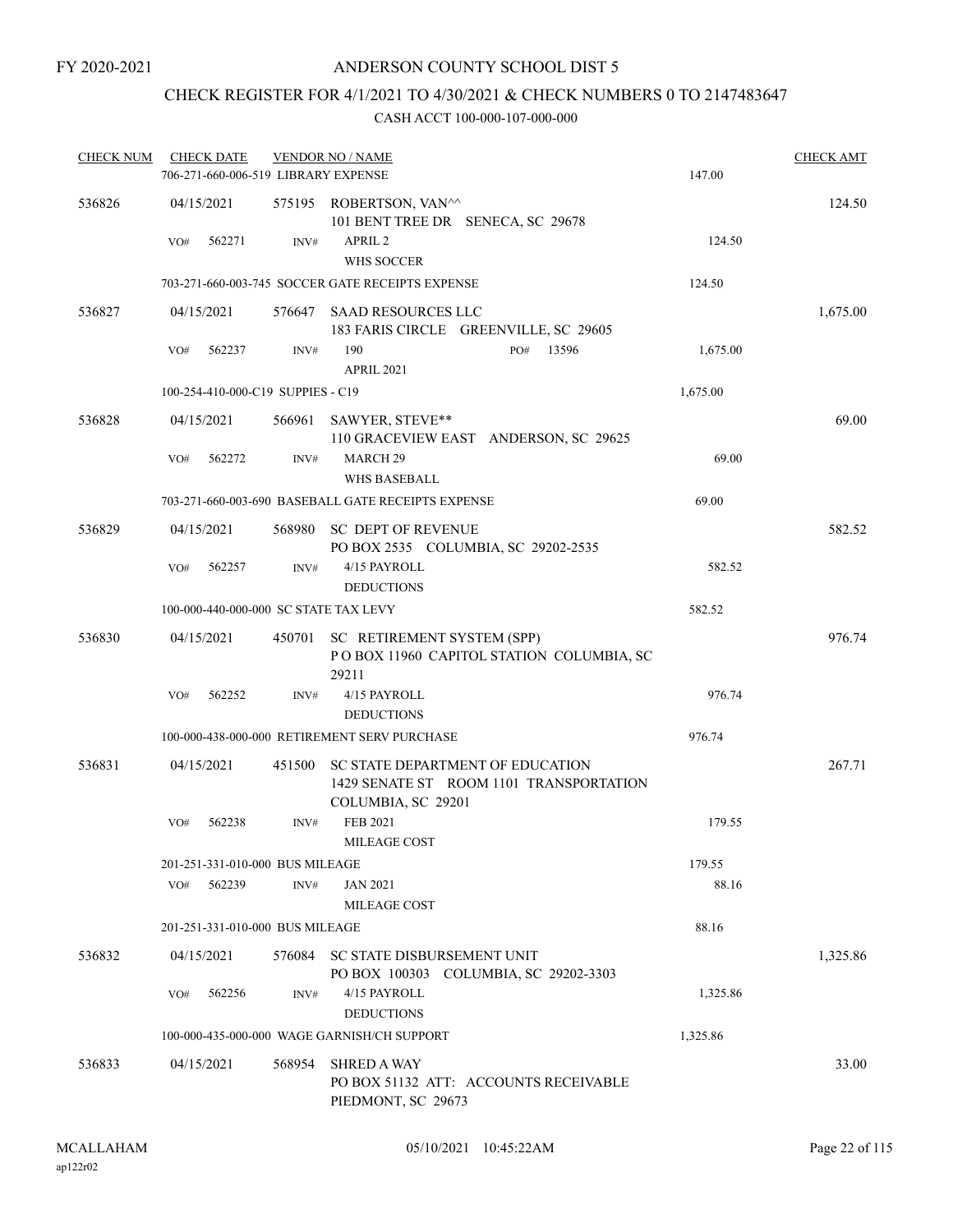FY 2020-2021

# ANDERSON COUNTY SCHOOL DIST 5

## CHECK REGISTER FOR 4/1/2021 TO 4/30/2021 & CHECK NUMBERS 0 TO 2147483647

CASH ACCT 100-000-107-000-000

| CHECK NUM | CHECK DATE | VENDOR NO / NAME | | CHECK AMT |
|---|---|---|---|---|
| | 706-271-660-006-519 LIBRARY EXPENSE | | 147.00 | |
| 536826 | 04/15/2021 | 575195 ROBERTSON, VAN^^ 101 BENT TREE DR SENECA, SC 29678 | | 124.50 |
| | VO# 562271 | INV# APRIL 2 WHS SOCCER | 124.50 | |
| | 703-271-660-003-745 SOCCER GATE RECEIPTS EXPENSE | | 124.50 | |
| 536827 | 04/15/2021 | 576647 SAAD RESOURCES LLC 183 FARIS CIRCLE GREENVILLE, SC 29605 | | 1,675.00 |
| | VO# 562237 | INV# 190 PO# 13596 APRIL 2021 | 1,675.00 | |
| | 100-254-410-000-C19 SUPPIES - C19 | | 1,675.00 | |
| 536828 | 04/15/2021 | 566961 SAWYER, STEVE** 110 GRACEVIEW EAST ANDERSON, SC 29625 | | 69.00 |
| | VO# 562272 | INV# MARCH 29 WHS BASEBALL | 69.00 | |
| | 703-271-660-003-690 BASEBALL GATE RECEIPTS EXPENSE | | 69.00 | |
| 536829 | 04/15/2021 | 568980 SC DEPT OF REVENUE PO BOX 2535 COLUMBIA, SC 29202-2535 | | 582.52 |
| | VO# 562257 | INV# 4/15 PAYROLL DEDUCTIONS | 582.52 | |
| | 100-000-440-000-000 SC STATE TAX LEVY | | 582.52 | |
| 536830 | 04/15/2021 | 450701 SC RETIREMENT SYSTEM (SPP) P O BOX 11960 CAPITOL STATION COLUMBIA, SC 29211 | | 976.74 |
| | VO# 562252 | INV# 4/15 PAYROLL DEDUCTIONS | 976.74 | |
| | 100-000-438-000-000 RETIREMENT SERV PURCHASE | | 976.74 | |
| 536831 | 04/15/2021 | 451500 SC STATE DEPARTMENT OF EDUCATION 1429 SENATE ST ROOM 1101 TRANSPORTATION COLUMBIA, SC 29201 | | 267.71 |
| | VO# 562238 | INV# FEB 2021 MILEAGE COST | 179.55 | |
| | 201-251-331-010-000 BUS MILEAGE | | 179.55 | |
| | VO# 562239 | INV# JAN 2021 MILEAGE COST | 88.16 | |
| | 201-251-331-010-000 BUS MILEAGE | | 88.16 | |
| 536832 | 04/15/2021 | 576084 SC STATE DISBURSEMENT UNIT PO BOX 100303 COLUMBIA, SC 29202-3303 | | 1,325.86 |
| | VO# 562256 | INV# 4/15 PAYROLL DEDUCTIONS | 1,325.86 | |
| | 100-000-435-000-000 WAGE GARNISH/CH SUPPORT | | 1,325.86 | |
| 536833 | 04/15/2021 | 568954 SHRED A WAY PO BOX 51132 ATT: ACCOUNTS RECEIVABLE PIEDMONT, SC 29673 | | 33.00 |

MCALLAHAM ap122r02 05/10/2021 10:45:22AM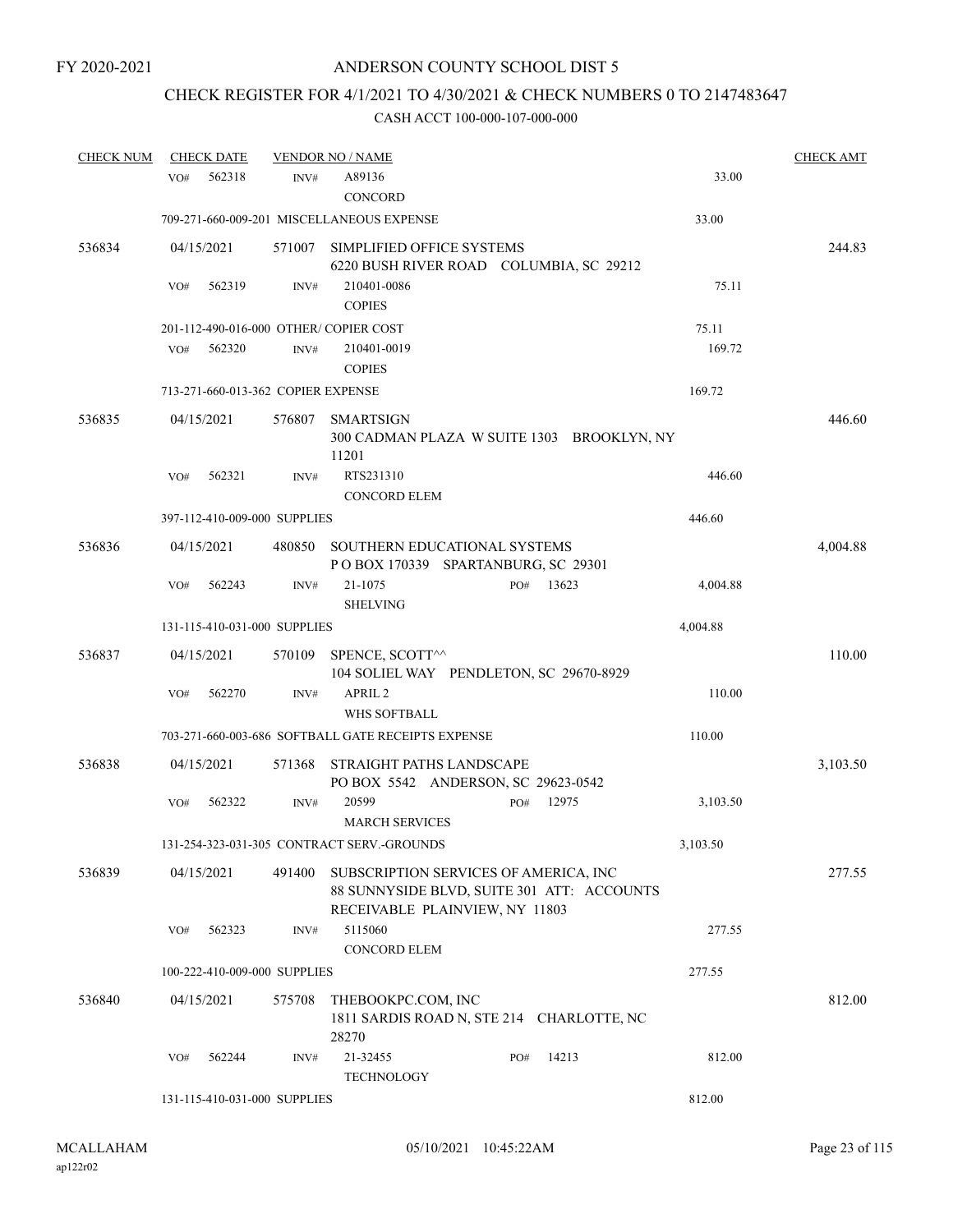FY 2020-2021

# ANDERSON COUNTY SCHOOL DIST 5

## CHECK REGISTER FOR 4/1/2021 TO 4/30/2021 & CHECK NUMBERS 0 TO 2147483647

### CASH ACCT 100-000-107-000-000

| CHECK NUM | CHECK DATE | VENDOR NO / NAME | | CHECK AMT |
|---|---|---|---|---|
| | VO# 562318 | INV# A89136 CONCORD | 33.00 | |
| | | 709-271-660-009-201 MISCELLANEOUS EXPENSE | 33.00 | |
| 536834 | 04/15/2021 | 571007 SIMPLIFIED OFFICE SYSTEMS 6220 BUSH RIVER ROAD COLUMBIA, SC 29212 | | 244.83 |
| | VO# 562319 | INV# 210401-0086 COPIES | 75.11 | |
| | | 201-112-490-016-000 OTHER/ COPIER COST | 75.11 | |
| | VO# 562320 | INV# 210401-0019 COPIES | 169.72 | |
| | | 713-271-660-013-362 COPIER EXPENSE | 169.72 | |
| 536835 | 04/15/2021 | 576807 SMARTSIGN 300 CADMAN PLAZA W SUITE 1303 BROOKLYN, NY 11201 | | 446.60 |
| | VO# 562321 | INV# RTS231310 CONCORD ELEM | 446.60 | |
| | | 397-112-410-009-000 SUPPLIES | 446.60 | |
| 536836 | 04/15/2021 | 480850 SOUTHERN EDUCATIONAL SYSTEMS P O BOX 170339 SPARTANBURG, SC 29301 | | 4,004.88 |
| | VO# 562243 | INV# 21-1075 PO# 13623 SHELVING | 4,004.88 | |
| | | 131-115-410-031-000 SUPPLIES | 4,004.88 | |
| 536837 | 04/15/2021 | 570109 SPENCE, SCOTT^^ 104 SOLIEL WAY PENDLETON, SC 29670-8929 | | 110.00 |
| | VO# 562270 | INV# APRIL 2 WHS SOFTBALL | 110.00 | |
| | | 703-271-660-003-686 SOFTBALL GATE RECEIPTS EXPENSE | 110.00 | |
| 536838 | 04/15/2021 | 571368 STRAIGHT PATHS LANDSCAPE PO BOX 5542 ANDERSON, SC 29623-0542 | | 3,103.50 |
| | VO# 562322 | INV# 20599 PO# 12975 MARCH SERVICES | 3,103.50 | |
| | | 131-254-323-031-305 CONTRACT SERV.-GROUNDS | 3,103.50 | |
| 536839 | 04/15/2021 | 491400 SUBSCRIPTION SERVICES OF AMERICA, INC 88 SUNNYSIDE BLVD, SUITE 301 ATT: ACCOUNTS RECEIVABLE PLAINVIEW, NY 11803 | | 277.55 |
| | VO# 562323 | INV# 5115060 CONCORD ELEM | 277.55 | |
| | | 100-222-410-009-000 SUPPLIES | 277.55 | |
| 536840 | 04/15/2021 | 575708 THEBOOKPC.COM, INC 1811 SARDIS ROAD N, STE 214 CHARLOTTE, NC 28270 | | 812.00 |
| | VO# 562244 | INV# 21-32455 PO# 14213 TECHNOLOGY | 812.00 | |
| | | 131-115-410-031-000 SUPPLIES | 812.00 | |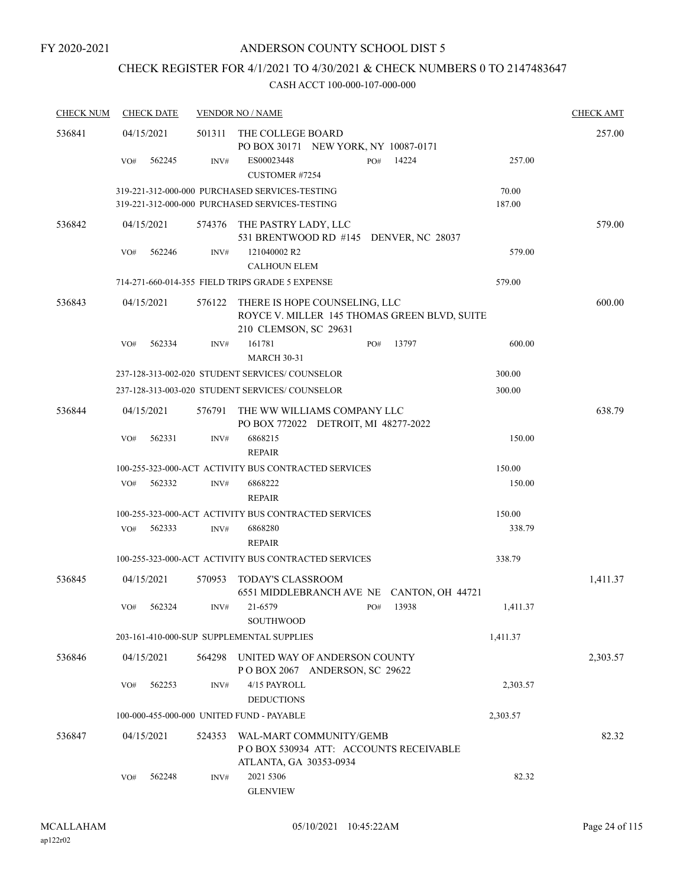FY 2020-2021

# ANDERSON COUNTY SCHOOL DIST 5

## CHECK REGISTER FOR 4/1/2021 TO 4/30/2021 & CHECK NUMBERS 0 TO 2147483647

### CASH ACCT 100-000-107-000-000

| CHECK NUM | CHECK DATE | VENDOR NO / NAME | | | CHECK AMT |
|---|---|---|---|---|---|
| 536841 | 04/15/2021 | 501311 | THE COLLEGE BOARD<br>PO BOX 30171 NEW YORK, NY 10087-0171 | | 257.00 |
| | VO# 562245 | INV# | ES00023448<br>CUSTOMER #7254 | PO# 14224 257.00 | |
| | 319-221-312-000-000 PURCHASED SERVICES-TESTING | | | 70.00 | |
| | 319-221-312-000-000 PURCHASED SERVICES-TESTING | | | 187.00 | |
| 536842 | 04/15/2021 | 574376 | THE PASTRY LADY, LLC<br>531 BRENTWOOD RD #145 DENVER, NC 28037 | | 579.00 |
| | VO# 562246 | INV# | 121040002 R2<br>CALHOUN ELEM | 579.00 | |
| | 714-271-660-014-355 FIELD TRIPS GRADE 5 EXPENSE | | | 579.00 | |
| 536843 | 04/15/2021 | 576122 | THERE IS HOPE COUNSELING, LLC<br>ROYCE V. MILLER 145 THOMAS GREEN BLVD, SUITE 210 CLEMSON, SC 29631 | | 600.00 |
| | VO# 562334 | INV# | 161781<br>MARCH 30-31 | PO# 13797 600.00 | |
| | 237-128-313-002-020 STUDENT SERVICES/ COUNSELOR | | | 300.00 | |
| | 237-128-313-003-020 STUDENT SERVICES/ COUNSELOR | | | 300.00 | |
| 536844 | 04/15/2021 | 576791 | THE WW WILLIAMS COMPANY LLC<br>PO BOX 772022 DETROIT, MI 48277-2022 | | 638.79 |
| | VO# 562331 | INV# | 6868215<br>REPAIR | 150.00 | |
| | 100-255-323-000-ACT ACTIVITY BUS CONTRACTED SERVICES | | | 150.00 | |
| | VO# 562332 | INV# | 6868222<br>REPAIR | 150.00 | |
| | 100-255-323-000-ACT ACTIVITY BUS CONTRACTED SERVICES | | | 150.00 | |
| | VO# 562333 | INV# | 6868280<br>REPAIR | 338.79 | |
| | 100-255-323-000-ACT ACTIVITY BUS CONTRACTED SERVICES | | | 338.79 | |
| 536845 | 04/15/2021 | 570953 | TODAY'S CLASSROOM<br>6551 MIDDLEBRANCH AVE NE CANTON, OH 44721 | | 1,411.37 |
| | VO# 562324 | INV# | 21-6579<br>SOUTHWOOD | PO# 13938 1,411.37 | |
| | 203-161-410-000-SUP SUPPLEMENTAL SUPPLIES | | | 1,411.37 | |
| 536846 | 04/15/2021 | 564298 | UNITED WAY OF ANDERSON COUNTY<br>P O BOX 2067 ANDERSON, SC 29622 | | 2,303.57 |
| | VO# 562253 | INV# | 4/15 PAYROLL<br>DEDUCTIONS | 2,303.57 | |
| | 100-000-455-000-000 UNITED FUND - PAYABLE | | | 2,303.57 | |
| 536847 | 04/15/2021 | 524353 | WAL-MART COMMUNITY/GEMB<br>P O BOX 530934 ATT: ACCOUNTS RECEIVABLE ATLANTA, GA 30353-0934 | | 82.32 |
| | VO# 562248 | INV# | 2021 5306<br>GLENVIEW | 82.32 | |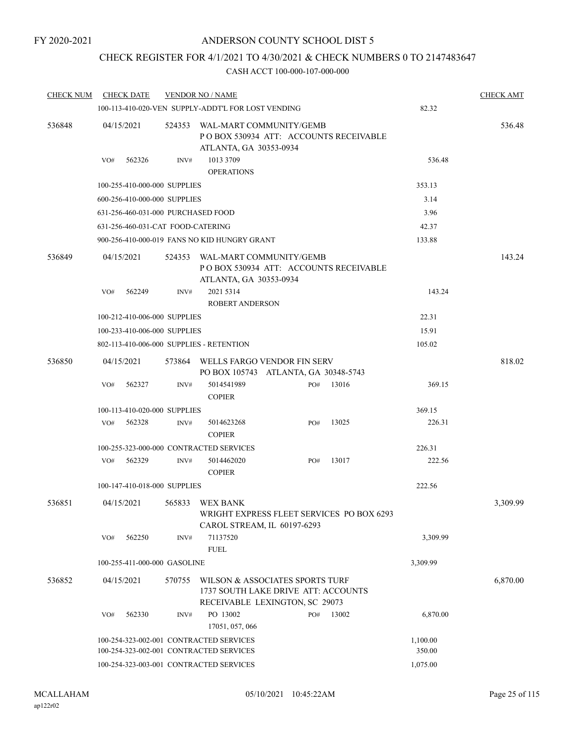FY 2020-2021

ANDERSON COUNTY SCHOOL DIST 5

CHECK REGISTER FOR 4/1/2021 TO 4/30/2021 & CHECK NUMBERS 0 TO 2147483647

CASH ACCT 100-000-107-000-000

| CHECK NUM | CHECK DATE | VENDOR NO / NAME | | CHECK AMT |
|---|---|---|---|---|
| | 100-113-410-020-VEN SUPPLY-ADDT'L FOR LOST VENDING | | 82.32 | |
| 536848 | 04/15/2021 | 524353 WAL-MART COMMUNITY/GEMB<br>P O BOX 530934 ATT: ACCOUNTS RECEIVABLE<br>ATLANTA, GA 30353-0934 | | 536.48 |
| | VO# 562326 | INV# 1013 3709<br>OPERATIONS | 536.48 | |
| | 100-255-410-000-000 SUPPLIES | | 353.13 | |
| | 600-256-410-000-000 SUPPLIES | | 3.14 | |
| | 631-256-460-031-000 PURCHASED FOOD | | 3.96 | |
| | 631-256-460-031-CAT FOOD-CATERING | | 42.37 | |
| | 900-256-410-000-019 FANS NO KID HUNGRY GRANT | | 133.88 | |
| 536849 | 04/15/2021 | 524353 WAL-MART COMMUNITY/GEMB<br>P O BOX 530934 ATT: ACCOUNTS RECEIVABLE<br>ATLANTA, GA 30353-0934 | | 143.24 |
| | VO# 562249 | INV# 2021 5314<br>ROBERT ANDERSON | 143.24 | |
| | 100-212-410-006-000 SUPPLIES | | 22.31 | |
| | 100-233-410-006-000 SUPPLIES | | 15.91 | |
| | 802-113-410-006-000 SUPPLIES - RETENTION | | 105.02 | |
| 536850 | 04/15/2021 | 573864 WELLS FARGO VENDOR FIN SERV<br>PO BOX 105743 ATLANTA, GA 30348-5743 | | 818.02 |
| | VO# 562327 | INV# 5014541989 PO# 13016<br>COPIER | 369.15 | |
| | 100-113-410-020-000 SUPPLIES | | 369.15 | |
| | VO# 562328 | INV# 5014623268 PO# 13025<br>COPIER | 226.31 | |
| | 100-255-323-000-000 CONTRACTED SERVICES | | 226.31 | |
| | VO# 562329 | INV# 5014462020 PO# 13017<br>COPIER | 222.56 | |
| | 100-147-410-018-000 SUPPLIES | | 222.56 | |
| 536851 | 04/15/2021 | 565833 WEX BANK<br>WRIGHT EXPRESS FLEET SERVICES PO BOX 6293<br>CAROL STREAM, IL 60197-6293 | | 3,309.99 |
| | VO# 562250 | INV# 71137520<br>FUEL | 3,309.99 | |
| | 100-255-411-000-000 GASOLINE | | 3,309.99 | |
| 536852 | 04/15/2021 | 570755 WILSON & ASSOCIATES SPORTS TURF<br>1737 SOUTH LAKE DRIVE ATT: ACCOUNTS<br>RECEIVABLE LEXINGTON, SC 29073 | | 6,870.00 |
| | VO# 562330 | INV# PO 13002 PO# 13002<br>17051, 057, 066 | 6,870.00 | |
| | 100-254-323-002-001 CONTRACTED SERVICES | | 1,100.00 | |
| | 100-254-323-002-001 CONTRACTED SERVICES | | 350.00 | |
| | 100-254-323-003-001 CONTRACTED SERVICES | | 1,075.00 | |

MCALLAHAM ap122r02 05/10/2021 10:45:22AM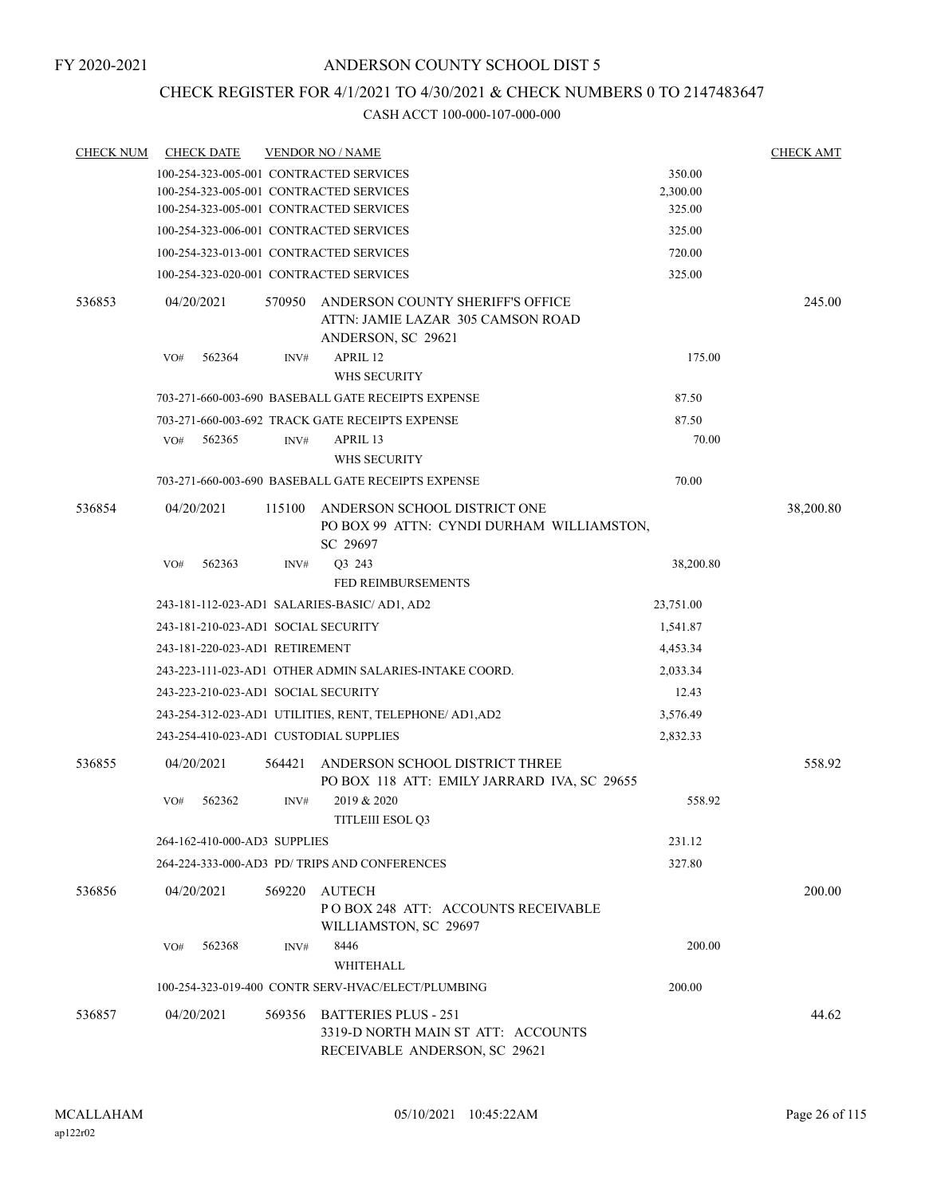FY 2020-2021

# ANDERSON COUNTY SCHOOL DIST 5

## CHECK REGISTER FOR 4/1/2021 TO 4/30/2021 & CHECK NUMBERS 0 TO 2147483647

CASH ACCT 100-000-107-000-000

| CHECK NUM | CHECK DATE | VENDOR NO / NAME | | CHECK AMT |
|---|---|---|---|---|
| | | 100-254-323-005-001 CONTRACTED SERVICES | 350.00 | |
| | | 100-254-323-005-001 CONTRACTED SERVICES | 2,300.00 | |
| | | 100-254-323-005-001 CONTRACTED SERVICES | 325.00 | |
| | | 100-254-323-006-001 CONTRACTED SERVICES | 325.00 | |
| | | 100-254-323-013-001 CONTRACTED SERVICES | 720.00 | |
| | | 100-254-323-020-001 CONTRACTED SERVICES | 325.00 | |
| 536853 | 04/20/2021 | 570950 ANDERSON COUNTY SHERIFF'S OFFICE ATTN: JAMIE LAZAR 305 CAMSON ROAD ANDERSON, SC 29621 | | 245.00 |
| | | VO# 562364 INV# APRIL 12 WHS SECURITY | 175.00 | |
| | | 703-271-660-003-690 BASEBALL GATE RECEIPTS EXPENSE | 87.50 | |
| | | 703-271-660-003-692 TRACK GATE RECEIPTS EXPENSE | 87.50 | |
| | | VO# 562365 INV# APRIL 13 WHS SECURITY | 70.00 | |
| | | 703-271-660-003-690 BASEBALL GATE RECEIPTS EXPENSE | 70.00 | |
| 536854 | 04/20/2021 | 115100 ANDERSON SCHOOL DISTRICT ONE PO BOX 99 ATTN: CYNDI DURHAM WILLIAMSTON, SC 29697 | | 38,200.80 |
| | | VO# 562363 INV# Q3 243 FED REIMBURSEMENTS | 38,200.80 | |
| | | 243-181-112-023-AD1 SALARIES-BASIC/ AD1, AD2 | 23,751.00 | |
| | | 243-181-210-023-AD1 SOCIAL SECURITY | 1,541.87 | |
| | | 243-181-220-023-AD1 RETIREMENT | 4,453.34 | |
| | | 243-223-111-023-AD1 OTHER ADMIN SALARIES-INTAKE COORD. | 2,033.34 | |
| | | 243-223-210-023-AD1 SOCIAL SECURITY | 12.43 | |
| | | 243-254-312-023-AD1 UTILITIES, RENT, TELEPHONE/ AD1,AD2 | 3,576.49 | |
| | | 243-254-410-023-AD1 CUSTODIAL SUPPLIES | 2,832.33 | |
| 536855 | 04/20/2021 | 564421 ANDERSON SCHOOL DISTRICT THREE PO BOX 118 ATT: EMILY JARRARD IVA, SC 29655 | | 558.92 |
| | | VO# 562362 INV# 2019 & 2020 TITLEIII ESOL Q3 | 558.92 | |
| | | 264-162-410-000-AD3 SUPPLIES | 231.12 | |
| | | 264-224-333-000-AD3 PD/ TRIPS AND CONFERENCES | 327.80 | |
| 536856 | 04/20/2021 | 569220 AUTECH P O BOX 248 ATT: ACCOUNTS RECEIVABLE WILLIAMSTON, SC 29697 | | 200.00 |
| | | VO# 562368 INV# 8446 WHITEHALL | 200.00 | |
| | | 100-254-323-019-400 CONTR SERV-HVAC/ELECT/PLUMBING | 200.00 | |
| 536857 | 04/20/2021 | 569356 BATTERIES PLUS - 251 3319-D NORTH MAIN ST ATT: ACCOUNTS RECEIVABLE ANDERSON, SC 29621 | | 44.62 |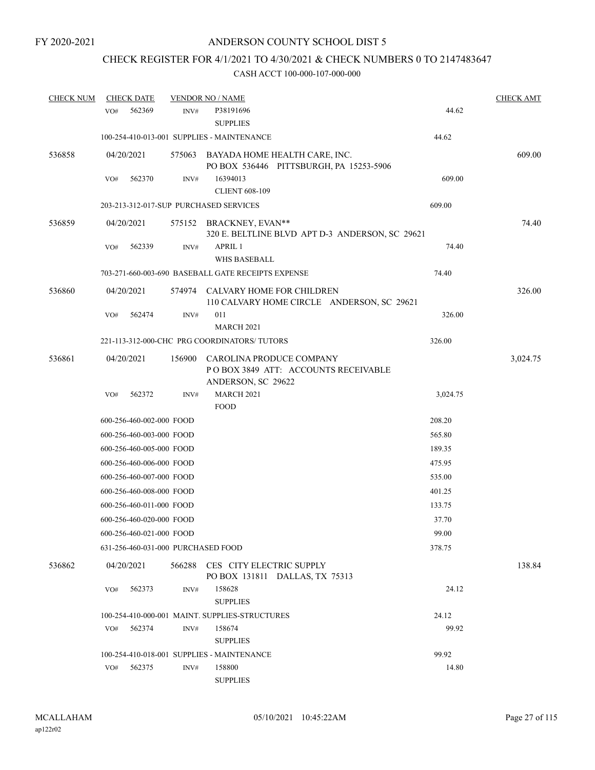FY 2020-2021

# ANDERSON COUNTY SCHOOL DIST 5

## CHECK REGISTER FOR 4/1/2021 TO 4/30/2021 & CHECK NUMBERS 0 TO 2147483647

### CASH ACCT 100-000-107-000-000

| CHECK NUM | CHECK DATE | VENDOR NO / NAME | | CHECK AMT |
|---|---|---|---|---|
| | VO# 562369 INV# | P38191696<br>SUPPLIES | 44.62 | |
| | 100-254-410-013-001 SUPPLIES - MAINTENANCE | | 44.62 | |
| 536858 | 04/20/2021 | 575063 BAYADA HOME HEALTH CARE, INC.<br>PO BOX 536446 PITTSBURGH, PA 15253-5906 | | 609.00 |
| | VO# 562370 INV# | 16394013<br>CLIENT 608-109 | 609.00 | |
| | 203-213-312-017-SUP PURCHASED SERVICES | | 609.00 | |
| 536859 | 04/20/2021 | 575152 BRACKNEY, EVAN**<br>320 E. BELTLINE BLVD APT D-3 ANDERSON, SC 29621 | | 74.40 |
| | VO# 562339 INV# | APRIL 1<br>WHS BASEBALL | 74.40 | |
| | 703-271-660-003-690 BASEBALL GATE RECEIPTS EXPENSE | | 74.40 | |
| 536860 | 04/20/2021 | 574974 CALVARY HOME FOR CHILDREN<br>110 CALVARY HOME CIRCLE ANDERSON, SC 29621 | | 326.00 |
| | VO# 562474 INV# | 011<br>MARCH 2021 | 326.00 | |
| | 221-113-312-000-CHC PRG COORDINATORS/ TUTORS | | 326.00 | |
| 536861 | 04/20/2021 | 156900 CAROLINA PRODUCE COMPANY<br>P O BOX 3849 ATT: ACCOUNTS RECEIVABLE<br>ANDERSON, SC 29622 | | 3,024.75 |
| | VO# 562372 INV# | MARCH 2021<br>FOOD | 3,024.75 | |
| | 600-256-460-002-000 FOOD | | 208.20 | |
| | 600-256-460-003-000 FOOD | | 565.80 | |
| | 600-256-460-005-000 FOOD | | 189.35 | |
| | 600-256-460-006-000 FOOD | | 475.95 | |
| | 600-256-460-007-000 FOOD | | 535.00 | |
| | 600-256-460-008-000 FOOD | | 401.25 | |
| | 600-256-460-011-000 FOOD | | 133.75 | |
| | 600-256-460-020-000 FOOD | | 37.70 | |
| | 600-256-460-021-000 FOOD | | 99.00 | |
| | 631-256-460-031-000 PURCHASED FOOD | | 378.75 | |
| 536862 | 04/20/2021 | 566288 CES CITY ELECTRIC SUPPLY<br>PO BOX 131811 DALLAS, TX 75313 | | 138.84 |
| | VO# 562373 INV# | 158628<br>SUPPLIES | 24.12 | |
| | 100-254-410-000-001 MAINT. SUPPLIES-STRUCTURES | | 24.12 | |
| | VO# 562374 INV# | 158674<br>SUPPLIES | 99.92 | |
| | 100-254-410-018-001 SUPPLIES - MAINTENANCE | | 99.92 | |
| | VO# 562375 INV# | 158800<br>SUPPLIES | 14.80 | |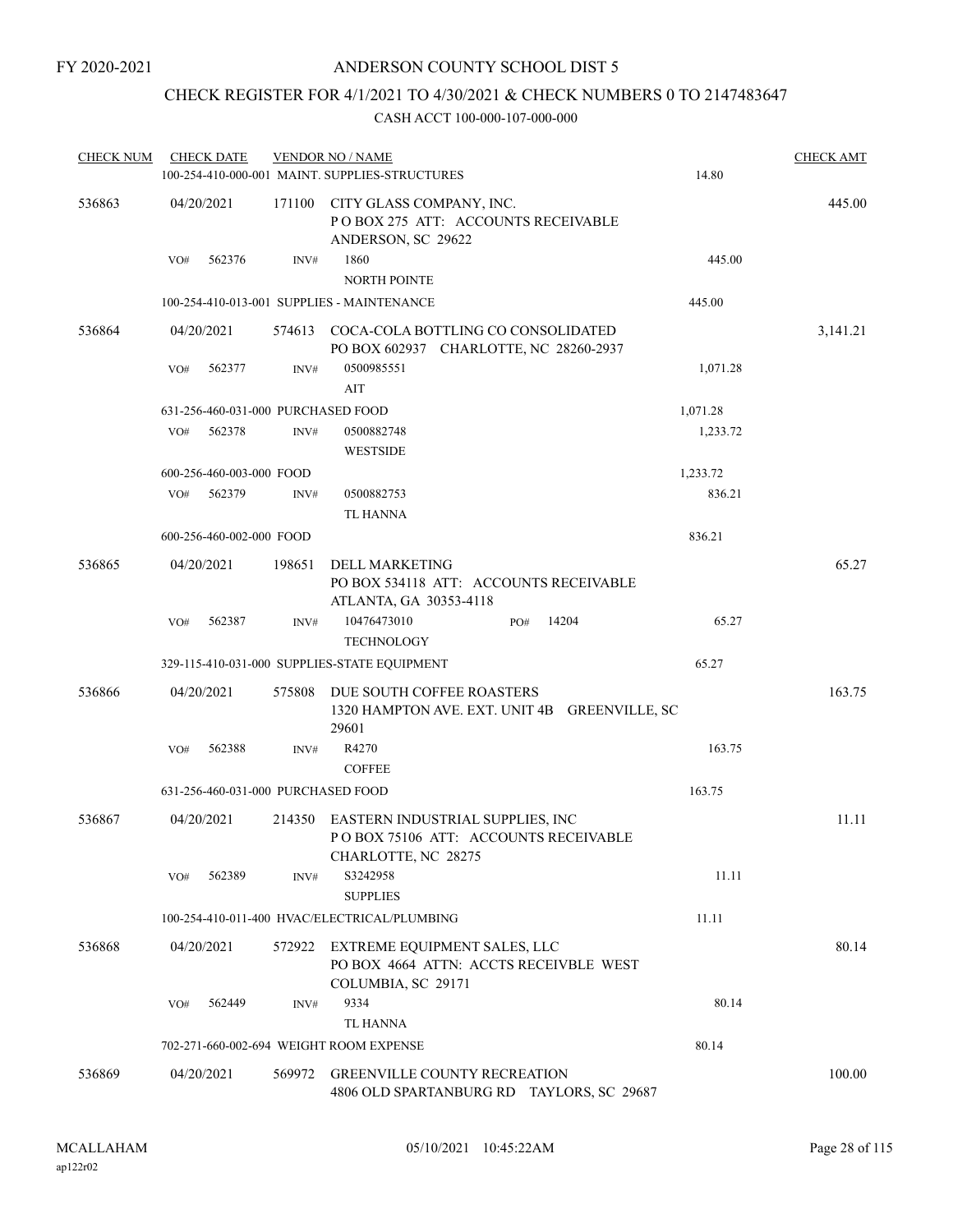FY 2020-2021

ANDERSON COUNTY SCHOOL DIST 5

CHECK REGISTER FOR 4/1/2021 TO 4/30/2021 & CHECK NUMBERS 0 TO 2147483647

CASH ACCT 100-000-107-000-000

| CHECK NUM | CHECK DATE | VENDOR NO / NAME | | CHECK AMT |
|---|---|---|---|---|
| | | 100-254-410-000-001 MAINT. SUPPLIES-STRUCTURES | 14.80 | |
| 536863 | 04/20/2021 | 171100 CITY GLASS COMPANY, INC.<br>P O BOX 275 ATT: ACCOUNTS RECEIVABLE<br>ANDERSON, SC 29622 | | 445.00 |
| | VO# 562376 | INV# 1860<br>NORTH POINTE | 445.00 | |
| | | 100-254-410-013-001 SUPPLIES - MAINTENANCE | 445.00 | |
| 536864 | 04/20/2021 | 574613 COCA-COLA BOTTLING CO CONSOLIDATED<br>PO BOX 602937 CHARLOTTE, NC 28260-2937 | | 3,141.21 |
| | VO# 562377 | INV# 0500985551<br>AIT | 1,071.28 | |
| | | 631-256-460-031-000 PURCHASED FOOD | 1,071.28 | |
| | VO# 562378 | INV# 0500882748<br>WESTSIDE | 1,233.72 | |
| | | 600-256-460-003-000 FOOD | 1,233.72 | |
| | VO# 562379 | INV# 0500882753<br>TL HANNA | 836.21 | |
| | | 600-256-460-002-000 FOOD | 836.21 | |
| 536865 | 04/20/2021 | 198651 DELL MARKETING<br>PO BOX 534118 ATT: ACCOUNTS RECEIVABLE<br>ATLANTA, GA 30353-4118 | | 65.27 |
| | VO# 562387 | INV# 10476473010 PO# 14204<br>TECHNOLOGY | 65.27 | |
| | | 329-115-410-031-000 SUPPLIES-STATE EQUIPMENT | 65.27 | |
| 536866 | 04/20/2021 | 575808 DUE SOUTH COFFEE ROASTERS<br>1320 HAMPTON AVE. EXT. UNIT 4B GREENVILLE, SC 29601 | | 163.75 |
| | VO# 562388 | INV# R4270<br>COFFEE | 163.75 | |
| | | 631-256-460-031-000 PURCHASED FOOD | 163.75 | |
| 536867 | 04/20/2021 | 214350 EASTERN INDUSTRIAL SUPPLIES, INC<br>P O BOX 75106 ATT: ACCOUNTS RECEIVABLE<br>CHARLOTTE, NC 28275 | | 11.11 |
| | VO# 562389 | INV# S3242958<br>SUPPLIES | 11.11 | |
| | | 100-254-410-011-400 HVAC/ELECTRICAL/PLUMBING | 11.11 | |
| 536868 | 04/20/2021 | 572922 EXTREME EQUIPMENT SALES, LLC<br>PO BOX 4664 ATTN: ACCTS RECEIVBLE WEST<br>COLUMBIA, SC 29171 | | 80.14 |
| | VO# 562449 | INV# 9334<br>TL HANNA | 80.14 | |
| | | 702-271-660-002-694 WEIGHT ROOM EXPENSE | 80.14 | |
| 536869 | 04/20/2021 | 569972 GREENVILLE COUNTY RECREATION<br>4806 OLD SPARTANBURG RD TAYLORS, SC 29687 | | 100.00 |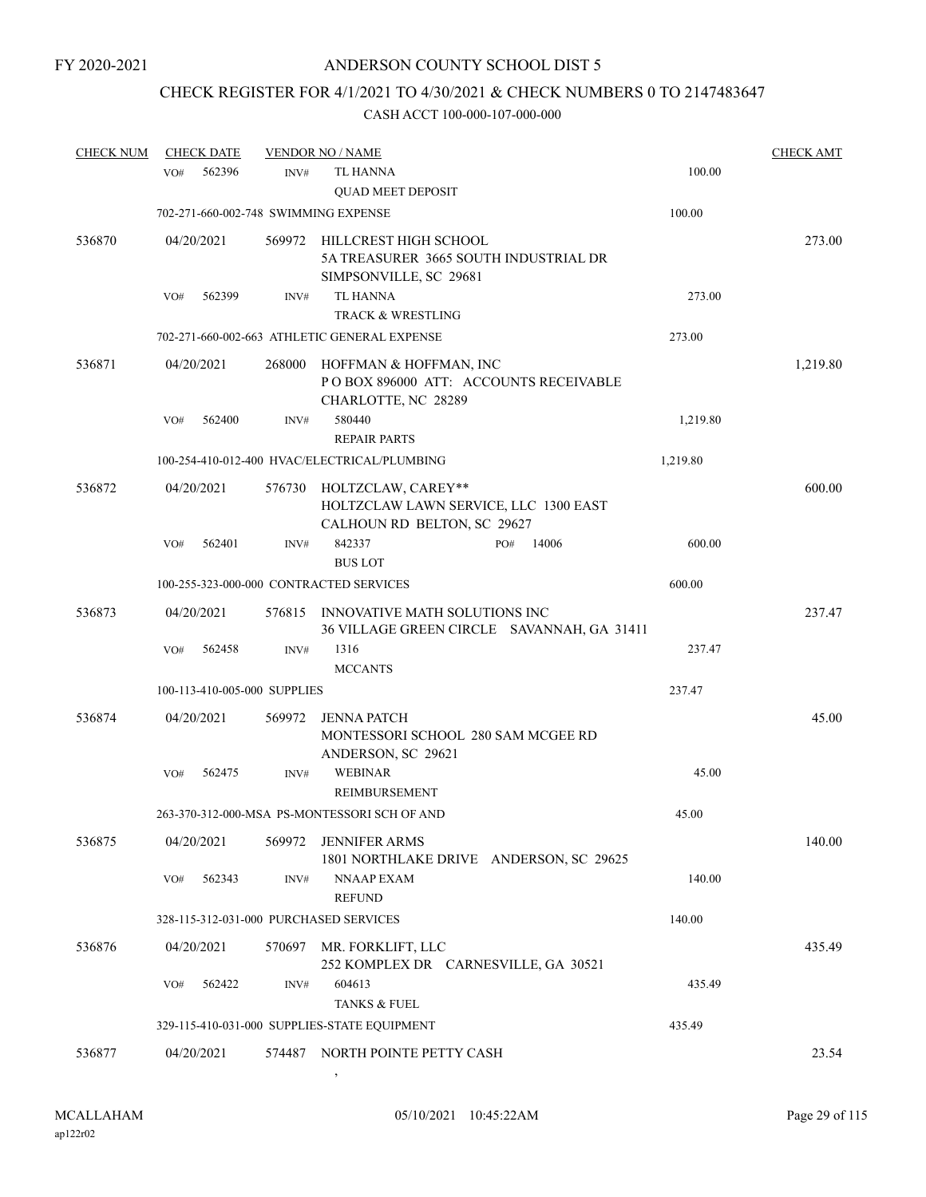FY 2020-2021

# ANDERSON COUNTY SCHOOL DIST 5

## CHECK REGISTER FOR 4/1/2021 TO 4/30/2021 & CHECK NUMBERS 0 TO 2147483647

CASH ACCT 100-000-107-000-000

| CHECK NUM | CHECK DATE | VENDOR NO / NAME | | CHECK AMT |
|---|---|---|---|---|
| | VO# 562396 | INV# TL HANNA<br>QUAD MEET DEPOSIT | 100.00 | |
| | 702-271-660-002-748 SWIMMING EXPENSE | | 100.00 | |
| 536870 | 04/20/2021 | 569972 HILLCREST HIGH SCHOOL<br>5A TREASURER 3665 SOUTH INDUSTRIAL DR<br>SIMPSONVILLE, SC 29681 | | 273.00 |
| | VO# 562399 | INV# TL HANNA<br>TRACK & WRESTLING | 273.00 | |
| | 702-271-660-002-663 ATHLETIC GENERAL EXPENSE | | 273.00 | |
| 536871 | 04/20/2021 | 268000 HOFFMAN & HOFFMAN, INC<br>P O BOX 896000 ATT: ACCOUNTS RECEIVABLE<br>CHARLOTTE, NC 28289 | | 1,219.80 |
| | VO# 562400 | INV# 580440<br>REPAIR PARTS | 1,219.80 | |
| | 100-254-410-012-400 HVAC/ELECTRICAL/PLUMBING | | 1,219.80 | |
| 536872 | 04/20/2021 | 576730 HOLTZCLAW, CAREY**<br>HOLTZCLAW LAWN SERVICE, LLC 1300 EAST<br>CALHOUN RD BELTON, SC 29627 | | 600.00 |
| | VO# 562401 | INV# 842337 PO# 14006<br>BUS LOT | 600.00 | |
| | 100-255-323-000-000 CONTRACTED SERVICES | | 600.00 | |
| 536873 | 04/20/2021 | 576815 INNOVATIVE MATH SOLUTIONS INC<br>36 VILLAGE GREEN CIRCLE SAVANNAH, GA 31411 | | 237.47 |
| | VO# 562458 | INV# 1316<br>MCCANTS | 237.47 | |
| | 100-113-410-005-000 SUPPLIES | | 237.47 | |
| 536874 | 04/20/2021 | 569972 JENNA PATCH<br>MONTESSORI SCHOOL 280 SAM MCGEE RD<br>ANDERSON, SC 29621 | | 45.00 |
| | VO# 562475 | INV# WEBINAR<br>REIMBURSEMENT | 45.00 | |
| | 263-370-312-000-MSA PS-MONTESSORI SCH OF AND | | 45.00 | |
| 536875 | 04/20/2021 | 569972 JENNIFER ARMS<br>1801 NORTHLAKE DRIVE ANDERSON, SC 29625 | | 140.00 |
| | VO# 562343 | INV# NNAAP EXAM<br>REFUND | 140.00 | |
| | 328-115-312-031-000 PURCHASED SERVICES | | 140.00 | |
| 536876 | 04/20/2021 | 570697 MR. FORKLIFT, LLC<br>252 KOMPLEX DR CARNESVILLE, GA 30521 | | 435.49 |
| | VO# 562422 | INV# 604613<br>TANKS & FUEL | 435.49 | |
| | 329-115-410-031-000 SUPPLIES-STATE EQUIPMENT | | 435.49 | |
| 536877 | 04/20/2021 | 574487 NORTH POINTE PETTY CASH<br>, | | 23.54 |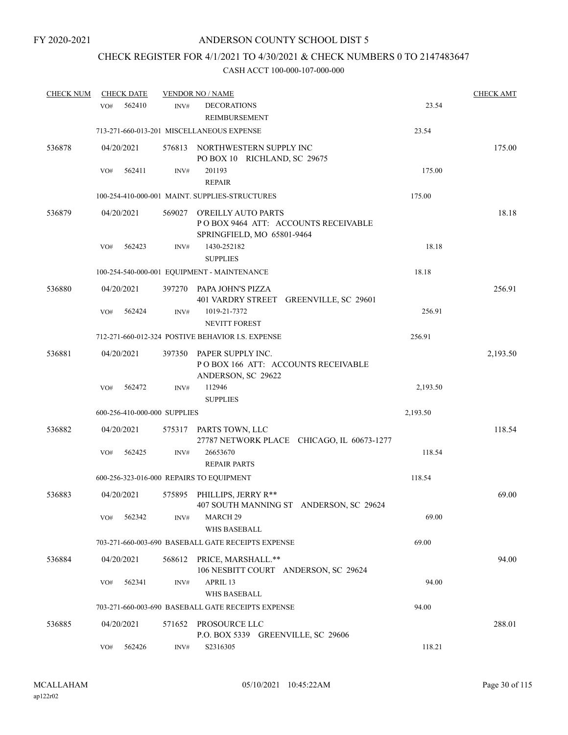FY 2020-2021

# ANDERSON COUNTY SCHOOL DIST 5

## CHECK REGISTER FOR 4/1/2021 TO 4/30/2021 & CHECK NUMBERS 0 TO 2147483647

### CASH ACCT 100-000-107-000-000

| CHECK NUM | CHECK DATE | VENDOR NO / NAME | | CHECK AMT |
|---|---|---|---|---|
| | VO# 562410 | INV# DECORATIONS REIMBURSEMENT | 23.54 | |
| | | 713-271-660-013-201 MISCELLANEOUS EXPENSE | 23.54 | |
| 536878 | 04/20/2021 | 576813 NORTHWESTERN SUPPLY INC PO BOX 10 RICHLAND, SC 29675 | | 175.00 |
| | VO# 562411 | INV# 201193 REPAIR | 175.00 | |
| | | 100-254-410-000-001 MAINT. SUPPLIES-STRUCTURES | 175.00 | |
| 536879 | 04/20/2021 | 569027 O'REILLY AUTO PARTS P O BOX 9464 ATT: ACCOUNTS RECEIVABLE SPRINGFIELD, MO 65801-9464 | | 18.18 |
| | VO# 562423 | INV# 1430-252182 SUPPLIES | 18.18 | |
| | | 100-254-540-000-001 EQUIPMENT - MAINTENANCE | 18.18 | |
| 536880 | 04/20/2021 | 397270 PAPA JOHN'S PIZZA 401 VARDRY STREET GREENVILLE, SC 29601 | | 256.91 |
| | VO# 562424 | INV# 1019-21-7372 NEVITT FOREST | 256.91 | |
| | | 712-271-660-012-324 POSTIVE BEHAVIOR I.S. EXPENSE | 256.91 | |
| 536881 | 04/20/2021 | 397350 PAPER SUPPLY INC. P O BOX 166 ATT: ACCOUNTS RECEIVABLE ANDERSON, SC 29622 | | 2,193.50 |
| | VO# 562472 | INV# 112946 SUPPLIES | 2,193.50 | |
| | | 600-256-410-000-000 SUPPLIES | 2,193.50 | |
| 536882 | 04/20/2021 | 575317 PARTS TOWN, LLC 27787 NETWORK PLACE CHICAGO, IL 60673-1277 | | 118.54 |
| | VO# 562425 | INV# 26653670 REPAIR PARTS | 118.54 | |
| | | 600-256-323-016-000 REPAIRS TO EQUIPMENT | 118.54 | |
| 536883 | 04/20/2021 | 575895 PHILLIPS, JERRY R** 407 SOUTH MANNING ST ANDERSON, SC 29624 | | 69.00 |
| | VO# 562342 | INV# MARCH 29 WHS BASEBALL | 69.00 | |
| | | 703-271-660-003-690 BASEBALL GATE RECEIPTS EXPENSE | 69.00 | |
| 536884 | 04/20/2021 | 568612 PRICE, MARSHALL.** 106 NESBITT COURT ANDERSON, SC 29624 | | 94.00 |
| | VO# 562341 | INV# APRIL 13 WHS BASEBALL | 94.00 | |
| | | 703-271-660-003-690 BASEBALL GATE RECEIPTS EXPENSE | 94.00 | |
| 536885 | 04/20/2021 | 571652 PROSOURCE LLC P.O. BOX 5339 GREENVILLE, SC 29606 | | 288.01 |
| | VO# 562426 | INV# S2316305 | 118.21 | |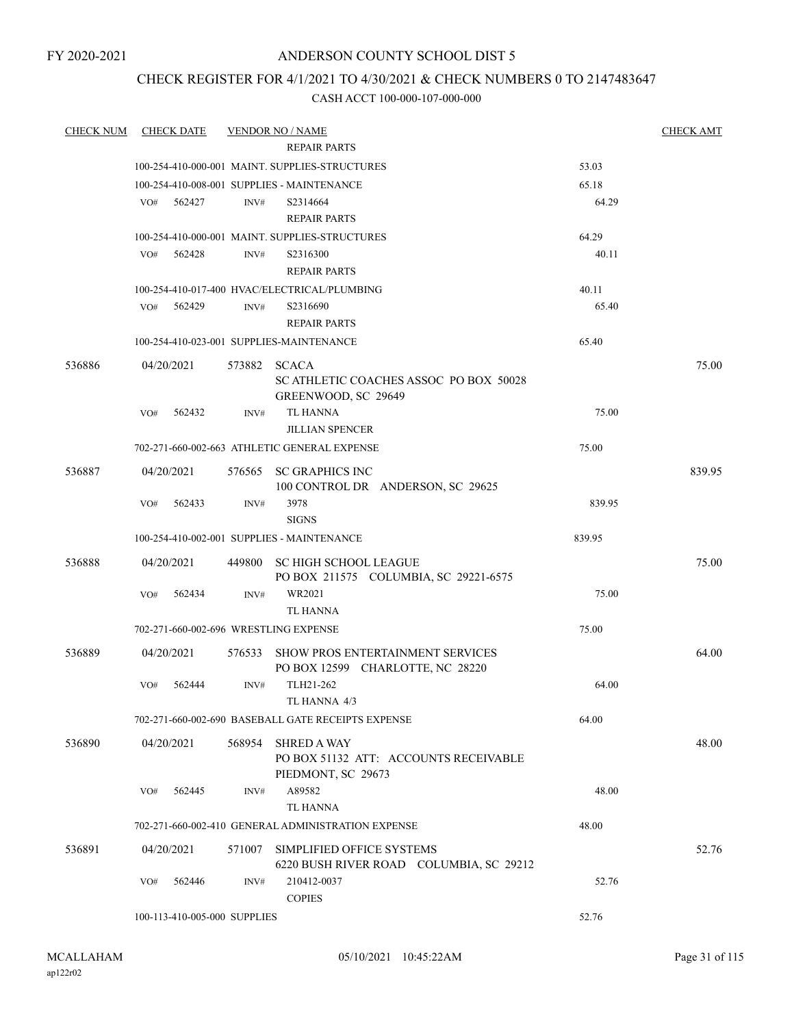FY 2020-2021

# ANDERSON COUNTY SCHOOL DIST 5

## CHECK REGISTER FOR 4/1/2021 TO 4/30/2021 & CHECK NUMBERS 0 TO 2147483647

### CASH ACCT 100-000-107-000-000

| CHECK NUM | CHECK DATE | VENDOR NO / NAME | | CHECK AMT |
|---|---|---|---|---|
| | | REPAIR PARTS | | |
| | | 100-254-410-000-001 MAINT. SUPPLIES-STRUCTURES | 53.03 | |
| | | 100-254-410-008-001 SUPPLIES - MAINTENANCE | 65.18 | |
| | VO# 562427 | INV# S2314664 REPAIR PARTS | 64.29 | |
| | | 100-254-410-000-001 MAINT. SUPPLIES-STRUCTURES | 64.29 | |
| | VO# 562428 | INV# S2316300 REPAIR PARTS | 40.11 | |
| | | 100-254-410-017-400 HVAC/ELECTRICAL/PLUMBING | 40.11 | |
| | VO# 562429 | INV# S2316690 REPAIR PARTS | 65.40 | |
| | | 100-254-410-023-001 SUPPLIES-MAINTENANCE | 65.40 | |
| 536886 | 04/20/2021 | 573882 SCACA SC ATHLETIC COACHES ASSOC PO BOX 50028 GREENWOOD, SC 29649 | | 75.00 |
| | VO# 562432 | INV# TL HANNA JILLIAN SPENCER | 75.00 | |
| | | 702-271-660-002-663 ATHLETIC GENERAL EXPENSE | 75.00 | |
| 536887 | 04/20/2021 | 576565 SC GRAPHICS INC 100 CONTROL DR ANDERSON, SC 29625 | | 839.95 |
| | VO# 562433 | INV# 3978 SIGNS | 839.95 | |
| | | 100-254-410-002-001 SUPPLIES - MAINTENANCE | 839.95 | |
| 536888 | 04/20/2021 | 449800 SC HIGH SCHOOL LEAGUE PO BOX 211575 COLUMBIA, SC 29221-6575 | | 75.00 |
| | VO# 562434 | INV# WR2021 TL HANNA | 75.00 | |
| | | 702-271-660-002-696 WRESTLING EXPENSE | 75.00 | |
| 536889 | 04/20/2021 | 576533 SHOW PROS ENTERTAINMENT SERVICES PO BOX 12599 CHARLOTTE, NC 28220 | | 64.00 |
| | VO# 562444 | INV# TLH21-262 TL HANNA 4/3 | 64.00 | |
| | | 702-271-660-002-690 BASEBALL GATE RECEIPTS EXPENSE | 64.00 | |
| 536890 | 04/20/2021 | 568954 SHRED A WAY PO BOX 51132 ATT: ACCOUNTS RECEIVABLE PIEDMONT, SC 29673 | | 48.00 |
| | VO# 562445 | INV# A89582 TL HANNA | 48.00 | |
| | | 702-271-660-002-410 GENERAL ADMINISTRATION EXPENSE | 48.00 | |
| 536891 | 04/20/2021 | 571007 SIMPLIFIED OFFICE SYSTEMS 6220 BUSH RIVER ROAD COLUMBIA, SC 29212 | | 52.76 |
| | VO# 562446 | INV# 210412-0037 COPIES | 52.76 | |
| | | 100-113-410-005-000 SUPPLIES | 52.76 | |

MCALLAHAM ap122r02 05/10/2021 10:45:22AM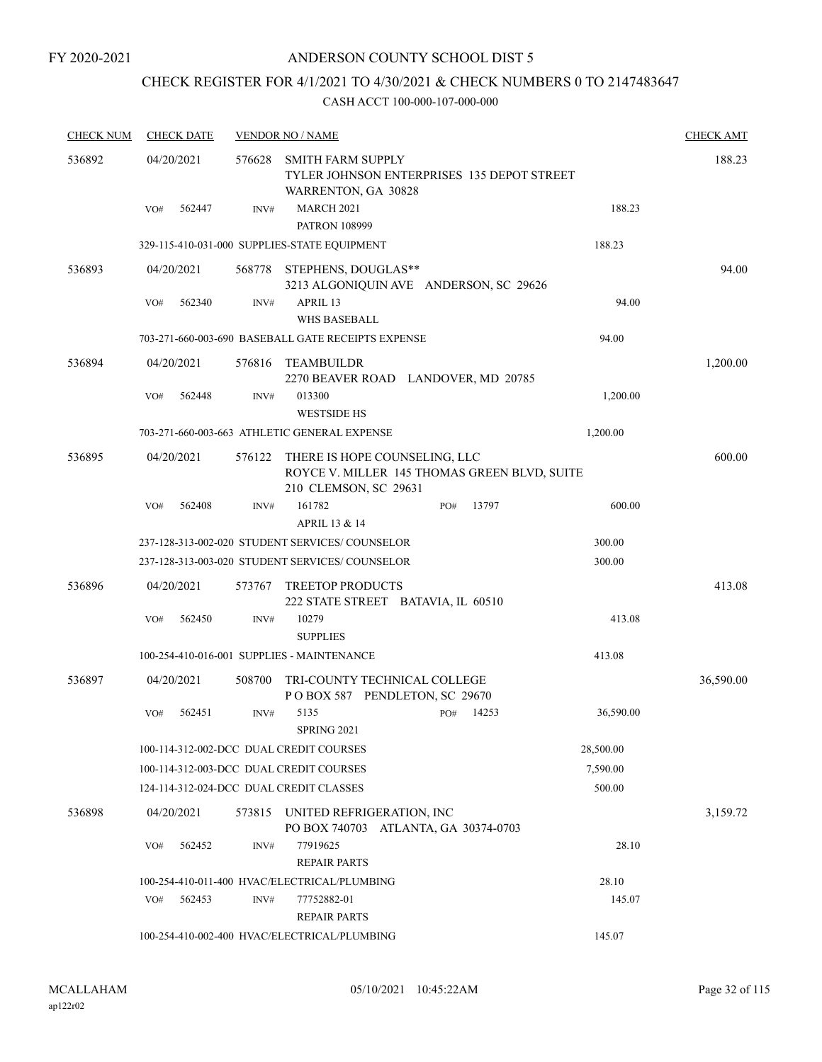FY 2020-2021

# ANDERSON COUNTY SCHOOL DIST 5

## CHECK REGISTER FOR 4/1/2021 TO 4/30/2021 & CHECK NUMBERS 0 TO 2147483647

### CASH ACCT 100-000-107-000-000

| CHECK NUM | CHECK DATE | VENDOR NO / NAME | | CHECK AMT |
|---|---|---|---|---|
| 536892 | 04/20/2021 | 576628 SMITH FARM SUPPLY<br>TYLER JOHNSON ENTERPRISES 135 DEPOT STREET<br>WARRENTON, GA 30828 | | 188.23 |
| | VO# 562447 | INV# MARCH 2021<br>PATRON 108999 | 188.23 | |
| | | 329-115-410-031-000 SUPPLIES-STATE EQUIPMENT | 188.23 | |
| 536893 | 04/20/2021 | 568778 STEPHENS, DOUGLAS**<br>3213 ALGONIQUIN AVE ANDERSON, SC 29626 | | 94.00 |
| | VO# 562340 | INV# APRIL 13<br>WHS BASEBALL | 94.00 | |
| | | 703-271-660-003-690 BASEBALL GATE RECEIPTS EXPENSE | 94.00 | |
| 536894 | 04/20/2021 | 576816 TEAMBUILDR<br>2270 BEAVER ROAD LANDOVER, MD 20785 | | 1,200.00 |
| | VO# 562448 | INV# 013300<br>WESTSIDE HS | 1,200.00 | |
| | | 703-271-660-003-663 ATHLETIC GENERAL EXPENSE | 1,200.00 | |
| 536895 | 04/20/2021 | 576122 THERE IS HOPE COUNSELING, LLC<br>ROYCE V. MILLER 145 THOMAS GREEN BLVD, SUITE<br>210 CLEMSON, SC 29631 | | 600.00 |
| | VO# 562408 | INV# 161782 PO# 13797<br>APRIL 13 & 14 | 600.00 | |
| | | 237-128-313-002-020 STUDENT SERVICES/ COUNSELOR | 300.00 | |
| | | 237-128-313-003-020 STUDENT SERVICES/ COUNSELOR | 300.00 | |
| 536896 | 04/20/2021 | 573767 TREETOP PRODUCTS<br>222 STATE STREET BATAVIA, IL 60510 | | 413.08 |
| | VO# 562450 | INV# 10279<br>SUPPLIES | 413.08 | |
| | | 100-254-410-016-001 SUPPLIES - MAINTENANCE | 413.08 | |
| 536897 | 04/20/2021 | 508700 TRI-COUNTY TECHNICAL COLLEGE<br>P O BOX 587 PENDLETON, SC 29670 | | 36,590.00 |
| | VO# 562451 | INV# 5135 PO# 14253<br>SPRING 2021 | 36,590.00 | |
| | | 100-114-312-002-DCC DUAL CREDIT COURSES | 28,500.00 | |
| | | 100-114-312-003-DCC DUAL CREDIT COURSES | 7,590.00 | |
| | | 124-114-312-024-DCC DUAL CREDIT CLASSES | 500.00 | |
| 536898 | 04/20/2021 | 573815 UNITED REFRIGERATION, INC<br>PO BOX 740703 ATLANTA, GA 30374-0703 | | 3,159.72 |
| | VO# 562452 | INV# 77919625<br>REPAIR PARTS | 28.10 | |
| | | 100-254-410-011-400 HVAC/ELECTRICAL/PLUMBING | 28.10 | |
| | VO# 562453 | INV# 77752882-01<br>REPAIR PARTS | 145.07 | |
| | | 100-254-410-002-400 HVAC/ELECTRICAL/PLUMBING | 145.07 | |

MCALLAHAM
ap122r02

05/10/2021 10:45:22AM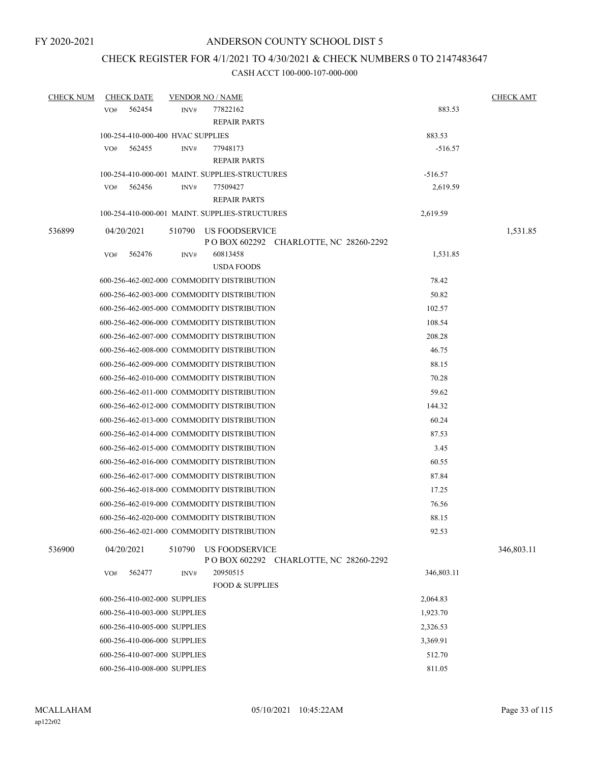FY 2020-2021

# ANDERSON COUNTY SCHOOL DIST 5

## CHECK REGISTER FOR 4/1/2021 TO 4/30/2021 & CHECK NUMBERS 0 TO 2147483647

CASH ACCT 100-000-107-000-000

| CHECK NUM | CHECK DATE | VENDOR NO / NAME | | CHECK AMT |
|---|---|---|---|---|
| | VO# 562454 | INV# 77822162<br>REPAIR PARTS | 883.53 | |
| | 100-254-410-000-400 HVAC SUPPLIES | | 883.53 | |
| | VO# 562455 | INV# 77948173<br>REPAIR PARTS | -516.57 | |
| | 100-254-410-000-001 MAINT. SUPPLIES-STRUCTURES | | -516.57 | |
| | VO# 562456 | INV# 77509427<br>REPAIR PARTS | 2,619.59 | |
| | 100-254-410-000-001 MAINT. SUPPLIES-STRUCTURES | | 2,619.59 | |
| 536899 | 04/20/2021 | 510790 US FOODSERVICE<br>P O BOX 602292 CHARLOTTE, NC 28260-2292 | | 1,531.85 |
| | VO# 562476 | INV# 60813458<br>USDA FOODS | 1,531.85 | |
| | 600-256-462-002-000 COMMODITY DISTRIBUTION | | 78.42 | |
| | 600-256-462-003-000 COMMODITY DISTRIBUTION | | 50.82 | |
| | 600-256-462-005-000 COMMODITY DISTRIBUTION | | 102.57 | |
| | 600-256-462-006-000 COMMODITY DISTRIBUTION | | 108.54 | |
| | 600-256-462-007-000 COMMODITY DISTRIBUTION | | 208.28 | |
| | 600-256-462-008-000 COMMODITY DISTRIBUTION | | 46.75 | |
| | 600-256-462-009-000 COMMODITY DISTRIBUTION | | 88.15 | |
| | 600-256-462-010-000 COMMODITY DISTRIBUTION | | 70.28 | |
| | 600-256-462-011-000 COMMODITY DISTRIBUTION | | 59.62 | |
| | 600-256-462-012-000 COMMODITY DISTRIBUTION | | 144.32 | |
| | 600-256-462-013-000 COMMODITY DISTRIBUTION | | 60.24 | |
| | 600-256-462-014-000 COMMODITY DISTRIBUTION | | 87.53 | |
| | 600-256-462-015-000 COMMODITY DISTRIBUTION | | 3.45 | |
| | 600-256-462-016-000 COMMODITY DISTRIBUTION | | 60.55 | |
| | 600-256-462-017-000 COMMODITY DISTRIBUTION | | 87.84 | |
| | 600-256-462-018-000 COMMODITY DISTRIBUTION | | 17.25 | |
| | 600-256-462-019-000 COMMODITY DISTRIBUTION | | 76.56 | |
| | 600-256-462-020-000 COMMODITY DISTRIBUTION | | 88.15 | |
| | 600-256-462-021-000 COMMODITY DISTRIBUTION | | 92.53 | |
| 536900 | 04/20/2021 | 510790 US FOODSERVICE<br>P O BOX 602292 CHARLOTTE, NC 28260-2292 | | 346,803.11 |
| | VO# 562477 | INV# 20950515<br>FOOD & SUPPLIES | 346,803.11 | |
| | 600-256-410-002-000 SUPPLIES | | 2,064.83 | |
| | 600-256-410-003-000 SUPPLIES | | 1,923.70 | |
| | 600-256-410-005-000 SUPPLIES | | 2,326.53 | |
| | 600-256-410-006-000 SUPPLIES | | 3,369.91 | |
| | 600-256-410-007-000 SUPPLIES | | 512.70 | |
| | 600-256-410-008-000 SUPPLIES | | 811.05 | |

MCALLAHAM
ap122r02

05/10/2021 10:45:22AM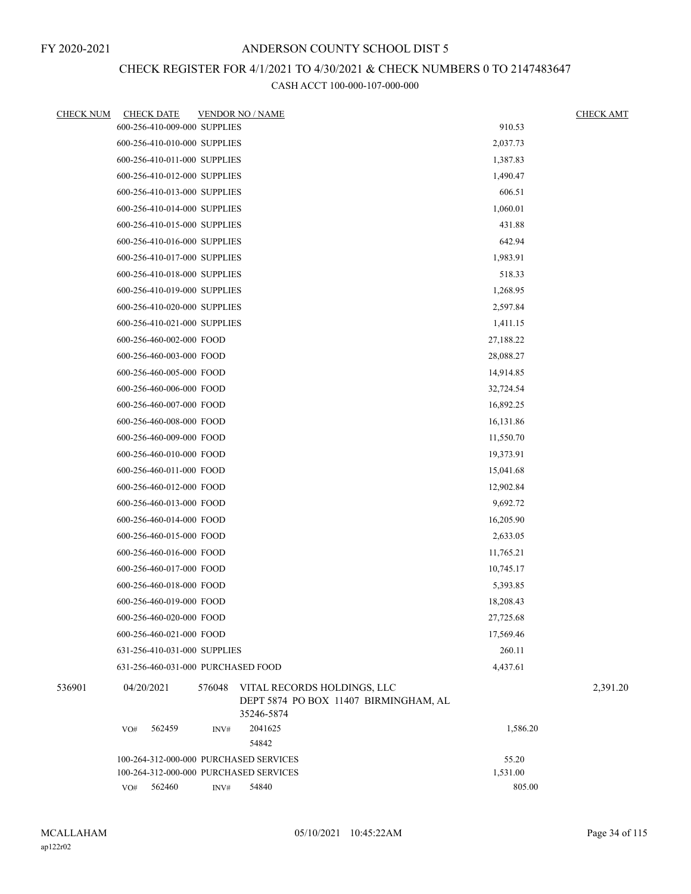FY 2020-2021

ANDERSON COUNTY SCHOOL DIST 5

CHECK REGISTER FOR 4/1/2021 TO 4/30/2021 & CHECK NUMBERS 0 TO 2147483647

CASH ACCT 100-000-107-000-000

| CHECK NUM | CHECK DATE | VENDOR NO / NAME | | CHECK AMT |
|---|---|---|---|---|
| | 600-256-410-009-000 SUPPLIES | | 910.53 | |
| | 600-256-410-010-000 SUPPLIES | | 2,037.73 | |
| | 600-256-410-011-000 SUPPLIES | | 1,387.83 | |
| | 600-256-410-012-000 SUPPLIES | | 1,490.47 | |
| | 600-256-410-013-000 SUPPLIES | | 606.51 | |
| | 600-256-410-014-000 SUPPLIES | | 1,060.01 | |
| | 600-256-410-015-000 SUPPLIES | | 431.88 | |
| | 600-256-410-016-000 SUPPLIES | | 642.94 | |
| | 600-256-410-017-000 SUPPLIES | | 1,983.91 | |
| | 600-256-410-018-000 SUPPLIES | | 518.33 | |
| | 600-256-410-019-000 SUPPLIES | | 1,268.95 | |
| | 600-256-410-020-000 SUPPLIES | | 2,597.84 | |
| | 600-256-410-021-000 SUPPLIES | | 1,411.15 | |
| | 600-256-460-002-000 FOOD | | 27,188.22 | |
| | 600-256-460-003-000 FOOD | | 28,088.27 | |
| | 600-256-460-005-000 FOOD | | 14,914.85 | |
| | 600-256-460-006-000 FOOD | | 32,724.54 | |
| | 600-256-460-007-000 FOOD | | 16,892.25 | |
| | 600-256-460-008-000 FOOD | | 16,131.86 | |
| | 600-256-460-009-000 FOOD | | 11,550.70 | |
| | 600-256-460-010-000 FOOD | | 19,373.91 | |
| | 600-256-460-011-000 FOOD | | 15,041.68 | |
| | 600-256-460-012-000 FOOD | | 12,902.84 | |
| | 600-256-460-013-000 FOOD | | 9,692.72 | |
| | 600-256-460-014-000 FOOD | | 16,205.90 | |
| | 600-256-460-015-000 FOOD | | 2,633.05 | |
| | 600-256-460-016-000 FOOD | | 11,765.21 | |
| | 600-256-460-017-000 FOOD | | 10,745.17 | |
| | 600-256-460-018-000 FOOD | | 5,393.85 | |
| | 600-256-460-019-000 FOOD | | 18,208.43 | |
| | 600-256-460-020-000 FOOD | | 27,725.68 | |
| | 600-256-460-021-000 FOOD | | 17,569.46 | |
| | 631-256-410-031-000 SUPPLIES | | 260.11 | |
| | 631-256-460-031-000 PURCHASED FOOD | | 4,437.61 | |
| 536901 | 04/20/2021 | 576048 VITAL RECORDS HOLDINGS, LLC<br>DEPT 5874 PO BOX 11407 BIRMINGHAM, AL 35246-5874 | | 2,391.20 |
| | VO# 562459 | INV# 2041625<br>54842 | 1,586.20 | |
| | 100-264-312-000-000 PURCHASED SERVICES | | 55.20 | |
| | 100-264-312-000-000 PURCHASED SERVICES | | 1,531.00 | |
| | VO# 562460 | INV# 54840 | 805.00 | |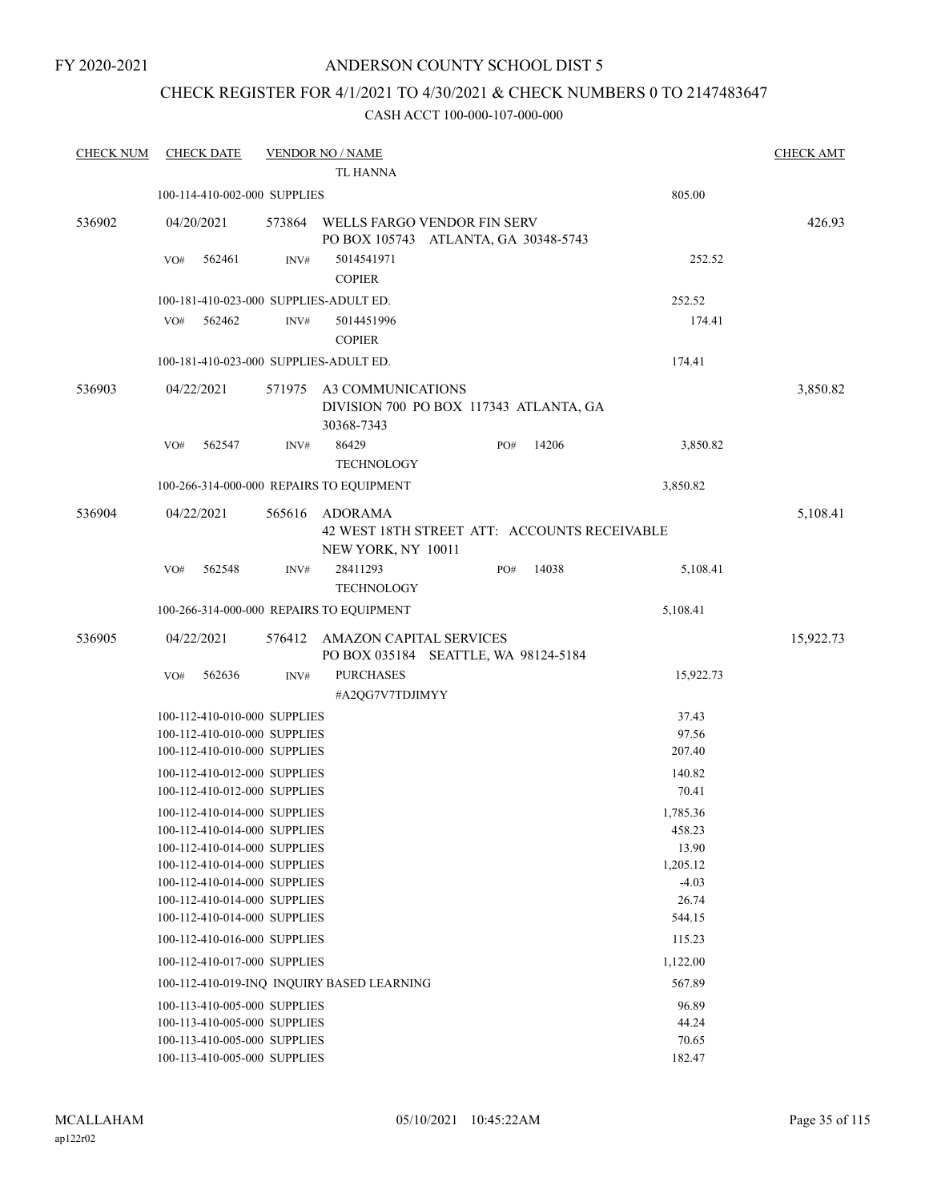FY 2020-2021

# ANDERSON COUNTY SCHOOL DIST 5

## CHECK REGISTER FOR 4/1/2021 TO 4/30/2021 & CHECK NUMBERS 0 TO 2147483647

### CASH ACCT 100-000-107-000-000

| CHECK NUM | CHECK DATE | VENDOR NO / NAME | | CHECK AMT |
|---|---|---|---|---|
| | | TL HANNA | | |
| | 100-114-410-002-000 SUPPLIES | | 805.00 | |
| 536902 | 04/20/2021 | 573864 WELLS FARGO VENDOR FIN SERV PO BOX 105743 ATLANTA, GA 30348-5743 | | 426.93 |
| | VO# 562461 | INV# 5014541971 COPIER | 252.52 | |
| | 100-181-410-023-000 SUPPLIES-ADULT ED. | | 252.52 | |
| | VO# 562462 | INV# 5014451996 COPIER | 174.41 | |
| | 100-181-410-023-000 SUPPLIES-ADULT ED. | | 174.41 | |
| 536903 | 04/22/2021 | 571975 A3 COMMUNICATIONS DIVISION 700 PO BOX 117343 ATLANTA, GA 30368-7343 | | 3,850.82 |
| | VO# 562547 | INV# 86429 PO# 14206 TECHNOLOGY | 3,850.82 | |
| | 100-266-314-000-000 REPAIRS TO EQUIPMENT | | 3,850.82 | |
| 536904 | 04/22/2021 | 565616 ADORAMA 42 WEST 18TH STREET ATT: ACCOUNTS RECEIVABLE NEW YORK, NY 10011 | | 5,108.41 |
| | VO# 562548 | INV# 28411293 PO# 14038 TECHNOLOGY | 5,108.41 | |
| | 100-266-314-000-000 REPAIRS TO EQUIPMENT | | 5,108.41 | |
| 536905 | 04/22/2021 | 576412 AMAZON CAPITAL SERVICES PO BOX 035184 SEATTLE, WA 98124-5184 | | 15,922.73 |
| | VO# 562636 | INV# PURCHASES #A2QG7V7TDJIMYY | 15,922.73 | |
| | 100-112-410-010-000 SUPPLIES | | 37.43 | |
| | 100-112-410-010-000 SUPPLIES | | 97.56 | |
| | 100-112-410-010-000 SUPPLIES | | 207.40 | |
| | 100-112-410-012-000 SUPPLIES | | 140.82 | |
| | 100-112-410-012-000 SUPPLIES | | 70.41 | |
| | 100-112-410-014-000 SUPPLIES | | 1,785.36 | |
| | 100-112-410-014-000 SUPPLIES | | 458.23 | |
| | 100-112-410-014-000 SUPPLIES | | 13.90 | |
| | 100-112-410-014-000 SUPPLIES | | 1,205.12 | |
| | 100-112-410-014-000 SUPPLIES | | -4.03 | |
| | 100-112-410-014-000 SUPPLIES | | 26.74 | |
| | 100-112-410-014-000 SUPPLIES | | 544.15 | |
| | 100-112-410-016-000 SUPPLIES | | 115.23 | |
| | 100-112-410-017-000 SUPPLIES | | 1,122.00 | |
| | 100-112-410-019-INQ INQUIRY BASED LEARNING | | 567.89 | |
| | 100-113-410-005-000 SUPPLIES | | 96.89 | |
| | 100-113-410-005-000 SUPPLIES | | 44.24 | |
| | 100-113-410-005-000 SUPPLIES | | 70.65 | |
| | 100-113-410-005-000 SUPPLIES | | 182.47 | |

MCALLAHAM ap122r02 05/10/2021 10:45:22AM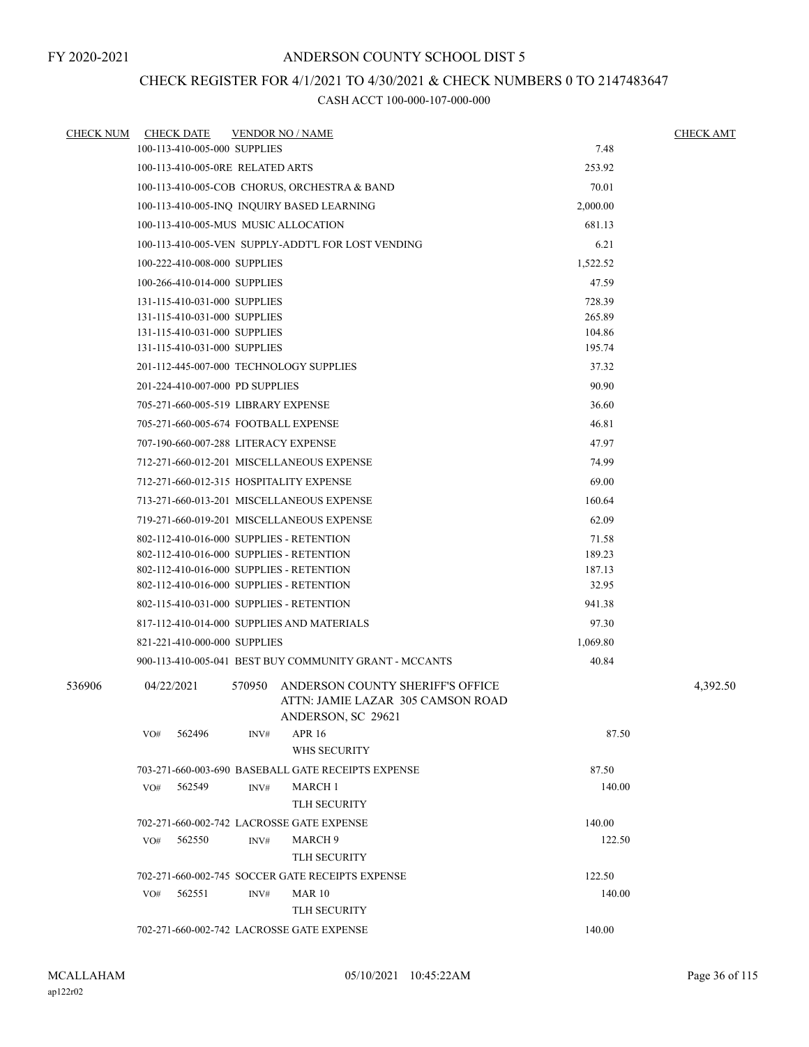FY 2020-2021

# ANDERSON COUNTY SCHOOL DIST 5

## CHECK REGISTER FOR 4/1/2021 TO 4/30/2021 & CHECK NUMBERS 0 TO 2147483647

### CASH ACCT 100-000-107-000-000

| CHECK NUM | CHECK DATE | VENDOR NO / NAME | | CHECK AMT |
|---|---|---|---|---|
| | | 100-113-410-005-000 SUPPLIES | 7.48 | |
| | | 100-113-410-005-0RE RELATED ARTS | 253.92 | |
| | | 100-113-410-005-COB CHORUS, ORCHESTRA & BAND | 70.01 | |
| | | 100-113-410-005-INQ INQUIRY BASED LEARNING | 2,000.00 | |
| | | 100-113-410-005-MUS MUSIC ALLOCATION | 681.13 | |
| | | 100-113-410-005-VEN SUPPLY-ADDT'L FOR LOST VENDING | 6.21 | |
| | | 100-222-410-008-000 SUPPLIES | 1,522.52 | |
| | | 100-266-410-014-000 SUPPLIES | 47.59 | |
| | | 131-115-410-031-000 SUPPLIES | 728.39 | |
| | | 131-115-410-031-000 SUPPLIES | 265.89 | |
| | | 131-115-410-031-000 SUPPLIES | 104.86 | |
| | | 131-115-410-031-000 SUPPLIES | 195.74 | |
| | | 201-112-445-007-000 TECHNOLOGY SUPPLIES | 37.32 | |
| | | 201-224-410-007-000 PD SUPPLIES | 90.90 | |
| | | 705-271-660-005-519 LIBRARY EXPENSE | 36.60 | |
| | | 705-271-660-005-674 FOOTBALL EXPENSE | 46.81 | |
| | | 707-190-660-007-288 LITERACY EXPENSE | 47.97 | |
| | | 712-271-660-012-201 MISCELLANEOUS EXPENSE | 74.99 | |
| | | 712-271-660-012-315 HOSPITALITY EXPENSE | 69.00 | |
| | | 713-271-660-013-201 MISCELLANEOUS EXPENSE | 160.64 | |
| | | 719-271-660-019-201 MISCELLANEOUS EXPENSE | 62.09 | |
| | | 802-112-410-016-000 SUPPLIES - RETENTION | 71.58 | |
| | | 802-112-410-016-000 SUPPLIES - RETENTION | 189.23 | |
| | | 802-112-410-016-000 SUPPLIES - RETENTION | 187.13 | |
| | | 802-112-410-016-000 SUPPLIES - RETENTION | 32.95 | |
| | | 802-115-410-031-000 SUPPLIES - RETENTION | 941.38 | |
| | | 817-112-410-014-000 SUPPLIES AND MATERIALS | 97.30 | |
| | | 821-221-410-000-000 SUPPLIES | 1,069.80 | |
| | | 900-113-410-005-041 BEST BUY COMMUNITY GRANT - MCCANTS | 40.84 | |
| 536906 | 04/22/2021 | 570950 ANDERSON COUNTY SHERIFF'S OFFICE<br>ATTN: JAMIE LAZAR 305 CAMSON ROAD<br>ANDERSON, SC 29621 | | 4,392.50 |
| | | VO# 562496 INV# APR 16<br>WHS SECURITY | 87.50 | |
| | | 703-271-660-003-690 BASEBALL GATE RECEIPTS EXPENSE | 87.50 | |
| | | VO# 562549 INV# MARCH 1<br>TLH SECURITY | 140.00 | |
| | | 702-271-660-002-742 LACROSSE GATE EXPENSE | 140.00 | |
| | | VO# 562550 INV# MARCH 9<br>TLH SECURITY | 122.50 | |
| | | 702-271-660-002-745 SOCCER GATE RECEIPTS EXPENSE | 122.50 | |
| | | VO# 562551 INV# MAR 10<br>TLH SECURITY | 140.00 | |
| | | 702-271-660-002-742 LACROSSE GATE EXPENSE | 140.00 | |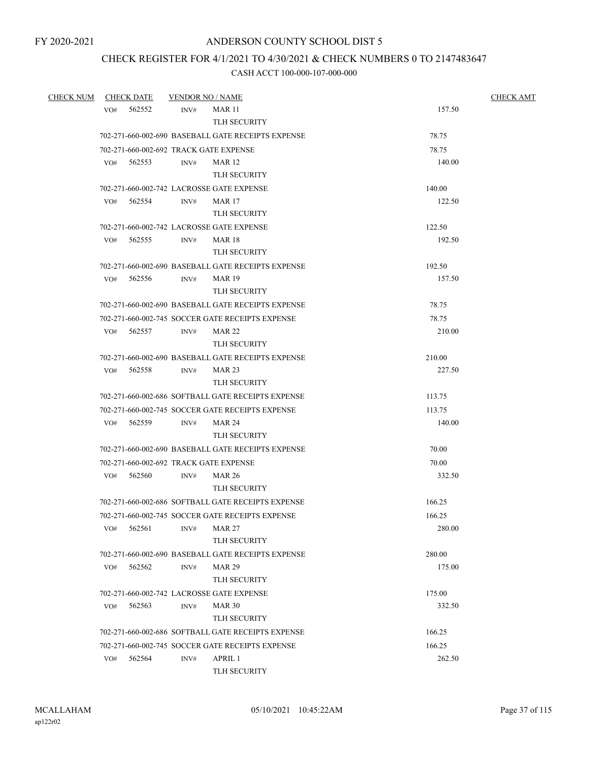FY 2020-2021

# ANDERSON COUNTY SCHOOL DIST 5

## CHECK REGISTER FOR 4/1/2021 TO 4/30/2021 & CHECK NUMBERS 0 TO 2147483647

CASH ACCT 100-000-107-000-000

| CHECK NUM | CHECK DATE | VENDOR NO / NAME | | CHECK AMT |
|---|---|---|---|---|
| | VO# 562552 | INV# MAR 11<br>TLH SECURITY | 157.50 | |
| | 702-271-660-002-690 BASEBALL GATE RECEIPTS EXPENSE | | 78.75 | |
| | 702-271-660-002-692 TRACK GATE EXPENSE | | 78.75 | |
| | VO# 562553 | INV# MAR 12<br>TLH SECURITY | 140.00 | |
| | 702-271-660-002-742 LACROSSE GATE EXPENSE | | 140.00 | |
| | VO# 562554 | INV# MAR 17<br>TLH SECURITY | 122.50 | |
| | 702-271-660-002-742 LACROSSE GATE EXPENSE | | 122.50 | |
| | VO# 562555 | INV# MAR 18<br>TLH SECURITY | 192.50 | |
| | 702-271-660-002-690 BASEBALL GATE RECEIPTS EXPENSE | | 192.50 | |
| | VO# 562556 | INV# MAR 19<br>TLH SECURITY | 157.50 | |
| | 702-271-660-002-690 BASEBALL GATE RECEIPTS EXPENSE | | 78.75 | |
| | 702-271-660-002-745 SOCCER GATE RECEIPTS EXPENSE | | 78.75 | |
| | VO# 562557 | INV# MAR 22<br>TLH SECURITY | 210.00 | |
| | 702-271-660-002-690 BASEBALL GATE RECEIPTS EXPENSE | | 210.00 | |
| | VO# 562558 | INV# MAR 23<br>TLH SECURITY | 227.50 | |
| | 702-271-660-002-686 SOFTBALL GATE RECEIPTS EXPENSE | | 113.75 | |
| | 702-271-660-002-745 SOCCER GATE RECEIPTS EXPENSE | | 113.75 | |
| | VO# 562559 | INV# MAR 24<br>TLH SECURITY | 140.00 | |
| | 702-271-660-002-690 BASEBALL GATE RECEIPTS EXPENSE | | 70.00 | |
| | 702-271-660-002-692 TRACK GATE EXPENSE | | 70.00 | |
| | VO# 562560 | INV# MAR 26<br>TLH SECURITY | 332.50 | |
| | 702-271-660-002-686 SOFTBALL GATE RECEIPTS EXPENSE | | 166.25 | |
| | 702-271-660-002-745 SOCCER GATE RECEIPTS EXPENSE | | 166.25 | |
| | VO# 562561 | INV# MAR 27<br>TLH SECURITY | 280.00 | |
| | 702-271-660-002-690 BASEBALL GATE RECEIPTS EXPENSE | | 280.00 | |
| | VO# 562562 | INV# MAR 29<br>TLH SECURITY | 175.00 | |
| | 702-271-660-002-742 LACROSSE GATE EXPENSE | | 175.00 | |
| | VO# 562563 | INV# MAR 30<br>TLH SECURITY | 332.50 | |
| | 702-271-660-002-686 SOFTBALL GATE RECEIPTS EXPENSE | | 166.25 | |
| | 702-271-660-002-745 SOCCER GATE RECEIPTS EXPENSE | | 166.25 | |
| | VO# 562564 | INV# APRIL 1<br>TLH SECURITY | 262.50 | |

MCALLAHAM
ap122r02

05/10/2021 10:45:22AM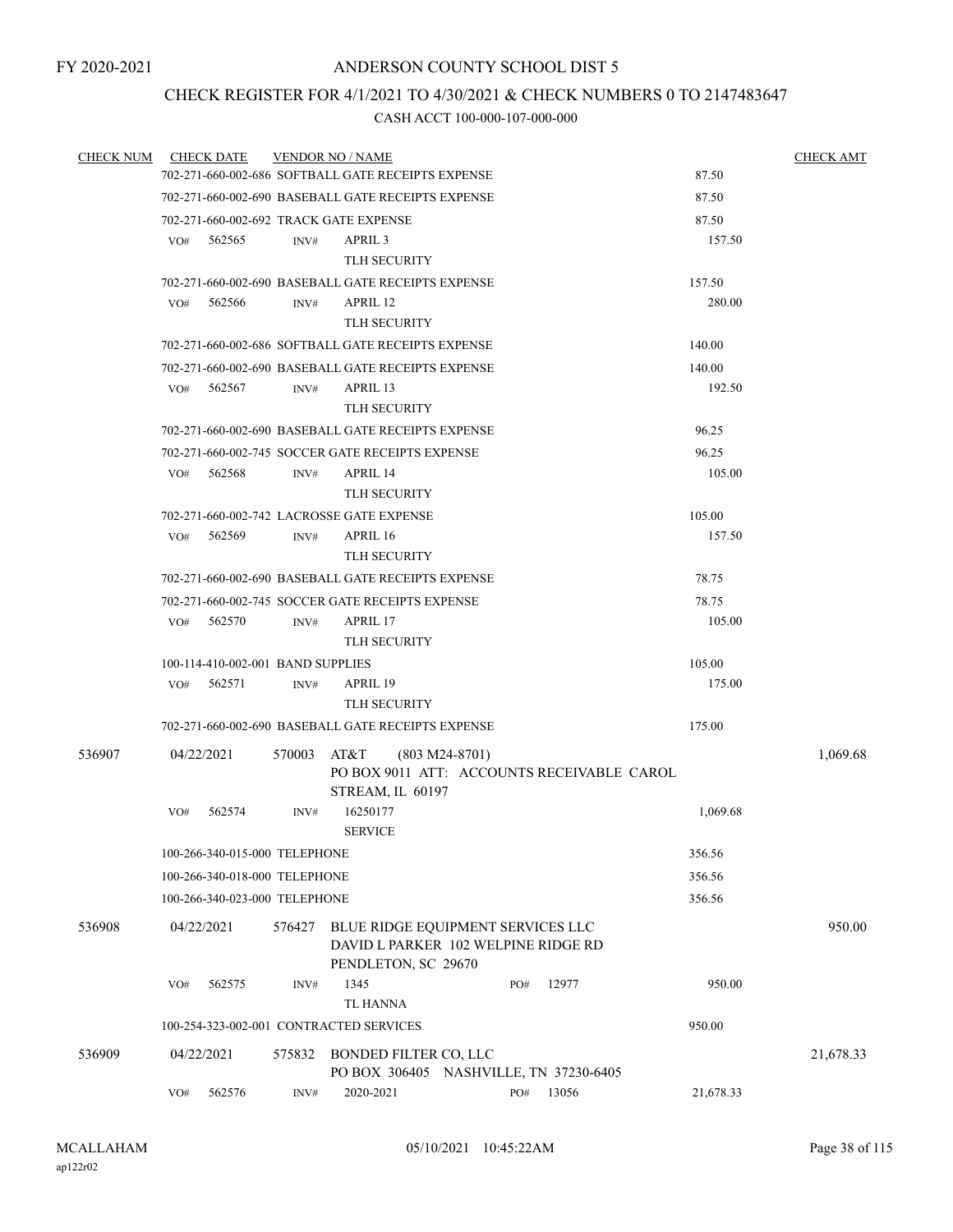FY 2020-2021

# ANDERSON COUNTY SCHOOL DIST 5

## CHECK REGISTER FOR 4/1/2021 TO 4/30/2021 & CHECK NUMBERS 0 TO 2147483647

### CASH ACCT 100-000-107-000-000

| CHECK NUM | CHECK DATE | VENDOR NO / NAME | | CHECK AMT |
|---|---|---|---|---|
| | | 702-271-660-002-686 SOFTBALL GATE RECEIPTS EXPENSE | 87.50 | |
| | | 702-271-660-002-690 BASEBALL GATE RECEIPTS EXPENSE | 87.50 | |
| | | 702-271-660-002-692 TRACK GATE EXPENSE | 87.50 | |
| | VO# 562565 | INV# APRIL 3<br>TLH SECURITY | 157.50 | |
| | | 702-271-660-002-690 BASEBALL GATE RECEIPTS EXPENSE | 157.50 | |
| | VO# 562566 | INV# APRIL 12<br>TLH SECURITY | 280.00 | |
| | | 702-271-660-002-686 SOFTBALL GATE RECEIPTS EXPENSE | 140.00 | |
| | | 702-271-660-002-690 BASEBALL GATE RECEIPTS EXPENSE | 140.00 | |
| | VO# 562567 | INV# APRIL 13<br>TLH SECURITY | 192.50 | |
| | | 702-271-660-002-690 BASEBALL GATE RECEIPTS EXPENSE | 96.25 | |
| | | 702-271-660-002-745 SOCCER GATE RECEIPTS EXPENSE | 96.25 | |
| | VO# 562568 | INV# APRIL 14<br>TLH SECURITY | 105.00 | |
| | | 702-271-660-002-742 LACROSSE GATE EXPENSE | 105.00 | |
| | VO# 562569 | INV# APRIL 16<br>TLH SECURITY | 157.50 | |
| | | 702-271-660-002-690 BASEBALL GATE RECEIPTS EXPENSE | 78.75 | |
| | | 702-271-660-002-745 SOCCER GATE RECEIPTS EXPENSE | 78.75 | |
| | VO# 562570 | INV# APRIL 17<br>TLH SECURITY | 105.00 | |
| | | 100-114-410-002-001 BAND SUPPLIES | 105.00 | |
| | VO# 562571 | INV# APRIL 19<br>TLH SECURITY | 175.00 | |
| | | 702-271-660-002-690 BASEBALL GATE RECEIPTS EXPENSE | 175.00 | |
| 536907 | 04/22/2021 | 570003 AT&T (803 M24-8701)<br>PO BOX 9011 ATT: ACCOUNTS RECEIVABLE CAROL STREAM, IL 60197 | | 1,069.68 |
| | VO# 562574 | INV# 16250177<br>SERVICE | 1,069.68 | |
| | | 100-266-340-015-000 TELEPHONE | 356.56 | |
| | | 100-266-340-018-000 TELEPHONE | 356.56 | |
| | | 100-266-340-023-000 TELEPHONE | 356.56 | |
| 536908 | 04/22/2021 | 576427 BLUE RIDGE EQUIPMENT SERVICES LLC<br>DAVID L PARKER 102 WELPINE RIDGE RD<br>PENDLETON, SC 29670 | | 950.00 |
| | VO# 562575 | INV# 1345 PO# 12977<br>TL HANNA | 950.00 | |
| | | 100-254-323-002-001 CONTRACTED SERVICES | 950.00 | |
| 536909 | 04/22/2021 | 575832 BONDED FILTER CO, LLC<br>PO BOX 306405 NASHVILLE, TN 37230-6405 | | 21,678.33 |
| | VO# 562576 | INV# 2020-2021 PO# 13056 | 21,678.33 | |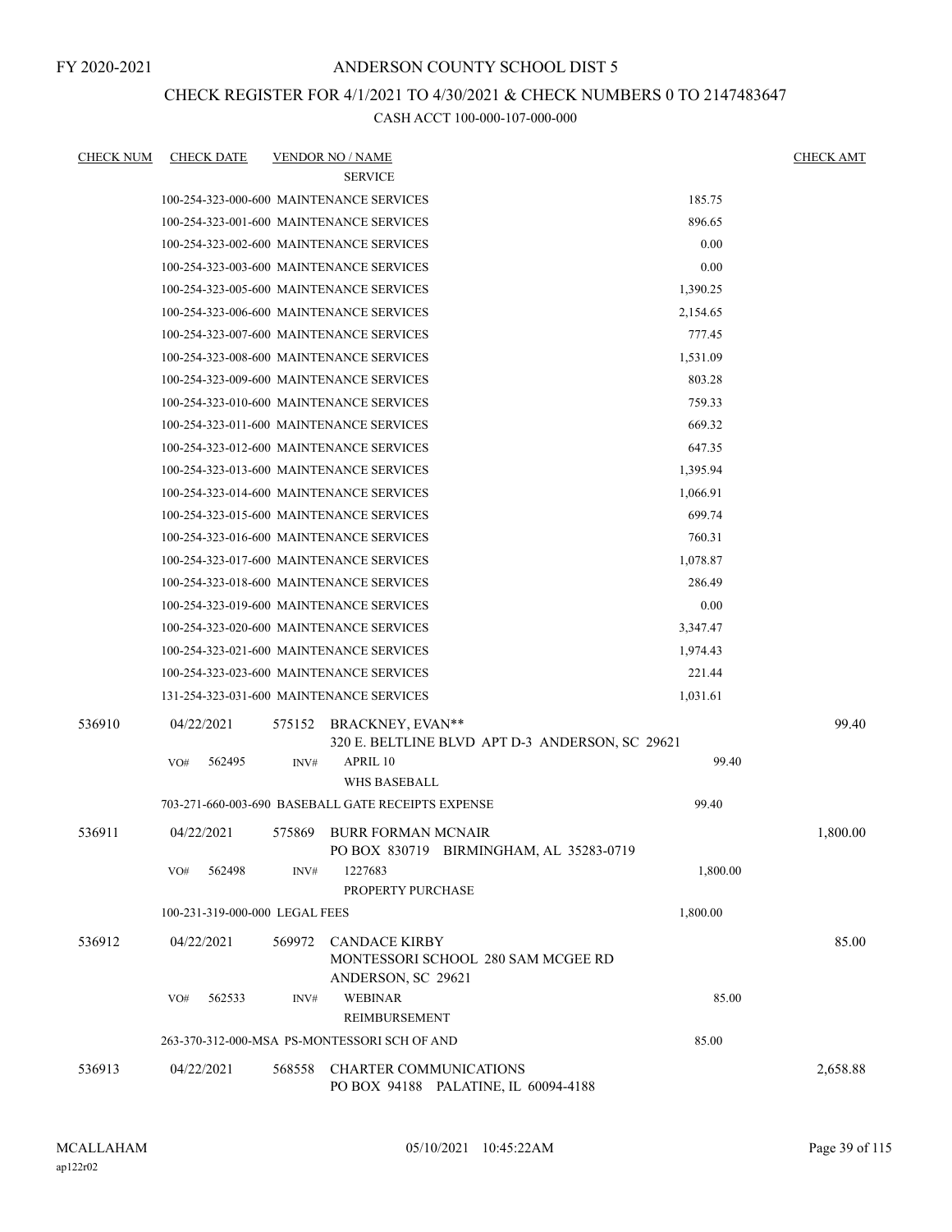FY 2020-2021

# ANDERSON COUNTY SCHOOL DIST 5

## CHECK REGISTER FOR 4/1/2021 TO 4/30/2021 & CHECK NUMBERS 0 TO 2147483647

### CASH ACCT 100-000-107-000-000

| CHECK NUM | CHECK DATE | VENDOR NO / NAME | | CHECK AMT |
|---|---|---|---|---|
| | | SERVICE | | |
| | 100-254-323-000-600 MAINTENANCE SERVICES | | 185.75 | |
| | 100-254-323-001-600 MAINTENANCE SERVICES | | 896.65 | |
| | 100-254-323-002-600 MAINTENANCE SERVICES | | 0.00 | |
| | 100-254-323-003-600 MAINTENANCE SERVICES | | 0.00 | |
| | 100-254-323-005-600 MAINTENANCE SERVICES | | 1,390.25 | |
| | 100-254-323-006-600 MAINTENANCE SERVICES | | 2,154.65 | |
| | 100-254-323-007-600 MAINTENANCE SERVICES | | 777.45 | |
| | 100-254-323-008-600 MAINTENANCE SERVICES | | 1,531.09 | |
| | 100-254-323-009-600 MAINTENANCE SERVICES | | 803.28 | |
| | 100-254-323-010-600 MAINTENANCE SERVICES | | 759.33 | |
| | 100-254-323-011-600 MAINTENANCE SERVICES | | 669.32 | |
| | 100-254-323-012-600 MAINTENANCE SERVICES | | 647.35 | |
| | 100-254-323-013-600 MAINTENANCE SERVICES | | 1,395.94 | |
| | 100-254-323-014-600 MAINTENANCE SERVICES | | 1,066.91 | |
| | 100-254-323-015-600 MAINTENANCE SERVICES | | 699.74 | |
| | 100-254-323-016-600 MAINTENANCE SERVICES | | 760.31 | |
| | 100-254-323-017-600 MAINTENANCE SERVICES | | 1,078.87 | |
| | 100-254-323-018-600 MAINTENANCE SERVICES | | 286.49 | |
| | 100-254-323-019-600 MAINTENANCE SERVICES | | 0.00 | |
| | 100-254-323-020-600 MAINTENANCE SERVICES | | 3,347.47 | |
| | 100-254-323-021-600 MAINTENANCE SERVICES | | 1,974.43 | |
| | 100-254-323-023-600 MAINTENANCE SERVICES | | 221.44 | |
| | 131-254-323-031-600 MAINTENANCE SERVICES | | 1,031.61 | |
| 536910 | 04/22/2021 | 575152 BRACKNEY, EVAN**<br>320 E. BELTLINE BLVD APT D-3 ANDERSON, SC 29621 | | 99.40 |
| | VO# 562495 | INV# APRIL 10<br>WHS BASEBALL | 99.40 | |
| | 703-271-660-003-690 BASEBALL GATE RECEIPTS EXPENSE | | 99.40 | |
| 536911 | 04/22/2021 | 575869 BURR FORMAN MCNAIR<br>PO BOX 830719 BIRMINGHAM, AL 35283-0719 | | 1,800.00 |
| | VO# 562498 | INV# 1227683<br>PROPERTY PURCHASE | 1,800.00 | |
| | 100-231-319-000-000 LEGAL FEES | | 1,800.00 | |
| 536912 | 04/22/2021 | 569972 CANDACE KIRBY<br>MONTESSORI SCHOOL 280 SAM MCGEE RD<br>ANDERSON, SC 29621 | | 85.00 |
| | VO# 562533 | INV# WEBINAR<br>REIMBURSEMENT | 85.00 | |
| | 263-370-312-000-MSA PS-MONTESSORI SCH OF AND | | 85.00 | |
| 536913 | 04/22/2021 | 568558 CHARTER COMMUNICATIONS<br>PO BOX 94188 PALATINE, IL 60094-4188 | | 2,658.88 |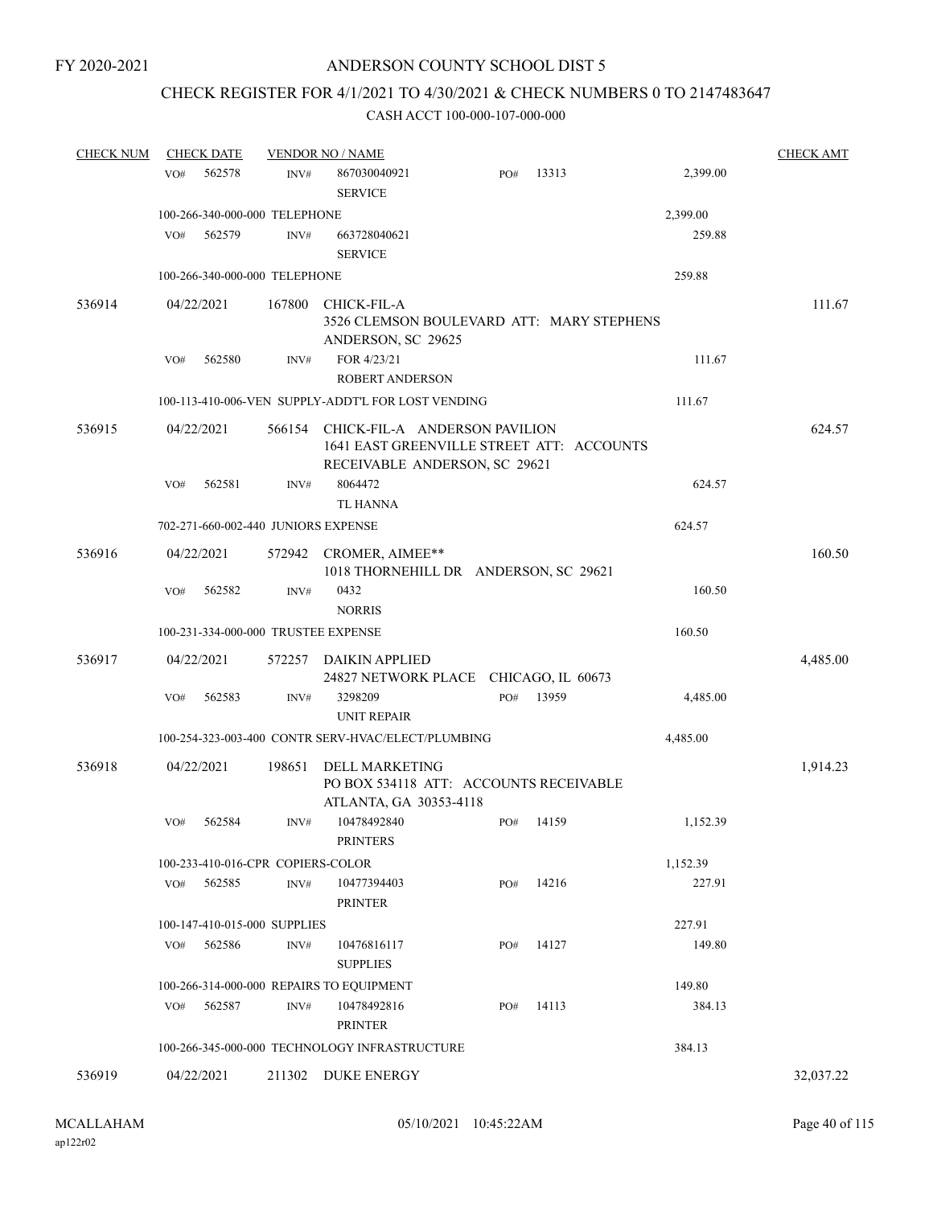# ANDERSON COUNTY SCHOOL DIST 5

FY 2020-2021

## CHECK REGISTER FOR 4/1/2021 TO 4/30/2021 & CHECK NUMBERS 0 TO 2147483647

CASH ACCT 100-000-107-000-000

| CHECK NUM | CHECK DATE | VENDOR NO / NAME | | | CHECK AMT |
|---|---|---|---|---|---|
| | VO# 562578 | INV# 867030040921 SERVICE | PO# 13313 | 2,399.00 | |
| | 100-266-340-000-000 TELEPHONE | | | 2,399.00 | |
| | VO# 562579 | INV# 663728040621 SERVICE | | 259.88 | |
| | 100-266-340-000-000 TELEPHONE | | | 259.88 | |
| 536914 | 04/22/2021 | 167800 CHICK-FIL-A 3526 CLEMSON BOULEVARD ATT: MARY STEPHENS ANDERSON, SC 29625 | | | 111.67 |
| | VO# 562580 | INV# FOR 4/23/21 ROBERT ANDERSON | | 111.67 | |
| | 100-113-410-006-VEN SUPPLY-ADDT'L FOR LOST VENDING | | | 111.67 | |
| 536915 | 04/22/2021 | 566154 CHICK-FIL-A ANDERSON PAVILION 1641 EAST GREENVILLE STREET ATT: ACCOUNTS RECEIVABLE ANDERSON, SC 29621 | | | 624.57 |
| | VO# 562581 | INV# 8064472 TL HANNA | | 624.57 | |
| | 702-271-660-002-440 JUNIORS EXPENSE | | | 624.57 | |
| 536916 | 04/22/2021 | 572942 CROMER, AIMEE** 1018 THORNEHILL DR ANDERSON, SC 29621 | | | 160.50 |
| | VO# 562582 | INV# 0432 NORRIS | | 160.50 | |
| | 100-231-334-000-000 TRUSTEE EXPENSE | | | 160.50 | |
| 536917 | 04/22/2021 | 572257 DAIKIN APPLIED 24827 NETWORK PLACE CHICAGO, IL 60673 | | | 4,485.00 |
| | VO# 562583 | INV# 3298209 UNIT REPAIR | PO# 13959 | 4,485.00 | |
| | 100-254-323-003-400 CONTR SERV-HVAC/ELECT/PLUMBING | | | 4,485.00 | |
| 536918 | 04/22/2021 | 198651 DELL MARKETING PO BOX 534118 ATT: ACCOUNTS RECEIVABLE ATLANTA, GA 30353-4118 | | | 1,914.23 |
| | VO# 562584 | INV# 10478492840 PRINTERS | PO# 14159 | 1,152.39 | |
| | 100-233-410-016-CPR COPIERS-COLOR | | | 1,152.39 | |
| | VO# 562585 | INV# 10477394403 PRINTER | PO# 14216 | 227.91 | |
| | 100-147-410-015-000 SUPPLIES | | | 227.91 | |
| | VO# 562586 | INV# 10476816117 SUPPLIES | PO# 14127 | 149.80 | |
| | 100-266-314-000-000 REPAIRS TO EQUIPMENT | | | 149.80 | |
| | VO# 562587 | INV# 10478492816 PRINTER | PO# 14113 | 384.13 | |
| | 100-266-345-000-000 TECHNOLOGY INFRASTRUCTURE | | | 384.13 | |
| 536919 | 04/22/2021 | 211302 DUKE ENERGY | | | 32,037.22 |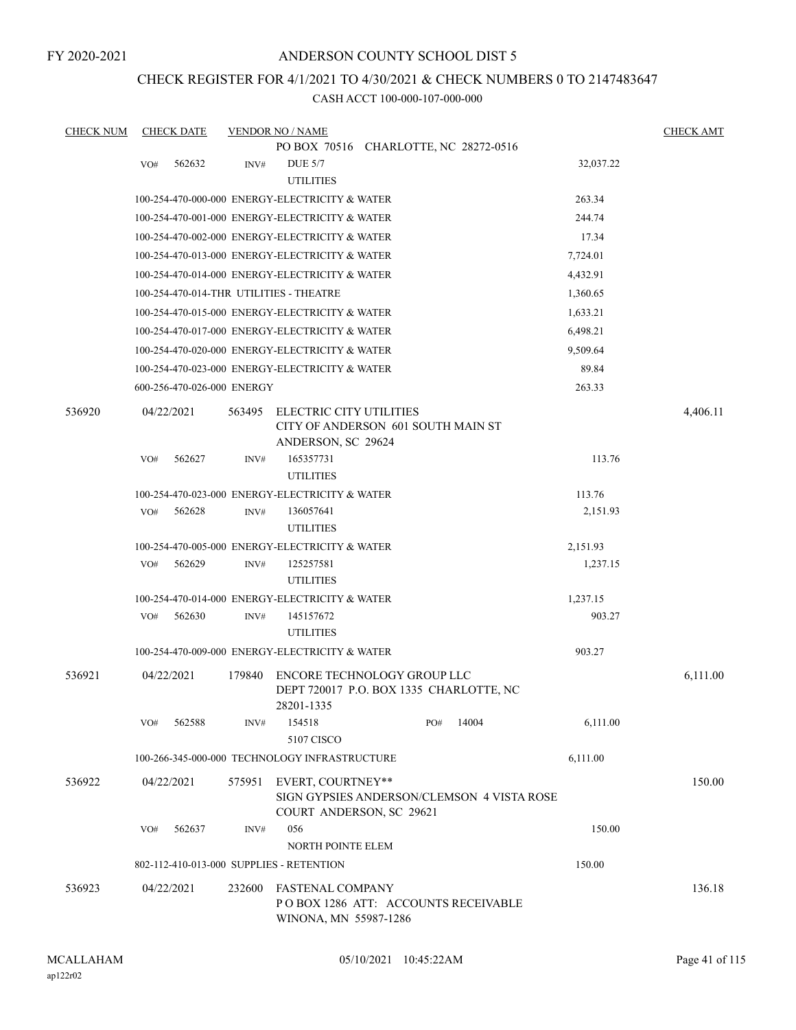# ANDERSON COUNTY SCHOOL DIST 5

## CHECK REGISTER FOR 4/1/2021 TO 4/30/2021 & CHECK NUMBERS 0 TO 2147483647

CASH ACCT 100-000-107-000-000

| CHECK NUM | CHECK DATE | VENDOR NO / NAME | | CHECK AMT |
|---|---|---|---|---|
| | | PO BOX 70516 CHARLOTTE, NC 28272-0516 | | |
| | VO# 562632 | INV# DUE 5/7 UTILITIES | 32,037.22 | |
| | | 100-254-470-000-000 ENERGY-ELECTRICITY & WATER | 263.34 | |
| | | 100-254-470-001-000 ENERGY-ELECTRICITY & WATER | 244.74 | |
| | | 100-254-470-002-000 ENERGY-ELECTRICITY & WATER | 17.34 | |
| | | 100-254-470-013-000 ENERGY-ELECTRICITY & WATER | 7,724.01 | |
| | | 100-254-470-014-000 ENERGY-ELECTRICITY & WATER | 4,432.91 | |
| | | 100-254-470-014-THR UTILITIES - THEATRE | 1,360.65 | |
| | | 100-254-470-015-000 ENERGY-ELECTRICITY & WATER | 1,633.21 | |
| | | 100-254-470-017-000 ENERGY-ELECTRICITY & WATER | 6,498.21 | |
| | | 100-254-470-020-000 ENERGY-ELECTRICITY & WATER | 9,509.64 | |
| | | 100-254-470-023-000 ENERGY-ELECTRICITY & WATER | 89.84 | |
| | | 600-256-470-026-000 ENERGY | 263.33 | |
| 536920 | 04/22/2021 | 563495 ELECTRIC CITY UTILITIES CITY OF ANDERSON 601 SOUTH MAIN ST ANDERSON, SC 29624 | | 4,406.11 |
| | VO# 562627 | INV# 165357731 UTILITIES | 113.76 | |
| | | 100-254-470-023-000 ENERGY-ELECTRICITY & WATER | 113.76 | |
| | VO# 562628 | INV# 136057641 UTILITIES | 2,151.93 | |
| | | 100-254-470-005-000 ENERGY-ELECTRICITY & WATER | 2,151.93 | |
| | VO# 562629 | INV# 125257581 UTILITIES | 1,237.15 | |
| | | 100-254-470-014-000 ENERGY-ELECTRICITY & WATER | 1,237.15 | |
| | VO# 562630 | INV# 145157672 UTILITIES | 903.27 | |
| | | 100-254-470-009-000 ENERGY-ELECTRICITY & WATER | 903.27 | |
| 536921 | 04/22/2021 | 179840 ENCORE TECHNOLOGY GROUP LLC DEPT 720017 P.O. BOX 1335 CHARLOTTE, NC 28201-1335 | | 6,111.00 |
| | VO# 562588 | INV# 154518 PO# 14004 5107 CISCO | 6,111.00 | |
| | | 100-266-345-000-000 TECHNOLOGY INFRASTRUCTURE | 6,111.00 | |
| 536922 | 04/22/2021 | 575951 EVERT, COURTNEY** SIGN GYPSIES ANDERSON/CLEMSON 4 VISTA ROSE COURT ANDERSON, SC 29621 | | 150.00 |
| | VO# 562637 | INV# 056 NORTH POINTE ELEM | 150.00 | |
| | | 802-112-410-013-000 SUPPLIES - RETENTION | 150.00 | |
| 536923 | 04/22/2021 | 232600 FASTENAL COMPANY P O BOX 1286 ATT: ACCOUNTS RECEIVABLE WINONA, MN 55987-1286 | | 136.18 |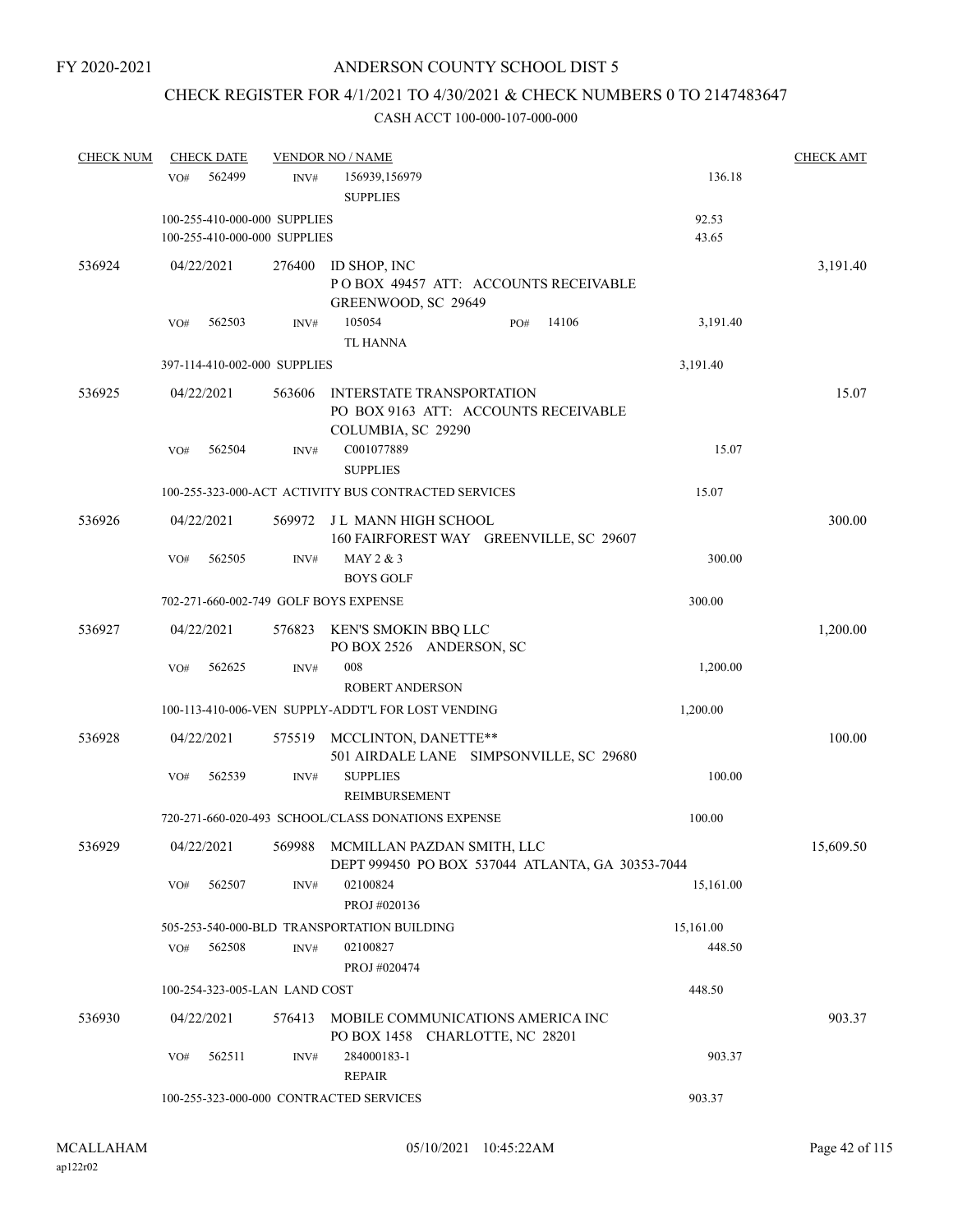FY 2020-2021

# ANDERSON COUNTY SCHOOL DIST 5

## CHECK REGISTER FOR 4/1/2021 TO 4/30/2021 & CHECK NUMBERS 0 TO 2147483647

### CASH ACCT 100-000-107-000-000

| CHECK NUM | CHECK DATE | VENDOR NO / NAME | | CHECK AMT |
|---|---|---|---|---|
| | VO# 562499 | INV# 156939,156979 SUPPLIES | 136.18 | |
| | 100-255-410-000-000 SUPPLIES | | 92.53 | |
| | 100-255-410-000-000 SUPPLIES | | 43.65 | |
| 536924 | 04/22/2021 | 276400 ID SHOP, INC<br>P O BOX 49457 ATT: ACCOUNTS RECEIVABLE<br>GREENWOOD, SC 29649 | | 3,191.40 |
| | VO# 562503 | INV# 105054 PO# 14106<br>TL HANNA | 3,191.40 | |
| | 397-114-410-002-000 SUPPLIES | | 3,191.40 | |
| 536925 | 04/22/2021 | 563606 INTERSTATE TRANSPORTATION<br>PO BOX 9163 ATT: ACCOUNTS RECEIVABLE<br>COLUMBIA, SC 29290 | | 15.07 |
| | VO# 562504 | INV# C001077889<br>SUPPLIES | 15.07 | |
| | 100-255-323-000-ACT ACTIVITY BUS CONTRACTED SERVICES | | 15.07 | |
| 536926 | 04/22/2021 | 569972 J L MANN HIGH SCHOOL<br>160 FAIRFOREST WAY GREENVILLE, SC 29607 | | 300.00 |
| | VO# 562505 | INV# MAY 2 & 3<br>BOYS GOLF | 300.00 | |
| | 702-271-660-002-749 GOLF BOYS EXPENSE | | 300.00 | |
| 536927 | 04/22/2021 | 576823 KEN'S SMOKIN BBQ LLC<br>PO BOX 2526 ANDERSON, SC | | 1,200.00 |
| | VO# 562625 | INV# 008<br>ROBERT ANDERSON | 1,200.00 | |
| | 100-113-410-006-VEN SUPPLY-ADDT'L FOR LOST VENDING | | 1,200.00 | |
| 536928 | 04/22/2021 | 575519 MCCLINTON, DANETTE**<br>501 AIRDALE LANE SIMPSONVILLE, SC 29680 | | 100.00 |
| | VO# 562539 | INV# SUPPLIES<br>REIMBURSEMENT | 100.00 | |
| | 720-271-660-020-493 SCHOOL/CLASS DONATIONS EXPENSE | | 100.00 | |
| 536929 | 04/22/2021 | 569988 MCMILLAN PAZDAN SMITH, LLC<br>DEPT 999450 PO BOX 537044 ATLANTA, GA 30353-7044 | | 15,609.50 |
| | VO# 562507 | INV# 02100824<br>PROJ #020136 | 15,161.00 | |
| | 505-253-540-000-BLD TRANSPORTATION BUILDING | | 15,161.00 | |
| | VO# 562508 | INV# 02100827<br>PROJ #020474 | 448.50 | |
| | 100-254-323-005-LAN LAND COST | | 448.50 | |
| 536930 | 04/22/2021 | 576413 MOBILE COMMUNICATIONS AMERICA INC<br>PO BOX 1458 CHARLOTTE, NC 28201 | | 903.37 |
| | VO# 562511 | INV# 284000183-1<br>REPAIR | 903.37 | |
| | 100-255-323-000-000 CONTRACTED SERVICES | | 903.37 | |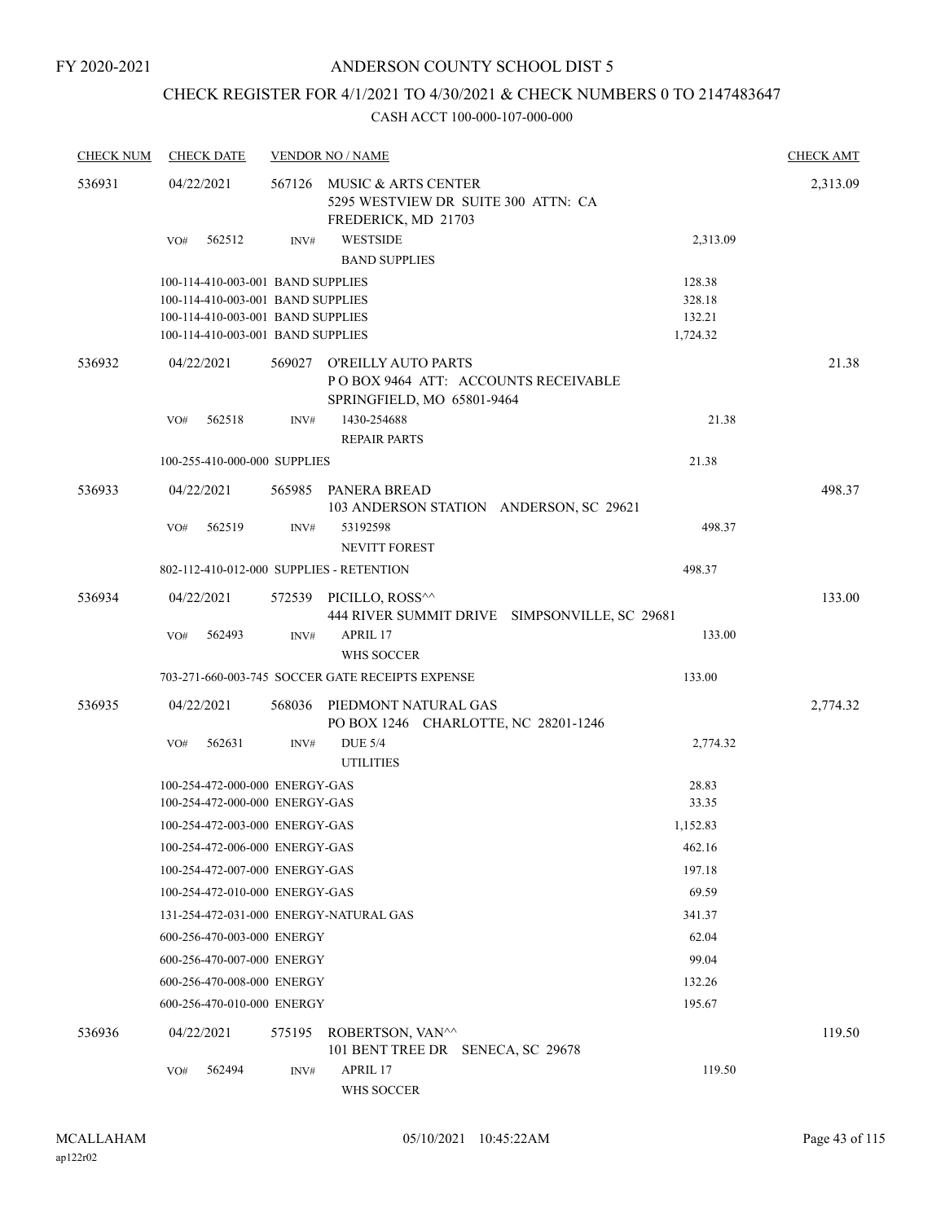FY 2020-2021

# ANDERSON COUNTY SCHOOL DIST 5

## CHECK REGISTER FOR 4/1/2021 TO 4/30/2021 & CHECK NUMBERS 0 TO 2147483647

### CASH ACCT 100-000-107-000-000

| CHECK NUM | CHECK DATE | VENDOR NO / NAME | | CHECK AMT |
|---|---|---|---|---|
| 536931 | 04/22/2021 | 567126 MUSIC & ARTS CENTER<br>5295 WESTVIEW DR SUITE 300 ATTN: CA<br>FREDERICK, MD 21703 | | 2,313.09 |
| | VO# 562512 | INV# WESTSIDE<br>BAND SUPPLIES | 2,313.09 | |
| | 100-114-410-003-001 BAND SUPPLIES | | 128.38 | |
| | 100-114-410-003-001 BAND SUPPLIES | | 328.18 | |
| | 100-114-410-003-001 BAND SUPPLIES | | 132.21 | |
| | 100-114-410-003-001 BAND SUPPLIES | | 1,724.32 | |
| 536932 | 04/22/2021 | 569027 O'REILLY AUTO PARTS<br>P O BOX 9464 ATT: ACCOUNTS RECEIVABLE<br>SPRINGFIELD, MO 65801-9464 | | 21.38 |
| | VO# 562518 | INV# 1430-254688<br>REPAIR PARTS | 21.38 | |
| | 100-255-410-000-000 SUPPLIES | | 21.38 | |
| 536933 | 04/22/2021 | 565985 PANERA BREAD<br>103 ANDERSON STATION ANDERSON, SC 29621 | | 498.37 |
| | VO# 562519 | INV# 53192598<br>NEVITT FOREST | 498.37 | |
| | 802-112-410-012-000 SUPPLIES - RETENTION | | 498.37 | |
| 536934 | 04/22/2021 | 572539 PICILLO, ROSS^^<br>444 RIVER SUMMIT DRIVE SIMPSONVILLE, SC 29681 | | 133.00 |
| | VO# 562493 | INV# APRIL 17<br>WHS SOCCER | 133.00 | |
| | 703-271-660-003-745 SOCCER GATE RECEIPTS EXPENSE | | 133.00 | |
| 536935 | 04/22/2021 | 568036 PIEDMONT NATURAL GAS<br>PO BOX 1246 CHARLOTTE, NC 28201-1246 | | 2,774.32 |
| | VO# 562631 | INV# DUE 5/4<br>UTILITIES | 2,774.32 | |
| | 100-254-472-000-000 ENERGY-GAS | | 28.83 | |
| | 100-254-472-000-000 ENERGY-GAS | | 33.35 | |
| | 100-254-472-003-000 ENERGY-GAS | | 1,152.83 | |
| | 100-254-472-006-000 ENERGY-GAS | | 462.16 | |
| | 100-254-472-007-000 ENERGY-GAS | | 197.18 | |
| | 100-254-472-010-000 ENERGY-GAS | | 69.59 | |
| | 131-254-472-031-000 ENERGY-NATURAL GAS | | 341.37 | |
| | 600-256-470-003-000 ENERGY | | 62.04 | |
| | 600-256-470-007-000 ENERGY | | 99.04 | |
| | 600-256-470-008-000 ENERGY | | 132.26 | |
| | 600-256-470-010-000 ENERGY | | 195.67 | |
| 536936 | 04/22/2021 | 575195 ROBERTSON, VAN^^<br>101 BENT TREE DR SENECA, SC 29678 | | 119.50 |
| | VO# 562494 | INV# APRIL 17<br>WHS SOCCER | 119.50 | |

MCALLAHAM
ap122r02

05/10/2021 10:45:22AM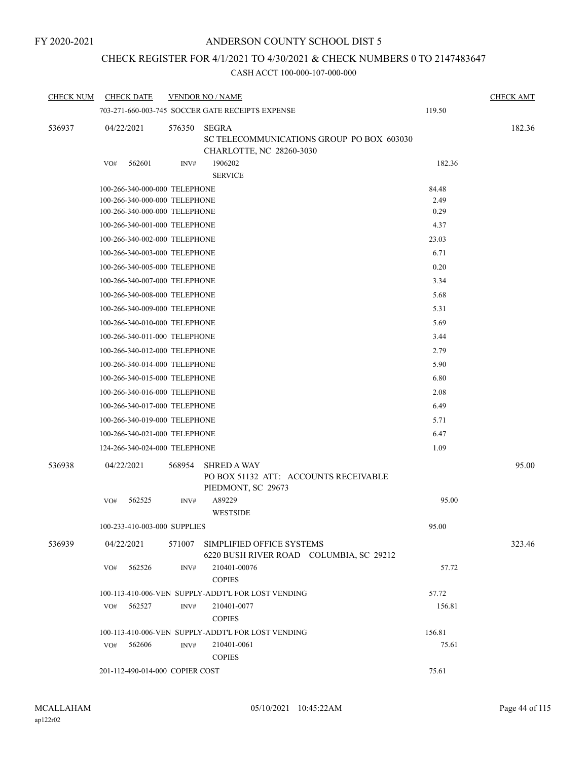FY 2020-2021

# ANDERSON COUNTY SCHOOL DIST 5

## CHECK REGISTER FOR 4/1/2021 TO 4/30/2021 & CHECK NUMBERS 0 TO 2147483647

### CASH ACCT 100-000-107-000-000

| CHECK NUM | CHECK DATE | VENDOR NO / NAME | | CHECK AMT |
|---|---|---|---|---|
| | 703-271-660-003-745 SOCCER GATE RECEIPTS EXPENSE | | 119.50 | |
| 536937 | 04/22/2021 | 576350 SEGRA<br>SC TELECOMMUNICATIONS GROUP PO BOX 603030<br>CHARLOTTE, NC 28260-3030 | | 182.36 |
| | VO# 562601 | INV# 1906202<br>SERVICE | 182.36 | |
| | 100-266-340-000-000 TELEPHONE | | 84.48 | |
| | 100-266-340-000-000 TELEPHONE | | 2.49 | |
| | 100-266-340-000-000 TELEPHONE | | 0.29 | |
| | 100-266-340-001-000 TELEPHONE | | 4.37 | |
| | 100-266-340-002-000 TELEPHONE | | 23.03 | |
| | 100-266-340-003-000 TELEPHONE | | 6.71 | |
| | 100-266-340-005-000 TELEPHONE | | 0.20 | |
| | 100-266-340-007-000 TELEPHONE | | 3.34 | |
| | 100-266-340-008-000 TELEPHONE | | 5.68 | |
| | 100-266-340-009-000 TELEPHONE | | 5.31 | |
| | 100-266-340-010-000 TELEPHONE | | 5.69 | |
| | 100-266-340-011-000 TELEPHONE | | 3.44 | |
| | 100-266-340-012-000 TELEPHONE | | 2.79 | |
| | 100-266-340-014-000 TELEPHONE | | 5.90 | |
| | 100-266-340-015-000 TELEPHONE | | 6.80 | |
| | 100-266-340-016-000 TELEPHONE | | 2.08 | |
| | 100-266-340-017-000 TELEPHONE | | 6.49 | |
| | 100-266-340-019-000 TELEPHONE | | 5.71 | |
| | 100-266-340-021-000 TELEPHONE | | 6.47 | |
| | 124-266-340-024-000 TELEPHONE | | 1.09 | |
| 536938 | 04/22/2021 | 568954 SHRED A WAY<br>PO BOX 51132 ATT: ACCOUNTS RECEIVABLE<br>PIEDMONT, SC 29673 | | 95.00 |
| | VO# 562525 | INV# A89229<br>WESTSIDE | 95.00 | |
| | 100-233-410-003-000 SUPPLIES | | 95.00 | |
| 536939 | 04/22/2021 | 571007 SIMPLIFIED OFFICE SYSTEMS<br>6220 BUSH RIVER ROAD COLUMBIA, SC 29212 | | 323.46 |
| | VO# 562526 | INV# 210401-00076<br>COPIES | 57.72 | |
| | 100-113-410-006-VEN SUPPLY-ADDT'L FOR LOST VENDING | | 57.72 | |
| | VO# 562527 | INV# 210401-0077<br>COPIES | 156.81 | |
| | 100-113-410-006-VEN SUPPLY-ADDT'L FOR LOST VENDING | | 156.81 | |
| | VO# 562606 | INV# 210401-0061<br>COPIES | 75.61 | |
| | 201-112-490-014-000 COPIER COST | | 75.61 | |

MCALLAHAM
ap122r02

05/10/2021 10:45:22AM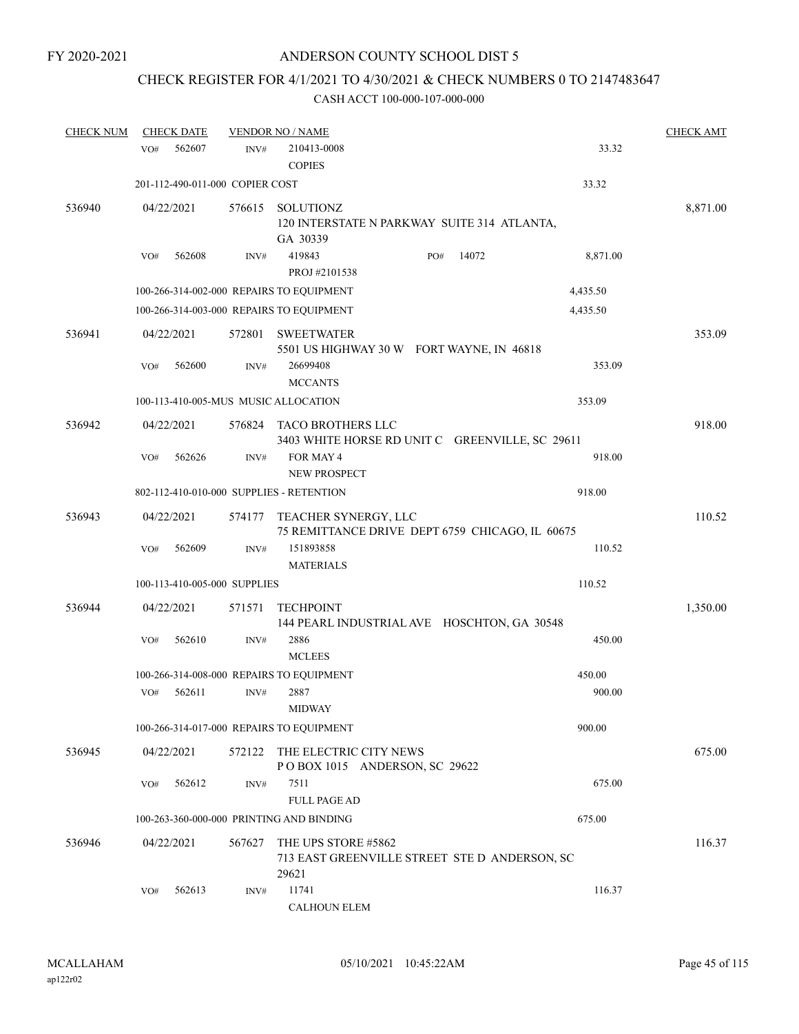FY 2020-2021

# ANDERSON COUNTY SCHOOL DIST 5

## CHECK REGISTER FOR 4/1/2021 TO 4/30/2021 & CHECK NUMBERS 0 TO 2147483647

### CASH ACCT 100-000-107-000-000

| CHECK NUM | CHECK DATE | VENDOR NO / NAME | | | CHECK AMT |
|---|---|---|---|---|---|
| | VO# 562607 | INV# 210413-0008 COPIES | | 33.32 | |
| | 201-112-490-011-000 COPIER COST | | | 33.32 | |
| 536940 | 04/22/2021 | 576615 SOLUTIONZ 120 INTERSTATE N PARKWAY SUITE 314 ATLANTA, GA 30339 | | | 8,871.00 |
| | VO# 562608 | INV# 419843 PROJ #2101538 | PO# 14072 | 8,871.00 | |
| | 100-266-314-002-000 REPAIRS TO EQUIPMENT | | | 4,435.50 | |
| | 100-266-314-003-000 REPAIRS TO EQUIPMENT | | | 4,435.50 | |
| 536941 | 04/22/2021 | 572801 SWEETWATER 5501 US HIGHWAY 30 W FORT WAYNE, IN 46818 | | | 353.09 |
| | VO# 562600 | INV# 26699408 MCCANTS | | 353.09 | |
| | 100-113-410-005-MUS MUSIC ALLOCATION | | | 353.09 | |
| 536942 | 04/22/2021 | 576824 TACO BROTHERS LLC 3403 WHITE HORSE RD UNIT C GREENVILLE, SC 29611 | | | 918.00 |
| | VO# 562626 | INV# FOR MAY 4 NEW PROSPECT | | 918.00 | |
| | 802-112-410-010-000 SUPPLIES - RETENTION | | | 918.00 | |
| 536943 | 04/22/2021 | 574177 TEACHER SYNERGY, LLC 75 REMITTANCE DRIVE DEPT 6759 CHICAGO, IL 60675 | | | 110.52 |
| | VO# 562609 | INV# 151893858 MATERIALS | | 110.52 | |
| | 100-113-410-005-000 SUPPLIES | | | 110.52 | |
| 536944 | 04/22/2021 | 571571 TECHPOINT 144 PEARL INDUSTRIAL AVE HOSCHTON, GA 30548 | | | 1,350.00 |
| | VO# 562610 | INV# 2886 MCLEES | | 450.00 | |
| | 100-266-314-008-000 REPAIRS TO EQUIPMENT | | | 450.00 | |
| | VO# 562611 | INV# 2887 MIDWAY | | 900.00 | |
| | 100-266-314-017-000 REPAIRS TO EQUIPMENT | | | 900.00 | |
| 536945 | 04/22/2021 | 572122 THE ELECTRIC CITY NEWS P O BOX 1015 ANDERSON, SC 29622 | | | 675.00 |
| | VO# 562612 | INV# 7511 FULL PAGE AD | | 675.00 | |
| | 100-263-360-000-000 PRINTING AND BINDING | | | 675.00 | |
| 536946 | 04/22/2021 | 567627 THE UPS STORE #5862 713 EAST GREENVILLE STREET STE D ANDERSON, SC 29621 | | | 116.37 |
| | VO# 562613 | INV# 11741 CALHOUN ELEM | | 116.37 | |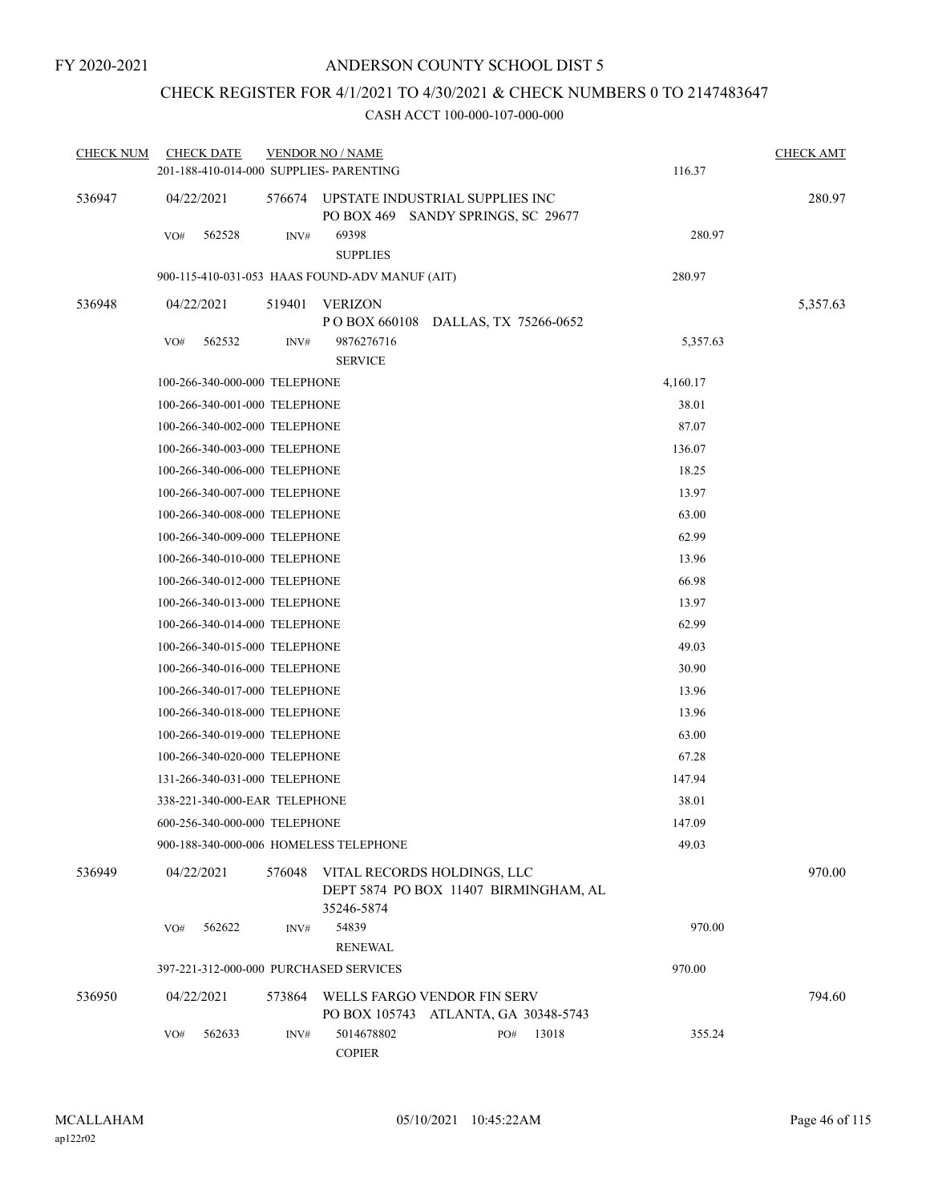FY 2020-2021

# ANDERSON COUNTY SCHOOL DIST 5

## CHECK REGISTER FOR 4/1/2021 TO 4/30/2021 & CHECK NUMBERS 0 TO 2147483647

CASH ACCT 100-000-107-000-000

| CHECK NUM | CHECK DATE | VENDOR NO / NAME | | CHECK AMT |
|---|---|---|---|---|
| | 201-188-410-014-000 SUPPLIES- PARENTING | | 116.37 | |
| 536947 | 04/22/2021 | 576674 UPSTATE INDUSTRIAL SUPPLIES INC<br>PO BOX 469 SANDY SPRINGS, SC 29677 | | 280.97 |
| | VO# 562528 | INV# 69398<br>SUPPLIES | 280.97 | |
| | 900-115-410-031-053 HAAS FOUND-ADV MANUF (AIT) | | 280.97 | |
| 536948 | 04/22/2021 | 519401 VERIZON<br>P O BOX 660108 DALLAS, TX 75266-0652 | | 5,357.63 |
| | VO# 562532 | INV# 9876276716<br>SERVICE | 5,357.63 | |
| | 100-266-340-000-000 TELEPHONE | | 4,160.17 | |
| | 100-266-340-001-000 TELEPHONE | | 38.01 | |
| | 100-266-340-002-000 TELEPHONE | | 87.07 | |
| | 100-266-340-003-000 TELEPHONE | | 136.07 | |
| | 100-266-340-006-000 TELEPHONE | | 18.25 | |
| | 100-266-340-007-000 TELEPHONE | | 13.97 | |
| | 100-266-340-008-000 TELEPHONE | | 63.00 | |
| | 100-266-340-009-000 TELEPHONE | | 62.99 | |
| | 100-266-340-010-000 TELEPHONE | | 13.96 | |
| | 100-266-340-012-000 TELEPHONE | | 66.98 | |
| | 100-266-340-013-000 TELEPHONE | | 13.97 | |
| | 100-266-340-014-000 TELEPHONE | | 62.99 | |
| | 100-266-340-015-000 TELEPHONE | | 49.03 | |
| | 100-266-340-016-000 TELEPHONE | | 30.90 | |
| | 100-266-340-017-000 TELEPHONE | | 13.96 | |
| | 100-266-340-018-000 TELEPHONE | | 13.96 | |
| | 100-266-340-019-000 TELEPHONE | | 63.00 | |
| | 100-266-340-020-000 TELEPHONE | | 67.28 | |
| | 131-266-340-031-000 TELEPHONE | | 147.94 | |
| | 338-221-340-000-EAR TELEPHONE | | 38.01 | |
| | 600-256-340-000-000 TELEPHONE | | 147.09 | |
| | 900-188-340-000-006 HOMELESS TELEPHONE | | 49.03 | |
| 536949 | 04/22/2021 | 576048 VITAL RECORDS HOLDINGS, LLC<br>DEPT 5874 PO BOX 11407 BIRMINGHAM, AL 35246-5874 | | 970.00 |
| | VO# 562622 | INV# 54839<br>RENEWAL | 970.00 | |
| | 397-221-312-000-000 PURCHASED SERVICES | | 970.00 | |
| 536950 | 04/22/2021 | 573864 WELLS FARGO VENDOR FIN SERV<br>PO BOX 105743 ATLANTA, GA 30348-5743 | | 794.60 |
| | VO# 562633 | INV# 5014678802 PO# 13018<br>COPIER | 355.24 | |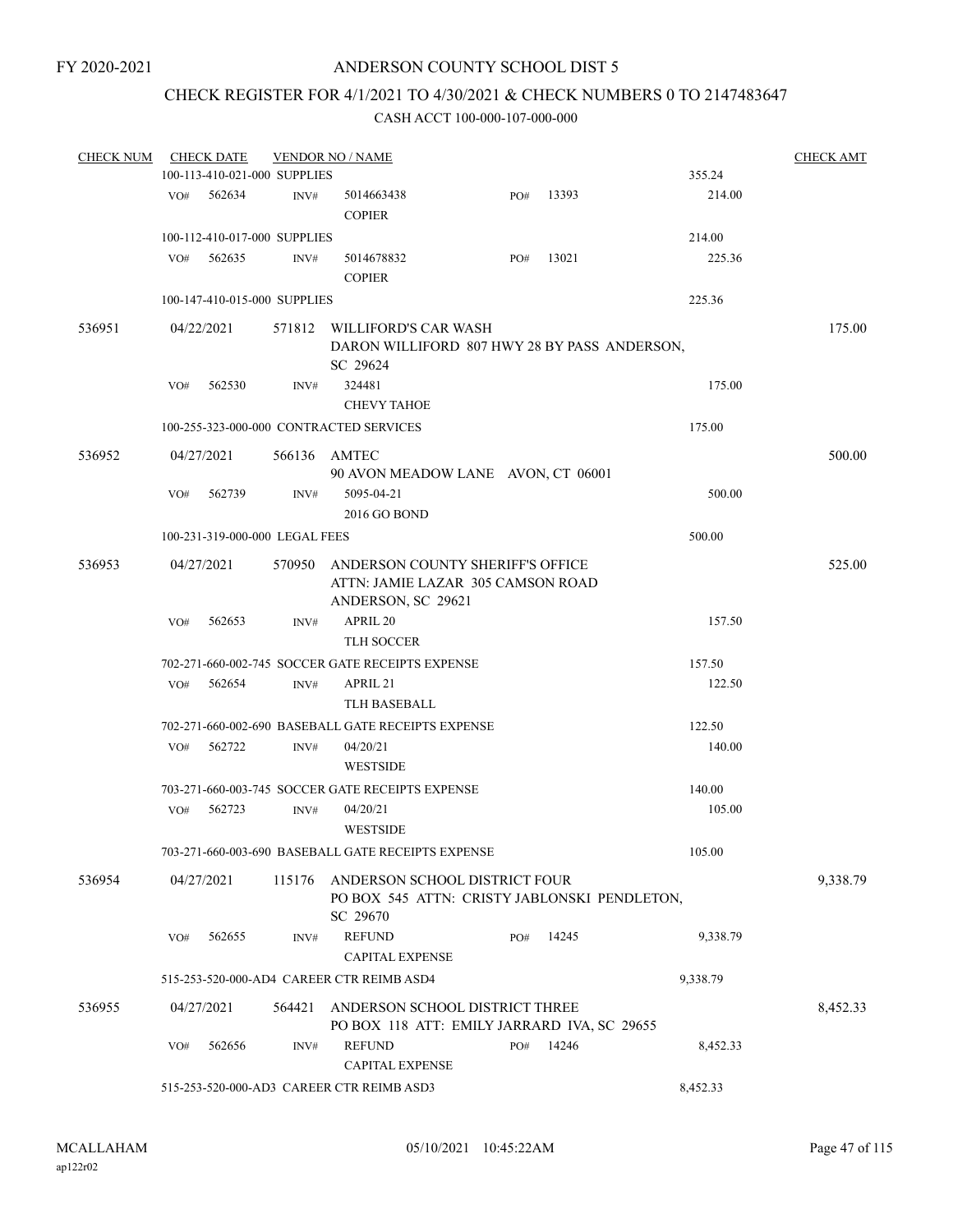FY 2020-2021

# ANDERSON COUNTY SCHOOL DIST 5

## CHECK REGISTER FOR 4/1/2021 TO 4/30/2021 & CHECK NUMBERS 0 TO 2147483647

### CASH ACCT 100-000-107-000-000

| CHECK NUM | CHECK DATE | VENDOR NO / NAME | | | CHECK AMT |
|---|---|---|---|---|---|
| | 100-113-410-021-000 SUPPLIES | | | 355.24 | |
| | VO# 562634 | INV# 5014663438 COPIER | PO# 13393 | 214.00 | |
| | 100-112-410-017-000 SUPPLIES | | | 214.00 | |
| | VO# 562635 | INV# 5014678832 COPIER | PO# 13021 | 225.36 | |
| | 100-147-410-015-000 SUPPLIES | | | 225.36 | |
| 536951 | 04/22/2021 | 571812 WILLIFORD'S CAR WASH DARON WILLIFORD 807 HWY 28 BY PASS ANDERSON, SC 29624 | | | 175.00 |
| | VO# 562530 | INV# 324481 CHEVY TAHOE | | 175.00 | |
| | 100-255-323-000-000 CONTRACTED SERVICES | | | 175.00 | |
| 536952 | 04/27/2021 | 566136 AMTEC 90 AVON MEADOW LANE AVON, CT 06001 | | | 500.00 |
| | VO# 562739 | INV# 5095-04-21 2016 GO BOND | | 500.00 | |
| | 100-231-319-000-000 LEGAL FEES | | | 500.00 | |
| 536953 | 04/27/2021 | 570950 ANDERSON COUNTY SHERIFF'S OFFICE ATTN: JAMIE LAZAR 305 CAMSON ROAD ANDERSON, SC 29621 | | | 525.00 |
| | VO# 562653 | INV# APRIL 20 TLH SOCCER | | 157.50 | |
| | 702-271-660-002-745 SOCCER GATE RECEIPTS EXPENSE | | | 157.50 | |
| | VO# 562654 | INV# APRIL 21 TLH BASEBALL | | 122.50 | |
| | 702-271-660-002-690 BASEBALL GATE RECEIPTS EXPENSE | | | 122.50 | |
| | VO# 562722 | INV# 04/20/21 WESTSIDE | | 140.00 | |
| | 703-271-660-003-745 SOCCER GATE RECEIPTS EXPENSE | | | 140.00 | |
| | VO# 562723 | INV# 04/20/21 WESTSIDE | | 105.00 | |
| | 703-271-660-003-690 BASEBALL GATE RECEIPTS EXPENSE | | | 105.00 | |
| 536954 | 04/27/2021 | 115176 ANDERSON SCHOOL DISTRICT FOUR PO BOX 545 ATTN: CRISTY JABLONSKI PENDLETON, SC 29670 | | | 9,338.79 |
| | VO# 562655 | INV# REFUND CAPITAL EXPENSE | PO# 14245 | 9,338.79 | |
| | 515-253-520-000-AD4 CAREER CTR REIMB ASD4 | | | 9,338.79 | |
| 536955 | 04/27/2021 | 564421 ANDERSON SCHOOL DISTRICT THREE PO BOX 118 ATT: EMILY JARRARD IVA, SC 29655 | | | 8,452.33 |
| | VO# 562656 | INV# REFUND CAPITAL EXPENSE | PO# 14246 | 8,452.33 | |
| | 515-253-520-000-AD3 CAREER CTR REIMB ASD3 | | | 8,452.33 | |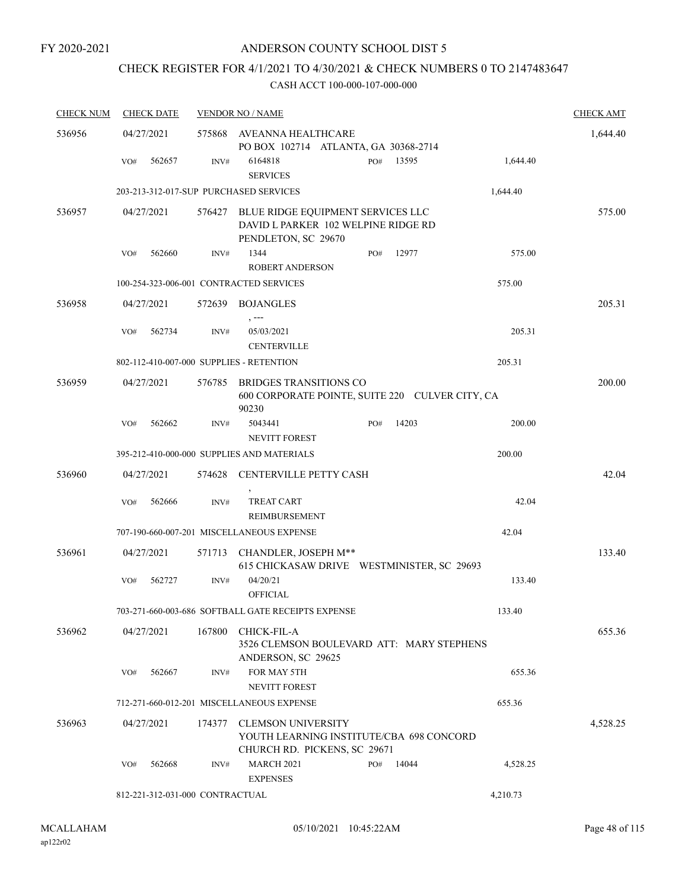FY 2020-2021

ANDERSON COUNTY SCHOOL DIST 5

CHECK REGISTER FOR 4/1/2021 TO 4/30/2021 & CHECK NUMBERS 0 TO 2147483647

CASH ACCT 100-000-107-000-000

| CHECK NUM | CHECK DATE | VENDOR NO / NAME | | | CHECK AMT |
|---|---|---|---|---|---|
| 536956 | 04/27/2021 | 575868 AVEANNA HEALTHCARE<br>PO BOX 102714 ATLANTA, GA 30368-2714 | | | 1,644.40 |
| | VO# 562657 | INV# 6164818<br>SERVICES | PO# 13595 | 1,644.40 | |
| | 203-213-312-017-SUP PURCHASED SERVICES | | | 1,644.40 | |
| 536957 | 04/27/2021 | 576427 BLUE RIDGE EQUIPMENT SERVICES LLC<br>DAVID L PARKER 102 WELPINE RIDGE RD<br>PENDLETON, SC 29670 | | | 575.00 |
| | VO# 562660 | INV# 1344<br>ROBERT ANDERSON | PO# 12977 | 575.00 | |
| | 100-254-323-006-001 CONTRACTED SERVICES | | | 575.00 | |
| 536958 | 04/27/2021 | 572639 BOJANGLES<br>, --- | | | 205.31 |
| | VO# 562734 | INV# 05/03/2021<br>CENTERVILLE | | 205.31 | |
| | 802-112-410-007-000 SUPPLIES - RETENTION | | | 205.31 | |
| 536959 | 04/27/2021 | 576785 BRIDGES TRANSITIONS CO<br>600 CORPORATE POINTE, SUITE 220 CULVER CITY, CA 90230 | | | 200.00 |
| | VO# 562662 | INV# 5043441<br>NEVITT FOREST | PO# 14203 | 200.00 | |
| | 395-212-410-000-000 SUPPLIES AND MATERIALS | | | 200.00 | |
| 536960 | 04/27/2021 | 574628 CENTERVILLE PETTY CASH<br>, | | | 42.04 |
| | VO# 562666 | INV# TREAT CART<br>REIMBURSEMENT | | 42.04 | |
| | 707-190-660-007-201 MISCELLANEOUS EXPENSE | | | 42.04 | |
| 536961 | 04/27/2021 | 571713 CHANDLER, JOSEPH M**<br>615 CHICKASAW DRIVE WESTMINISTER, SC 29693 | | | 133.40 |
| | VO# 562727 | INV# 04/20/21<br>OFFICIAL | | 133.40 | |
| | 703-271-660-003-686 SOFTBALL GATE RECEIPTS EXPENSE | | | 133.40 | |
| 536962 | 04/27/2021 | 167800 CHICK-FIL-A<br>3526 CLEMSON BOULEVARD ATT: MARY STEPHENS<br>ANDERSON, SC 29625 | | | 655.36 |
| | VO# 562667 | INV# FOR MAY 5TH<br>NEVITT FOREST | | 655.36 | |
| | 712-271-660-012-201 MISCELLANEOUS EXPENSE | | | 655.36 | |
| 536963 | 04/27/2021 | 174377 CLEMSON UNIVERSITY<br>YOUTH LEARNING INSTITUTE/CBA 698 CONCORD<br>CHURCH RD. PICKENS, SC 29671 | | | 4,528.25 |
| | VO# 562668 | INV# MARCH 2021<br>EXPENSES | PO# 14044 | 4,528.25 | |
| | 812-221-312-031-000 CONTRACTUAL | | | 4,210.73 | |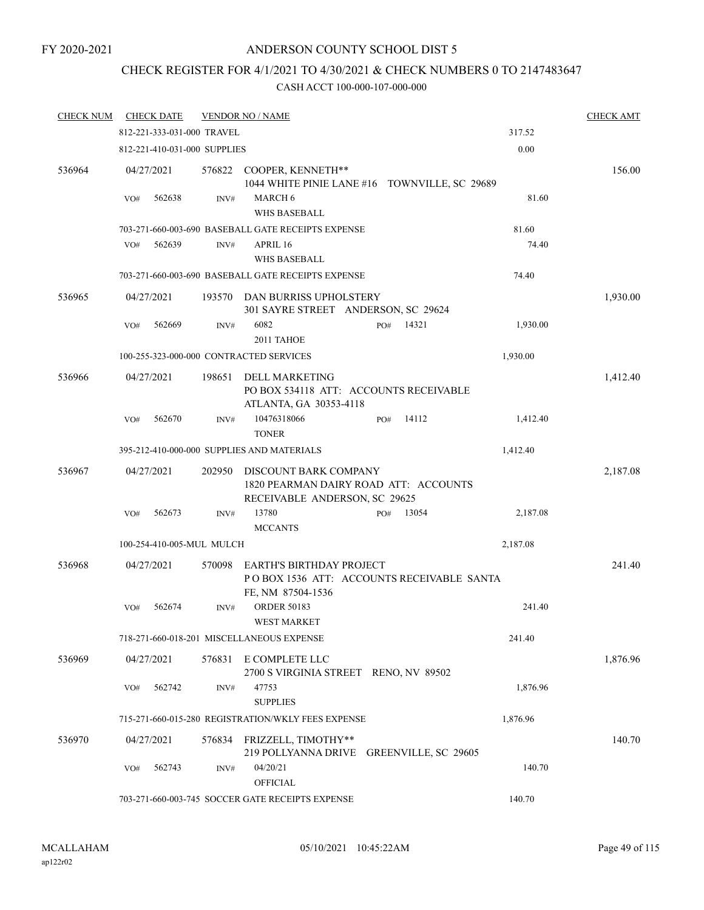FY 2020-2021

# ANDERSON COUNTY SCHOOL DIST 5

## CHECK REGISTER FOR 4/1/2021 TO 4/30/2021 & CHECK NUMBERS 0 TO 2147483647

### CASH ACCT 100-000-107-000-000

| CHECK NUM | CHECK DATE | VENDOR NO / NAME | | CHECK AMT |
|---|---|---|---|---|
| | 812-221-333-031-000 TRAVEL | | 317.52 | |
| | 812-221-410-031-000 SUPPLIES | | 0.00 | |
| 536964 | 04/27/2021 | 576822 COOPER, KENNETH** 1044 WHITE PINIE LANE #16 TOWNVILLE, SC 29689 | | 156.00 |
| | VO# 562638 | INV# MARCH 6 WHS BASEBALL | 81.60 | |
| | 703-271-660-003-690 BASEBALL GATE RECEIPTS EXPENSE | | 81.60 | |
| | VO# 562639 | INV# APRIL 16 WHS BASEBALL | 74.40 | |
| | 703-271-660-003-690 BASEBALL GATE RECEIPTS EXPENSE | | 74.40 | |
| 536965 | 04/27/2021 | 193570 DAN BURRISS UPHOLSTERY 301 SAYRE STREET ANDERSON, SC 29624 | | 1,930.00 |
| | VO# 562669 | INV# 6082 PO# 14321 2011 TAHOE | 1,930.00 | |
| | 100-255-323-000-000 CONTRACTED SERVICES | | 1,930.00 | |
| 536966 | 04/27/2021 | 198651 DELL MARKETING PO BOX 534118 ATT: ACCOUNTS RECEIVABLE ATLANTA, GA 30353-4118 | | 1,412.40 |
| | VO# 562670 | INV# 10476318066 PO# 14112 TONER | 1,412.40 | |
| | 395-212-410-000-000 SUPPLIES AND MATERIALS | | 1,412.40 | |
| 536967 | 04/27/2021 | 202950 DISCOUNT BARK COMPANY 1820 PEARMAN DAIRY ROAD ATT: ACCOUNTS RECEIVABLE ANDERSON, SC 29625 | | 2,187.08 |
| | VO# 562673 | INV# 13780 PO# 13054 MCCANTS | 2,187.08 | |
| | 100-254-410-005-MUL MULCH | | 2,187.08 | |
| 536968 | 04/27/2021 | 570098 EARTH'S BIRTHDAY PROJECT P O BOX 1536 ATT: ACCOUNTS RECEIVABLE SANTA FE, NM 87504-1536 | | 241.40 |
| | VO# 562674 | INV# ORDER 50183 WEST MARKET | 241.40 | |
| | 718-271-660-018-201 MISCELLANEOUS EXPENSE | | 241.40 | |
| 536969 | 04/27/2021 | 576831 E COMPLETE LLC 2700 S VIRGINIA STREET RENO, NV 89502 | | 1,876.96 |
| | VO# 562742 | INV# 47753 SUPPLIES | 1,876.96 | |
| | 715-271-660-015-280 REGISTRATION/WKLY FEES EXPENSE | | 1,876.96 | |
| 536970 | 04/27/2021 | 576834 FRIZZELL, TIMOTHY** 219 POLLYANNA DRIVE GREENVILLE, SC 29605 | | 140.70 |
| | VO# 562743 | INV# 04/20/21 OFFICIAL | 140.70 | |
| | 703-271-660-003-745 SOCCER GATE RECEIPTS EXPENSE | | 140.70 | |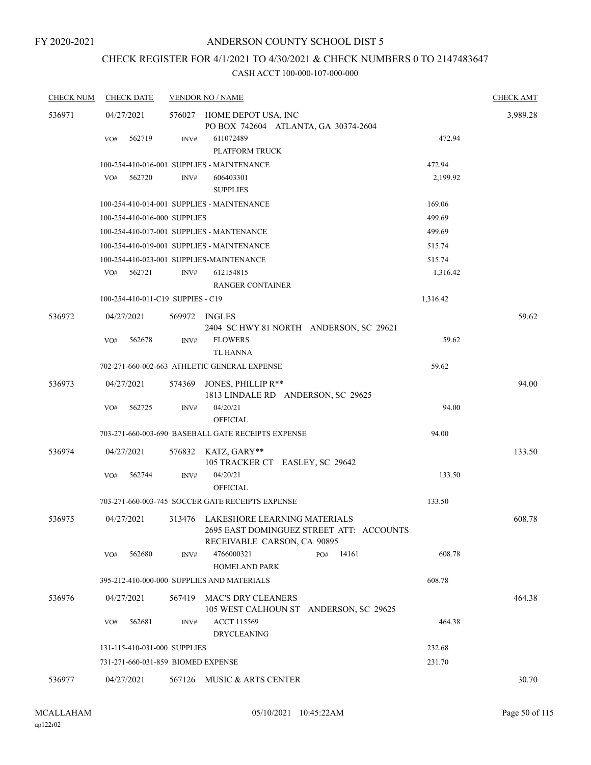FY 2020-2021

# ANDERSON COUNTY SCHOOL DIST 5

## CHECK REGISTER FOR 4/1/2021 TO 4/30/2021 & CHECK NUMBERS 0 TO 2147483647

### CASH ACCT 100-000-107-000-000

| CHECK NUM | CHECK DATE | VENDOR NO / NAME | | CHECK AMT |
|---|---|---|---|---|
| 536971 | 04/27/2021 | 576027 HOME DEPOT USA, INC<br>PO BOX 742604 ATLANTA, GA 30374-2604 | | 3,989.28 |
| | VO# 562719 | INV# 611072489<br>PLATFORM TRUCK | 472.94 | |
| | | 100-254-410-016-001 SUPPLIES - MAINTENANCE | 472.94 | |
| | VO# 562720 | INV# 606403301<br>SUPPLIES | 2,199.92 | |
| | | 100-254-410-014-001 SUPPLIES - MAINTENANCE | 169.06 | |
| | | 100-254-410-016-000 SUPPLIES | 499.69 | |
| | | 100-254-410-017-001 SUPPLIES - MANTENANCE | 499.69 | |
| | | 100-254-410-019-001 SUPPLIES - MAINTENANCE | 515.74 | |
| | | 100-254-410-023-001 SUPPLIES-MAINTENANCE | 515.74 | |
| | VO# 562721 | INV# 612154815<br>RANGER CONTAINER | 1,316.42 | |
| | | 100-254-410-011-C19 SUPPIES - C19 | 1,316.42 | |
| 536972 | 04/27/2021 | 569972 INGLES<br>2404 SC HWY 81 NORTH ANDERSON, SC 29621 | | 59.62 |
| | VO# 562678 | INV# FLOWERS<br>TL HANNA | 59.62 | |
| | | 702-271-660-002-663 ATHLETIC GENERAL EXPENSE | 59.62 | |
| 536973 | 04/27/2021 | 574369 JONES, PHILLIP R**<br>1813 LINDALE RD ANDERSON, SC 29625 | | 94.00 |
| | VO# 562725 | INV# 04/20/21<br>OFFICIAL | 94.00 | |
| | | 703-271-660-003-690 BASEBALL GATE RECEIPTS EXPENSE | 94.00 | |
| 536974 | 04/27/2021 | 576832 KATZ, GARY**<br>105 TRACKER CT EASLEY, SC 29642 | | 133.50 |
| | VO# 562744 | INV# 04/20/21<br>OFFICIAL | 133.50 | |
| | | 703-271-660-003-745 SOCCER GATE RECEIPTS EXPENSE | 133.50 | |
| 536975 | 04/27/2021 | 313476 LAKESHORE LEARNING MATERIALS<br>2695 EAST DOMINGUEZ STREET ATT: ACCOUNTS RECEIVABLE CARSON, CA 90895 | | 608.78 |
| | VO# 562680 | INV# 4766000321 PO# 14161<br>HOMELAND PARK | 608.78 | |
| | | 395-212-410-000-000 SUPPLIES AND MATERIALS | 608.78 | |
| 536976 | 04/27/2021 | 567419 MAC'S DRY CLEANERS<br>105 WEST CALHOUN ST ANDERSON, SC 29625 | | 464.38 |
| | VO# 562681 | INV# ACCT 115569<br>DRYCLEANING | 464.38 | |
| | | 131-115-410-031-000 SUPPLIES | 232.68 | |
| | | 731-271-660-031-859 BIOMED EXPENSE | 231.70 | |
| 536977 | 04/27/2021 | 567126 MUSIC & ARTS CENTER | | 30.70 |

MCALLAHAM ap122r02 05/10/2021 10:45:22AM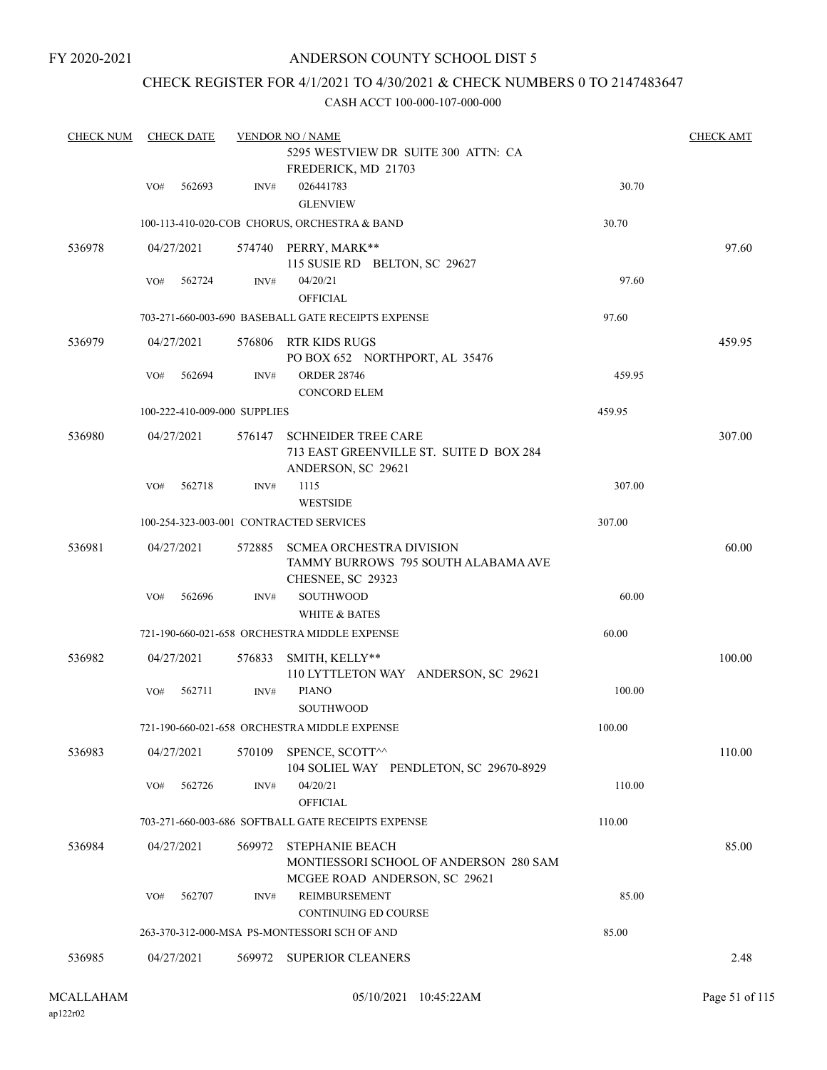FY 2020-2021

# ANDERSON COUNTY SCHOOL DIST 5

## CHECK REGISTER FOR 4/1/2021 TO 4/30/2021 & CHECK NUMBERS 0 TO 2147483647

CASH ACCT 100-000-107-000-000

| CHECK NUM | CHECK DATE | VENDOR NO / NAME | | CHECK AMT |
|---|---|---|---|---|
| | | 5295 WESTVIEW DR SUITE 300 ATTN: CA FREDERICK, MD 21703 | | |
| | VO# 562693 | INV# 026441783 GLENVIEW | 30.70 | |
| | | 100-113-410-020-COB CHORUS, ORCHESTRA & BAND | 30.70 | |
| 536978 | 04/27/2021 | 574740 PERRY, MARK** 115 SUSIE RD BELTON, SC 29627 | | 97.60 |
| | VO# 562724 | INV# 04/20/21 OFFICIAL | 97.60 | |
| | | 703-271-660-003-690 BASEBALL GATE RECEIPTS EXPENSE | 97.60 | |
| 536979 | 04/27/2021 | 576806 RTR KIDS RUGS PO BOX 652 NORTHPORT, AL 35476 | | 459.95 |
| | VO# 562694 | INV# ORDER 28746 CONCORD ELEM | 459.95 | |
| | | 100-222-410-009-000 SUPPLIES | 459.95 | |
| 536980 | 04/27/2021 | 576147 SCHNEIDER TREE CARE 713 EAST GREENVILLE ST. SUITE D BOX 284 ANDERSON, SC 29621 | | 307.00 |
| | VO# 562718 | INV# 1115 WESTSIDE | 307.00 | |
| | | 100-254-323-003-001 CONTRACTED SERVICES | 307.00 | |
| 536981 | 04/27/2021 | 572885 SCMEA ORCHESTRA DIVISION TAMMY BURROWS 795 SOUTH ALABAMA AVE CHESNEE, SC 29323 | | 60.00 |
| | VO# 562696 | INV# SOUTHWOOD WHITE & BATES | 60.00 | |
| | | 721-190-660-021-658 ORCHESTRA MIDDLE EXPENSE | 60.00 | |
| 536982 | 04/27/2021 | 576833 SMITH, KELLY** 110 LYTTLETON WAY ANDERSON, SC 29621 | | 100.00 |
| | VO# 562711 | INV# PIANO SOUTHWOOD | 100.00 | |
| | | 721-190-660-021-658 ORCHESTRA MIDDLE EXPENSE | 100.00 | |
| 536983 | 04/27/2021 | 570109 SPENCE, SCOTT^^ 104 SOLIEL WAY PENDLETON, SC 29670-8929 | | 110.00 |
| | VO# 562726 | INV# 04/20/21 OFFICIAL | 110.00 | |
| | | 703-271-660-003-686 SOFTBALL GATE RECEIPTS EXPENSE | 110.00 | |
| 536984 | 04/27/2021 | 569972 STEPHANIE BEACH MONTIESSORI SCHOOL OF ANDERSON 280 SAM MCGEE ROAD ANDERSON, SC 29621 | | 85.00 |
| | VO# 562707 | INV# REIMBURSEMENT CONTINUING ED COURSE | 85.00 | |
| | | 263-370-312-000-MSA PS-MONTESSORI SCH OF AND | 85.00 | |
| 536985 | 04/27/2021 | 569972 SUPERIOR CLEANERS | | 2.48 |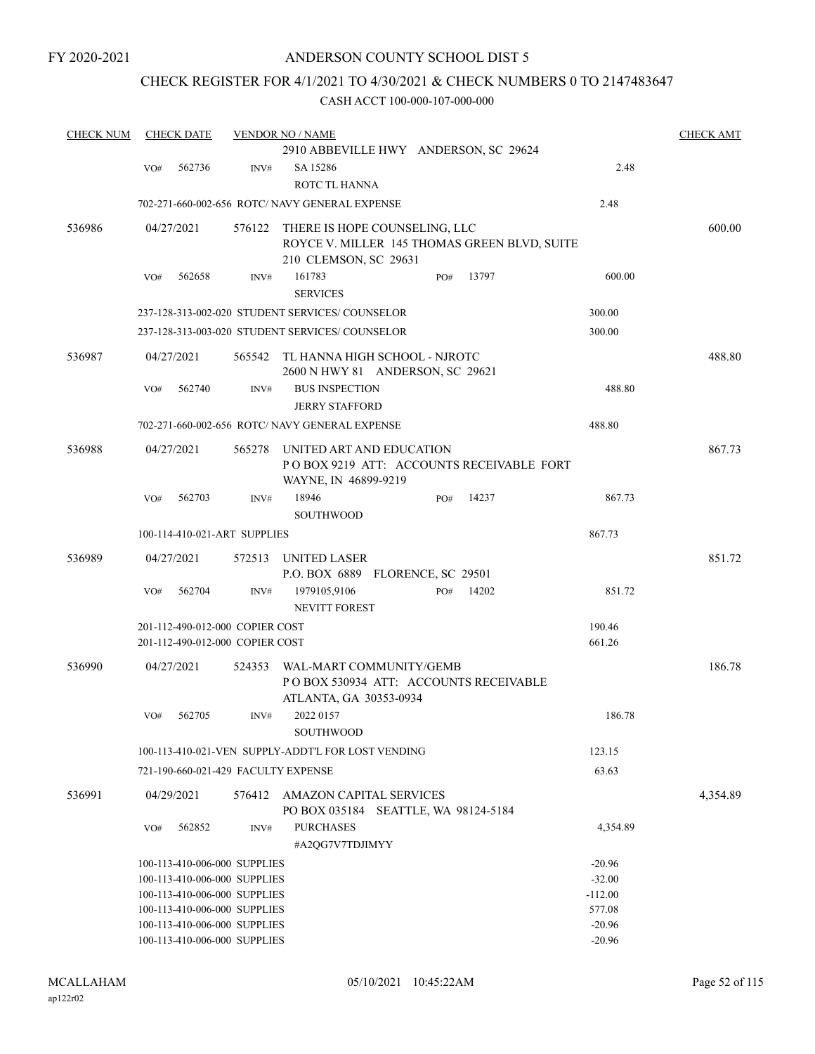FY 2020-2021

# ANDERSON COUNTY SCHOOL DIST 5

## CHECK REGISTER FOR 4/1/2021 TO 4/30/2021 & CHECK NUMBERS 0 TO 2147483647

CASH ACCT 100-000-107-000-000

| CHECK NUM | CHECK DATE | VENDOR NO / NAME | | CHECK AMT |
|---|---|---|---|---|
| | | 2910 ABBEVILLE HWY ANDERSON, SC 29624 | | |
| | VO# 562736 | INV# SA 15286 ROTC TL HANNA | 2.48 | |
| | | 702-271-660-002-656 ROTC/ NAVY GENERAL EXPENSE | 2.48 | |
| 536986 | 04/27/2021 | 576122 THERE IS HOPE COUNSELING, LLC ROYCE V. MILLER 145 THOMAS GREEN BLVD, SUITE 210 CLEMSON, SC 29631 | | 600.00 |
| | VO# 562658 | INV# 161783 SERVICES PO# 13797 | 600.00 | |
| | | 237-128-313-002-020 STUDENT SERVICES/ COUNSELOR | 300.00 | |
| | | 237-128-313-003-020 STUDENT SERVICES/ COUNSELOR | 300.00 | |
| 536987 | 04/27/2021 | 565542 TL HANNA HIGH SCHOOL - NJROTC 2600 N HWY 81 ANDERSON, SC 29621 | | 488.80 |
| | VO# 562740 | INV# BUS INSPECTION JERRY STAFFORD | 488.80 | |
| | | 702-271-660-002-656 ROTC/ NAVY GENERAL EXPENSE | 488.80 | |
| 536988 | 04/27/2021 | 565278 UNITED ART AND EDUCATION P O BOX 9219 ATT: ACCOUNTS RECEIVABLE FORT WAYNE, IN 46899-9219 | | 867.73 |
| | VO# 562703 | INV# 18946 SOUTHWOOD PO# 14237 | 867.73 | |
| | | 100-114-410-021-ART SUPPLIES | 867.73 | |
| 536989 | 04/27/2021 | 572513 UNITED LASER P.O. BOX 6889 FLORENCE, SC 29501 | | 851.72 |
| | VO# 562704 | INV# 1979105,9106 NEVITT FOREST PO# 14202 | 851.72 | |
| | | 201-112-490-012-000 COPIER COST | 190.46 | |
| | | 201-112-490-012-000 COPIER COST | 661.26 | |
| 536990 | 04/27/2021 | 524353 WAL-MART COMMUNITY/GEMB P O BOX 530934 ATT: ACCOUNTS RECEIVABLE ATLANTA, GA 30353-0934 | | 186.78 |
| | VO# 562705 | INV# 2022 0157 SOUTHWOOD | 186.78 | |
| | | 100-113-410-021-VEN SUPPLY-ADDT'L FOR LOST VENDING | 123.15 | |
| | | 721-190-660-021-429 FACULTY EXPENSE | 63.63 | |
| 536991 | 04/29/2021 | 576412 AMAZON CAPITAL SERVICES PO BOX 035184 SEATTLE, WA 98124-5184 | | 4,354.89 |
| | VO# 562852 | INV# PURCHASES #A2QG7V7TDJIMYY | 4,354.89 | |
| | | 100-113-410-006-000 SUPPLIES | -20.96 | |
| | | 100-113-410-006-000 SUPPLIES | -32.00 | |
| | | 100-113-410-006-000 SUPPLIES | -112.00 | |
| | | 100-113-410-006-000 SUPPLIES | 577.08 | |
| | | 100-113-410-006-000 SUPPLIES | -20.96 | |
| | | 100-113-410-006-000 SUPPLIES | -20.96 | |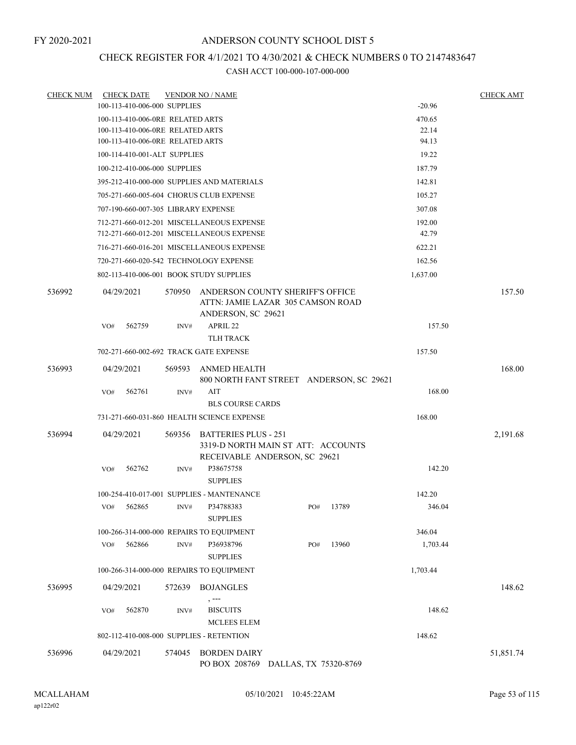FY 2020-2021

# ANDERSON COUNTY SCHOOL DIST 5

## CHECK REGISTER FOR 4/1/2021 TO 4/30/2021 & CHECK NUMBERS 0 TO 2147483647

CASH ACCT 100-000-107-000-000

| CHECK NUM | CHECK DATE | VENDOR NO / NAME | | CHECK AMT |
|---|---|---|---|---|
| | 100-113-410-006-000 SUPPLIES | | -20.96 | |
| | 100-113-410-006-0RE RELATED ARTS | | 470.65 | |
| | 100-113-410-006-0RE RELATED ARTS | | 22.14 | |
| | 100-113-410-006-0RE RELATED ARTS | | 94.13 | |
| | 100-114-410-001-ALT SUPPLIES | | 19.22 | |
| | 100-212-410-006-000 SUPPLIES | | 187.79 | |
| | 395-212-410-000-000 SUPPLIES AND MATERIALS | | 142.81 | |
| | 705-271-660-005-604 CHORUS CLUB EXPENSE | | 105.27 | |
| | 707-190-660-007-305 LIBRARY EXPENSE | | 307.08 | |
| | 712-271-660-012-201 MISCELLANEOUS EXPENSE | | 192.00 | |
| | 712-271-660-012-201 MISCELLANEOUS EXPENSE | | 42.79 | |
| | 716-271-660-016-201 MISCELLANEOUS EXPENSE | | 622.21 | |
| | 720-271-660-020-542 TECHNOLOGY EXPENSE | | 162.56 | |
| | 802-113-410-006-001 BOOK STUDY SUPPLIES | | 1,637.00 | |
| 536992 | 04/29/2021 | 570950 ANDERSON COUNTY SHERIFF'S OFFICE ATTN: JAMIE LAZAR 305 CAMSON ROAD ANDERSON, SC 29621 | | 157.50 |
| | VO# 562759 | INV# APRIL 22 TLH TRACK | 157.50 | |
| | 702-271-660-002-692 TRACK GATE EXPENSE | | 157.50 | |
| 536993 | 04/29/2021 | 569593 ANMED HEALTH 800 NORTH FANT STREET ANDERSON, SC 29621 | | 168.00 |
| | VO# 562761 | INV# AIT BLS COURSE CARDS | 168.00 | |
| | 731-271-660-031-860 HEALTH SCIENCE EXPENSE | | 168.00 | |
| 536994 | 04/29/2021 | 569356 BATTERIES PLUS - 251 3319-D NORTH MAIN ST ATT: ACCOUNTS RECEIVABLE ANDERSON, SC 29621 | | 2,191.68 |
| | VO# 562762 | INV# P38675758 SUPPLIES | 142.20 | |
| | 100-254-410-017-001 SUPPLIES - MANTENANCE | | 142.20 | |
| | VO# 562865 | INV# P34788383 SUPPLIES PO# 13789 | 346.04 | |
| | 100-266-314-000-000 REPAIRS TO EQUIPMENT | | 346.04 | |
| | VO# 562866 | INV# P36938796 SUPPLIES PO# 13960 | 1,703.44 | |
| | 100-266-314-000-000 REPAIRS TO EQUIPMENT | | 1,703.44 | |
| 536995 | 04/29/2021 | 572639 BOJANGLES , --- | | 148.62 |
| | VO# 562870 | INV# BISCUITS MCLEES ELEM | 148.62 | |
| | 802-112-410-008-000 SUPPLIES - RETENTION | | 148.62 | |
| 536996 | 04/29/2021 | 574045 BORDEN DAIRY PO BOX 208769 DALLAS, TX 75320-8769 | | 51,851.74 |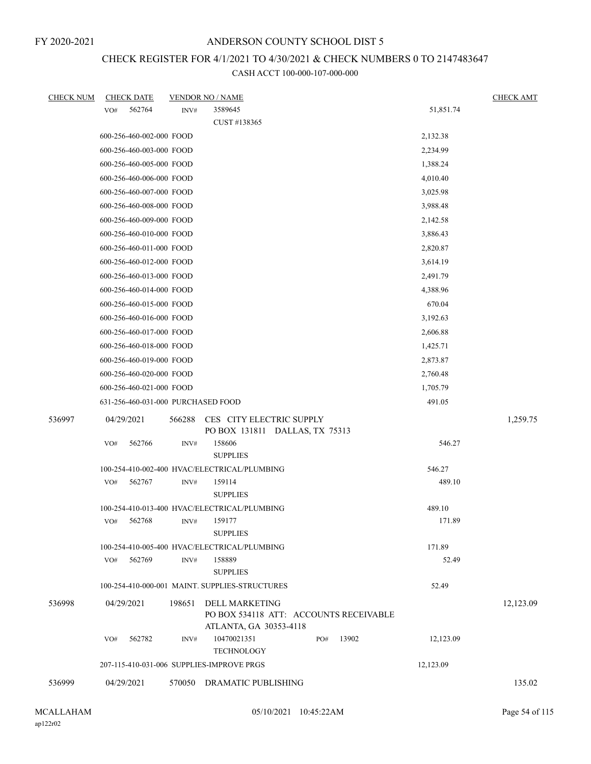FY 2020-2021

# ANDERSON COUNTY SCHOOL DIST 5

## CHECK REGISTER FOR 4/1/2021 TO 4/30/2021 & CHECK NUMBERS 0 TO 2147483647

### CASH ACCT 100-000-107-000-000

| CHECK NUM | CHECK DATE | VENDOR NO / NAME | | CHECK AMT |
|---|---|---|---|---|
| | VO# 562764 | INV# 3589645 CUST #138365 | 51,851.74 | |
| | 600-256-460-002-000 FOOD | | 2,132.38 | |
| | 600-256-460-003-000 FOOD | | 2,234.99 | |
| | 600-256-460-005-000 FOOD | | 1,388.24 | |
| | 600-256-460-006-000 FOOD | | 4,010.40 | |
| | 600-256-460-007-000 FOOD | | 3,025.98 | |
| | 600-256-460-008-000 FOOD | | 3,988.48 | |
| | 600-256-460-009-000 FOOD | | 2,142.58 | |
| | 600-256-460-010-000 FOOD | | 3,886.43 | |
| | 600-256-460-011-000 FOOD | | 2,820.87 | |
| | 600-256-460-012-000 FOOD | | 3,614.19 | |
| | 600-256-460-013-000 FOOD | | 2,491.79 | |
| | 600-256-460-014-000 FOOD | | 4,388.96 | |
| | 600-256-460-015-000 FOOD | | 670.04 | |
| | 600-256-460-016-000 FOOD | | 3,192.63 | |
| | 600-256-460-017-000 FOOD | | 2,606.88 | |
| | 600-256-460-018-000 FOOD | | 1,425.71 | |
| | 600-256-460-019-000 FOOD | | 2,873.87 | |
| | 600-256-460-020-000 FOOD | | 2,760.48 | |
| | 600-256-460-021-000 FOOD | | 1,705.79 | |
| | 631-256-460-031-000 PURCHASED FOOD | | 491.05 | |
| 536997 | 04/29/2021 | 566288 CES CITY ELECTRIC SUPPLY PO BOX 131811 DALLAS, TX 75313 | | 1,259.75 |
| | VO# 562766 | INV# 158606 SUPPLIES | 546.27 | |
| | 100-254-410-002-400 HVAC/ELECTRICAL/PLUMBING | | 546.27 | |
| | VO# 562767 | INV# 159114 SUPPLIES | 489.10 | |
| | 100-254-410-013-400 HVAC/ELECTRICAL/PLUMBING | | 489.10 | |
| | VO# 562768 | INV# 159177 SUPPLIES | 171.89 | |
| | 100-254-410-005-400 HVAC/ELECTRICAL/PLUMBING | | 171.89 | |
| | VO# 562769 | INV# 158889 SUPPLIES | 52.49 | |
| | 100-254-410-000-001 MAINT. SUPPLIES-STRUCTURES | | 52.49 | |
| 536998 | 04/29/2021 | 198651 DELL MARKETING PO BOX 534118 ATT: ACCOUNTS RECEIVABLE ATLANTA, GA 30353-4118 | | 12,123.09 |
| | VO# 562782 | INV# 10470021351 PO# 13902 TECHNOLOGY | 12,123.09 | |
| | 207-115-410-031-006 SUPPLIES-IMPROVE PRGS | | 12,123.09 | |
| 536999 | 04/29/2021 | 570050 DRAMATIC PUBLISHING | | 135.02 |

MCALLAHAM
ap122r02

05/10/2021 10:45:22AM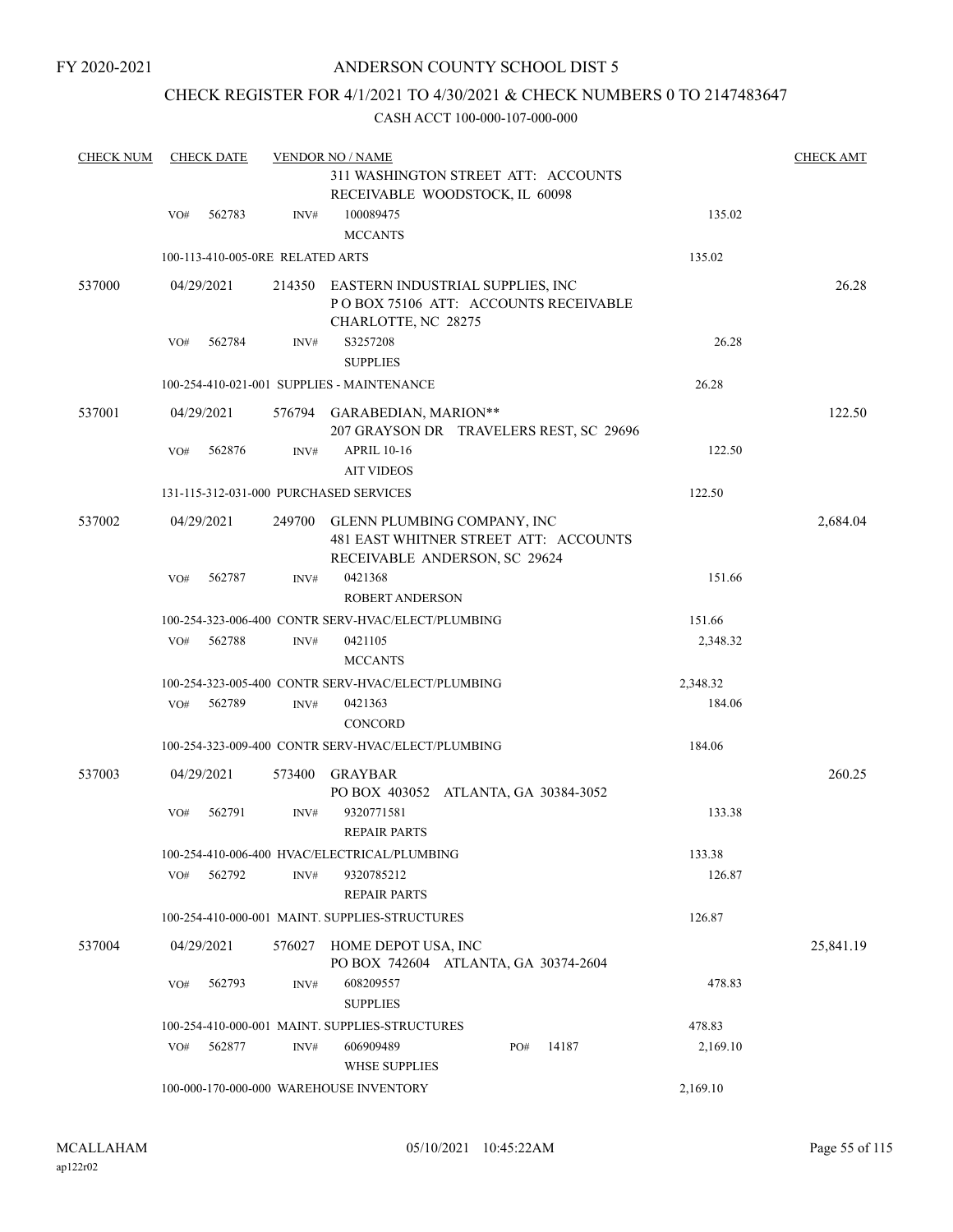FY 2020-2021

# ANDERSON COUNTY SCHOOL DIST 5

## CHECK REGISTER FOR 4/1/2021 TO 4/30/2021 & CHECK NUMBERS 0 TO 2147483647

CASH ACCT 100-000-107-000-000

| CHECK NUM | CHECK DATE | VENDOR NO / NAME | | CHECK AMT |
|---|---|---|---|---|
| | | 311 WASHINGTON STREET ATT: ACCOUNTS RECEIVABLE WOODSTOCK, IL 60098 | | |
| | VO# 562783 | INV# 100089475 MCCANTS | 135.02 | |
| | 100-113-410-005-0RE RELATED ARTS | | 135.02 | |
| 537000 | 04/29/2021 | 214350 EASTERN INDUSTRIAL SUPPLIES, INC P O BOX 75106 ATT: ACCOUNTS RECEIVABLE CHARLOTTE, NC 28275 | | 26.28 |
| | VO# 562784 | INV# S3257208 SUPPLIES | 26.28 | |
| | 100-254-410-021-001 SUPPLIES - MAINTENANCE | | 26.28 | |
| 537001 | 04/29/2021 | 576794 GARABEDIAN, MARION** 207 GRAYSON DR TRAVELERS REST, SC 29696 | | 122.50 |
| | VO# 562876 | INV# APRIL 10-16 AIT VIDEOS | 122.50 | |
| | 131-115-312-031-000 PURCHASED SERVICES | | 122.50 | |
| 537002 | 04/29/2021 | 249700 GLENN PLUMBING COMPANY, INC 481 EAST WHITNER STREET ATT: ACCOUNTS RECEIVABLE ANDERSON, SC 29624 | | 2,684.04 |
| | VO# 562787 | INV# 0421368 ROBERT ANDERSON | 151.66 | |
| | 100-254-323-006-400 CONTR SERV-HVAC/ELECT/PLUMBING | | 151.66 | |
| | VO# 562788 | INV# 0421105 MCCANTS | 2,348.32 | |
| | 100-254-323-005-400 CONTR SERV-HVAC/ELECT/PLUMBING | | 2,348.32 | |
| | VO# 562789 | INV# 0421363 CONCORD | 184.06 | |
| | 100-254-323-009-400 CONTR SERV-HVAC/ELECT/PLUMBING | | 184.06 | |
| 537003 | 04/29/2021 | 573400 GRAYBAR PO BOX 403052 ATLANTA, GA 30384-3052 | | 260.25 |
| | VO# 562791 | INV# 9320771581 REPAIR PARTS | 133.38 | |
| | 100-254-410-006-400 HVAC/ELECTRICAL/PLUMBING | | 133.38 | |
| | VO# 562792 | INV# 9320785212 REPAIR PARTS | 126.87 | |
| | 100-254-410-000-001 MAINT. SUPPLIES-STRUCTURES | | 126.87 | |
| 537004 | 04/29/2021 | 576027 HOME DEPOT USA, INC PO BOX 742604 ATLANTA, GA 30374-2604 | | 25,841.19 |
| | VO# 562793 | INV# 608209557 SUPPLIES | 478.83 | |
| | 100-254-410-000-001 MAINT. SUPPLIES-STRUCTURES | | 478.83 | |
| | VO# 562877 | INV# 606909489 PO# 14187 WHSE SUPPLIES | 2,169.10 | |
| | 100-000-170-000-000 WAREHOUSE INVENTORY | | 2,169.10 | |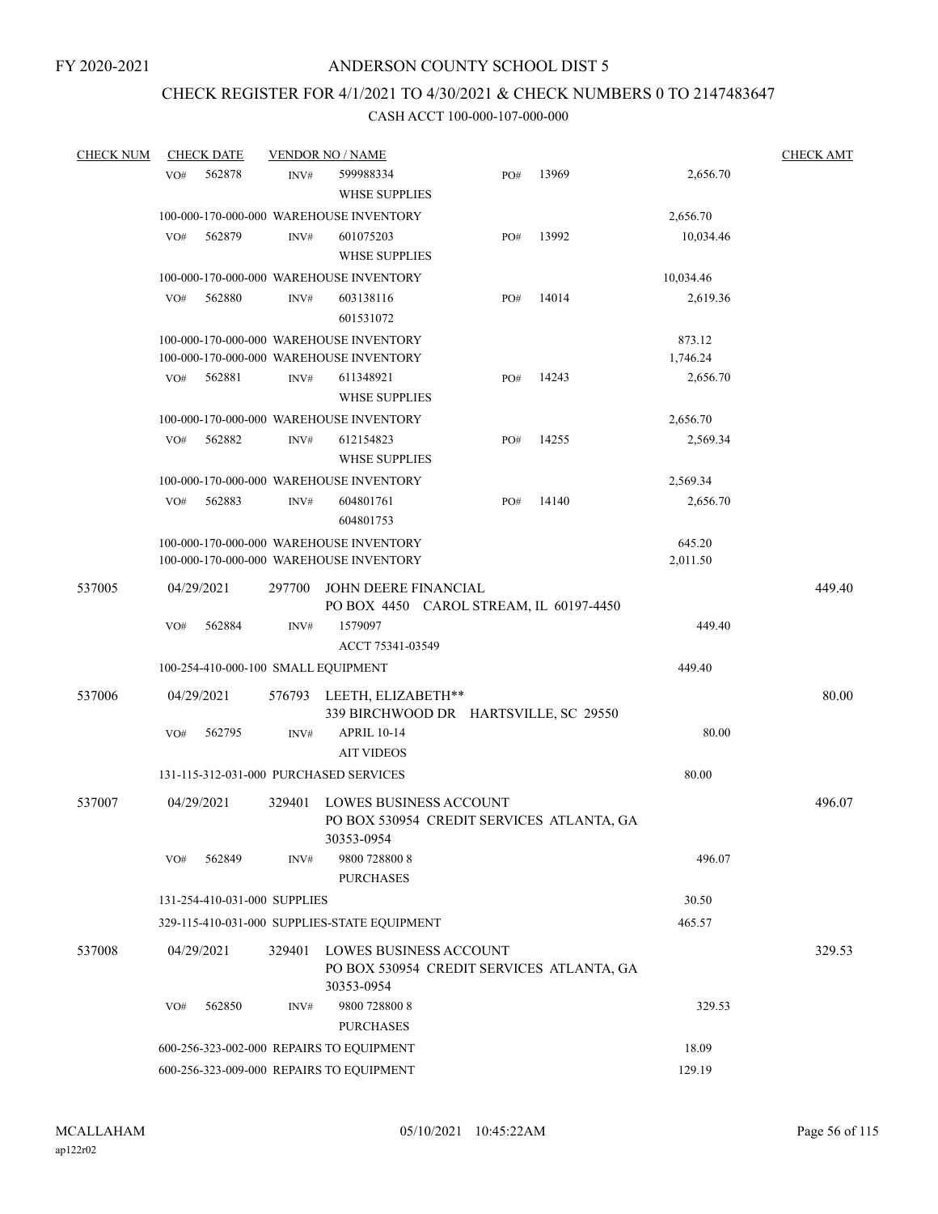FY 2020-2021

# ANDERSON COUNTY SCHOOL DIST 5

## CHECK REGISTER FOR 4/1/2021 TO 4/30/2021 & CHECK NUMBERS 0 TO 2147483647

### CASH ACCT 100-000-107-000-000

| CHECK NUM | CHECK DATE | VENDOR NO / NAME | | | CHECK AMT |
|---|---|---|---|---|---|
| | VO# 562878 | INV# 599988334 WHSE SUPPLIES | PO# 13969 | 2,656.70 | |
| | 100-000-170-000-000 WAREHOUSE INVENTORY | | | 2,656.70 | |
| | VO# 562879 | INV# 601075203 WHSE SUPPLIES | PO# 13992 | 10,034.46 | |
| | 100-000-170-000-000 WAREHOUSE INVENTORY | | | 10,034.46 | |
| | VO# 562880 | INV# 603138116 601531072 | PO# 14014 | 2,619.36 | |
| | 100-000-170-000-000 WAREHOUSE INVENTORY | | | 873.12 | |
| | 100-000-170-000-000 WAREHOUSE INVENTORY | | | 1,746.24 | |
| | VO# 562881 | INV# 611348921 WHSE SUPPLIES | PO# 14243 | 2,656.70 | |
| | 100-000-170-000-000 WAREHOUSE INVENTORY | | | 2,656.70 | |
| | VO# 562882 | INV# 612154823 WHSE SUPPLIES | PO# 14255 | 2,569.34 | |
| | 100-000-170-000-000 WAREHOUSE INVENTORY | | | 2,569.34 | |
| | VO# 562883 | INV# 604801761 604801753 | PO# 14140 | 2,656.70 | |
| | 100-000-170-000-000 WAREHOUSE INVENTORY | | | 645.20 | |
| | 100-000-170-000-000 WAREHOUSE INVENTORY | | | 2,011.50 | |
| 537005 | 04/29/2021 | 297700 JOHN DEERE FINANCIAL PO BOX 4450 CAROL STREAM, IL 60197-4450 | | | 449.40 |
| | VO# 562884 | INV# 1579097 ACCT 75341-03549 | | 449.40 | |
| | 100-254-410-000-100 SMALL EQUIPMENT | | | 449.40 | |
| 537006 | 04/29/2021 | 576793 LEETH, ELIZABETH** 339 BIRCHWOOD DR HARTSVILLE, SC 29550 | | | 80.00 |
| | VO# 562795 | INV# APRIL 10-14 AIT VIDEOS | | 80.00 | |
| | 131-115-312-031-000 PURCHASED SERVICES | | | 80.00 | |
| 537007 | 04/29/2021 | 329401 LOWES BUSINESS ACCOUNT PO BOX 530954 CREDIT SERVICES ATLANTA, GA 30353-0954 | | | 496.07 |
| | VO# 562849 | INV# 9800 728800 8 PURCHASES | | 496.07 | |
| | 131-254-410-031-000 SUPPLIES | | | 30.50 | |
| | 329-115-410-031-000 SUPPLIES-STATE EQUIPMENT | | | 465.57 | |
| 537008 | 04/29/2021 | 329401 LOWES BUSINESS ACCOUNT PO BOX 530954 CREDIT SERVICES ATLANTA, GA 30353-0954 | | | 329.53 |
| | VO# 562850 | INV# 9800 728800 8 PURCHASES | | 329.53 | |
| | 600-256-323-002-000 REPAIRS TO EQUIPMENT | | | 18.09 | |
| | 600-256-323-009-000 REPAIRS TO EQUIPMENT | | | 129.19 | |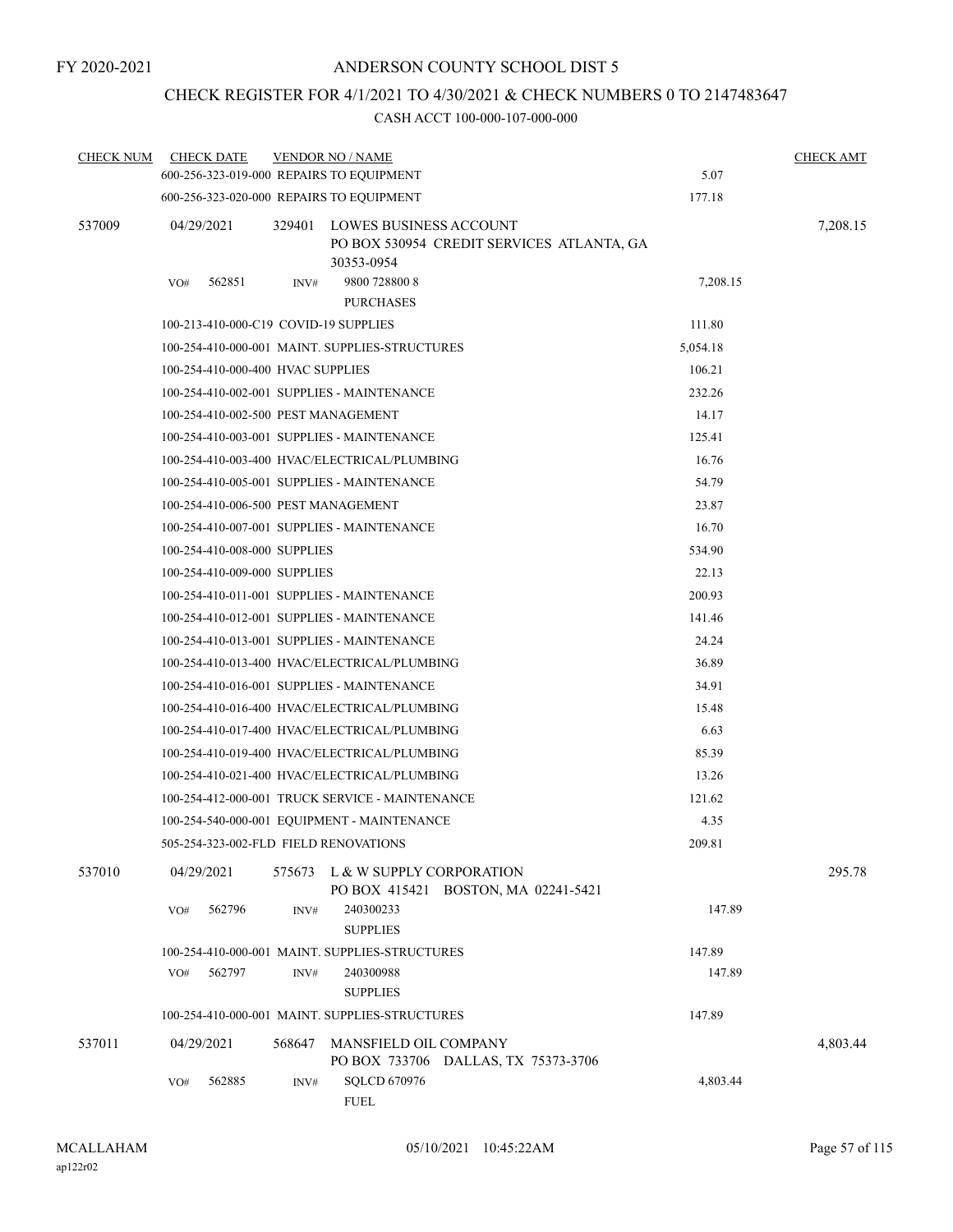FY 2020-2021

ANDERSON COUNTY SCHOOL DIST 5

CHECK REGISTER FOR 4/1/2021 TO 4/30/2021 & CHECK NUMBERS 0 TO 2147483647

CASH ACCT 100-000-107-000-000

| CHECK NUM | CHECK DATE | VENDOR NO / NAME | | CHECK AMT |
|---|---|---|---|---|
| | 600-256-323-019-000 REPAIRS TO EQUIPMENT | | 5.07 | |
| | 600-256-323-020-000 REPAIRS TO EQUIPMENT | | 177.18 | |
| 537009 | 04/29/2021 | 329401 LOWES BUSINESS ACCOUNT PO BOX 530954 CREDIT SERVICES ATLANTA, GA 30353-0954 | | 7,208.15 |
| | VO# 562851 | INV# 9800 728800 8 PURCHASES | 7,208.15 | |
| | 100-213-410-000-C19 COVID-19 SUPPLIES | | 111.80 | |
| | 100-254-410-000-001 MAINT. SUPPLIES-STRUCTURES | | 5,054.18 | |
| | 100-254-410-000-400 HVAC SUPPLIES | | 106.21 | |
| | 100-254-410-002-001 SUPPLIES - MAINTENANCE | | 232.26 | |
| | 100-254-410-002-500 PEST MANAGEMENT | | 14.17 | |
| | 100-254-410-003-001 SUPPLIES - MAINTENANCE | | 125.41 | |
| | 100-254-410-003-400 HVAC/ELECTRICAL/PLUMBING | | 16.76 | |
| | 100-254-410-005-001 SUPPLIES - MAINTENANCE | | 54.79 | |
| | 100-254-410-006-500 PEST MANAGEMENT | | 23.87 | |
| | 100-254-410-007-001 SUPPLIES - MAINTENANCE | | 16.70 | |
| | 100-254-410-008-000 SUPPLIES | | 534.90 | |
| | 100-254-410-009-000 SUPPLIES | | 22.13 | |
| | 100-254-410-011-001 SUPPLIES - MAINTENANCE | | 200.93 | |
| | 100-254-410-012-001 SUPPLIES - MAINTENANCE | | 141.46 | |
| | 100-254-410-013-001 SUPPLIES - MAINTENANCE | | 24.24 | |
| | 100-254-410-013-400 HVAC/ELECTRICAL/PLUMBING | | 36.89 | |
| | 100-254-410-016-001 SUPPLIES - MAINTENANCE | | 34.91 | |
| | 100-254-410-016-400 HVAC/ELECTRICAL/PLUMBING | | 15.48 | |
| | 100-254-410-017-400 HVAC/ELECTRICAL/PLUMBING | | 6.63 | |
| | 100-254-410-019-400 HVAC/ELECTRICAL/PLUMBING | | 85.39 | |
| | 100-254-410-021-400 HVAC/ELECTRICAL/PLUMBING | | 13.26 | |
| | 100-254-412-000-001 TRUCK SERVICE - MAINTENANCE | | 121.62 | |
| | 100-254-540-000-001 EQUIPMENT - MAINTENANCE | | 4.35 | |
| | 505-254-323-002-FLD FIELD RENOVATIONS | | 209.81 | |
| 537010 | 04/29/2021 | 575673 L & W SUPPLY CORPORATION PO BOX 415421 BOSTON, MA 02241-5421 | | 295.78 |
| | VO# 562796 | INV# 240300233 SUPPLIES | 147.89 | |
| | 100-254-410-000-001 MAINT. SUPPLIES-STRUCTURES | | 147.89 | |
| | VO# 562797 | INV# 240300988 SUPPLIES | 147.89 | |
| | 100-254-410-000-001 MAINT. SUPPLIES-STRUCTURES | | 147.89 | |
| 537011 | 04/29/2021 | 568647 MANSFIELD OIL COMPANY PO BOX 733706 DALLAS, TX 75373-3706 | | 4,803.44 |
| | VO# 562885 | INV# SQLCD 670976 FUEL | 4,803.44 | |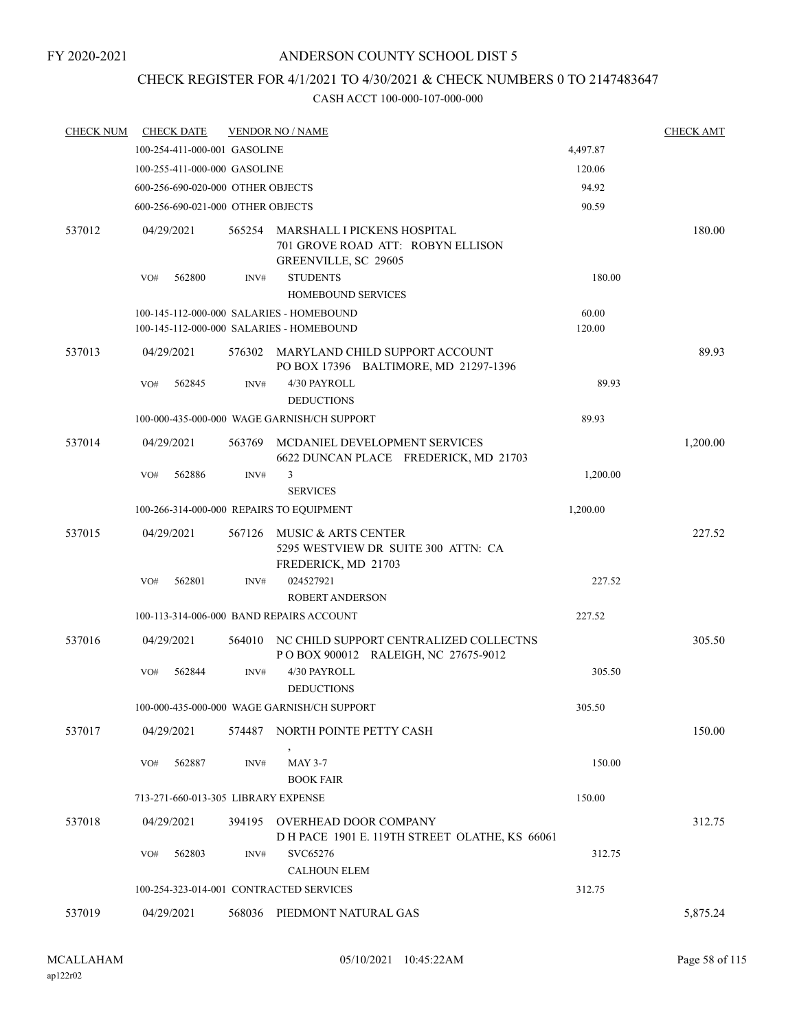FY 2020-2021

# ANDERSON COUNTY SCHOOL DIST 5

## CHECK REGISTER FOR 4/1/2021 TO 4/30/2021 & CHECK NUMBERS 0 TO 2147483647

### CASH ACCT 100-000-107-000-000

| CHECK NUM | CHECK DATE | VENDOR NO / NAME | | CHECK AMT |
|---|---|---|---|---|
| | 100-254-411-000-001 GASOLINE | | 4,497.87 | |
| | 100-255-411-000-000 GASOLINE | | 120.06 | |
| | 600-256-690-020-000 OTHER OBJECTS | | 94.92 | |
| | 600-256-690-021-000 OTHER OBJECTS | | 90.59 | |
| 537012 | 04/29/2021 | 565254 MARSHALL I PICKENS HOSPITAL<br>701 GROVE ROAD ATT: ROBYN ELLISON<br>GREENVILLE, SC 29605 | | 180.00 |
| | VO# 562800 | INV# STUDENTS<br>HOMEBOUND SERVICES | 180.00 | |
| | 100-145-112-000-000 SALARIES - HOMEBOUND | | 60.00 | |
| | 100-145-112-000-000 SALARIES - HOMEBOUND | | 120.00 | |
| 537013 | 04/29/2021 | 576302 MARYLAND CHILD SUPPORT ACCOUNT<br>PO BOX 17396 BALTIMORE, MD 21297-1396 | | 89.93 |
| | VO# 562845 | INV# 4/30 PAYROLL<br>DEDUCTIONS | 89.93 | |
| | 100-000-435-000-000 WAGE GARNISH/CH SUPPORT | | 89.93 | |
| 537014 | 04/29/2021 | 563769 MCDANIEL DEVELOPMENT SERVICES<br>6622 DUNCAN PLACE FREDERICK, MD 21703 | | 1,200.00 |
| | VO# 562886 | INV# 3<br>SERVICES | 1,200.00 | |
| | 100-266-314-000-000 REPAIRS TO EQUIPMENT | | 1,200.00 | |
| 537015 | 04/29/2021 | 567126 MUSIC & ARTS CENTER<br>5295 WESTVIEW DR SUITE 300 ATTN: CA<br>FREDERICK, MD 21703 | | 227.52 |
| | VO# 562801 | INV# 024527921<br>ROBERT ANDERSON | 227.52 | |
| | 100-113-314-006-000 BAND REPAIRS ACCOUNT | | 227.52 | |
| 537016 | 04/29/2021 | 564010 NC CHILD SUPPORT CENTRALIZED COLLECTNS<br>P O BOX 900012 RALEIGH, NC 27675-9012 | | 305.50 |
| | VO# 562844 | INV# 4/30 PAYROLL<br>DEDUCTIONS | 305.50 | |
| | 100-000-435-000-000 WAGE GARNISH/CH SUPPORT | | 305.50 | |
| 537017 | 04/29/2021 | 574487 NORTH POINTE PETTY CASH<br>, | | 150.00 |
| | VO# 562887 | INV# MAY 3-7<br>BOOK FAIR | 150.00 | |
| | 713-271-660-013-305 LIBRARY EXPENSE | | 150.00 | |
| 537018 | 04/29/2021 | 394195 OVERHEAD DOOR COMPANY<br>D H PACE 1901 E. 119TH STREET OLATHE, KS 66061 | | 312.75 |
| | VO# 562803 | INV# SVC65276<br>CALHOUN ELEM | 312.75 | |
| | 100-254-323-014-001 CONTRACTED SERVICES | | 312.75 | |
| 537019 | 04/29/2021 | 568036 PIEDMONT NATURAL GAS | | 5,875.24 |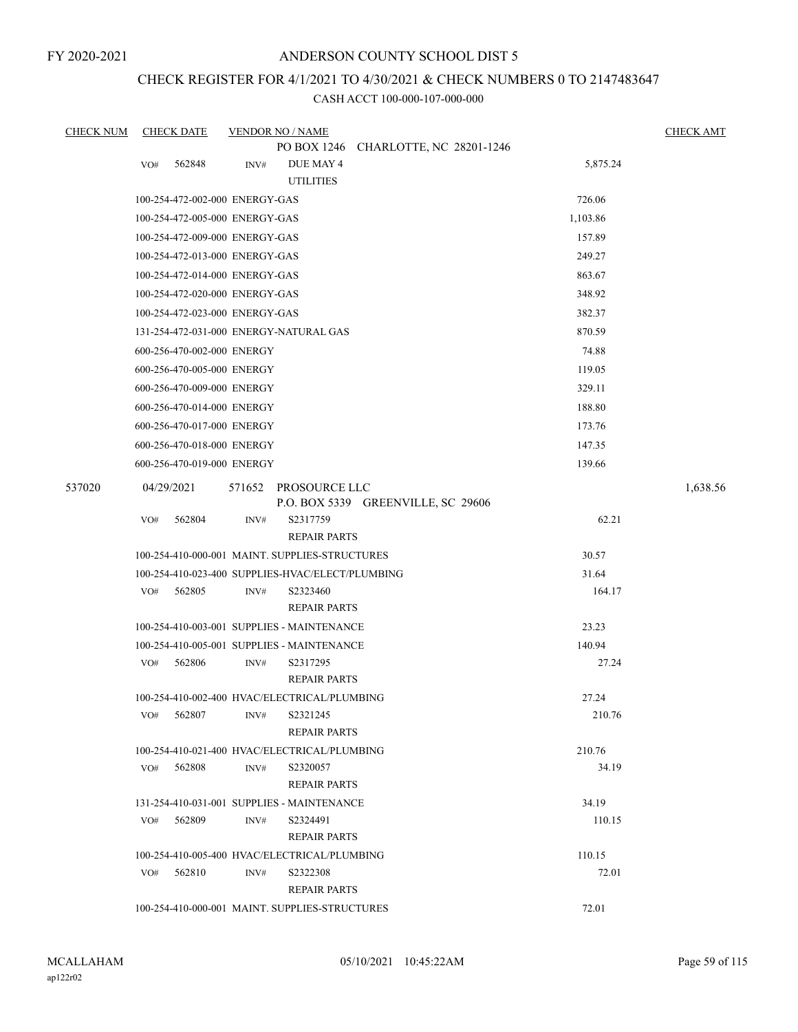FY 2020-2021

# ANDERSON COUNTY SCHOOL DIST 5

## CHECK REGISTER FOR 4/1/2021 TO 4/30/2021 & CHECK NUMBERS 0 TO 2147483647

CASH ACCT 100-000-107-000-000

| CHECK NUM | CHECK DATE | VENDOR NO / NAME | | CHECK AMT |
|---|---|---|---|---|
| | | PO BOX 1246 CHARLOTTE, NC 28201-1246 | | |
| | VO# 562848 | INV# DUE MAY 4 UTILITIES | 5,875.24 | |
| | 100-254-472-002-000 ENERGY-GAS | | 726.06 | |
| | 100-254-472-005-000 ENERGY-GAS | | 1,103.86 | |
| | 100-254-472-009-000 ENERGY-GAS | | 157.89 | |
| | 100-254-472-013-000 ENERGY-GAS | | 249.27 | |
| | 100-254-472-014-000 ENERGY-GAS | | 863.67 | |
| | 100-254-472-020-000 ENERGY-GAS | | 348.92 | |
| | 100-254-472-023-000 ENERGY-GAS | | 382.37 | |
| | 131-254-472-031-000 ENERGY-NATURAL GAS | | 870.59 | |
| | 600-256-470-002-000 ENERGY | | 74.88 | |
| | 600-256-470-005-000 ENERGY | | 119.05 | |
| | 600-256-470-009-000 ENERGY | | 329.11 | |
| | 600-256-470-014-000 ENERGY | | 188.80 | |
| | 600-256-470-017-000 ENERGY | | 173.76 | |
| | 600-256-470-018-000 ENERGY | | 147.35 | |
| | 600-256-470-019-000 ENERGY | | 139.66 | |
| 537020 | 04/29/2021 | 571652 PROSOURCE LLC<br>P.O. BOX 5339 GREENVILLE, SC 29606 | | 1,638.56 |
| | VO# 562804 | INV# S2317759 REPAIR PARTS | 62.21 | |
| | 100-254-410-000-001 MAINT. SUPPLIES-STRUCTURES | | 30.57 | |
| | 100-254-410-023-400 SUPPLIES-HVAC/ELECT/PLUMBING | | 31.64 | |
| | VO# 562805 | INV# S2323460 REPAIR PARTS | 164.17 | |
| | 100-254-410-003-001 SUPPLIES - MAINTENANCE | | 23.23 | |
| | 100-254-410-005-001 SUPPLIES - MAINTENANCE | | 140.94 | |
| | VO# 562806 | INV# S2317295 REPAIR PARTS | 27.24 | |
| | 100-254-410-002-400 HVAC/ELECTRICAL/PLUMBING | | 27.24 | |
| | VO# 562807 | INV# S2321245 REPAIR PARTS | 210.76 | |
| | 100-254-410-021-400 HVAC/ELECTRICAL/PLUMBING | | 210.76 | |
| | VO# 562808 | INV# S2320057 REPAIR PARTS | 34.19 | |
| | 131-254-410-031-001 SUPPLIES - MAINTENANCE | | 34.19 | |
| | VO# 562809 | INV# S2324491 REPAIR PARTS | 110.15 | |
| | 100-254-410-005-400 HVAC/ELECTRICAL/PLUMBING | | 110.15 | |
| | VO# 562810 | INV# S2322308 REPAIR PARTS | 72.01 | |
| | 100-254-410-000-001 MAINT. SUPPLIES-STRUCTURES | | 72.01 | |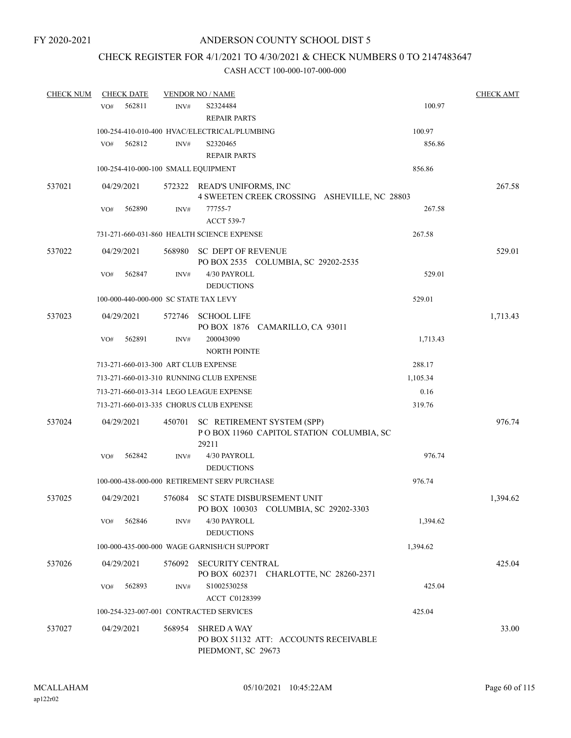FY 2020-2021

# ANDERSON COUNTY SCHOOL DIST 5

## CHECK REGISTER FOR 4/1/2021 TO 4/30/2021 & CHECK NUMBERS 0 TO 2147483647

### CASH ACCT 100-000-107-000-000

| CHECK NUM | CHECK DATE | VENDOR NO / NAME | | CHECK AMT |
|---|---|---|---|---|
| | VO# 562811 | INV# S2324484<br>REPAIR PARTS | 100.97 | |
| | 100-254-410-010-400 HVAC/ELECTRICAL/PLUMBING | | 100.97 | |
| | VO# 562812 | INV# S2320465<br>REPAIR PARTS | 856.86 | |
| | 100-254-410-000-100 SMALL EQUIPMENT | | 856.86 | |
| 537021 | 04/29/2021 | 572322 READ'S UNIFORMS, INC<br>4 SWEETEN CREEK CROSSING ASHEVILLE, NC 28803 | | 267.58 |
| | VO# 562890 | INV# 77755-7<br>ACCT 539-7 | 267.58 | |
| | 731-271-660-031-860 HEALTH SCIENCE EXPENSE | | 267.58 | |
| 537022 | 04/29/2021 | 568980 SC DEPT OF REVENUE<br>PO BOX 2535 COLUMBIA, SC 29202-2535 | | 529.01 |
| | VO# 562847 | INV# 4/30 PAYROLL<br>DEDUCTIONS | 529.01 | |
| | 100-000-440-000-000 SC STATE TAX LEVY | | 529.01 | |
| 537023 | 04/29/2021 | 572746 SCHOOL LIFE<br>PO BOX 1876 CAMARILLO, CA 93011 | | 1,713.43 |
| | VO# 562891 | INV# 200043090<br>NORTH POINTE | 1,713.43 | |
| | 713-271-660-013-300 ART CLUB EXPENSE | | 288.17 | |
| | 713-271-660-013-310 RUNNING CLUB EXPENSE | | 1,105.34 | |
| | 713-271-660-013-314 LEGO LEAGUE EXPENSE | | 0.16 | |
| | 713-271-660-013-335 CHORUS CLUB EXPENSE | | 319.76 | |
| 537024 | 04/29/2021 | 450701 SC RETIREMENT SYSTEM (SPP)<br>P O BOX 11960 CAPITOL STATION COLUMBIA, SC 29211 | | 976.74 |
| | VO# 562842 | INV# 4/30 PAYROLL<br>DEDUCTIONS | 976.74 | |
| | 100-000-438-000-000 RETIREMENT SERV PURCHASE | | 976.74 | |
| 537025 | 04/29/2021 | 576084 SC STATE DISBURSEMENT UNIT<br>PO BOX 100303 COLUMBIA, SC 29202-3303 | | 1,394.62 |
| | VO# 562846 | INV# 4/30 PAYROLL<br>DEDUCTIONS | 1,394.62 | |
| | 100-000-435-000-000 WAGE GARNISH/CH SUPPORT | | 1,394.62 | |
| 537026 | 04/29/2021 | 576092 SECURITY CENTRAL<br>PO BOX 602371 CHARLOTTE, NC 28260-2371 | | 425.04 |
| | VO# 562893 | INV# S1002530258<br>ACCT C0128399 | 425.04 | |
| | 100-254-323-007-001 CONTRACTED SERVICES | | 425.04 | |
| 537027 | 04/29/2021 | 568954 SHRED A WAY<br>PO BOX 51132 ATT: ACCOUNTS RECEIVABLE<br>PIEDMONT, SC 29673 | | 33.00 |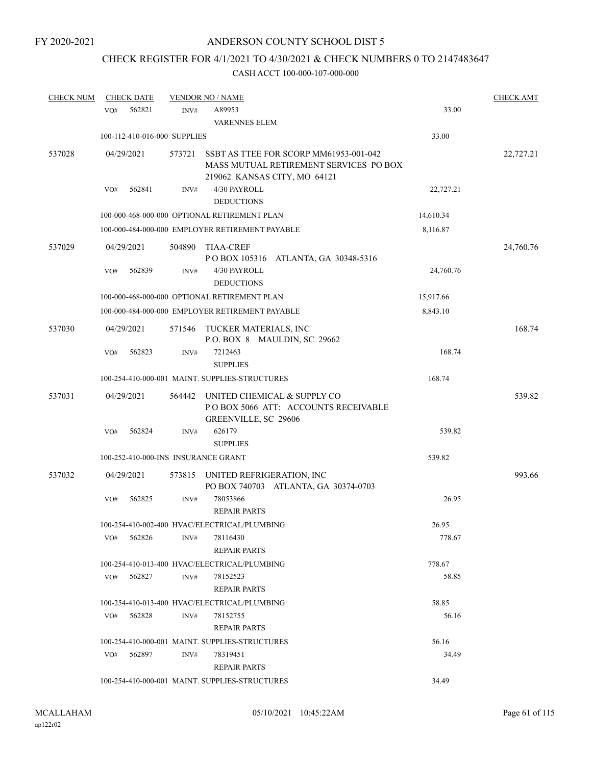FY 2020-2021

# ANDERSON COUNTY SCHOOL DIST 5

## CHECK REGISTER FOR 4/1/2021 TO 4/30/2021 & CHECK NUMBERS 0 TO 2147483647

### CASH ACCT 100-000-107-000-000

| CHECK NUM | CHECK DATE | VENDOR NO / NAME | | CHECK AMT |
|---|---|---|---|---|
| | VO# 562821 | INV# A89953 VARENNES ELEM | 33.00 | |
| | 100-112-410-016-000 SUPPLIES | | 33.00 | |
| 537028 | 04/29/2021 | 573721 SSBT AS TTEE FOR SCORP MM61953-001-042 MASS MUTUAL RETIREMENT SERVICES PO BOX 219062 KANSAS CITY, MO 64121 | | 22,727.21 |
| | VO# 562841 | INV# 4/30 PAYROLL DEDUCTIONS | 22,727.21 | |
| | 100-000-468-000-000 OPTIONAL RETIREMENT PLAN | | 14,610.34 | |
| | 100-000-484-000-000 EMPLOYER RETIREMENT PAYABLE | | 8,116.87 | |
| 537029 | 04/29/2021 | 504890 TIAA-CREF P O BOX 105316 ATLANTA, GA 30348-5316 | | 24,760.76 |
| | VO# 562839 | INV# 4/30 PAYROLL DEDUCTIONS | 24,760.76 | |
| | 100-000-468-000-000 OPTIONAL RETIREMENT PLAN | | 15,917.66 | |
| | 100-000-484-000-000 EMPLOYER RETIREMENT PAYABLE | | 8,843.10 | |
| 537030 | 04/29/2021 | 571546 TUCKER MATERIALS, INC P.O. BOX 8 MAULDIN, SC 29662 | | 168.74 |
| | VO# 562823 | INV# 7212463 SUPPLIES | 168.74 | |
| | 100-254-410-000-001 MAINT. SUPPLIES-STRUCTURES | | 168.74 | |
| 537031 | 04/29/2021 | 564442 UNITED CHEMICAL & SUPPLY CO P O BOX 5066 ATT: ACCOUNTS RECEIVABLE GREENVILLE, SC 29606 | | 539.82 |
| | VO# 562824 | INV# 626179 SUPPLIES | 539.82 | |
| | 100-252-410-000-INS INSURANCE GRANT | | 539.82 | |
| 537032 | 04/29/2021 | 573815 UNITED REFRIGERATION, INC PO BOX 740703 ATLANTA, GA 30374-0703 | | 993.66 |
| | VO# 562825 | INV# 78053866 REPAIR PARTS | 26.95 | |
| | 100-254-410-002-400 HVAC/ELECTRICAL/PLUMBING | | 26.95 | |
| | VO# 562826 | INV# 78116430 REPAIR PARTS | 778.67 | |
| | 100-254-410-013-400 HVAC/ELECTRICAL/PLUMBING | | 778.67 | |
| | VO# 562827 | INV# 78152523 REPAIR PARTS | 58.85 | |
| | 100-254-410-013-400 HVAC/ELECTRICAL/PLUMBING | | 58.85 | |
| | VO# 562828 | INV# 78152755 REPAIR PARTS | 56.16 | |
| | 100-254-410-000-001 MAINT. SUPPLIES-STRUCTURES | | 56.16 | |
| | VO# 562897 | INV# 78319451 REPAIR PARTS | 34.49 | |
| | 100-254-410-000-001 MAINT. SUPPLIES-STRUCTURES | | 34.49 | |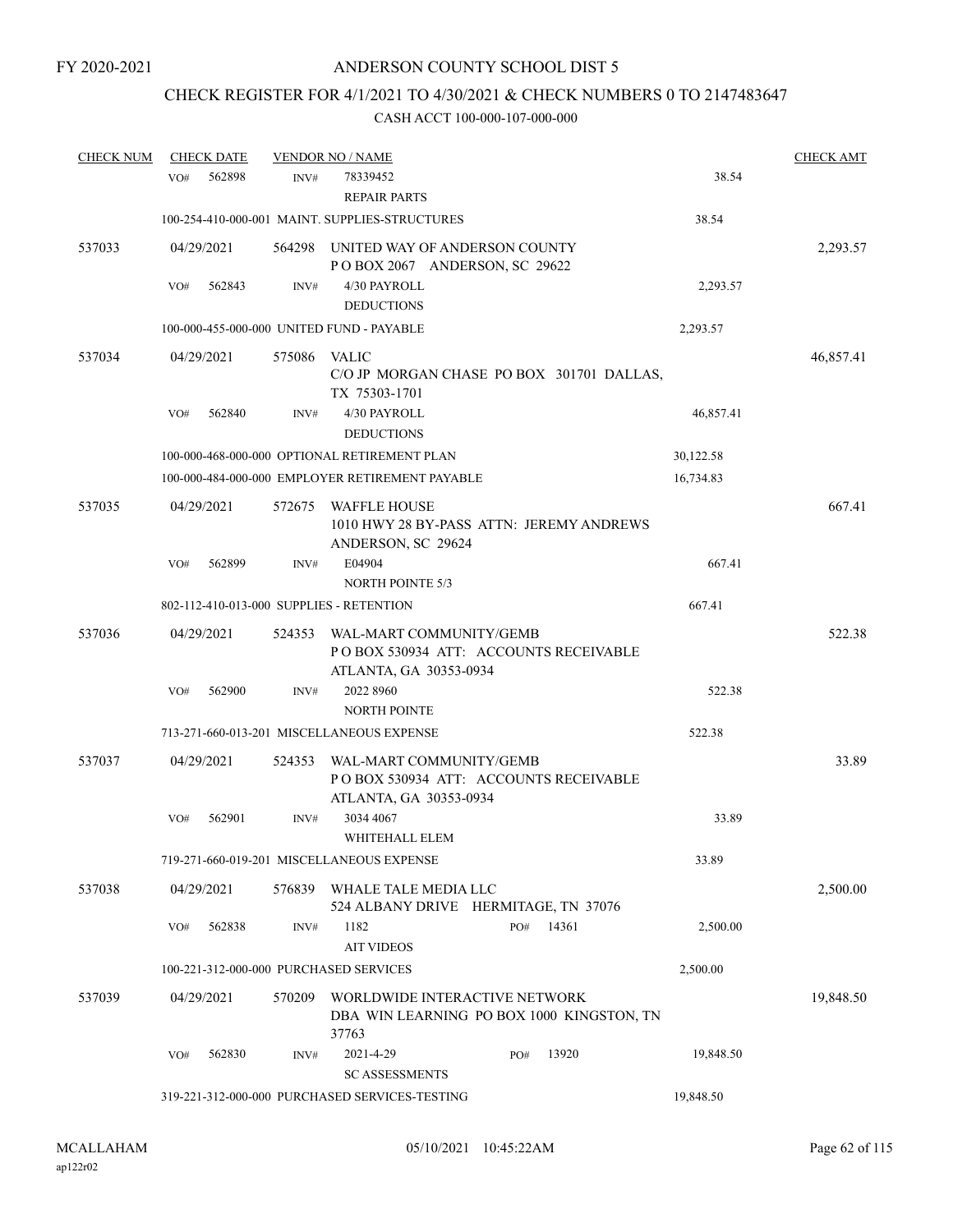FY 2020-2021

# ANDERSON COUNTY SCHOOL DIST 5

## CHECK REGISTER FOR 4/1/2021 TO 4/30/2021 & CHECK NUMBERS 0 TO 2147483647

### CASH ACCT 100-000-107-000-000

| CHECK NUM | CHECK DATE | VENDOR NO / NAME | | CHECK AMT |
|---|---|---|---|---|
| | VO# 562898 | INV# 78339452 REPAIR PARTS | 38.54 | |
| | 100-254-410-000-001 MAINT. SUPPLIES-STRUCTURES | | 38.54 | |
| 537033 | 04/29/2021 | 564298 UNITED WAY OF ANDERSON COUNTY P O BOX 2067 ANDERSON, SC 29622 | | 2,293.57 |
| | VO# 562843 | INV# 4/30 PAYROLL DEDUCTIONS | 2,293.57 | |
| | 100-000-455-000-000 UNITED FUND - PAYABLE | | 2,293.57 | |
| 537034 | 04/29/2021 | 575086 VALIC C/O JP MORGAN CHASE PO BOX 301701 DALLAS, TX 75303-1701 | | 46,857.41 |
| | VO# 562840 | INV# 4/30 PAYROLL DEDUCTIONS | 46,857.41 | |
| | 100-000-468-000-000 OPTIONAL RETIREMENT PLAN | | 30,122.58 | |
| | 100-000-484-000-000 EMPLOYER RETIREMENT PAYABLE | | 16,734.83 | |
| 537035 | 04/29/2021 | 572675 WAFFLE HOUSE 1010 HWY 28 BY-PASS ATTN: JEREMY ANDREWS ANDERSON, SC 29624 | | 667.41 |
| | VO# 562899 | INV# E04904 NORTH POINTE 5/3 | 667.41 | |
| | 802-112-410-013-000 SUPPLIES - RETENTION | | 667.41 | |
| 537036 | 04/29/2021 | 524353 WAL-MART COMMUNITY/GEMB P O BOX 530934 ATT: ACCOUNTS RECEIVABLE ATLANTA, GA 30353-0934 | | 522.38 |
| | VO# 562900 | INV# 2022 8960 NORTH POINTE | 522.38 | |
| | 713-271-660-013-201 MISCELLANEOUS EXPENSE | | 522.38 | |
| 537037 | 04/29/2021 | 524353 WAL-MART COMMUNITY/GEMB P O BOX 530934 ATT: ACCOUNTS RECEIVABLE ATLANTA, GA 30353-0934 | | 33.89 |
| | VO# 562901 | INV# 3034 4067 WHITEHALL ELEM | 33.89 | |
| | 719-271-660-019-201 MISCELLANEOUS EXPENSE | | 33.89 | |
| 537038 | 04/29/2021 | 576839 WHALE TALE MEDIA LLC 524 ALBANY DRIVE HERMITAGE, TN 37076 | | 2,500.00 |
| | VO# 562838 | INV# 1182 PO# 14361 AIT VIDEOS | 2,500.00 | |
| | 100-221-312-000-000 PURCHASED SERVICES | | 2,500.00 | |
| 537039 | 04/29/2021 | 570209 WORLDWIDE INTERACTIVE NETWORK DBA WIN LEARNING PO BOX 1000 KINGSTON, TN 37763 | | 19,848.50 |
| | VO# 562830 | INV# 2021-4-29 PO# 13920 SC ASSESSMENTS | 19,848.50 | |
| | 319-221-312-000-000 PURCHASED SERVICES-TESTING | | 19,848.50 | |

MCALLAHAM ap122r02 05/10/2021 10:45:22AM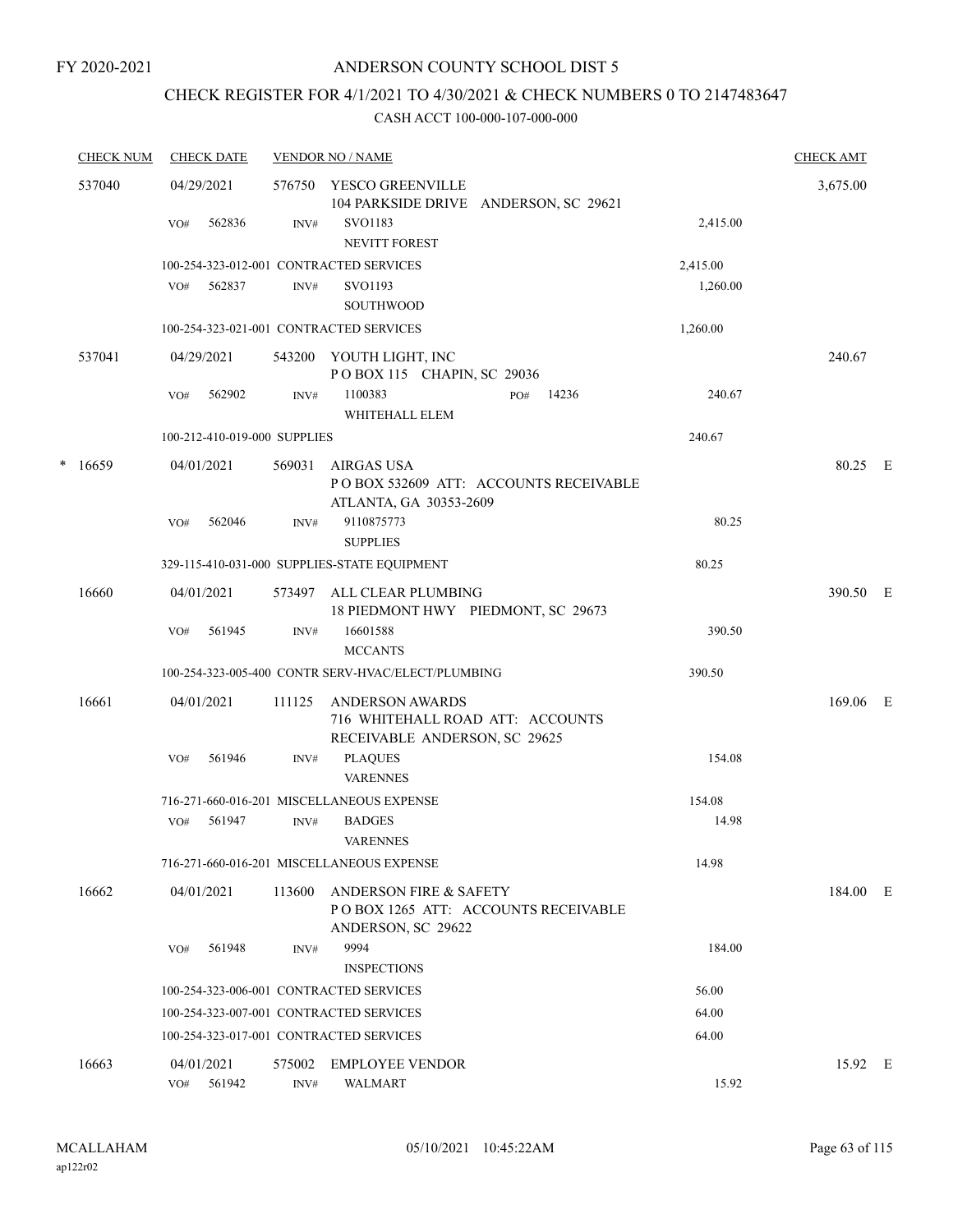FY 2020-2021

# ANDERSON COUNTY SCHOOL DIST 5

## CHECK REGISTER FOR 4/1/2021 TO 4/30/2021 & CHECK NUMBERS 0 TO 2147483647

### CASH ACCT 100-000-107-000-000

| CHECK NUM | CHECK DATE | VENDOR NO / NAME | | CHECK AMT |
|---|---|---|---|---|
| 537040 | 04/29/2021 | 576750 YESCO GREENVILLE<br>104 PARKSIDE DRIVE ANDERSON, SC 29621 | | 3,675.00 |
| | VO# 562836 | INV# SVO1183<br>NEVITT FOREST | 2,415.00 | |
| | | 100-254-323-012-001 CONTRACTED SERVICES | 2,415.00 | |
| | VO# 562837 | INV# SVO1193<br>SOUTHWOOD | 1,260.00 | |
| | | 100-254-323-021-001 CONTRACTED SERVICES | 1,260.00 | |
| 537041 | 04/29/2021 | 543200 YOUTH LIGHT, INC<br>P O BOX 115 CHAPIN, SC 29036 | | 240.67 |
| | VO# 562902 | INV# 1100383 PO# 14236<br>WHITEHALL ELEM | 240.67 | |
| | | 100-212-410-019-000 SUPPLIES | 240.67 | |
| * 16659 | 04/01/2021 | 569031 AIRGAS USA<br>P O BOX 532609 ATT: ACCOUNTS RECEIVABLE<br>ATLANTA, GA 30353-2609 | | 80.25 E |
| | VO# 562046 | INV# 9110875773<br>SUPPLIES | 80.25 | |
| | | 329-115-410-031-000 SUPPLIES-STATE EQUIPMENT | 80.25 | |
| 16660 | 04/01/2021 | 573497 ALL CLEAR PLUMBING<br>18 PIEDMONT HWY PIEDMONT, SC 29673 | | 390.50 E |
| | VO# 561945 | INV# 16601588<br>MCCANTS | 390.50 | |
| | | 100-254-323-005-400 CONTR SERV-HVAC/ELECT/PLUMBING | 390.50 | |
| 16661 | 04/01/2021 | 111125 ANDERSON AWARDS<br>716 WHITEHALL ROAD ATT: ACCOUNTS<br>RECEIVABLE ANDERSON, SC 29625 | | 169.06 E |
| | VO# 561946 | INV# PLAQUES<br>VARENNES | 154.08 | |
| | | 716-271-660-016-201 MISCELLANEOUS EXPENSE | 154.08 | |
| | VO# 561947 | INV# BADGES<br>VARENNES | 14.98 | |
| | | 716-271-660-016-201 MISCELLANEOUS EXPENSE | 14.98 | |
| 16662 | 04/01/2021 | 113600 ANDERSON FIRE & SAFETY<br>P O BOX 1265 ATT: ACCOUNTS RECEIVABLE<br>ANDERSON, SC 29622 | | 184.00 E |
| | VO# 561948 | INV# 9994<br>INSPECTIONS | 184.00 | |
| | | 100-254-323-006-001 CONTRACTED SERVICES | 56.00 | |
| | | 100-254-323-007-001 CONTRACTED SERVICES | 64.00 | |
| | | 100-254-323-017-001 CONTRACTED SERVICES | 64.00 | |
| 16663 | 04/01/2021 | 575002 EMPLOYEE VENDOR | | 15.92 E |
| | VO# 561942 | INV# WALMART | 15.92 | |

MCALLAHAM
ap122r02

05/10/2021 10:45:22AM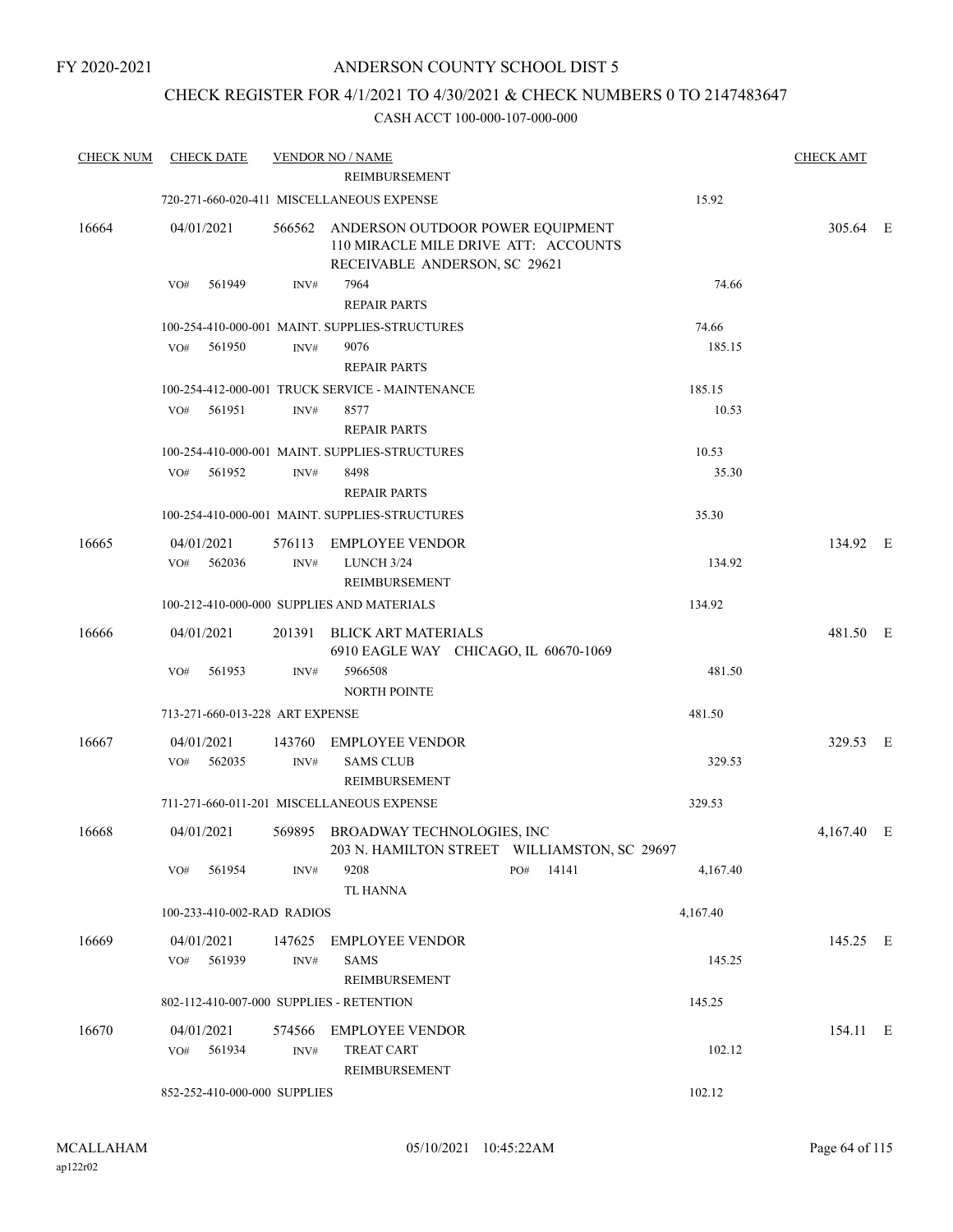FY 2020-2021

# ANDERSON COUNTY SCHOOL DIST 5

## CHECK REGISTER FOR 4/1/2021 TO 4/30/2021 & CHECK NUMBERS 0 TO 2147483647

CASH ACCT 100-000-107-000-000

| CHECK NUM | CHECK DATE | VENDOR NO / NAME | | CHECK AMT | |
|---|---|---|---|---|---|
| | | REIMBURSEMENT | | | |
| | | 720-271-660-020-411 MISCELLANEOUS EXPENSE | 15.92 | | |
| 16664 | 04/01/2021 | 566562 ANDERSON OUTDOOR POWER EQUIPMENT 110 MIRACLE MILE DRIVE ATT: ACCOUNTS RECEIVABLE ANDERSON, SC 29621 | | 305.64 | E |
| | VO# 561949 | INV# 7964 REPAIR PARTS | 74.66 | | |
| | | 100-254-410-000-001 MAINT. SUPPLIES-STRUCTURES | 74.66 | | |
| | VO# 561950 | INV# 9076 REPAIR PARTS | 185.15 | | |
| | | 100-254-412-000-001 TRUCK SERVICE - MAINTENANCE | 185.15 | | |
| | VO# 561951 | INV# 8577 REPAIR PARTS | 10.53 | | |
| | | 100-254-410-000-001 MAINT. SUPPLIES-STRUCTURES | 10.53 | | |
| | VO# 561952 | INV# 8498 REPAIR PARTS | 35.30 | | |
| | | 100-254-410-000-001 MAINT. SUPPLIES-STRUCTURES | 35.30 | | |
| 16665 | 04/01/2021 | 576113 EMPLOYEE VENDOR | | 134.92 | E |
| | VO# 562036 | INV# LUNCH 3/24 REIMBURSEMENT | 134.92 | | |
| | | 100-212-410-000-000 SUPPLIES AND MATERIALS | 134.92 | | |
| 16666 | 04/01/2021 | 201391 BLICK ART MATERIALS 6910 EAGLE WAY CHICAGO, IL 60670-1069 | | 481.50 | E |
| | VO# 561953 | INV# 5966508 NORTH POINTE | 481.50 | | |
| | | 713-271-660-013-228 ART EXPENSE | 481.50 | | |
| 16667 | 04/01/2021 | 143760 EMPLOYEE VENDOR | | 329.53 | E |
| | VO# 562035 | INV# SAMS CLUB REIMBURSEMENT | 329.53 | | |
| | | 711-271-660-011-201 MISCELLANEOUS EXPENSE | 329.53 | | |
| 16668 | 04/01/2021 | 569895 BROADWAY TECHNOLOGIES, INC 203 N. HAMILTON STREET WILLIAMSTON, SC 29697 | | 4,167.40 | E |
| | VO# 561954 | INV# 9208 PO# 14141 TL HANNA | 4,167.40 | | |
| | | 100-233-410-002-RAD RADIOS | 4,167.40 | | |
| 16669 | 04/01/2021 | 147625 EMPLOYEE VENDOR | | 145.25 | E |
| | VO# 561939 | INV# SAMS REIMBURSEMENT | 145.25 | | |
| | | 802-112-410-007-000 SUPPLIES - RETENTION | 145.25 | | |
| 16670 | 04/01/2021 | 574566 EMPLOYEE VENDOR | | 154.11 | E |
| | VO# 561934 | INV# TREAT CART REIMBURSEMENT | 102.12 | | |
| | | 852-252-410-000-000 SUPPLIES | 102.12 | | |

MCALLAHAM ap122r02 05/10/2021 10:45:22AM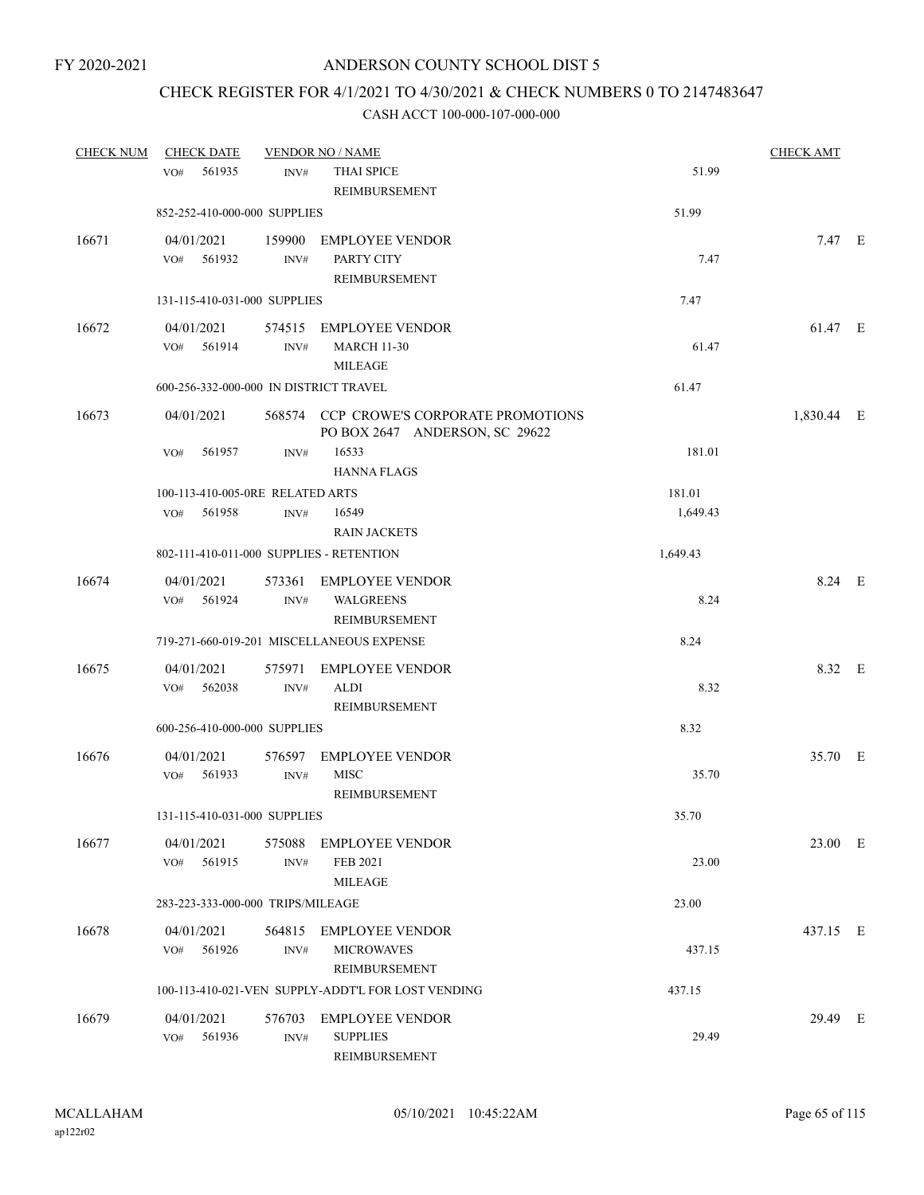FY 2020-2021

# ANDERSON COUNTY SCHOOL DIST 5

## CHECK REGISTER FOR 4/1/2021 TO 4/30/2021 & CHECK NUMBERS 0 TO 2147483647

### CASH ACCT 100-000-107-000-000

| CHECK NUM | CHECK DATE | VENDOR NO / NAME | | CHECK AMT | |
|---|---|---|---|---|---|
| | VO# 561935 INV# | THAI SPICE REIMBURSEMENT | 51.99 | | |
| | 852-252-410-000-000 SUPPLIES | | 51.99 | | |
| 16671 | 04/01/2021 | 159900 EMPLOYEE VENDOR | | 7.47 | E |
| | VO# 561932 INV# | PARTY CITY REIMBURSEMENT | 7.47 | | |
| | 131-115-410-031-000 SUPPLIES | | 7.47 | | |
| 16672 | 04/01/2021 | 574515 EMPLOYEE VENDOR | | 61.47 | E |
| | VO# 561914 INV# | MARCH 11-30 MILEAGE | 61.47 | | |
| | 600-256-332-000-000 IN DISTRICT TRAVEL | | 61.47 | | |
| 16673 | 04/01/2021 | 568574 CCP CROWE'S CORPORATE PROMOTIONS PO BOX 2647 ANDERSON, SC 29622 | | 1,830.44 | E |
| | VO# 561957 INV# | 16533 HANNA FLAGS | 181.01 | | |
| | 100-113-410-005-0RE RELATED ARTS | | 181.01 | | |
| | VO# 561958 INV# | 16549 RAIN JACKETS | 1,649.43 | | |
| | 802-111-410-011-000 SUPPLIES - RETENTION | | 1,649.43 | | |
| 16674 | 04/01/2021 | 573361 EMPLOYEE VENDOR | | 8.24 | E |
| | VO# 561924 INV# | WALGREENS REIMBURSEMENT | 8.24 | | |
| | 719-271-660-019-201 MISCELLANEOUS EXPENSE | | 8.24 | | |
| 16675 | 04/01/2021 | 575971 EMPLOYEE VENDOR | | 8.32 | E |
| | VO# 562038 INV# | ALDI REIMBURSEMENT | 8.32 | | |
| | 600-256-410-000-000 SUPPLIES | | 8.32 | | |
| 16676 | 04/01/2021 | 576597 EMPLOYEE VENDOR | | 35.70 | E |
| | VO# 561933 INV# | MISC REIMBURSEMENT | 35.70 | | |
| | 131-115-410-031-000 SUPPLIES | | 35.70 | | |
| 16677 | 04/01/2021 | 575088 EMPLOYEE VENDOR | | 23.00 | E |
| | VO# 561915 INV# | FEB 2021 MILEAGE | 23.00 | | |
| | 283-223-333-000-000 TRIPS/MILEAGE | | 23.00 | | |
| 16678 | 04/01/2021 | 564815 EMPLOYEE VENDOR | | 437.15 | E |
| | VO# 561926 INV# | MICROWAVES REIMBURSEMENT | 437.15 | | |
| | 100-113-410-021-VEN SUPPLY-ADDT'L FOR LOST VENDING | | 437.15 | | |
| 16679 | 04/01/2021 | 576703 EMPLOYEE VENDOR | | 29.49 | E |
| | VO# 561936 INV# | SUPPLIES REIMBURSEMENT | 29.49 | | |

MCALLAHAM
ap122r02

05/10/2021 10:45:22AM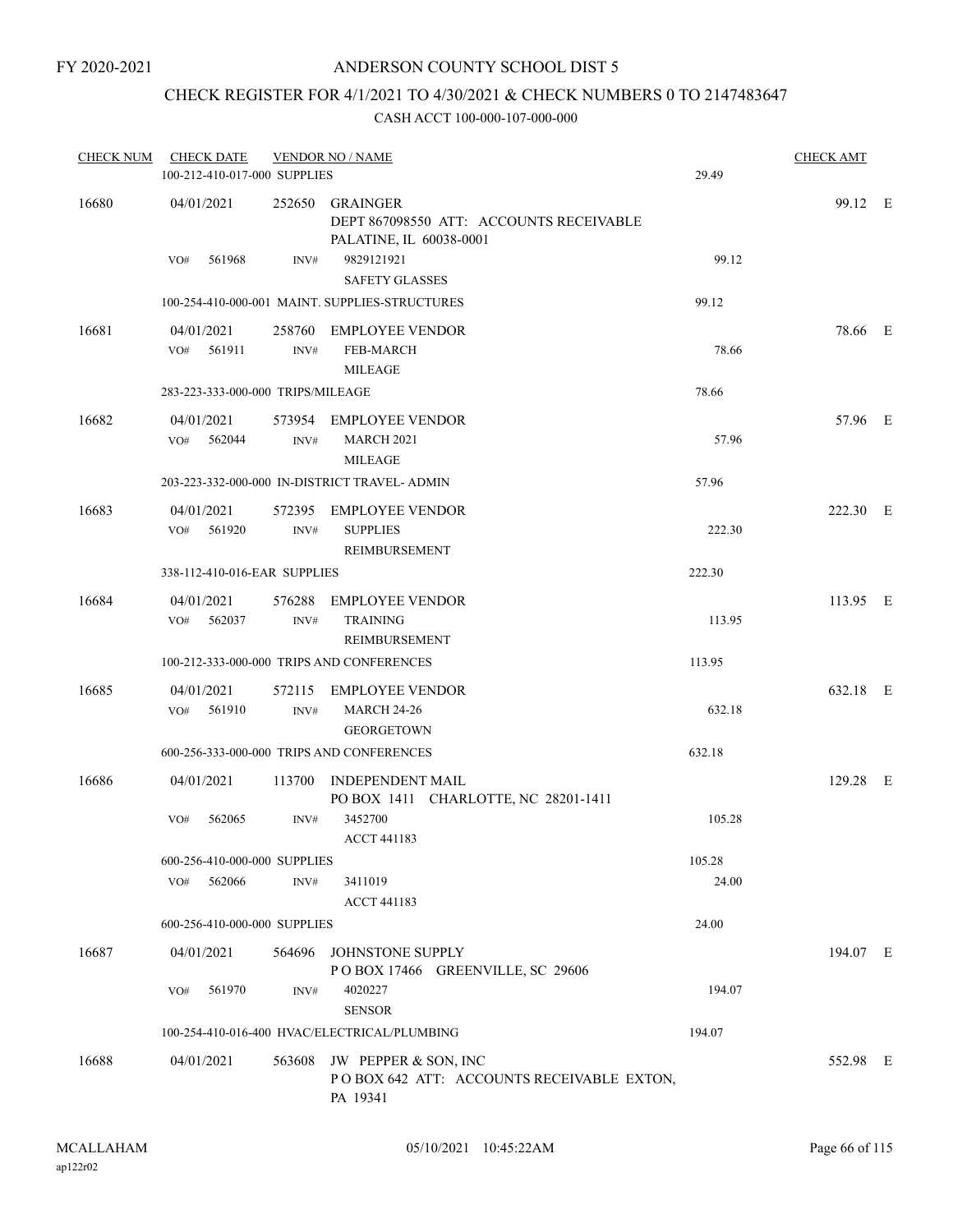FY 2020-2021

ANDERSON COUNTY SCHOOL DIST 5

CHECK REGISTER FOR 4/1/2021 TO 4/30/2021 & CHECK NUMBERS 0 TO 2147483647

CASH ACCT 100-000-107-000-000

| CHECK NUM | CHECK DATE | VENDOR NO / NAME | | CHECK AMT | |
|---|---|---|---|---|---|
| | 100-212-410-017-000 SUPPLIES | | 29.49 | | |
| 16680 | 04/01/2021 | 252650 GRAINGER<br>DEPT 867098550 ATT: ACCOUNTS RECEIVABLE<br>PALATINE, IL 60038-0001 | | 99.12 | E |
| | VO# 561968 | INV# 9829121921<br>SAFETY GLASSES | 99.12 | | |
| | 100-254-410-000-001 MAINT. SUPPLIES-STRUCTURES | | 99.12 | | |
| 16681 | 04/01/2021 | 258760 EMPLOYEE VENDOR | | 78.66 | E |
| | VO# 561911 | INV# FEB-MARCH<br>MILEAGE | 78.66 | | |
| | 283-223-333-000-000 TRIPS/MILEAGE | | 78.66 | | |
| 16682 | 04/01/2021 | 573954 EMPLOYEE VENDOR | | 57.96 | E |
| | VO# 562044 | INV# MARCH 2021<br>MILEAGE | 57.96 | | |
| | 203-223-332-000-000 IN-DISTRICT TRAVEL- ADMIN | | 57.96 | | |
| 16683 | 04/01/2021 | 572395 EMPLOYEE VENDOR | | 222.30 | E |
| | VO# 561920 | INV# SUPPLIES<br>REIMBURSEMENT | 222.30 | | |
| | 338-112-410-016-EAR SUPPLIES | | 222.30 | | |
| 16684 | 04/01/2021 | 576288 EMPLOYEE VENDOR | | 113.95 | E |
| | VO# 562037 | INV# TRAINING<br>REIMBURSEMENT | 113.95 | | |
| | 100-212-333-000-000 TRIPS AND CONFERENCES | | 113.95 | | |
| 16685 | 04/01/2021 | 572115 EMPLOYEE VENDOR | | 632.18 | E |
| | VO# 561910 | INV# MARCH 24-26<br>GEORGETOWN | 632.18 | | |
| | 600-256-333-000-000 TRIPS AND CONFERENCES | | 632.18 | | |
| 16686 | 04/01/2021 | 113700 INDEPENDENT MAIL<br>PO BOX 1411 CHARLOTTE, NC 28201-1411 | | 129.28 | E |
| | VO# 562065 | INV# 3452700<br>ACCT 441183 | 105.28 | | |
| | 600-256-410-000-000 SUPPLIES | | 105.28 | | |
| | VO# 562066 | INV# 3411019<br>ACCT 441183 | 24.00 | | |
| | 600-256-410-000-000 SUPPLIES | | 24.00 | | |
| 16687 | 04/01/2021 | 564696 JOHNSTONE SUPPLY<br>P O BOX 17466 GREENVILLE, SC 29606 | | 194.07 | E |
| | VO# 561970 | INV# 4020227<br>SENSOR | 194.07 | | |
| | 100-254-410-016-400 HVAC/ELECTRICAL/PLUMBING | | 194.07 | | |
| 16688 | 04/01/2021 | 563608 JW PEPPER & SON, INC<br>P O BOX 642 ATT: ACCOUNTS RECEIVABLE EXTON, PA 19341 | | 552.98 | E |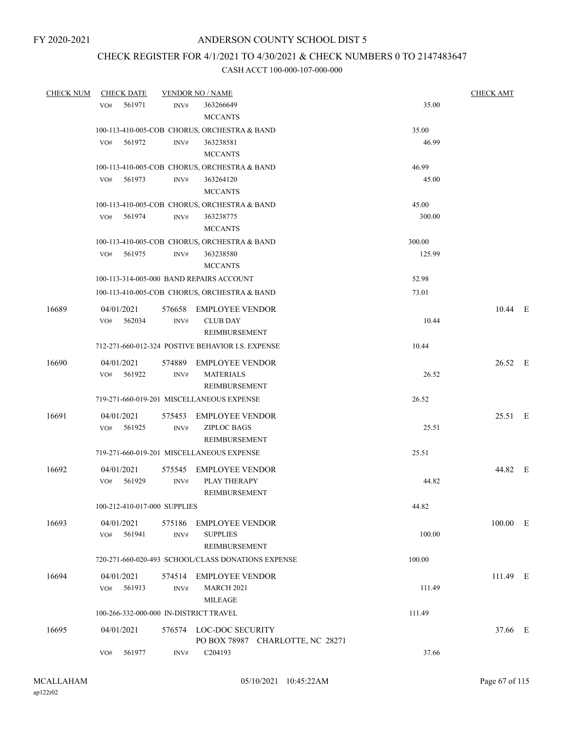FY 2020-2021

# ANDERSON COUNTY SCHOOL DIST 5

## CHECK REGISTER FOR 4/1/2021 TO 4/30/2021 & CHECK NUMBERS 0 TO 2147483647

### CASH ACCT 100-000-107-000-000

| CHECK NUM | CHECK DATE | VENDOR NO / NAME | | CHECK AMT | |
|---|---|---|---|---|---|
| | VO# 561971 INV# | 363266649 MCCANTS | 35.00 | | |
| | 100-113-410-005-COB CHORUS, ORCHESTRA & BAND | | 35.00 | | |
| | VO# 561972 INV# | 363238581 MCCANTS | 46.99 | | |
| | 100-113-410-005-COB CHORUS, ORCHESTRA & BAND | | 46.99 | | |
| | VO# 561973 INV# | 363264120 MCCANTS | 45.00 | | |
| | 100-113-410-005-COB CHORUS, ORCHESTRA & BAND | | 45.00 | | |
| | VO# 561974 INV# | 363238775 MCCANTS | 300.00 | | |
| | 100-113-410-005-COB CHORUS, ORCHESTRA & BAND | | 300.00 | | |
| | VO# 561975 INV# | 363238580 MCCANTS | 125.99 | | |
| | 100-113-314-005-000 BAND REPAIRS ACCOUNT | | 52.98 | | |
| | 100-113-410-005-COB CHORUS, ORCHESTRA & BAND | | 73.01 | | |
| 16689 | 04/01/2021 | 576658 EMPLOYEE VENDOR | | 10.44 | E |
| | VO# 562034 INV# | CLUB DAY REIMBURSEMENT | 10.44 | | |
| | 712-271-660-012-324 POSTIVE BEHAVIOR I.S. EXPENSE | | 10.44 | | |
| 16690 | 04/01/2021 | 574889 EMPLOYEE VENDOR | | 26.52 | E |
| | VO# 561922 INV# | MATERIALS REIMBURSEMENT | 26.52 | | |
| | 719-271-660-019-201 MISCELLANEOUS EXPENSE | | 26.52 | | |
| 16691 | 04/01/2021 | 575453 EMPLOYEE VENDOR | | 25.51 | E |
| | VO# 561925 INV# | ZIPLOC BAGS REIMBURSEMENT | 25.51 | | |
| | 719-271-660-019-201 MISCELLANEOUS EXPENSE | | 25.51 | | |
| 16692 | 04/01/2021 | 575545 EMPLOYEE VENDOR | | 44.82 | E |
| | VO# 561929 INV# | PLAY THERAPY REIMBURSEMENT | 44.82 | | |
| | 100-212-410-017-000 SUPPLIES | | 44.82 | | |
| 16693 | 04/01/2021 | 575186 EMPLOYEE VENDOR | | 100.00 | E |
| | VO# 561941 INV# | SUPPLIES REIMBURSEMENT | 100.00 | | |
| | 720-271-660-020-493 SCHOOL/CLASS DONATIONS EXPENSE | | 100.00 | | |
| 16694 | 04/01/2021 | 574514 EMPLOYEE VENDOR | | 111.49 | E |
| | VO# 561913 INV# | MARCH 2021 MILEAGE | 111.49 | | |
| | 100-266-332-000-000 IN-DISTRICT TRAVEL | | 111.49 | | |
| 16695 | 04/01/2021 | 576574 LOC-DOC SECURITY PO BOX 78987 CHARLOTTE, NC 28271 | | 37.66 | E |
| | VO# 561977 INV# | C204193 | 37.66 | | |

MCALLAHAM
ap122r02

05/10/2021 10:45:22AM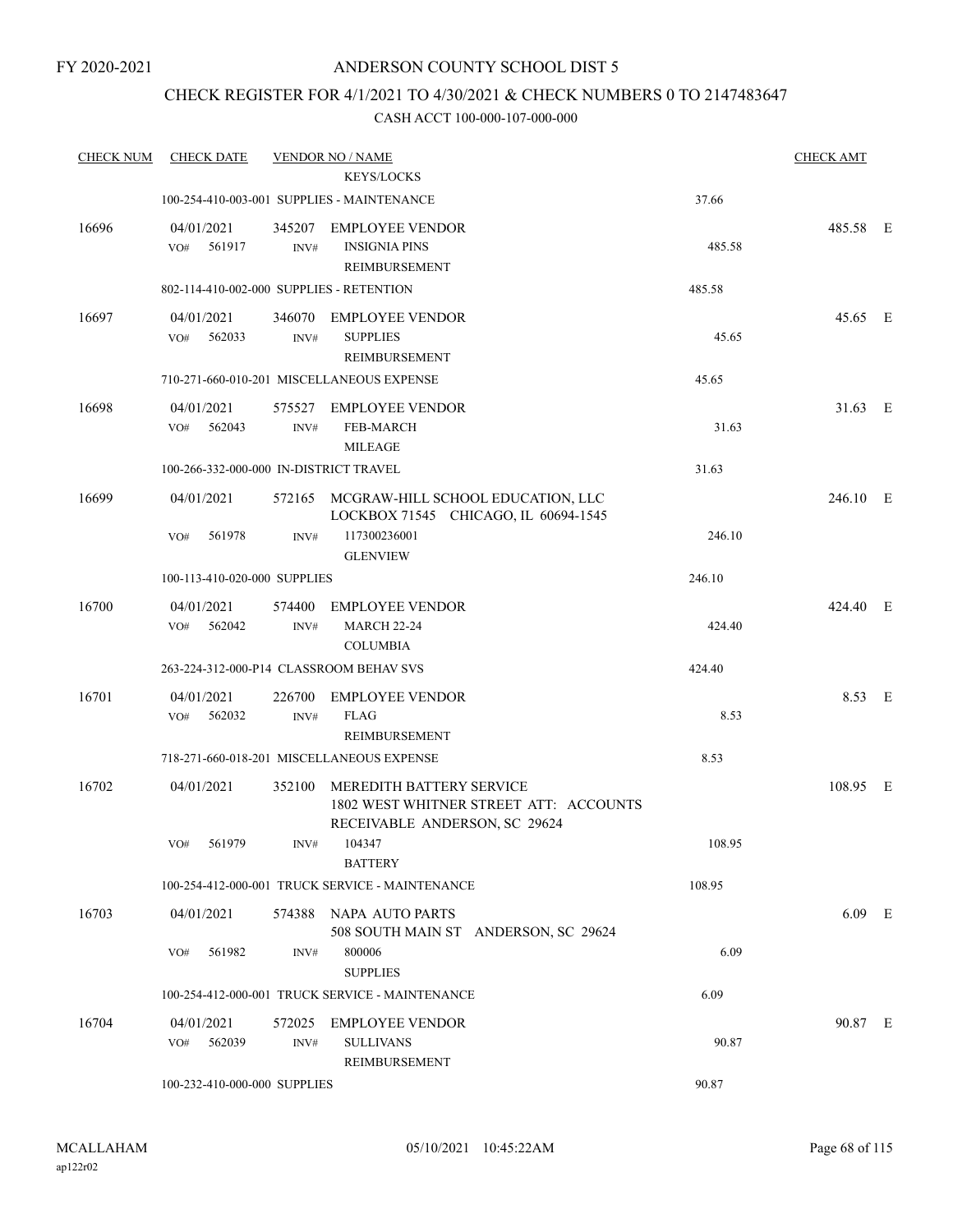FY 2020-2021

# ANDERSON COUNTY SCHOOL DIST 5

## CHECK REGISTER FOR 4/1/2021 TO 4/30/2021 & CHECK NUMBERS 0 TO 2147483647

CASH ACCT 100-000-107-000-000

| CHECK NUM | CHECK DATE | VENDOR NO / NAME | | CHECK AMT | |
|---|---|---|---|---|---|
| | | KEYS/LOCKS | | | |
| | | 100-254-410-003-001 SUPPLIES - MAINTENANCE | 37.66 | | |
| 16696 | 04/01/2021 | 345207 EMPLOYEE VENDOR | | 485.58 | E |
| | VO# 561917 | INV# INSIGNIA PINS REIMBURSEMENT | 485.58 | | |
| | | 802-114-410-002-000 SUPPLIES - RETENTION | 485.58 | | |
| 16697 | 04/01/2021 | 346070 EMPLOYEE VENDOR | | 45.65 | E |
| | VO# 562033 | INV# SUPPLIES REIMBURSEMENT | 45.65 | | |
| | | 710-271-660-010-201 MISCELLANEOUS EXPENSE | 45.65 | | |
| 16698 | 04/01/2021 | 575527 EMPLOYEE VENDOR | | 31.63 | E |
| | VO# 562043 | INV# FEB-MARCH MILEAGE | 31.63 | | |
| | | 100-266-332-000-000 IN-DISTRICT TRAVEL | 31.63 | | |
| 16699 | 04/01/2021 | 572165 MCGRAW-HILL SCHOOL EDUCATION, LLC LOCKBOX 71545 CHICAGO, IL 60694-1545 | | 246.10 | E |
| | VO# 561978 | INV# 117300236001 GLENVIEW | 246.10 | | |
| | | 100-113-410-020-000 SUPPLIES | 246.10 | | |
| 16700 | 04/01/2021 | 574400 EMPLOYEE VENDOR | | 424.40 | E |
| | VO# 562042 | INV# MARCH 22-24 COLUMBIA | 424.40 | | |
| | | 263-224-312-000-P14 CLASSROOM BEHAV SVS | 424.40 | | |
| 16701 | 04/01/2021 | 226700 EMPLOYEE VENDOR | | 8.53 | E |
| | VO# 562032 | INV# FLAG REIMBURSEMENT | 8.53 | | |
| | | 718-271-660-018-201 MISCELLANEOUS EXPENSE | 8.53 | | |
| 16702 | 04/01/2021 | 352100 MEREDITH BATTERY SERVICE 1802 WEST WHITNER STREET ATT: ACCOUNTS RECEIVABLE ANDERSON, SC 29624 | | 108.95 | E |
| | VO# 561979 | INV# 104347 BATTERY | 108.95 | | |
| | | 100-254-412-000-001 TRUCK SERVICE - MAINTENANCE | 108.95 | | |
| 16703 | 04/01/2021 | 574388 NAPA AUTO PARTS 508 SOUTH MAIN ST ANDERSON, SC 29624 | | 6.09 | E |
| | VO# 561982 | INV# 800006 SUPPLIES | 6.09 | | |
| | | 100-254-412-000-001 TRUCK SERVICE - MAINTENANCE | 6.09 | | |
| 16704 | 04/01/2021 | 572025 EMPLOYEE VENDOR | | 90.87 | E |
| | VO# 562039 | INV# SULLIVANS REIMBURSEMENT | 90.87 | | |
| | | 100-232-410-000-000 SUPPLIES | 90.87 | | |

MCALLAHAM
ap122r02

05/10/2021 10:45:22AM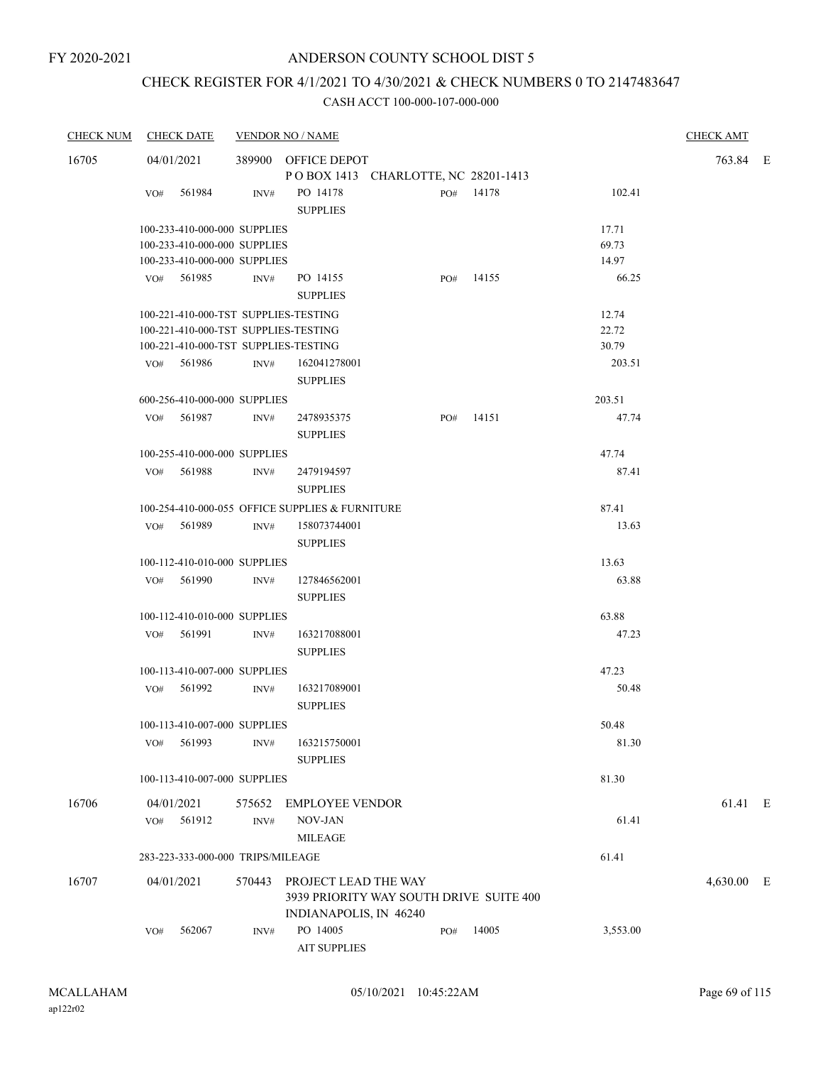FY 2020-2021

# ANDERSON COUNTY SCHOOL DIST 5

## CHECK REGISTER FOR 4/1/2021 TO 4/30/2021 & CHECK NUMBERS 0 TO 2147483647

### CASH ACCT 100-000-107-000-000

| CHECK NUM | CHECK DATE | VENDOR NO / NAME | | | CHECK AMT | |
|---|---|---|---|---|---|---|
| 16705 | 04/01/2021 | 389900 OFFICE DEPOT<br>P O BOX 1413 CHARLOTTE, NC 28201-1413 | | | 763.84 | E |
| | VO# 561984 | INV# PO 14178<br>SUPPLIES | PO# 14178 | 102.41 | | |
| | 100-233-410-000-000 SUPPLIES | | | 17.71 | | |
| | 100-233-410-000-000 SUPPLIES | | | 69.73 | | |
| | 100-233-410-000-000 SUPPLIES | | | 14.97 | | |
| | VO# 561985 | INV# PO 14155<br>SUPPLIES | PO# 14155 | 66.25 | | |
| | 100-221-410-000-TST SUPPLIES-TESTING | | | 12.74 | | |
| | 100-221-410-000-TST SUPPLIES-TESTING | | | 22.72 | | |
| | 100-221-410-000-TST SUPPLIES-TESTING | | | 30.79 | | |
| | VO# 561986 | INV# 162041278001<br>SUPPLIES | | 203.51 | | |
| | 600-256-410-000-000 SUPPLIES | | | 203.51 | | |
| | VO# 561987 | INV# 2478935375<br>SUPPLIES | PO# 14151 | 47.74 | | |
| | 100-255-410-000-000 SUPPLIES | | | 47.74 | | |
| | VO# 561988 | INV# 2479194597<br>SUPPLIES | | 87.41 | | |
| | 100-254-410-000-055 OFFICE SUPPLIES & FURNITURE | | | 87.41 | | |
| | VO# 561989 | INV# 158073744001<br>SUPPLIES | | 13.63 | | |
| | 100-112-410-010-000 SUPPLIES | | | 13.63 | | |
| | VO# 561990 | INV# 127846562001<br>SUPPLIES | | 63.88 | | |
| | 100-112-410-010-000 SUPPLIES | | | 63.88 | | |
| | VO# 561991 | INV# 163217088001<br>SUPPLIES | | 47.23 | | |
| | 100-113-410-007-000 SUPPLIES | | | 47.23 | | |
| | VO# 561992 | INV# 163217089001<br>SUPPLIES | | 50.48 | | |
| | 100-113-410-007-000 SUPPLIES | | | 50.48 | | |
| | VO# 561993 | INV# 163215750001<br>SUPPLIES | | 81.30 | | |
| | 100-113-410-007-000 SUPPLIES | | | 81.30 | | |
| 16706 | 04/01/2021 | 575652 EMPLOYEE VENDOR | | | 61.41 | E |
| | VO# 561912 | INV# NOV-JAN<br>MILEAGE | | 61.41 | | |
| | 283-223-333-000-000 TRIPS/MILEAGE | | | 61.41 | | |
| 16707 | 04/01/2021 | 570443 PROJECT LEAD THE WAY<br>3939 PRIORITY WAY SOUTH DRIVE SUITE 400<br>INDIANAPOLIS, IN 46240 | | | 4,630.00 | E |
| | VO# 562067 | INV# PO 14005<br>AIT SUPPLIES | PO# 14005 | 3,553.00 | | |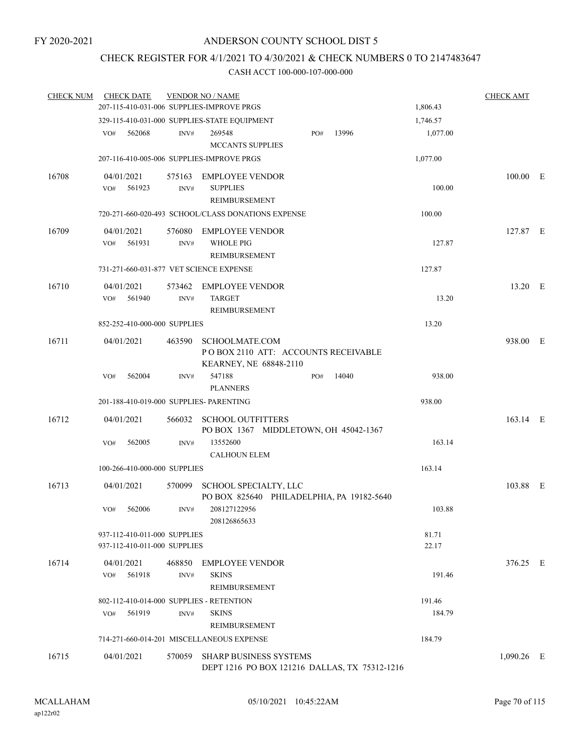FY 2020-2021

# ANDERSON COUNTY SCHOOL DIST 5

## CHECK REGISTER FOR 4/1/2021 TO 4/30/2021 & CHECK NUMBERS 0 TO 2147483647

### CASH ACCT 100-000-107-000-000

| CHECK NUM | CHECK DATE | VENDOR NO / NAME | | CHECK AMT | |
|---|---|---|---|---|---|
| | 207-115-410-031-006 SUPPLIES-IMPROVE PRGS | | 1,806.43 | | |
| | 329-115-410-031-000 SUPPLIES-STATE EQUIPMENT | | 1,746.57 | | |
| | VO# 562068 | INV# 269548 MCCANTS SUPPLIES PO# 13996 | 1,077.00 | | |
| | 207-116-410-005-006 SUPPLIES-IMPROVE PRGS | | 1,077.00 | | |
| 16708 | 04/01/2021 | 575163 EMPLOYEE VENDOR | | 100.00 | E |
| | VO# 561923 | INV# SUPPLIES REIMBURSEMENT | 100.00 | | |
| | 720-271-660-020-493 SCHOOL/CLASS DONATIONS EXPENSE | | 100.00 | | |
| 16709 | 04/01/2021 | 576080 EMPLOYEE VENDOR | | 127.87 | E |
| | VO# 561931 | INV# WHOLE PIG REIMBURSEMENT | 127.87 | | |
| | 731-271-660-031-877 VET SCIENCE EXPENSE | | 127.87 | | |
| 16710 | 04/01/2021 | 573462 EMPLOYEE VENDOR | | 13.20 | E |
| | VO# 561940 | INV# TARGET REIMBURSEMENT | 13.20 | | |
| | 852-252-410-000-000 SUPPLIES | | 13.20 | | |
| 16711 | 04/01/2021 | 463590 SCHOOLMATE.COM P O BOX 2110 ATT: ACCOUNTS RECEIVABLE KEARNEY, NE 68848-2110 | | 938.00 | E |
| | VO# 562004 | INV# 547188 PLANNERS PO# 14040 | 938.00 | | |
| | 201-188-410-019-000 SUPPLIES- PARENTING | | 938.00 | | |
| 16712 | 04/01/2021 | 566032 SCHOOL OUTFITTERS PO BOX 1367 MIDDLETOWN, OH 45042-1367 | | 163.14 | E |
| | VO# 562005 | INV# 13552600 CALHOUN ELEM | 163.14 | | |
| | 100-266-410-000-000 SUPPLIES | | 163.14 | | |
| 16713 | 04/01/2021 | 570099 SCHOOL SPECIALTY, LLC PO BOX 825640 PHILADELPHIA, PA 19182-5640 | | 103.88 | E |
| | VO# 562006 | INV# 208127122956 208126865633 | 103.88 | | |
| | 937-112-410-011-000 SUPPLIES | | 81.71 | | |
| | 937-112-410-011-000 SUPPLIES | | 22.17 | | |
| 16714 | 04/01/2021 | 468850 EMPLOYEE VENDOR | | 376.25 | E |
| | VO# 561918 | INV# SKINS REIMBURSEMENT | 191.46 | | |
| | 802-112-410-014-000 SUPPLIES - RETENTION | | 191.46 | | |
| | VO# 561919 | INV# SKINS REIMBURSEMENT | 184.79 | | |
| | 714-271-660-014-201 MISCELLANEOUS EXPENSE | | 184.79 | | |
| 16715 | 04/01/2021 | 570059 SHARP BUSINESS SYSTEMS DEPT 1216 PO BOX 121216 DALLAS, TX 75312-1216 | | 1,090.26 | E |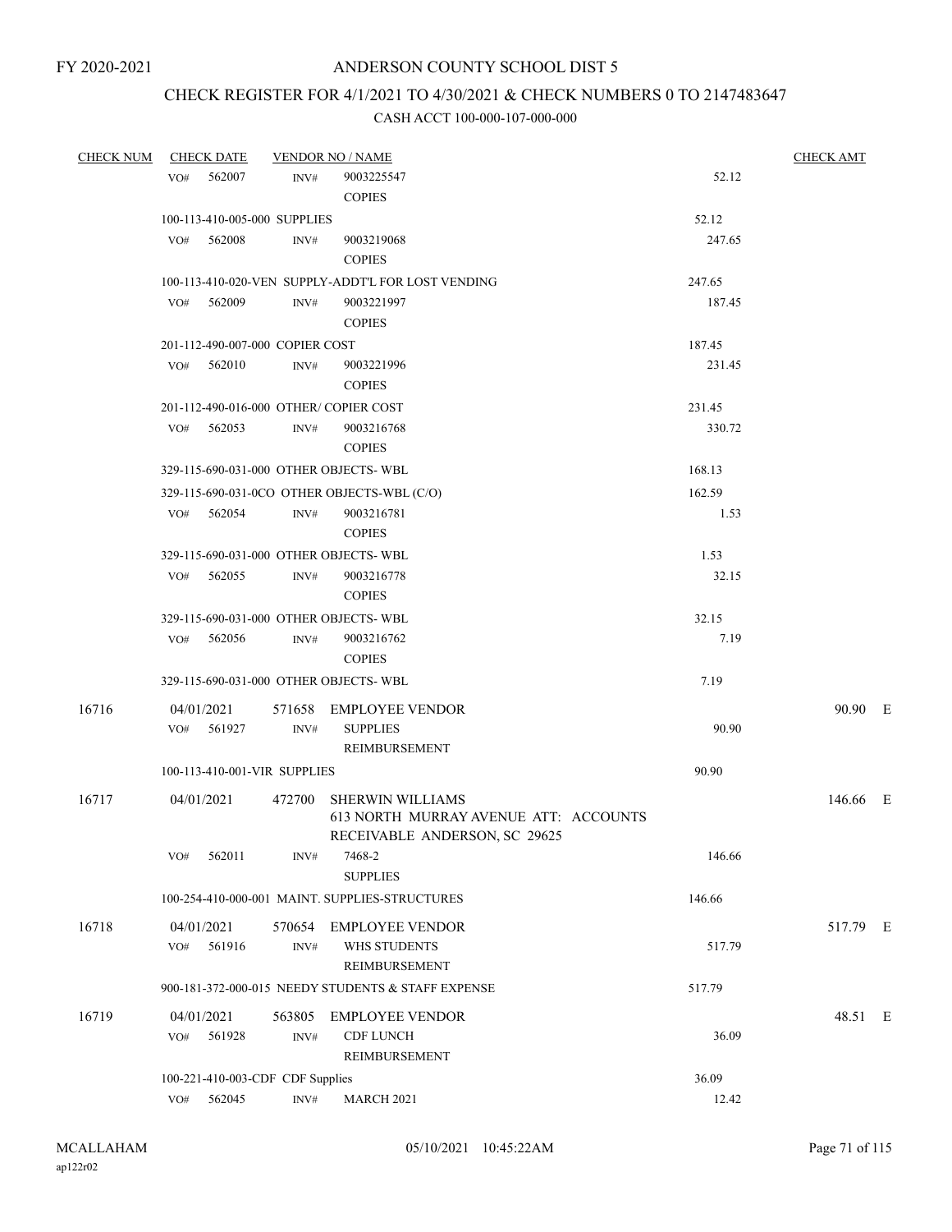FY 2020-2021

# ANDERSON COUNTY SCHOOL DIST 5

## CHECK REGISTER FOR 4/1/2021 TO 4/30/2021 & CHECK NUMBERS 0 TO 2147483647

### CASH ACCT 100-000-107-000-000

| CHECK NUM | CHECK DATE | VENDOR NO / NAME | | CHECK AMT | |
|---|---|---|---|---|---|
| | VO# 562007 | INV# 9003225547 COPIES | 52.12 | | |
| | 100-113-410-005-000 SUPPLIES | | 52.12 | | |
| | VO# 562008 | INV# 9003219068 COPIES | 247.65 | | |
| | 100-113-410-020-VEN SUPPLY-ADDT'L FOR LOST VENDING | | 247.65 | | |
| | VO# 562009 | INV# 9003221997 COPIES | 187.45 | | |
| | 201-112-490-007-000 COPIER COST | | 187.45 | | |
| | VO# 562010 | INV# 9003221996 COPIES | 231.45 | | |
| | 201-112-490-016-000 OTHER/ COPIER COST | | 231.45 | | |
| | VO# 562053 | INV# 9003216768 COPIES | 330.72 | | |
| | 329-115-690-031-000 OTHER OBJECTS- WBL | | 168.13 | | |
| | 329-115-690-031-0CO OTHER OBJECTS-WBL (C/O) | | 162.59 | | |
| | VO# 562054 | INV# 9003216781 COPIES | 1.53 | | |
| | 329-115-690-031-000 OTHER OBJECTS- WBL | | 1.53 | | |
| | VO# 562055 | INV# 9003216778 COPIES | 32.15 | | |
| | 329-115-690-031-000 OTHER OBJECTS- WBL | | 32.15 | | |
| | VO# 562056 | INV# 9003216762 COPIES | 7.19 | | |
| | 329-115-690-031-000 OTHER OBJECTS- WBL | | 7.19 | | |
| 16716 | 04/01/2021 | 571658 EMPLOYEE VENDOR | | 90.90 | E |
| | VO# 561927 | INV# SUPPLIES REIMBURSEMENT | 90.90 | | |
| | 100-113-410-001-VIR SUPPLIES | | 90.90 | | |
| 16717 | 04/01/2021 | 472700 SHERWIN WILLIAMS 613 NORTH MURRAY AVENUE ATT: ACCOUNTS RECEIVABLE ANDERSON, SC 29625 | | 146.66 | E |
| | VO# 562011 | INV# 7468-2 SUPPLIES | 146.66 | | |
| | 100-254-410-000-001 MAINT. SUPPLIES-STRUCTURES | | 146.66 | | |
| 16718 | 04/01/2021 | 570654 EMPLOYEE VENDOR | | 517.79 | E |
| | VO# 561916 | INV# WHS STUDENTS REIMBURSEMENT | 517.79 | | |
| | 900-181-372-000-015 NEEDY STUDENTS & STAFF EXPENSE | | 517.79 | | |
| 16719 | 04/01/2021 | 563805 EMPLOYEE VENDOR | | 48.51 | E |
| | VO# 561928 | INV# CDF LUNCH REIMBURSEMENT | 36.09 | | |
| | 100-221-410-003-CDF CDF Supplies | | 36.09 | | |
| | VO# 562045 | INV# MARCH 2021 | 12.42 | | |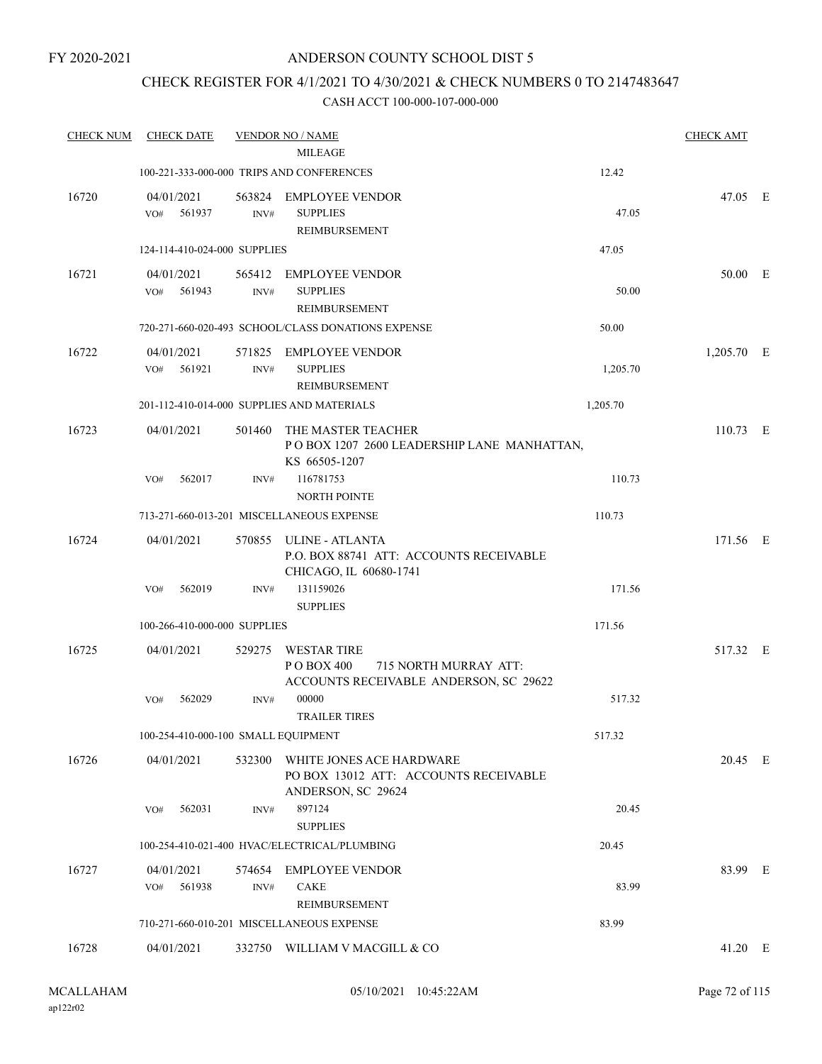FY 2020-2021

# ANDERSON COUNTY SCHOOL DIST 5

## CHECK REGISTER FOR 4/1/2021 TO 4/30/2021 & CHECK NUMBERS 0 TO 2147483647

CASH ACCT 100-000-107-000-000

| CHECK NUM | CHECK DATE | VENDOR NO / NAME | | CHECK AMT | |
|---|---|---|---|---|---|
| | | MILEAGE | | | |
| | 100-221-333-000-000 TRIPS AND CONFERENCES | | 12.42 | | |
| 16720 | 04/01/2021 | 563824 EMPLOYEE VENDOR | | 47.05 | E |
| | VO# 561937 INV# | SUPPLIES REIMBURSEMENT | 47.05 | | |
| | 124-114-410-024-000 SUPPLIES | | 47.05 | | |
| 16721 | 04/01/2021 | 565412 EMPLOYEE VENDOR | | 50.00 | E |
| | VO# 561943 INV# | SUPPLIES REIMBURSEMENT | 50.00 | | |
| | 720-271-660-020-493 SCHOOL/CLASS DONATIONS EXPENSE | | 50.00 | | |
| 16722 | 04/01/2021 | 571825 EMPLOYEE VENDOR | | 1,205.70 | E |
| | VO# 561921 INV# | SUPPLIES REIMBURSEMENT | 1,205.70 | | |
| | 201-112-410-014-000 SUPPLIES AND MATERIALS | | 1,205.70 | | |
| 16723 | 04/01/2021 | 501460 THE MASTER TEACHER P O BOX 1207 2600 LEADERSHIP LANE MANHATTAN, KS 66505-1207 | | 110.73 | E |
| | VO# 562017 INV# | 116781753 NORTH POINTE | 110.73 | | |
| | 713-271-660-013-201 MISCELLANEOUS EXPENSE | | 110.73 | | |
| 16724 | 04/01/2021 | 570855 ULINE - ATLANTA P.O. BOX 88741 ATT: ACCOUNTS RECEIVABLE CHICAGO, IL 60680-1741 | | 171.56 | E |
| | VO# 562019 INV# | 131159026 SUPPLIES | 171.56 | | |
| | 100-266-410-000-000 SUPPLIES | | 171.56 | | |
| 16725 | 04/01/2021 | 529275 WESTAR TIRE P O BOX 400 715 NORTH MURRAY ATT: ACCOUNTS RECEIVABLE ANDERSON, SC 29622 | | 517.32 | E |
| | VO# 562029 INV# | 00000 TRAILER TIRES | 517.32 | | |
| | 100-254-410-000-100 SMALL EQUIPMENT | | 517.32 | | |
| 16726 | 04/01/2021 | 532300 WHITE JONES ACE HARDWARE PO BOX 13012 ATT: ACCOUNTS RECEIVABLE ANDERSON, SC 29624 | | 20.45 | E |
| | VO# 562031 INV# | 897124 SUPPLIES | 20.45 | | |
| | 100-254-410-021-400 HVAC/ELECTRICAL/PLUMBING | | 20.45 | | |
| 16727 | 04/01/2021 | 574654 EMPLOYEE VENDOR | | 83.99 | E |
| | VO# 561938 INV# | CAKE REIMBURSEMENT | 83.99 | | |
| | 710-271-660-010-201 MISCELLANEOUS EXPENSE | | 83.99 | | |
| 16728 | 04/01/2021 | 332750 WILLIAM V MACGILL & CO | | 41.20 | E |

MCALLAHAM ap122r02 05/10/2021 10:45:22AM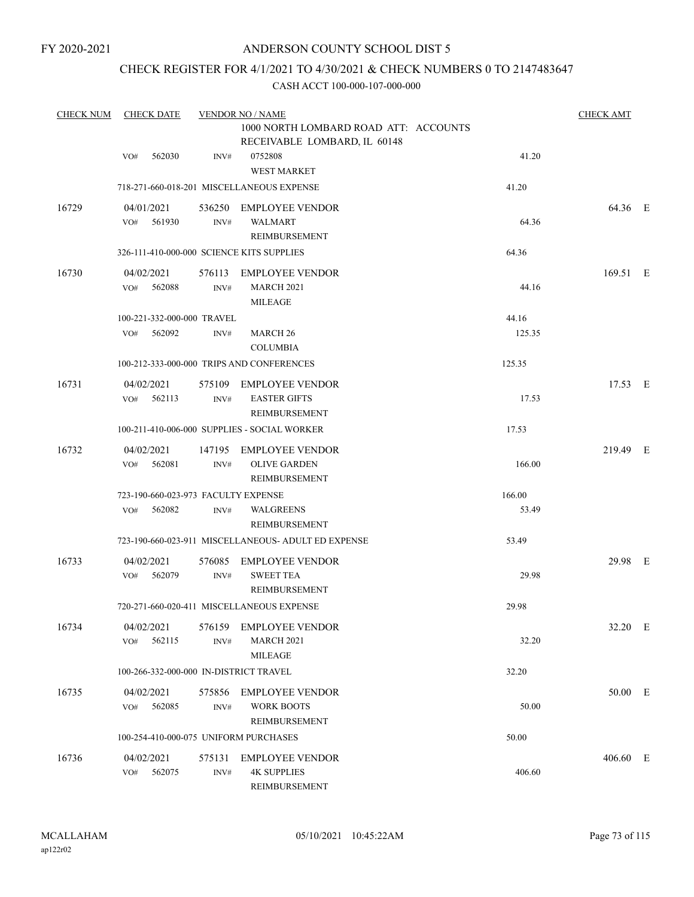FY 2020-2021

# ANDERSON COUNTY SCHOOL DIST 5

## CHECK REGISTER FOR 4/1/2021 TO 4/30/2021 & CHECK NUMBERS 0 TO 2147483647

CASH ACCT 100-000-107-000-000

| CHECK NUM | CHECK DATE | VENDOR NO / NAME | | CHECK AMT |
|---|---|---|---|---|
| | | 1000 NORTH LOMBARD ROAD ATT: ACCOUNTS RECEIVABLE LOMBARD, IL 60148 | | |
| | VO# 562030 | INV# 0752808 WEST MARKET | 41.20 | |
| | | 718-271-660-018-201 MISCELLANEOUS EXPENSE | 41.20 | |
| 16729 | 04/01/2021 | 536250 EMPLOYEE VENDOR | | 64.36 E |
| | VO# 561930 | INV# WALMART REIMBURSEMENT | 64.36 | |
| | | 326-111-410-000-000 SCIENCE KITS SUPPLIES | 64.36 | |
| 16730 | 04/02/2021 | 576113 EMPLOYEE VENDOR | | 169.51 E |
| | VO# 562088 | INV# MARCH 2021 MILEAGE | 44.16 | |
| | | 100-221-332-000-000 TRAVEL | 44.16 | |
| | VO# 562092 | INV# MARCH 26 COLUMBIA | 125.35 | |
| | | 100-212-333-000-000 TRIPS AND CONFERENCES | 125.35 | |
| 16731 | 04/02/2021 | 575109 EMPLOYEE VENDOR | | 17.53 E |
| | VO# 562113 | INV# EASTER GIFTS REIMBURSEMENT | 17.53 | |
| | | 100-211-410-006-000 SUPPLIES - SOCIAL WORKER | 17.53 | |
| 16732 | 04/02/2021 | 147195 EMPLOYEE VENDOR | | 219.49 E |
| | VO# 562081 | INV# OLIVE GARDEN REIMBURSEMENT | 166.00 | |
| | | 723-190-660-023-973 FACULTY EXPENSE | 166.00 | |
| | VO# 562082 | INV# WALGREENS REIMBURSEMENT | 53.49 | |
| | | 723-190-660-023-911 MISCELLANEOUS- ADULT ED EXPENSE | 53.49 | |
| 16733 | 04/02/2021 | 576085 EMPLOYEE VENDOR | | 29.98 E |
| | VO# 562079 | INV# SWEET TEA REIMBURSEMENT | 29.98 | |
| | | 720-271-660-020-411 MISCELLANEOUS EXPENSE | 29.98 | |
| 16734 | 04/02/2021 | 576159 EMPLOYEE VENDOR | | 32.20 E |
| | VO# 562115 | INV# MARCH 2021 MILEAGE | 32.20 | |
| | | 100-266-332-000-000 IN-DISTRICT TRAVEL | 32.20 | |
| 16735 | 04/02/2021 | 575856 EMPLOYEE VENDOR | | 50.00 E |
| | VO# 562085 | INV# WORK BOOTS REIMBURSEMENT | 50.00 | |
| | | 100-254-410-000-075 UNIFORM PURCHASES | 50.00 | |
| 16736 | 04/02/2021 | 575131 EMPLOYEE VENDOR | | 406.60 E |
| | VO# 562075 | INV# 4K SUPPLIES REIMBURSEMENT | 406.60 | |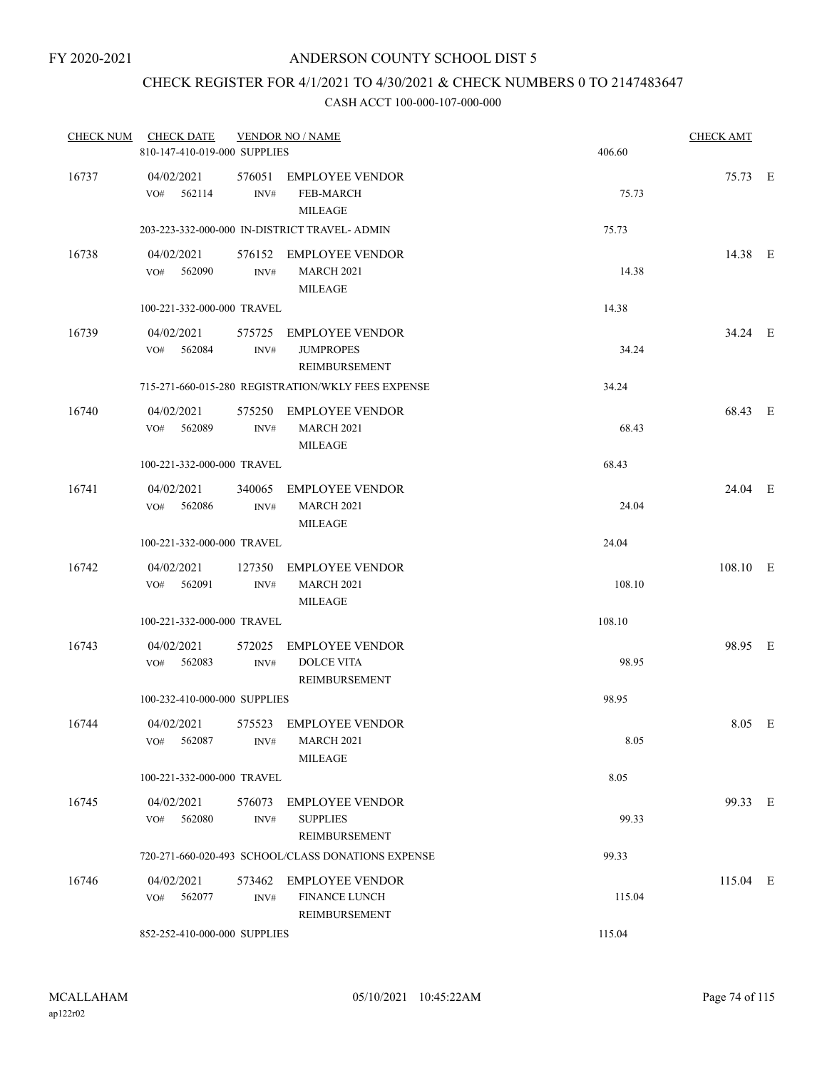FY 2020-2021

# ANDERSON COUNTY SCHOOL DIST 5

## CHECK REGISTER FOR 4/1/2021 TO 4/30/2021 & CHECK NUMBERS 0 TO 2147483647

### CASH ACCT 100-000-107-000-000

| CHECK NUM | CHECK DATE | VENDOR NO / NAME | | CHECK AMT | |
|---|---|---|---|---|---|
| | 810-147-410-019-000 SUPPLIES | | 406.60 | | |
| 16737 | 04/02/2021 VO# 562114 | 576051 EMPLOYEE VENDOR INV# FEB-MARCH MILEAGE | 75.73 | 75.73 | E |
| | 203-223-332-000-000 IN-DISTRICT TRAVEL- ADMIN | | 75.73 | | |
| 16738 | 04/02/2021 VO# 562090 | 576152 EMPLOYEE VENDOR INV# MARCH 2021 MILEAGE | 14.38 | 14.38 | E |
| | 100-221-332-000-000 TRAVEL | | 14.38 | | |
| 16739 | 04/02/2021 VO# 562084 | 575725 EMPLOYEE VENDOR INV# JUMPROPES REIMBURSEMENT | 34.24 | 34.24 | E |
| | 715-271-660-015-280 REGISTRATION/WKLY FEES EXPENSE | | 34.24 | | |
| 16740 | 04/02/2021 VO# 562089 | 575250 EMPLOYEE VENDOR INV# MARCH 2021 MILEAGE | 68.43 | 68.43 | E |
| | 100-221-332-000-000 TRAVEL | | 68.43 | | |
| 16741 | 04/02/2021 VO# 562086 | 340065 EMPLOYEE VENDOR INV# MARCH 2021 MILEAGE | 24.04 | 24.04 | E |
| | 100-221-332-000-000 TRAVEL | | 24.04 | | |
| 16742 | 04/02/2021 VO# 562091 | 127350 EMPLOYEE VENDOR INV# MARCH 2021 MILEAGE | 108.10 | 108.10 | E |
| | 100-221-332-000-000 TRAVEL | | 108.10 | | |
| 16743 | 04/02/2021 VO# 562083 | 572025 EMPLOYEE VENDOR INV# DOLCE VITA REIMBURSEMENT | 98.95 | 98.95 | E |
| | 100-232-410-000-000 SUPPLIES | | 98.95 | | |
| 16744 | 04/02/2021 VO# 562087 | 575523 EMPLOYEE VENDOR INV# MARCH 2021 MILEAGE | 8.05 | 8.05 | E |
| | 100-221-332-000-000 TRAVEL | | 8.05 | | |
| 16745 | 04/02/2021 VO# 562080 | 576073 EMPLOYEE VENDOR INV# SUPPLIES REIMBURSEMENT | 99.33 | 99.33 | E |
| | 720-271-660-020-493 SCHOOL/CLASS DONATIONS EXPENSE | | 99.33 | | |
| 16746 | 04/02/2021 VO# 562077 | 573462 EMPLOYEE VENDOR INV# FINANCE LUNCH REIMBURSEMENT | 115.04 | 115.04 | E |
| | 852-252-410-000-000 SUPPLIES | | 115.04 | | |

MCALLAHAM ap122r02 05/10/2021 10:45:22AM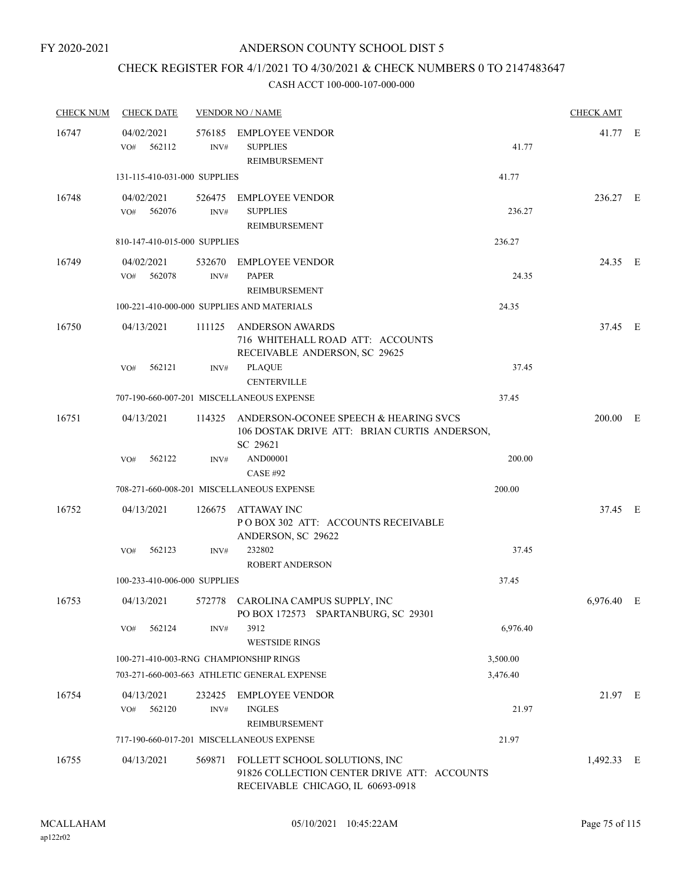FY 2020-2021

# ANDERSON COUNTY SCHOOL DIST 5

## CHECK REGISTER FOR 4/1/2021 TO 4/30/2021 & CHECK NUMBERS 0 TO 2147483647

### CASH ACCT 100-000-107-000-000

| CHECK NUM | CHECK DATE | VENDOR NO / NAME | | CHECK AMT | |
|---|---|---|---|---|---|
| 16747 | 04/02/2021 | 576185 EMPLOYEE VENDOR | | 41.77 | E |
| | VO# 562112 | INV# SUPPLIES REIMBURSEMENT | 41.77 | | |
| | 131-115-410-031-000 SUPPLIES | | 41.77 | | |
| 16748 | 04/02/2021 | 526475 EMPLOYEE VENDOR | | 236.27 | E |
| | VO# 562076 | INV# SUPPLIES REIMBURSEMENT | 236.27 | | |
| | 810-147-410-015-000 SUPPLIES | | 236.27 | | |
| 16749 | 04/02/2021 | 532670 EMPLOYEE VENDOR | | 24.35 | E |
| | VO# 562078 | INV# PAPER REIMBURSEMENT | 24.35 | | |
| | 100-221-410-000-000 SUPPLIES AND MATERIALS | | 24.35 | | |
| 16750 | 04/13/2021 | 111125 ANDERSON AWARDS 716 WHITEHALL ROAD ATT: ACCOUNTS RECEIVABLE ANDERSON, SC 29625 | | 37.45 | E |
| | VO# 562121 | INV# PLAQUE CENTERVILLE | 37.45 | | |
| | 707-190-660-007-201 MISCELLANEOUS EXPENSE | | 37.45 | | |
| 16751 | 04/13/2021 | 114325 ANDERSON-OCONEE SPEECH & HEARING SVCS 106 DOSTAK DRIVE ATT: BRIAN CURTIS ANDERSON, SC 29621 | | 200.00 | E |
| | VO# 562122 | INV# AND00001 CASE #92 | 200.00 | | |
| | 708-271-660-008-201 MISCELLANEOUS EXPENSE | | 200.00 | | |
| 16752 | 04/13/2021 | 126675 ATTAWAY INC P O BOX 302 ATT: ACCOUNTS RECEIVABLE ANDERSON, SC 29622 | | 37.45 | E |
| | VO# 562123 | INV# 232802 ROBERT ANDERSON | 37.45 | | |
| | 100-233-410-006-000 SUPPLIES | | 37.45 | | |
| 16753 | 04/13/2021 | 572778 CAROLINA CAMPUS SUPPLY, INC PO BOX 172573 SPARTANBURG, SC 29301 | | 6,976.40 | E |
| | VO# 562124 | INV# 3912 WESTSIDE RINGS | 6,976.40 | | |
| | 100-271-410-003-RNG CHAMPIONSHIP RINGS | | 3,500.00 | | |
| | 703-271-660-003-663 ATHLETIC GENERAL EXPENSE | | 3,476.40 | | |
| 16754 | 04/13/2021 | 232425 EMPLOYEE VENDOR | | 21.97 | E |
| | VO# 562120 | INV# INGLES REIMBURSEMENT | 21.97 | | |
| | 717-190-660-017-201 MISCELLANEOUS EXPENSE | | 21.97 | | |
| 16755 | 04/13/2021 | 569871 FOLLETT SCHOOL SOLUTIONS, INC 91826 COLLECTION CENTER DRIVE ATT: ACCOUNTS RECEIVABLE CHICAGO, IL 60693-0918 | | 1,492.33 | E |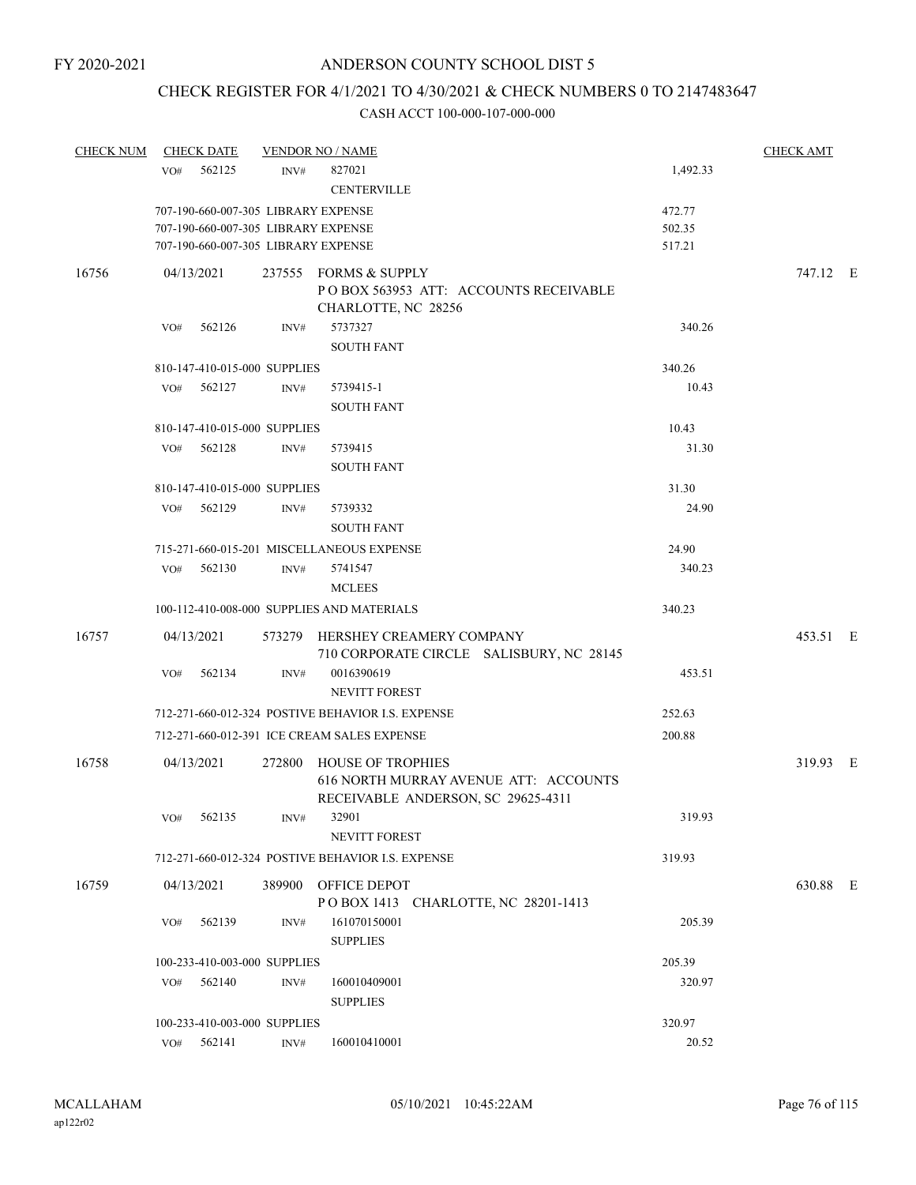FY 2020-2021

# ANDERSON COUNTY SCHOOL DIST 5

## CHECK REGISTER FOR 4/1/2021 TO 4/30/2021 & CHECK NUMBERS 0 TO 2147483647

CASH ACCT 100-000-107-000-000

| CHECK NUM | CHECK DATE | VENDOR NO / NAME | | CHECK AMT | |
|---|---|---|---|---|---|
| | VO# 562125 | INV# 827021 CENTERVILLE | 1,492.33 | | |
| | 707-190-660-007-305 LIBRARY EXPENSE | | 472.77 | | |
| | 707-190-660-007-305 LIBRARY EXPENSE | | 502.35 | | |
| | 707-190-660-007-305 LIBRARY EXPENSE | | 517.21 | | |
| 16756 | 04/13/2021 | 237555 FORMS & SUPPLY P O BOX 563953 ATT: ACCOUNTS RECEIVABLE CHARLOTTE, NC 28256 | | 747.12 | E |
| | VO# 562126 | INV# 5737327 SOUTH FANT | 340.26 | | |
| | 810-147-410-015-000 SUPPLIES | | 340.26 | | |
| | VO# 562127 | INV# 5739415-1 SOUTH FANT | 10.43 | | |
| | 810-147-410-015-000 SUPPLIES | | 10.43 | | |
| | VO# 562128 | INV# 5739415 SOUTH FANT | 31.30 | | |
| | 810-147-410-015-000 SUPPLIES | | 31.30 | | |
| | VO# 562129 | INV# 5739332 SOUTH FANT | 24.90 | | |
| | 715-271-660-015-201 MISCELLANEOUS EXPENSE | | 24.90 | | |
| | VO# 562130 | INV# 5741547 MCLEES | 340.23 | | |
| | 100-112-410-008-000 SUPPLIES AND MATERIALS | | 340.23 | | |
| 16757 | 04/13/2021 | 573279 HERSHEY CREAMERY COMPANY 710 CORPORATE CIRCLE SALISBURY, NC 28145 | | 453.51 | E |
| | VO# 562134 | INV# 0016390619 NEVITT FOREST | 453.51 | | |
| | 712-271-660-012-324 POSTIVE BEHAVIOR I.S. EXPENSE | | 252.63 | | |
| | 712-271-660-012-391 ICE CREAM SALES EXPENSE | | 200.88 | | |
| 16758 | 04/13/2021 | 272800 HOUSE OF TROPHIES 616 NORTH MURRAY AVENUE ATT: ACCOUNTS RECEIVABLE ANDERSON, SC 29625-4311 | | 319.93 | E |
| | VO# 562135 | INV# 32901 NEVITT FOREST | 319.93 | | |
| | 712-271-660-012-324 POSTIVE BEHAVIOR I.S. EXPENSE | | 319.93 | | |
| 16759 | 04/13/2021 | 389900 OFFICE DEPOT P O BOX 1413 CHARLOTTE, NC 28201-1413 | | 630.88 | E |
| | VO# 562139 | INV# 161070150001 SUPPLIES | 205.39 | | |
| | 100-233-410-003-000 SUPPLIES | | 205.39 | | |
| | VO# 562140 | INV# 160010409001 SUPPLIES | 320.97 | | |
| | 100-233-410-003-000 SUPPLIES | | 320.97 | | |
| | VO# 562141 | INV# 160010410001 | 20.52 | | |

MCALLAHAM ap122r02 05/10/2021 10:45:22AM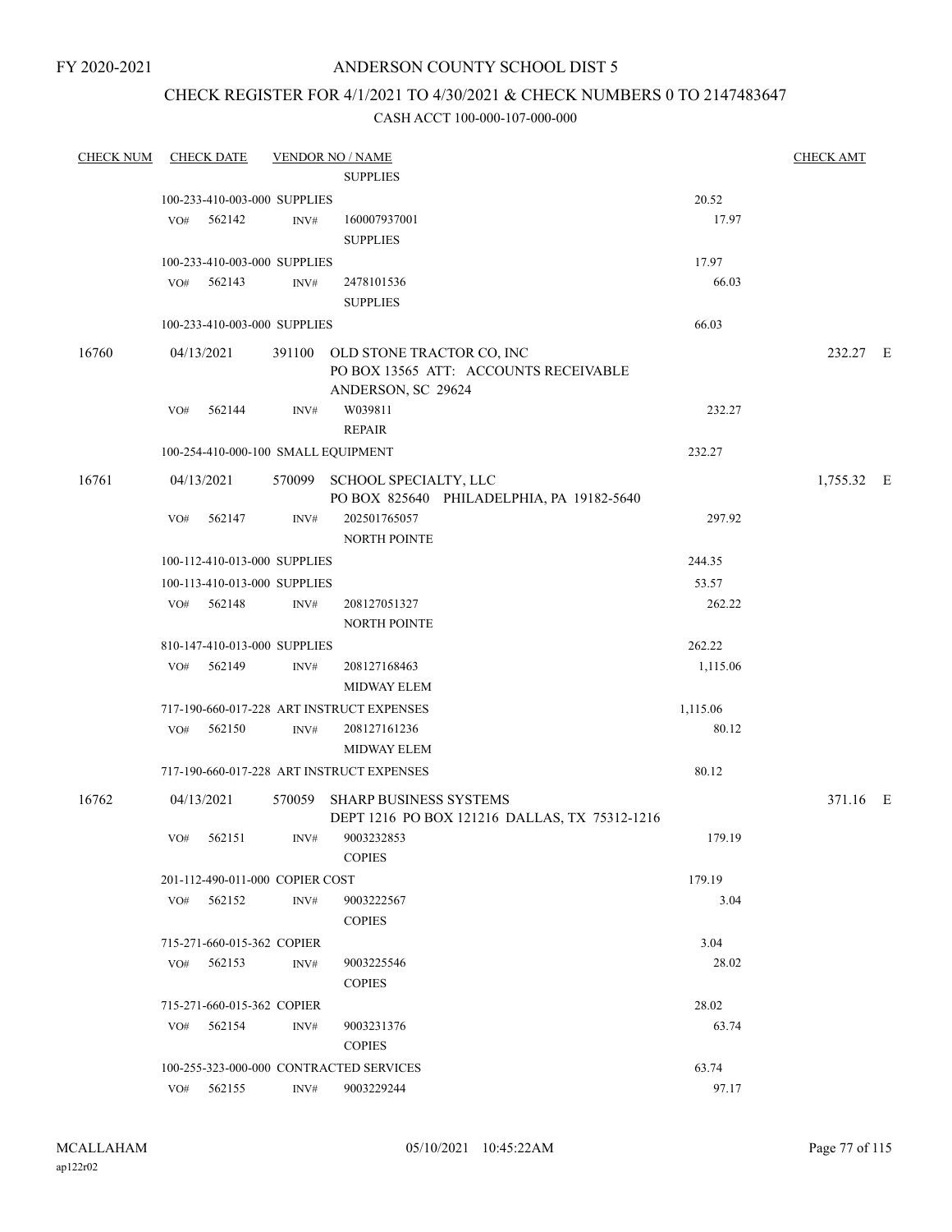FY 2020-2021

# ANDERSON COUNTY SCHOOL DIST 5

## CHECK REGISTER FOR 4/1/2021 TO 4/30/2021 & CHECK NUMBERS 0 TO 2147483647

CASH ACCT 100-000-107-000-000

| CHECK NUM | CHECK DATE | VENDOR NO / NAME | | CHECK AMT |
|---|---|---|---|---|
| | | SUPPLIES | | |
| | 100-233-410-003-000 SUPPLIES | | 20.52 | |
| | VO# 562142 | INV# 160007937001 SUPPLIES | 17.97 | |
| | 100-233-410-003-000 SUPPLIES | | 17.97 | |
| | VO# 562143 | INV# 2478101536 SUPPLIES | 66.03 | |
| | 100-233-410-003-000 SUPPLIES | | 66.03 | |
| 16760 | 04/13/2021 | 391100 OLD STONE TRACTOR CO, INC PO BOX 13565 ATT: ACCOUNTS RECEIVABLE ANDERSON, SC 29624 | | 232.27 E |
| | VO# 562144 | INV# W039811 REPAIR | 232.27 | |
| | 100-254-410-000-100 SMALL EQUIPMENT | | 232.27 | |
| 16761 | 04/13/2021 | 570099 SCHOOL SPECIALTY, LLC PO BOX 825640 PHILADELPHIA, PA 19182-5640 | | 1,755.32 E |
| | VO# 562147 | INV# 202501765057 NORTH POINTE | 297.92 | |
| | 100-112-410-013-000 SUPPLIES | | 244.35 | |
| | 100-113-410-013-000 SUPPLIES | | 53.57 | |
| | VO# 562148 | INV# 208127051327 NORTH POINTE | 262.22 | |
| | 810-147-410-013-000 SUPPLIES | | 262.22 | |
| | VO# 562149 | INV# 208127168463 MIDWAY ELEM | 1,115.06 | |
| | 717-190-660-017-228 ART INSTRUCT EXPENSES | | 1,115.06 | |
| | VO# 562150 | INV# 208127161236 MIDWAY ELEM | 80.12 | |
| | 717-190-660-017-228 ART INSTRUCT EXPENSES | | 80.12 | |
| 16762 | 04/13/2021 | 570059 SHARP BUSINESS SYSTEMS DEPT 1216 PO BOX 121216 DALLAS, TX 75312-1216 | | 371.16 E |
| | VO# 562151 | INV# 9003232853 COPIES | 179.19 | |
| | 201-112-490-011-000 COPIER COST | | 179.19 | |
| | VO# 562152 | INV# 9003222567 COPIES | 3.04 | |
| | 715-271-660-015-362 COPIER | | 3.04 | |
| | VO# 562153 | INV# 9003225546 COPIES | 28.02 | |
| | 715-271-660-015-362 COPIER | | 28.02 | |
| | VO# 562154 | INV# 9003231376 COPIES | 63.74 | |
| | 100-255-323-000-000 CONTRACTED SERVICES | | 63.74 | |
| | VO# 562155 | INV# 9003229244 | 97.17 | |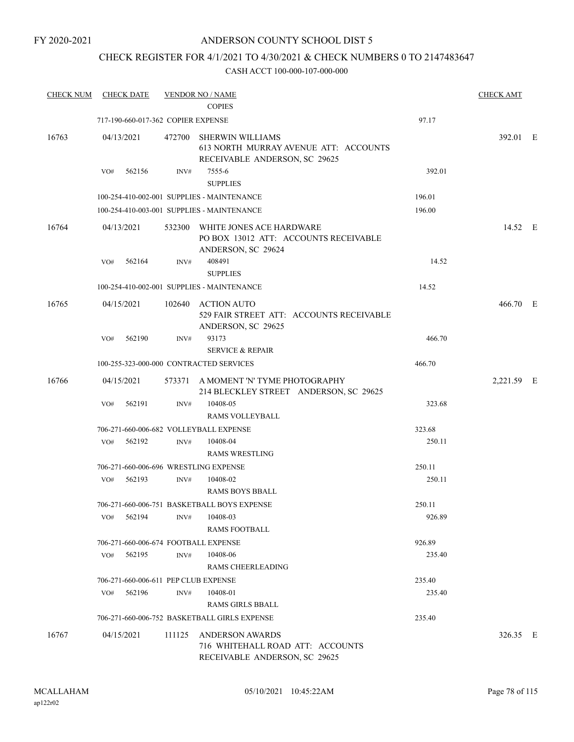FY 2020-2021

# ANDERSON COUNTY SCHOOL DIST 5

## CHECK REGISTER FOR 4/1/2021 TO 4/30/2021 & CHECK NUMBERS 0 TO 2147483647

CASH ACCT 100-000-107-000-000

| CHECK NUM | CHECK DATE | VENDOR NO / NAME | | CHECK AMT | |
|---|---|---|---|---|---|
| | | COPIES | | | |
| | 717-190-660-017-362 COPIER EXPENSE | | 97.17 | | |
| 16763 | 04/13/2021 | 472700 SHERWIN WILLIAMS<br>613 NORTH MURRAY AVENUE ATT: ACCOUNTS RECEIVABLE ANDERSON, SC 29625 | | 392.01 | E |
| | VO# 562156 | INV# 7555-6<br>SUPPLIES | 392.01 | | |
| | 100-254-410-002-001 SUPPLIES - MAINTENANCE | | 196.01 | | |
| | 100-254-410-003-001 SUPPLIES - MAINTENANCE | | 196.00 | | |
| 16764 | 04/13/2021 | 532300 WHITE JONES ACE HARDWARE<br>PO BOX 13012 ATT: ACCOUNTS RECEIVABLE ANDERSON, SC 29624 | | 14.52 | E |
| | VO# 562164 | INV# 408491<br>SUPPLIES | 14.52 | | |
| | 100-254-410-002-001 SUPPLIES - MAINTENANCE | | 14.52 | | |
| 16765 | 04/15/2021 | 102640 ACTION AUTO<br>529 FAIR STREET ATT: ACCOUNTS RECEIVABLE ANDERSON, SC 29625 | | 466.70 | E |
| | VO# 562190 | INV# 93173<br>SERVICE & REPAIR | 466.70 | | |
| | 100-255-323-000-000 CONTRACTED SERVICES | | 466.70 | | |
| 16766 | 04/15/2021 | 573371 A MOMENT 'N' TYME PHOTOGRAPHY<br>214 BLECKLEY STREET ANDERSON, SC 29625 | | 2,221.59 | E |
| | VO# 562191 | INV# 10408-05<br>RAMS VOLLEYBALL | 323.68 | | |
| | 706-271-660-006-682 VOLLEYBALL EXPENSE | | 323.68 | | |
| | VO# 562192 | INV# 10408-04<br>RAMS WRESTLING | 250.11 | | |
| | 706-271-660-006-696 WRESTLING EXPENSE | | 250.11 | | |
| | VO# 562193 | INV# 10408-02<br>RAMS BOYS BBALL | 250.11 | | |
| | 706-271-660-006-751 BASKETBALL BOYS EXPENSE | | 250.11 | | |
| | VO# 562194 | INV# 10408-03<br>RAMS FOOTBALL | 926.89 | | |
| | 706-271-660-006-674 FOOTBALL EXPENSE | | 926.89 | | |
| | VO# 562195 | INV# 10408-06<br>RAMS CHEERLEADING | 235.40 | | |
| | 706-271-660-006-611 PEP CLUB EXPENSE | | 235.40 | | |
| | VO# 562196 | INV# 10408-01<br>RAMS GIRLS BBALL | 235.40 | | |
| | 706-271-660-006-752 BASKETBALL GIRLS EXPENSE | | 235.40 | | |
| 16767 | 04/15/2021 | 111125 ANDERSON AWARDS<br>716 WHITEHALL ROAD ATT: ACCOUNTS RECEIVABLE ANDERSON, SC 29625 | | 326.35 | E |

MCALLAHAM
ap122r02

05/10/2021 10:45:22AM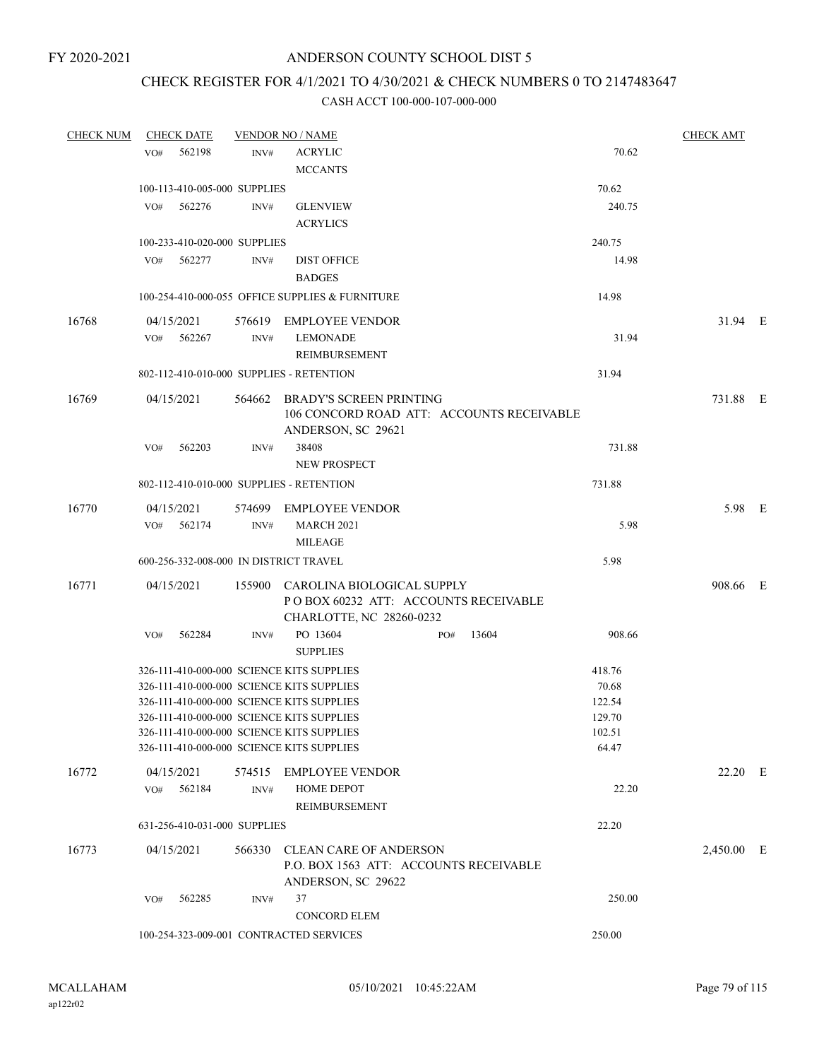FY 2020-2021

# ANDERSON COUNTY SCHOOL DIST 5

## CHECK REGISTER FOR 4/1/2021 TO 4/30/2021 & CHECK NUMBERS 0 TO 2147483647

### CASH ACCT 100-000-107-000-000

| CHECK NUM | CHECK DATE | VENDOR NO / NAME | | CHECK AMT |
|---|---|---|---|---|
| | VO# 562198 INV# | ACRYLIC MCCANTS | 70.62 | |
| | 100-113-410-005-000 SUPPLIES | | 70.62 | |
| | VO# 562276 INV# | GLENVIEW ACRYLICS | 240.75 | |
| | 100-233-410-020-000 SUPPLIES | | 240.75 | |
| | VO# 562277 INV# | DIST OFFICE BADGES | 14.98 | |
| | 100-254-410-000-055 OFFICE SUPPLIES & FURNITURE | | 14.98 | |
| 16768 | 04/15/2021 | 576619 EMPLOYEE VENDOR | | 31.94 E |
| | VO# 562267 INV# | LEMONADE REIMBURSEMENT | 31.94 | |
| | 802-112-410-010-000 SUPPLIES - RETENTION | | 31.94 | |
| 16769 | 04/15/2021 | 564662 BRADY'S SCREEN PRINTING 106 CONCORD ROAD ATT: ACCOUNTS RECEIVABLE ANDERSON, SC 29621 | | 731.88 E |
| | VO# 562203 INV# | 38408 NEW PROSPECT | 731.88 | |
| | 802-112-410-010-000 SUPPLIES - RETENTION | | 731.88 | |
| 16770 | 04/15/2021 | 574699 EMPLOYEE VENDOR | | 5.98 E |
| | VO# 562174 INV# | MARCH 2021 MILEAGE | 5.98 | |
| | 600-256-332-008-000 IN DISTRICT TRAVEL | | 5.98 | |
| 16771 | 04/15/2021 | 155900 CAROLINA BIOLOGICAL SUPPLY P O BOX 60232 ATT: ACCOUNTS RECEIVABLE CHARLOTTE, NC 28260-0232 | | 908.66 E |
| | VO# 562284 INV# | PO 13604 SUPPLIES PO# 13604 | 908.66 | |
| | 326-111-410-000-000 SCIENCE KITS SUPPLIES | | 418.76 | |
| | 326-111-410-000-000 SCIENCE KITS SUPPLIES | | 70.68 | |
| | 326-111-410-000-000 SCIENCE KITS SUPPLIES | | 122.54 | |
| | 326-111-410-000-000 SCIENCE KITS SUPPLIES | | 129.70 | |
| | 326-111-410-000-000 SCIENCE KITS SUPPLIES | | 102.51 | |
| | 326-111-410-000-000 SCIENCE KITS SUPPLIES | | 64.47 | |
| 16772 | 04/15/2021 | 574515 EMPLOYEE VENDOR | | 22.20 E |
| | VO# 562184 INV# | HOME DEPOT REIMBURSEMENT | 22.20 | |
| | 631-256-410-031-000 SUPPLIES | | 22.20 | |
| 16773 | 04/15/2021 | 566330 CLEAN CARE OF ANDERSON P.O. BOX 1563 ATT: ACCOUNTS RECEIVABLE ANDERSON, SC 29622 | | 2,450.00 E |
| | VO# 562285 INV# | 37 CONCORD ELEM | 250.00 | |
| | 100-254-323-009-001 CONTRACTED SERVICES | | 250.00 | |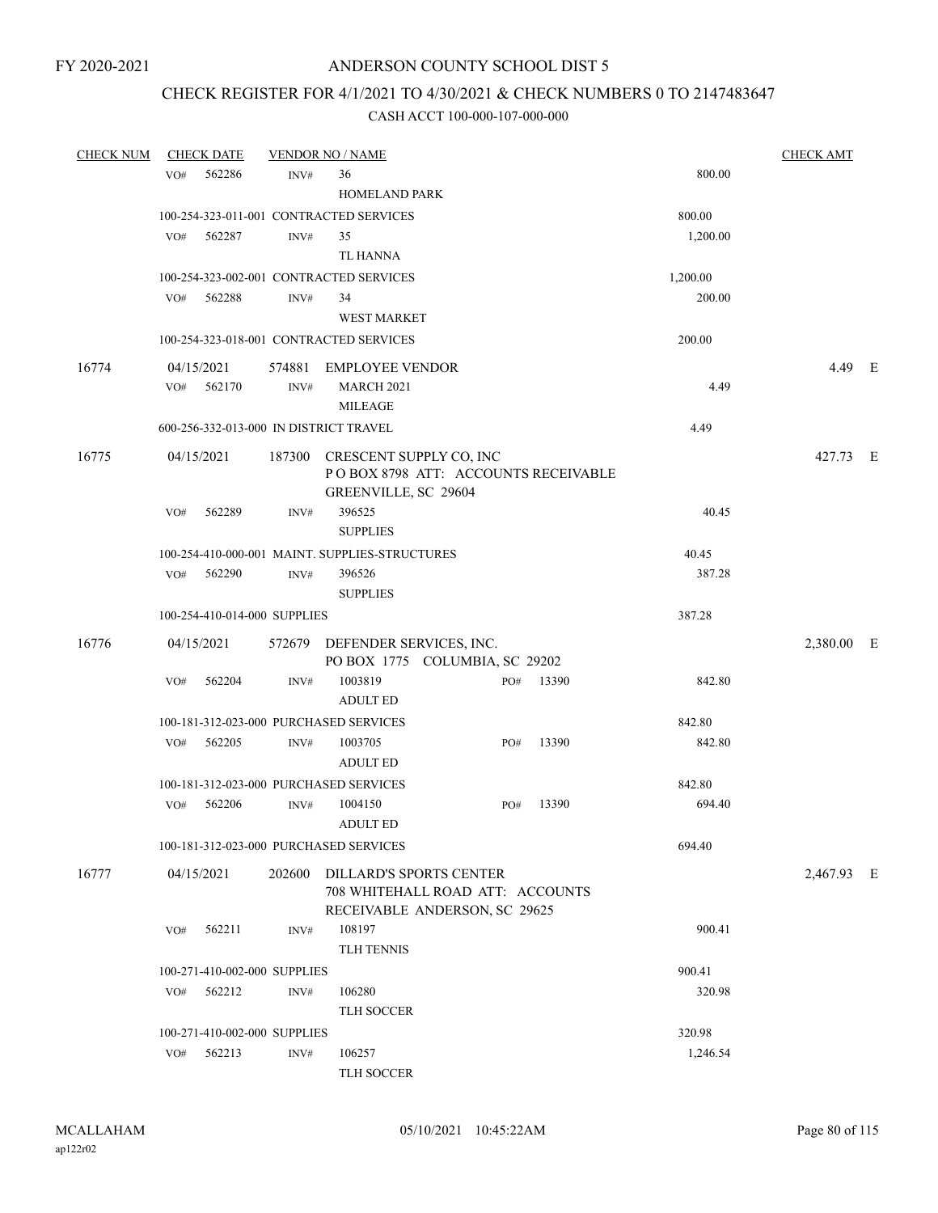FY 2020-2021

# ANDERSON COUNTY SCHOOL DIST 5

## CHECK REGISTER FOR 4/1/2021 TO 4/30/2021 & CHECK NUMBERS 0 TO 2147483647

### CASH ACCT 100-000-107-000-000

| CHECK NUM | CHECK DATE | VENDOR NO / NAME | | CHECK AMT | |
|---|---|---|---|---|---|
| | VO# 562286 | INV# 36 HOMELAND PARK | 800.00 | | |
| | 100-254-323-011-001 CONTRACTED SERVICES | | 800.00 | | |
| | VO# 562287 | INV# 35 TL HANNA | 1,200.00 | | |
| | 100-254-323-002-001 CONTRACTED SERVICES | | 1,200.00 | | |
| | VO# 562288 | INV# 34 WEST MARKET | 200.00 | | |
| | 100-254-323-018-001 CONTRACTED SERVICES | | 200.00 | | |
| 16774 | 04/15/2021 | 574881 EMPLOYEE VENDOR | | 4.49 | E |
| | VO# 562170 | INV# MARCH 2021 MILEAGE | 4.49 | | |
| | 600-256-332-013-000 IN DISTRICT TRAVEL | | 4.49 | | |
| 16775 | 04/15/2021 | 187300 CRESCENT SUPPLY CO, INC P O BOX 8798 ATT: ACCOUNTS RECEIVABLE GREENVILLE, SC 29604 | | 427.73 | E |
| | VO# 562289 | INV# 396525 SUPPLIES | 40.45 | | |
| | 100-254-410-000-001 MAINT. SUPPLIES-STRUCTURES | | 40.45 | | |
| | VO# 562290 | INV# 396526 SUPPLIES | 387.28 | | |
| | 100-254-410-014-000 SUPPLIES | | 387.28 | | |
| 16776 | 04/15/2021 | 572679 DEFENDER SERVICES, INC. PO BOX 1775 COLUMBIA, SC 29202 | | 2,380.00 | E |
| | VO# 562204 | INV# 1003819 PO# 13390 ADULT ED | 842.80 | | |
| | 100-181-312-023-000 PURCHASED SERVICES | | 842.80 | | |
| | VO# 562205 | INV# 1003705 PO# 13390 ADULT ED | 842.80 | | |
| | 100-181-312-023-000 PURCHASED SERVICES | | 842.80 | | |
| | VO# 562206 | INV# 1004150 PO# 13390 ADULT ED | 694.40 | | |
| | 100-181-312-023-000 PURCHASED SERVICES | | 694.40 | | |
| 16777 | 04/15/2021 | 202600 DILLARD'S SPORTS CENTER 708 WHITEHALL ROAD ATT: ACCOUNTS RECEIVABLE ANDERSON, SC 29625 | | 2,467.93 | E |
| | VO# 562211 | INV# 108197 TLH TENNIS | 900.41 | | |
| | 100-271-410-002-000 SUPPLIES | | 900.41 | | |
| | VO# 562212 | INV# 106280 TLH SOCCER | 320.98 | | |
| | 100-271-410-002-000 SUPPLIES | | 320.98 | | |
| | VO# 562213 | INV# 106257 TLH SOCCER | 1,246.54 | | |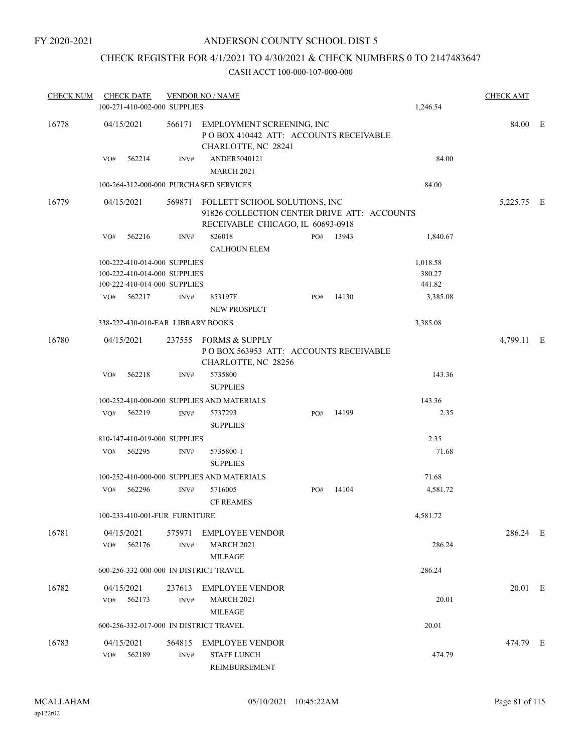FY 2020-2021

ANDERSON COUNTY SCHOOL DIST 5

CHECK REGISTER FOR 4/1/2021 TO 4/30/2021 & CHECK NUMBERS 0 TO 2147483647

CASH ACCT 100-000-107-000-000

| CHECK NUM | CHECK DATE | VENDOR NO / NAME | | | CHECK AMT |
|---|---|---|---|---|---|
| | 100-271-410-002-000 SUPPLIES | | | 1,246.54 | |
| 16778 | 04/15/2021 | 566171 | EMPLOYMENT SCREENING, INC<br>P O BOX 410442 ATT: ACCOUNTS RECEIVABLE<br>CHARLOTTE, NC 28241 | | 84.00 E |
| | VO# 562214 | INV# | ANDER5040121<br>MARCH 2021 | 84.00 | |
| | 100-264-312-000-000 PURCHASED SERVICES | | | 84.00 | |
| 16779 | 04/15/2021 | 569871 | FOLLETT SCHOOL SOLUTIONS, INC<br>91826 COLLECTION CENTER DRIVE ATT: ACCOUNTS RECEIVABLE CHICAGO, IL 60693-0918 | | 5,225.75 E |
| | VO# 562216 | INV# | 826018 PO# 13943<br>CALHOUN ELEM | 1,840.67 | |
| | 100-222-410-014-000 SUPPLIES | | | 1,018.58 | |
| | 100-222-410-014-000 SUPPLIES | | | 380.27 | |
| | 100-222-410-014-000 SUPPLIES | | | 441.82 | |
| | VO# 562217 | INV# | 853197F PO# 14130<br>NEW PROSPECT | 3,385.08 | |
| | 338-222-430-010-EAR LIBRARY BOOKS | | | 3,385.08 | |
| 16780 | 04/15/2021 | 237555 | FORMS & SUPPLY<br>P O BOX 563953 ATT: ACCOUNTS RECEIVABLE<br>CHARLOTTE, NC 28256 | | 4,799.11 E |
| | VO# 562218 | INV# | 5735800<br>SUPPLIES | 143.36 | |
| | 100-252-410-000-000 SUPPLIES AND MATERIALS | | | 143.36 | |
| | VO# 562219 | INV# | 5737293 PO# 14199<br>SUPPLIES | 2.35 | |
| | 810-147-410-019-000 SUPPLIES | | | 2.35 | |
| | VO# 562295 | INV# | 5735800-1<br>SUPPLIES | 71.68 | |
| | 100-252-410-000-000 SUPPLIES AND MATERIALS | | | 71.68 | |
| | VO# 562296 | INV# | 5716005 PO# 14104<br>CF REAMES | 4,581.72 | |
| | 100-233-410-001-FUR FURNITURE | | | 4,581.72 | |
| 16781 | 04/15/2021 | 575971 | EMPLOYEE VENDOR | | 286.24 E |
| | VO# 562176 | INV# | MARCH 2021<br>MILEAGE | 286.24 | |
| | 600-256-332-000-000 IN DISTRICT TRAVEL | | | 286.24 | |
| 16782 | 04/15/2021 | 237613 | EMPLOYEE VENDOR | | 20.01 E |
| | VO# 562173 | INV# | MARCH 2021<br>MILEAGE | 20.01 | |
| | 600-256-332-017-000 IN DISTRICT TRAVEL | | | 20.01 | |
| 16783 | 04/15/2021 | 564815 | EMPLOYEE VENDOR | | 474.79 E |
| | VO# 562189 | INV# | STAFF LUNCH<br>REIMBURSEMENT | 474.79 | |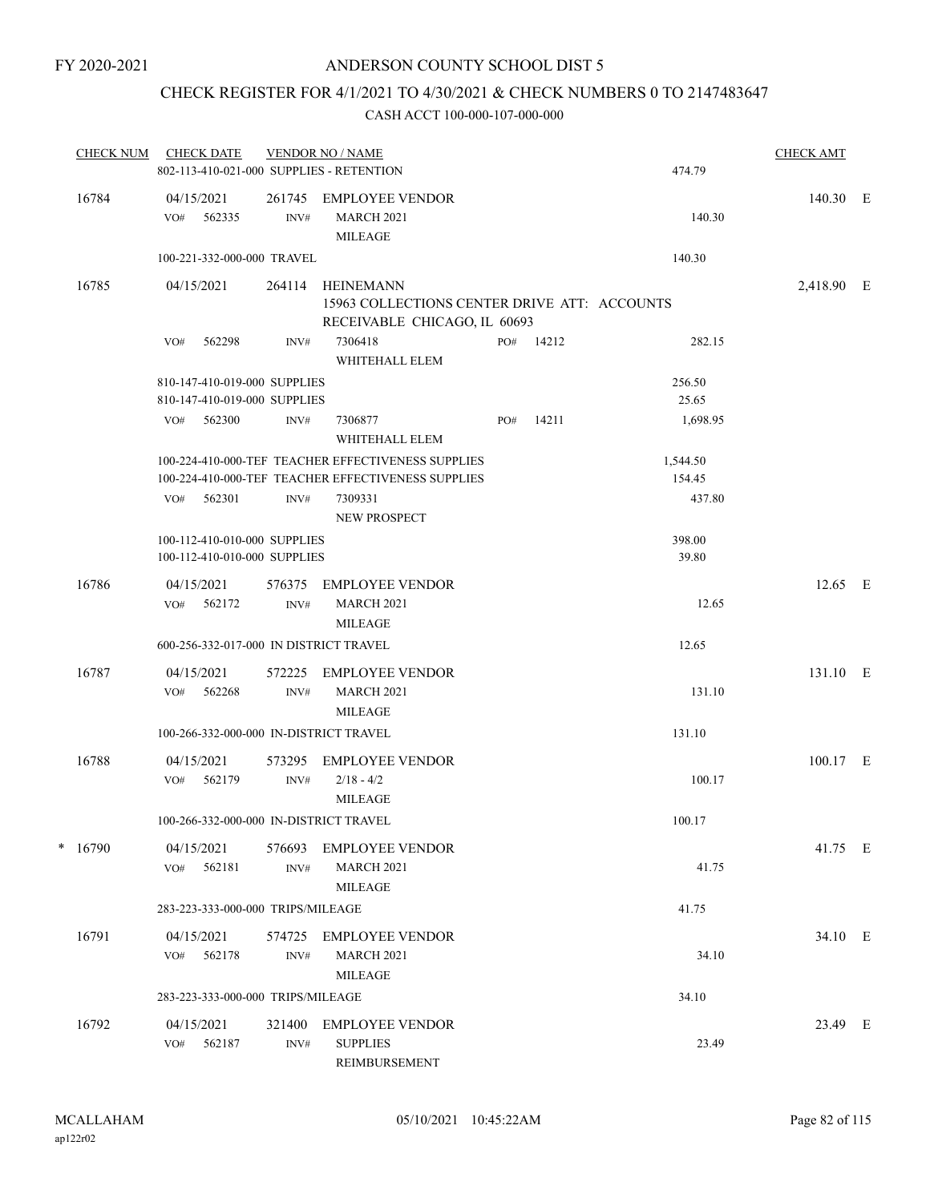FY 2020-2021

ANDERSON COUNTY SCHOOL DIST 5

CHECK REGISTER FOR 4/1/2021 TO 4/30/2021 & CHECK NUMBERS 0 TO 2147483647

CASH ACCT 100-000-107-000-000

| CHECK NUM | CHECK DATE | VENDOR NO / NAME | | | CHECK AMT | |
|---|---|---|---|---|---|---|
| | 802-113-410-021-000 SUPPLIES - RETENTION | | | 474.79 | | |
| 16784 | 04/15/2021 | 261745 EMPLOYEE VENDOR | | | 140.30 | E |
| | VO# 562335 | INV# MARCH 2021 MILEAGE | | 140.30 | | |
| | 100-221-332-000-000 TRAVEL | | | 140.30 | | |
| 16785 | 04/15/2021 | 264114 HEINEMANN 15963 COLLECTIONS CENTER DRIVE ATT: ACCOUNTS RECEIVABLE CHICAGO, IL 60693 | | | 2,418.90 | E |
| | VO# 562298 | INV# 7306418 WHITEHALL ELEM | PO# 14212 | 282.15 | | |
| | 810-147-410-019-000 SUPPLIES | | | 256.50 | | |
| | 810-147-410-019-000 SUPPLIES | | | 25.65 | | |
| | VO# 562300 | INV# 7306877 WHITEHALL ELEM | PO# 14211 | 1,698.95 | | |
| | 100-224-410-000-TEF TEACHER EFFECTIVENESS SUPPLIES | | | 1,544.50 | | |
| | 100-224-410-000-TEF TEACHER EFFECTIVENESS SUPPLIES | | | 154.45 | | |
| | VO# 562301 | INV# 7309331 NEW PROSPECT | | 437.80 | | |
| | 100-112-410-010-000 SUPPLIES | | | 398.00 | | |
| | 100-112-410-010-000 SUPPLIES | | | 39.80 | | |
| 16786 | 04/15/2021 | 576375 EMPLOYEE VENDOR | | | 12.65 | E |
| | VO# 562172 | INV# MARCH 2021 MILEAGE | | 12.65 | | |
| | 600-256-332-017-000 IN DISTRICT TRAVEL | | | 12.65 | | |
| 16787 | 04/15/2021 | 572225 EMPLOYEE VENDOR | | | 131.10 | E |
| | VO# 562268 | INV# MARCH 2021 MILEAGE | | 131.10 | | |
| | 100-266-332-000-000 IN-DISTRICT TRAVEL | | | 131.10 | | |
| 16788 | 04/15/2021 | 573295 EMPLOYEE VENDOR | | | 100.17 | E |
| | VO# 562179 | INV# 2/18 - 4/2 MILEAGE | | 100.17 | | |
| | 100-266-332-000-000 IN-DISTRICT TRAVEL | | | 100.17 | | |
| * 16790 | 04/15/2021 | 576693 EMPLOYEE VENDOR | | | 41.75 | E |
| | VO# 562181 | INV# MARCH 2021 MILEAGE | | 41.75 | | |
| | 283-223-333-000-000 TRIPS/MILEAGE | | | 41.75 | | |
| 16791 | 04/15/2021 | 574725 EMPLOYEE VENDOR | | | 34.10 | E |
| | VO# 562178 | INV# MARCH 2021 MILEAGE | | 34.10 | | |
| | 283-223-333-000-000 TRIPS/MILEAGE | | | 34.10 | | |
| 16792 | 04/15/2021 | 321400 EMPLOYEE VENDOR | | | 23.49 | E |
| | VO# 562187 | INV# SUPPLIES REIMBURSEMENT | | 23.49 | | |

MCALLAHAM
ap122r02

05/10/2021 10:45:22AM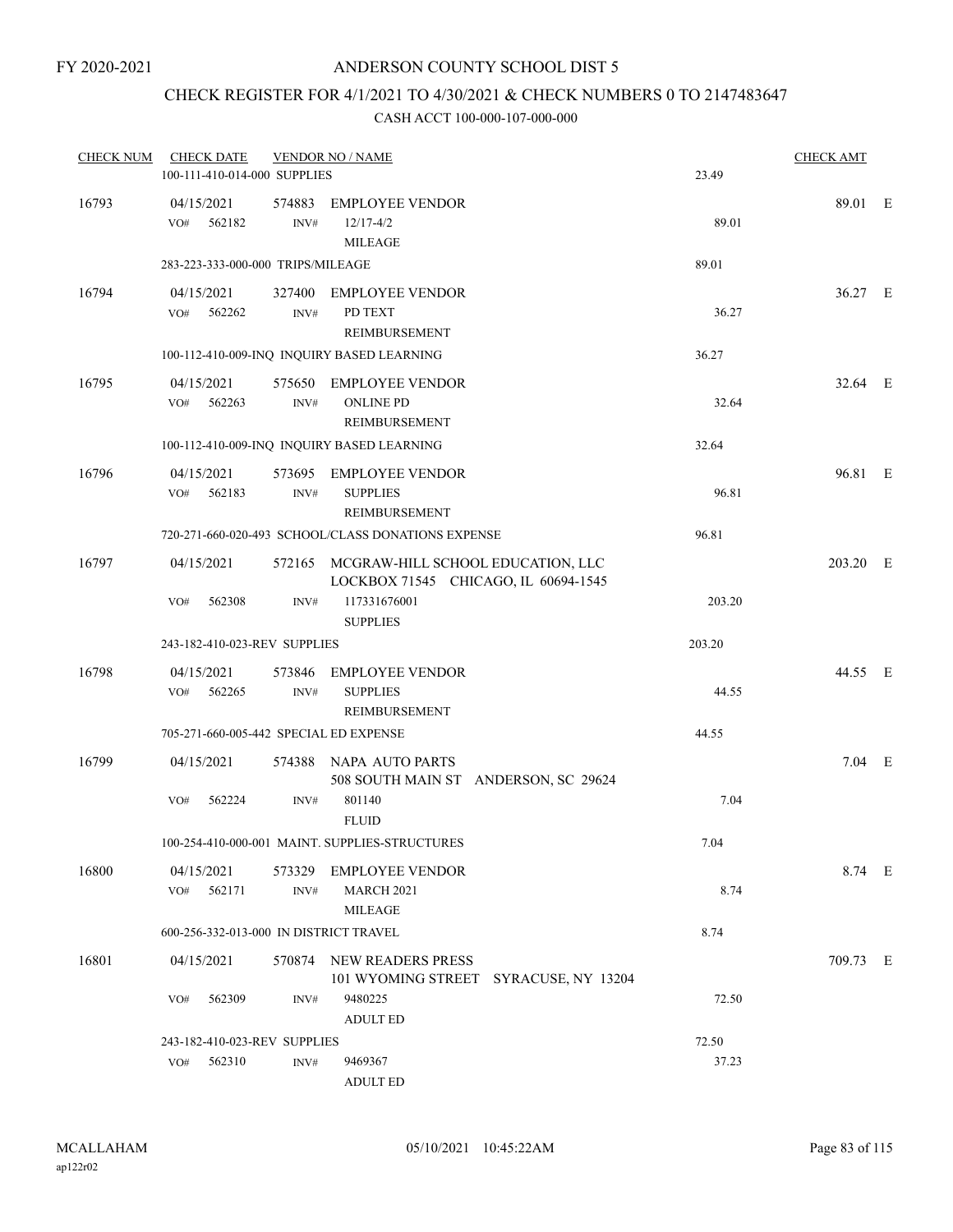FY 2020-2021

# ANDERSON COUNTY SCHOOL DIST 5

## CHECK REGISTER FOR 4/1/2021 TO 4/30/2021 & CHECK NUMBERS 0 TO 2147483647

CASH ACCT 100-000-107-000-000

| CHECK NUM | CHECK DATE | VENDOR NO / NAME | | CHECK AMT | |
|---|---|---|---|---|---|
| | 100-111-410-014-000 SUPPLIES | | 23.49 | | |
| 16793 | 04/15/2021 | 574883 EMPLOYEE VENDOR | | 89.01 | E |
| | VO# 562182 | INV# 12/17-4/2 MILEAGE | 89.01 | | |
| | 283-223-333-000-000 TRIPS/MILEAGE | | 89.01 | | |
| 16794 | 04/15/2021 | 327400 EMPLOYEE VENDOR | | 36.27 | E |
| | VO# 562262 | INV# PD TEXT REIMBURSEMENT | 36.27 | | |
| | 100-112-410-009-INQ INQUIRY BASED LEARNING | | 36.27 | | |
| 16795 | 04/15/2021 | 575650 EMPLOYEE VENDOR | | 32.64 | E |
| | VO# 562263 | INV# ONLINE PD REIMBURSEMENT | 32.64 | | |
| | 100-112-410-009-INQ INQUIRY BASED LEARNING | | 32.64 | | |
| 16796 | 04/15/2021 | 573695 EMPLOYEE VENDOR | | 96.81 | E |
| | VO# 562183 | INV# SUPPLIES REIMBURSEMENT | 96.81 | | |
| | 720-271-660-020-493 SCHOOL/CLASS DONATIONS EXPENSE | | 96.81 | | |
| 16797 | 04/15/2021 | 572165 MCGRAW-HILL SCHOOL EDUCATION, LLC LOCKBOX 71545 CHICAGO, IL 60694-1545 | | 203.20 | E |
| | VO# 562308 | INV# 117331676001 SUPPLIES | 203.20 | | |
| | 243-182-410-023-REV SUPPLIES | | 203.20 | | |
| 16798 | 04/15/2021 | 573846 EMPLOYEE VENDOR | | 44.55 | E |
| | VO# 562265 | INV# SUPPLIES REIMBURSEMENT | 44.55 | | |
| | 705-271-660-005-442 SPECIAL ED EXPENSE | | 44.55 | | |
| 16799 | 04/15/2021 | 574388 NAPA AUTO PARTS 508 SOUTH MAIN ST ANDERSON, SC 29624 | | 7.04 | E |
| | VO# 562224 | INV# 801140 FLUID | 7.04 | | |
| | 100-254-410-000-001 MAINT. SUPPLIES-STRUCTURES | | 7.04 | | |
| 16800 | 04/15/2021 | 573329 EMPLOYEE VENDOR | | 8.74 | E |
| | VO# 562171 | INV# MARCH 2021 MILEAGE | 8.74 | | |
| | 600-256-332-013-000 IN DISTRICT TRAVEL | | 8.74 | | |
| 16801 | 04/15/2021 | 570874 NEW READERS PRESS 101 WYOMING STREET SYRACUSE, NY 13204 | | 709.73 | E |
| | VO# 562309 | INV# 9480225 ADULT ED | 72.50 | | |
| | 243-182-410-023-REV SUPPLIES | | 72.50 | | |
| | VO# 562310 | INV# 9469367 ADULT ED | 37.23 | | |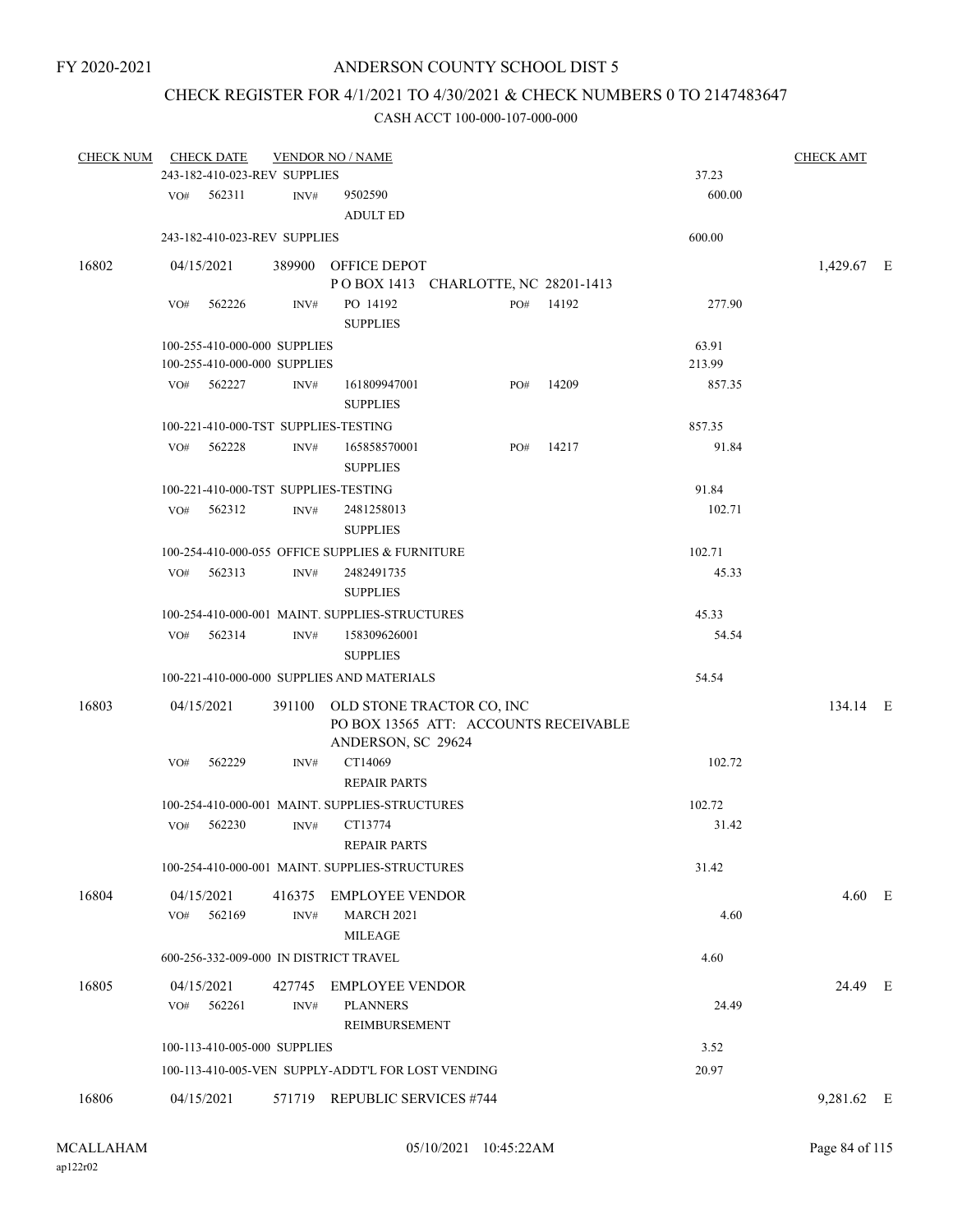FY 2020-2021

# ANDERSON COUNTY SCHOOL DIST 5

## CHECK REGISTER FOR 4/1/2021 TO 4/30/2021 & CHECK NUMBERS 0 TO 2147483647

### CASH ACCT 100-000-107-000-000

| CHECK NUM | CHECK DATE | VENDOR NO / NAME | | | CHECK AMT |
|---|---|---|---|---|---|
| | 243-182-410-023-REV SUPPLIES | | | 37.23 | |
| | VO# 562311 | INV# 9502590 ADULT ED | | 600.00 | |
| | 243-182-410-023-REV SUPPLIES | | | 600.00 | |
| 16802 | 04/15/2021 | 389900 OFFICE DEPOT P O BOX 1413 CHARLOTTE, NC 28201-1413 | | | 1,429.67 E |
| | VO# 562226 | INV# PO 14192 SUPPLIES | PO# 14192 | 277.90 | |
| | 100-255-410-000-000 SUPPLIES | | | 63.91 | |
| | 100-255-410-000-000 SUPPLIES | | | 213.99 | |
| | VO# 562227 | INV# 161809947001 SUPPLIES | PO# 14209 | 857.35 | |
| | 100-221-410-000-TST SUPPLIES-TESTING | | | 857.35 | |
| | VO# 562228 | INV# 165858570001 SUPPLIES | PO# 14217 | 91.84 | |
| | 100-221-410-000-TST SUPPLIES-TESTING | | | 91.84 | |
| | VO# 562312 | INV# 2481258013 SUPPLIES | | 102.71 | |
| | 100-254-410-000-055 OFFICE SUPPLIES & FURNITURE | | | 102.71 | |
| | VO# 562313 | INV# 2482491735 SUPPLIES | | 45.33 | |
| | 100-254-410-000-001 MAINT. SUPPLIES-STRUCTURES | | | 45.33 | |
| | VO# 562314 | INV# 158309626001 SUPPLIES | | 54.54 | |
| | 100-221-410-000-000 SUPPLIES AND MATERIALS | | | 54.54 | |
| 16803 | 04/15/2021 | 391100 OLD STONE TRACTOR CO, INC PO BOX 13565 ATT: ACCOUNTS RECEIVABLE ANDERSON, SC 29624 | | | 134.14 E |
| | VO# 562229 | INV# CT14069 REPAIR PARTS | | 102.72 | |
| | 100-254-410-000-001 MAINT. SUPPLIES-STRUCTURES | | | 102.72 | |
| | VO# 562230 | INV# CT13774 REPAIR PARTS | | 31.42 | |
| | 100-254-410-000-001 MAINT. SUPPLIES-STRUCTURES | | | 31.42 | |
| 16804 | 04/15/2021 | 416375 EMPLOYEE VENDOR | | | 4.60 E |
| | VO# 562169 | INV# MARCH 2021 MILEAGE | | 4.60 | |
| | 600-256-332-009-000 IN DISTRICT TRAVEL | | | 4.60 | |
| 16805 | 04/15/2021 | 427745 EMPLOYEE VENDOR | | | 24.49 E |
| | VO# 562261 | INV# PLANNERS REIMBURSEMENT | | 24.49 | |
| | 100-113-410-005-000 SUPPLIES | | | 3.52 | |
| | 100-113-410-005-VEN SUPPLY-ADDT'L FOR LOST VENDING | | | 20.97 | |
| 16806 | 04/15/2021 | 571719 REPUBLIC SERVICES #744 | | | 9,281.62 E |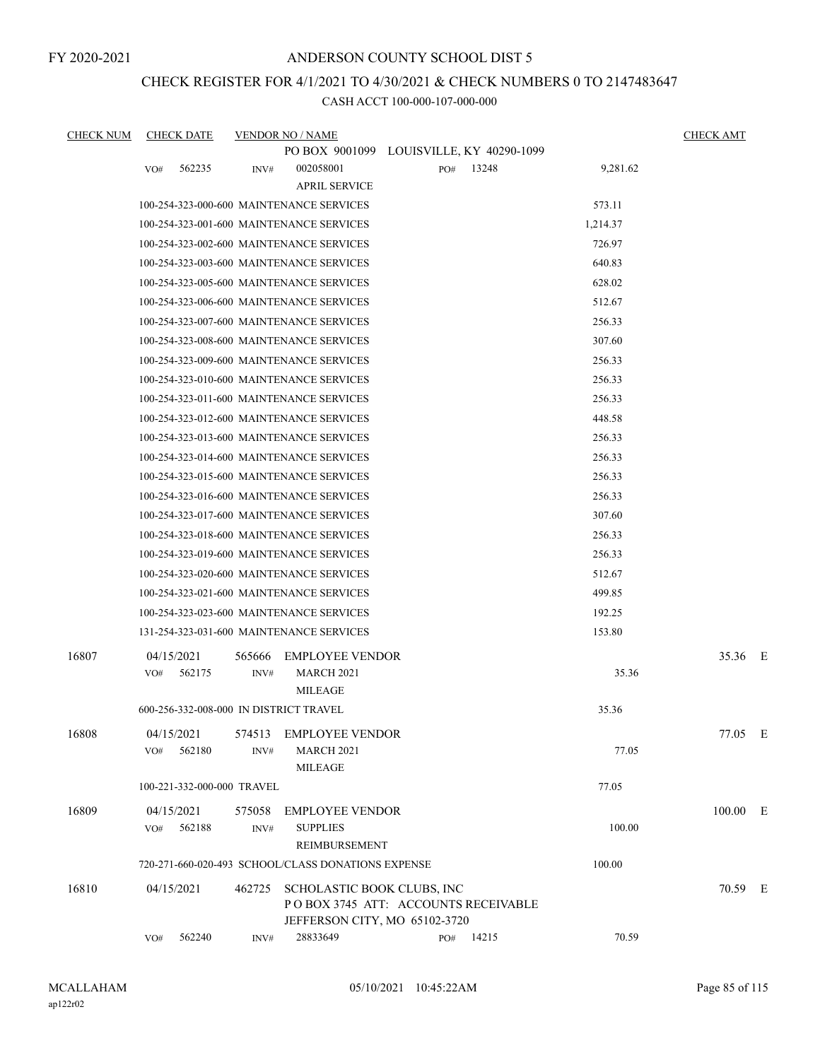FY 2020-2021

# ANDERSON COUNTY SCHOOL DIST 5

## CHECK REGISTER FOR 4/1/2021 TO 4/30/2021 & CHECK NUMBERS 0 TO 2147483647

CASH ACCT 100-000-107-000-000

| CHECK NUM | CHECK DATE | VENDOR NO / NAME | | CHECK AMT | |
|---|---|---|---|---|---|
| | | PO BOX 9001099 LOUISVILLE, KY 40290-1099 | | | |
| | VO# 562235 | INV# 002058001 APRIL SERVICE PO# 13248 | 9,281.62 | | |
| | 100-254-323-000-600 MAINTENANCE SERVICES | | 573.11 | | |
| | 100-254-323-001-600 MAINTENANCE SERVICES | | 1,214.37 | | |
| | 100-254-323-002-600 MAINTENANCE SERVICES | | 726.97 | | |
| | 100-254-323-003-600 MAINTENANCE SERVICES | | 640.83 | | |
| | 100-254-323-005-600 MAINTENANCE SERVICES | | 628.02 | | |
| | 100-254-323-006-600 MAINTENANCE SERVICES | | 512.67 | | |
| | 100-254-323-007-600 MAINTENANCE SERVICES | | 256.33 | | |
| | 100-254-323-008-600 MAINTENANCE SERVICES | | 307.60 | | |
| | 100-254-323-009-600 MAINTENANCE SERVICES | | 256.33 | | |
| | 100-254-323-010-600 MAINTENANCE SERVICES | | 256.33 | | |
| | 100-254-323-011-600 MAINTENANCE SERVICES | | 256.33 | | |
| | 100-254-323-012-600 MAINTENANCE SERVICES | | 448.58 | | |
| | 100-254-323-013-600 MAINTENANCE SERVICES | | 256.33 | | |
| | 100-254-323-014-600 MAINTENANCE SERVICES | | 256.33 | | |
| | 100-254-323-015-600 MAINTENANCE SERVICES | | 256.33 | | |
| | 100-254-323-016-600 MAINTENANCE SERVICES | | 256.33 | | |
| | 100-254-323-017-600 MAINTENANCE SERVICES | | 307.60 | | |
| | 100-254-323-018-600 MAINTENANCE SERVICES | | 256.33 | | |
| | 100-254-323-019-600 MAINTENANCE SERVICES | | 256.33 | | |
| | 100-254-323-020-600 MAINTENANCE SERVICES | | 512.67 | | |
| | 100-254-323-021-600 MAINTENANCE SERVICES | | 499.85 | | |
| | 100-254-323-023-600 MAINTENANCE SERVICES | | 192.25 | | |
| | 131-254-323-031-600 MAINTENANCE SERVICES | | 153.80 | | |
| 16807 | 04/15/2021 | 565666 EMPLOYEE VENDOR | | 35.36 | E |
| | VO# 562175 | INV# MARCH 2021 MILEAGE | 35.36 | | |
| | 600-256-332-008-000 IN DISTRICT TRAVEL | | 35.36 | | |
| 16808 | 04/15/2021 | 574513 EMPLOYEE VENDOR | | 77.05 | E |
| | VO# 562180 | INV# MARCH 2021 MILEAGE | 77.05 | | |
| | 100-221-332-000-000 TRAVEL | | 77.05 | | |
| 16809 | 04/15/2021 | 575058 EMPLOYEE VENDOR | | 100.00 | E |
| | VO# 562188 | INV# SUPPLIES REIMBURSEMENT | 100.00 | | |
| | 720-271-660-020-493 SCHOOL/CLASS DONATIONS EXPENSE | | 100.00 | | |
| 16810 | 04/15/2021 | 462725 SCHOLASTIC BOOK CLUBS, INC P O BOX 3745 ATT: ACCOUNTS RECEIVABLE JEFFERSON CITY, MO 65102-3720 | | 70.59 | E |
| | VO# 562240 | INV# 28833649 PO# 14215 | 70.59 | | |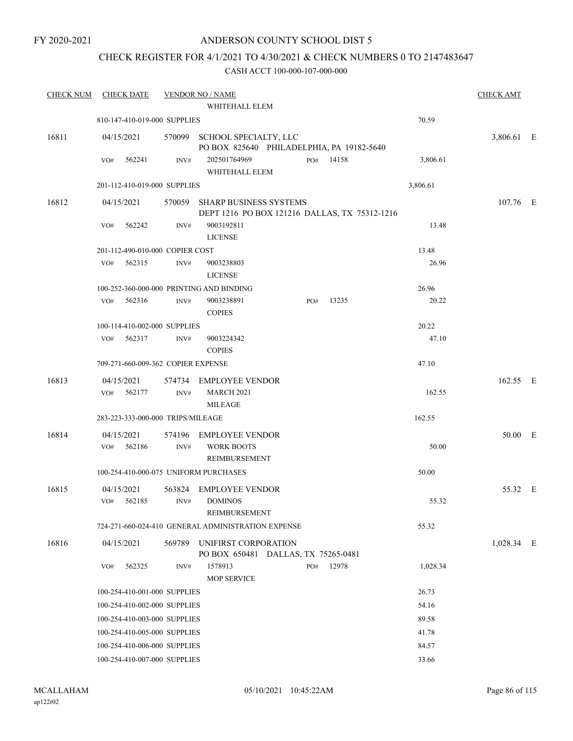FY 2020-2021

# ANDERSON COUNTY SCHOOL DIST 5

## CHECK REGISTER FOR 4/1/2021 TO 4/30/2021 & CHECK NUMBERS 0 TO 2147483647

### CASH ACCT 100-000-107-000-000

| CHECK NUM | CHECK DATE | VENDOR NO / NAME | | | CHECK AMT | |
|---|---|---|---|---|---|---|
| | | WHITEHALL ELEM | | | | |
| | 810-147-410-019-000 SUPPLIES | | | 70.59 | | |
| 16811 | 04/15/2021 | 570099 SCHOOL SPECIALTY, LLC<br>PO BOX 825640 PHILADELPHIA, PA 19182-5640 | | | 3,806.61 | E |
| | VO# 562241 | INV# 202501764969<br>WHITEHALL ELEM | PO# 14158 | 3,806.61 | | |
| | 201-112-410-019-000 SUPPLIES | | | 3,806.61 | | |
| 16812 | 04/15/2021 | 570059 SHARP BUSINESS SYSTEMS<br>DEPT 1216 PO BOX 121216 DALLAS, TX 75312-1216 | | | 107.76 | E |
| | VO# 562242 | INV# 9003192811<br>LICENSE | | 13.48 | | |
| | 201-112-490-010-000 COPIER COST | | | 13.48 | | |
| | VO# 562315 | INV# 9003238803<br>LICENSE | | 26.96 | | |
| | 100-252-360-000-000 PRINTING AND BINDING | | | 26.96 | | |
| | VO# 562316 | INV# 9003238891<br>COPIES | PO# 13235 | 20.22 | | |
| | 100-114-410-002-000 SUPPLIES | | | 20.22 | | |
| | VO# 562317 | INV# 9003224342<br>COPIES | | 47.10 | | |
| | 709-271-660-009-362 COPIER EXPENSE | | | 47.10 | | |
| 16813 | 04/15/2021 | 574734 EMPLOYEE VENDOR | | | 162.55 | E |
| | VO# 562177 | INV# MARCH 2021<br>MILEAGE | | 162.55 | | |
| | 283-223-333-000-000 TRIPS/MILEAGE | | | 162.55 | | |
| 16814 | 04/15/2021 | 574196 EMPLOYEE VENDOR | | | 50.00 | E |
| | VO# 562186 | INV# WORK BOOTS<br>REIMBURSEMENT | | 50.00 | | |
| | 100-254-410-000-075 UNIFORM PURCHASES | | | 50.00 | | |
| 16815 | 04/15/2021 | 563824 EMPLOYEE VENDOR | | | 55.32 | E |
| | VO# 562185 | INV# DOMINOS<br>REIMBURSEMENT | | 55.32 | | |
| | 724-271-660-024-410 GENERAL ADMINISTRATION EXPENSE | | | 55.32 | | |
| 16816 | 04/15/2021 | 569789 UNIFIRST CORPORATION<br>PO BOX 650481 DALLAS, TX 75265-0481 | | | 1,028.34 | E |
| | VO# 562325 | INV# 1578913<br>MOP SERVICE | PO# 12978 | 1,028.34 | | |
| | 100-254-410-001-000 SUPPLIES | | | 26.73 | | |
| | 100-254-410-002-000 SUPPLIES | | | 54.16 | | |
| | 100-254-410-003-000 SUPPLIES | | | 89.58 | | |
| | 100-254-410-005-000 SUPPLIES | | | 41.78 | | |
| | 100-254-410-006-000 SUPPLIES | | | 84.57 | | |
| | 100-254-410-007-000 SUPPLIES | | | 33.66 | | |

MCALLAHAM
ap122r02

05/10/2021 10:45:22AM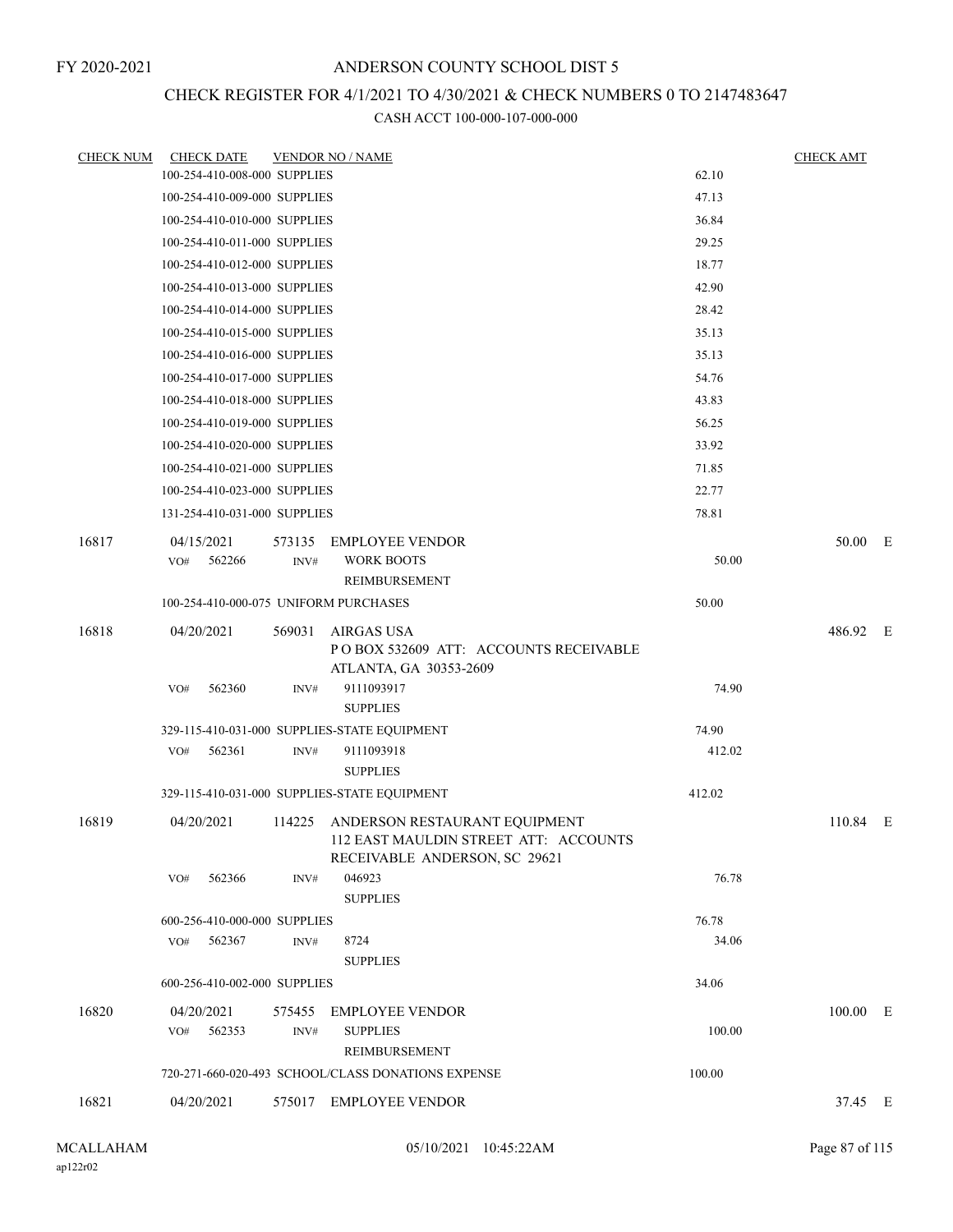FY 2020-2021

# ANDERSON COUNTY SCHOOL DIST 5

## CHECK REGISTER FOR 4/1/2021 TO 4/30/2021 & CHECK NUMBERS 0 TO 2147483647

### CASH ACCT 100-000-107-000-000

| CHECK NUM | CHECK DATE | VENDOR NO / NAME | | CHECK AMT | |
|---|---|---|---|---|---|
| | 100-254-410-008-000 SUPPLIES | | 62.10 | | |
| | 100-254-410-009-000 SUPPLIES | | 47.13 | | |
| | 100-254-410-010-000 SUPPLIES | | 36.84 | | |
| | 100-254-410-011-000 SUPPLIES | | 29.25 | | |
| | 100-254-410-012-000 SUPPLIES | | 18.77 | | |
| | 100-254-410-013-000 SUPPLIES | | 42.90 | | |
| | 100-254-410-014-000 SUPPLIES | | 28.42 | | |
| | 100-254-410-015-000 SUPPLIES | | 35.13 | | |
| | 100-254-410-016-000 SUPPLIES | | 35.13 | | |
| | 100-254-410-017-000 SUPPLIES | | 54.76 | | |
| | 100-254-410-018-000 SUPPLIES | | 43.83 | | |
| | 100-254-410-019-000 SUPPLIES | | 56.25 | | |
| | 100-254-410-020-000 SUPPLIES | | 33.92 | | |
| | 100-254-410-021-000 SUPPLIES | | 71.85 | | |
| | 100-254-410-023-000 SUPPLIES | | 22.77 | | |
| | 131-254-410-031-000 SUPPLIES | | 78.81 | | |
| 16817 | 04/15/2021 | 573135 EMPLOYEE VENDOR | | 50.00 | E |
| | VO# 562266 | INV# WORK BOOTS REIMBURSEMENT | 50.00 | | |
| | 100-254-410-000-075 UNIFORM PURCHASES | | 50.00 | | |
| 16818 | 04/20/2021 | 569031 AIRGAS USA<br>P O BOX 532609 ATT: ACCOUNTS RECEIVABLE<br>ATLANTA, GA 30353-2609 | | 486.92 | E |
| | VO# 562360 | INV# 9111093917 SUPPLIES | 74.90 | | |
| | 329-115-410-031-000 SUPPLIES-STATE EQUIPMENT | | 74.90 | | |
| | VO# 562361 | INV# 9111093918 SUPPLIES | 412.02 | | |
| | 329-115-410-031-000 SUPPLIES-STATE EQUIPMENT | | 412.02 | | |
| 16819 | 04/20/2021 | 114225 ANDERSON RESTAURANT EQUIPMENT<br>112 EAST MAULDIN STREET ATT: ACCOUNTS<br>RECEIVABLE ANDERSON, SC 29621 | | 110.84 | E |
| | VO# 562366 | INV# 046923 SUPPLIES | 76.78 | | |
| | 600-256-410-000-000 SUPPLIES | | 76.78 | | |
| | VO# 562367 | INV# 8724 SUPPLIES | 34.06 | | |
| | 600-256-410-002-000 SUPPLIES | | 34.06 | | |
| 16820 | 04/20/2021 | 575455 EMPLOYEE VENDOR | | 100.00 | E |
| | VO# 562353 | INV# SUPPLIES REIMBURSEMENT | 100.00 | | |
| | 720-271-660-020-493 SCHOOL/CLASS DONATIONS EXPENSE | | 100.00 | | |
| 16821 | 04/20/2021 | 575017 EMPLOYEE VENDOR | | 37.45 | E |

MCALLAHAM
ap122r02

05/10/2021 10:45:22AM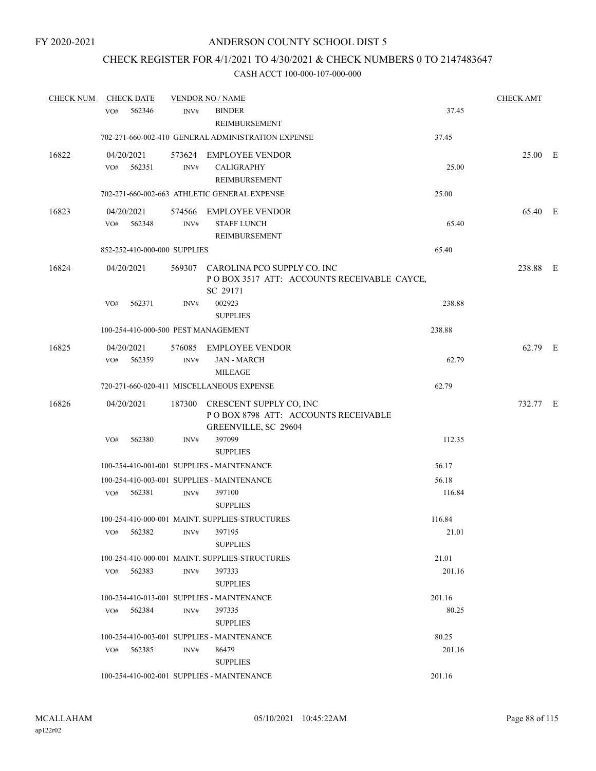FY 2020-2021

# ANDERSON COUNTY SCHOOL DIST 5

## CHECK REGISTER FOR 4/1/2021 TO 4/30/2021 & CHECK NUMBERS 0 TO 2147483647

### CASH ACCT 100-000-107-000-000

| CHECK NUM | CHECK DATE | VENDOR NO / NAME | | CHECK AMT | |
|---|---|---|---|---|---|
| | VO# 562346 | INV# BINDER REIMBURSEMENT | 37.45 | | |
| | 702-271-660-002-410 GENERAL ADMINISTRATION EXPENSE | | 37.45 | | |
| 16822 | 04/20/2021 | 573624 EMPLOYEE VENDOR | | 25.00 | E |
| | VO# 562351 | INV# CALIGRAPHY REIMBURSEMENT | 25.00 | | |
| | 702-271-660-002-663 ATHLETIC GENERAL EXPENSE | | 25.00 | | |
| 16823 | 04/20/2021 | 574566 EMPLOYEE VENDOR | | 65.40 | E |
| | VO# 562348 | INV# STAFF LUNCH REIMBURSEMENT | 65.40 | | |
| | 852-252-410-000-000 SUPPLIES | | 65.40 | | |
| 16824 | 04/20/2021 | 569307 CAROLINA PCO SUPPLY CO. INC P O BOX 3517 ATT: ACCOUNTS RECEIVABLE CAYCE, SC 29171 | | 238.88 | E |
| | VO# 562371 | INV# 002923 SUPPLIES | 238.88 | | |
| | 100-254-410-000-500 PEST MANAGEMENT | | 238.88 | | |
| 16825 | 04/20/2021 | 576085 EMPLOYEE VENDOR | | 62.79 | E |
| | VO# 562359 | INV# JAN - MARCH MILEAGE | 62.79 | | |
| | 720-271-660-020-411 MISCELLANEOUS EXPENSE | | 62.79 | | |
| 16826 | 04/20/2021 | 187300 CRESCENT SUPPLY CO, INC P O BOX 8798 ATT: ACCOUNTS RECEIVABLE GREENVILLE, SC 29604 | | 732.77 | E |
| | VO# 562380 | INV# 397099 SUPPLIES | 112.35 | | |
| | 100-254-410-001-001 SUPPLIES - MAINTENANCE | | 56.17 | | |
| | 100-254-410-003-001 SUPPLIES - MAINTENANCE | | 56.18 | | |
| | VO# 562381 | INV# 397100 SUPPLIES | 116.84 | | |
| | 100-254-410-000-001 MAINT. SUPPLIES-STRUCTURES | | 116.84 | | |
| | VO# 562382 | INV# 397195 SUPPLIES | 21.01 | | |
| | 100-254-410-000-001 MAINT. SUPPLIES-STRUCTURES | | 21.01 | | |
| | VO# 562383 | INV# 397333 SUPPLIES | 201.16 | | |
| | 100-254-410-013-001 SUPPLIES - MAINTENANCE | | 201.16 | | |
| | VO# 562384 | INV# 397335 SUPPLIES | 80.25 | | |
| | 100-254-410-003-001 SUPPLIES - MAINTENANCE | | 80.25 | | |
| | VO# 562385 | INV# 86479 SUPPLIES | 201.16 | | |
| | 100-254-410-002-001 SUPPLIES - MAINTENANCE | | 201.16 | | |

MCALLAHAM
ap122r02

05/10/2021 10:45:22AM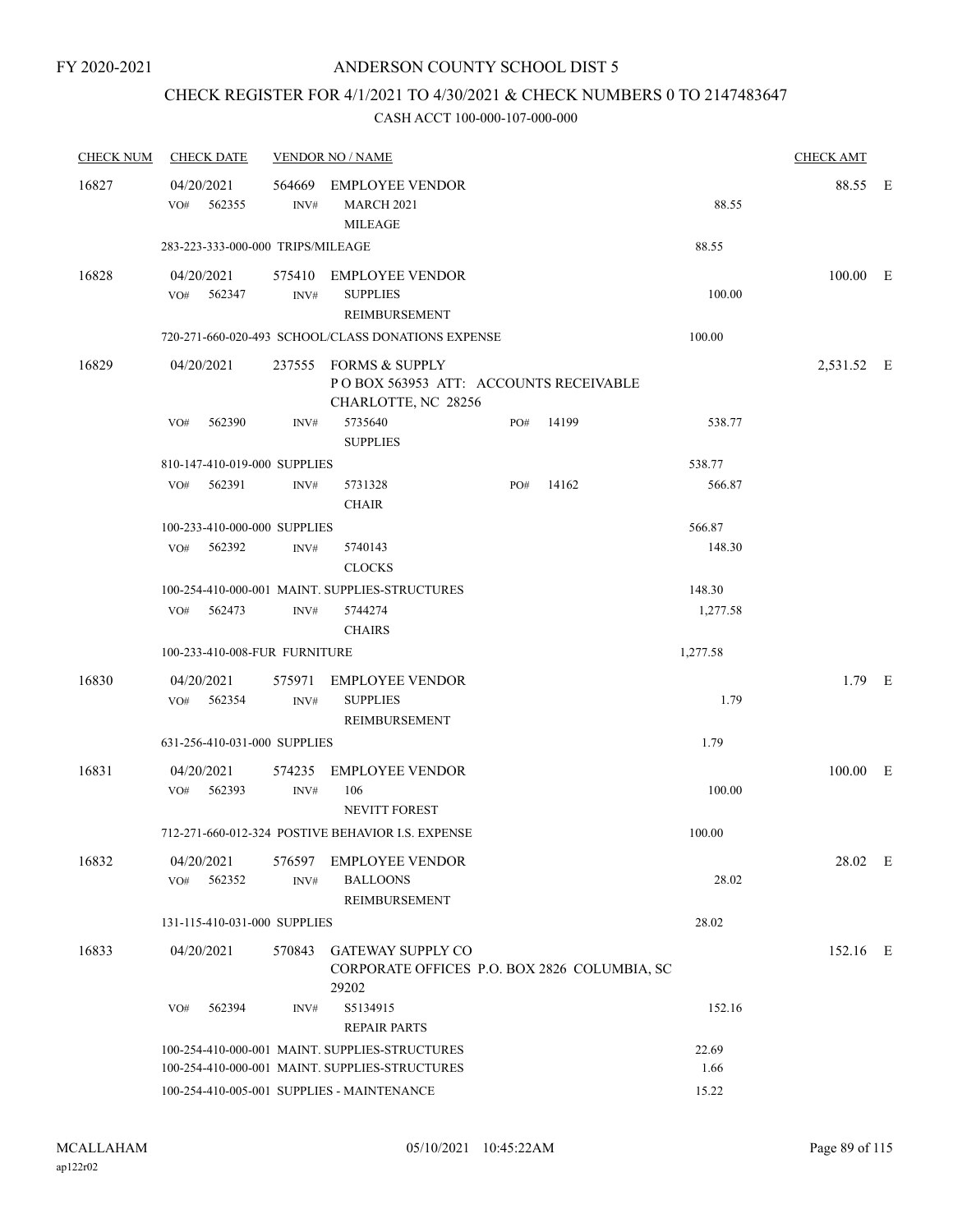FY 2020-2021

# ANDERSON COUNTY SCHOOL DIST 5

## CHECK REGISTER FOR 4/1/2021 TO 4/30/2021 & CHECK NUMBERS 0 TO 2147483647

### CASH ACCT 100-000-107-000-000

| CHECK NUM | CHECK DATE | VENDOR NO / NAME | | | CHECK AMT | |
|---|---|---|---|---|---|---|
| 16827 | 04/20/2021 | 564669 EMPLOYEE VENDOR | | | 88.55 | E |
| | VO# 562355 | INV# MARCH 2021 MILEAGE | | 88.55 | | |
| | 283-223-333-000-000 TRIPS/MILEAGE | | | 88.55 | | |
| 16828 | 04/20/2021 | 575410 EMPLOYEE VENDOR | | | 100.00 | E |
| | VO# 562347 | INV# SUPPLIES REIMBURSEMENT | | 100.00 | | |
| | 720-271-660-020-493 SCHOOL/CLASS DONATIONS EXPENSE | | | 100.00 | | |
| 16829 | 04/20/2021 | 237555 FORMS & SUPPLY P O BOX 563953 ATT: ACCOUNTS RECEIVABLE CHARLOTTE, NC 28256 | | | 2,531.52 | E |
| | VO# 562390 | INV# 5735640 SUPPLIES | PO# 14199 | 538.77 | | |
| | 810-147-410-019-000 SUPPLIES | | | 538.77 | | |
| | VO# 562391 | INV# 5731328 CHAIR | PO# 14162 | 566.87 | | |
| | 100-233-410-000-000 SUPPLIES | | | 566.87 | | |
| | VO# 562392 | INV# 5740143 CLOCKS | | 148.30 | | |
| | 100-254-410-000-001 MAINT. SUPPLIES-STRUCTURES | | | 148.30 | | |
| | VO# 562473 | INV# 5744274 CHAIRS | | 1,277.58 | | |
| | 100-233-410-008-FUR FURNITURE | | | 1,277.58 | | |
| 16830 | 04/20/2021 | 575971 EMPLOYEE VENDOR | | | 1.79 | E |
| | VO# 562354 | INV# SUPPLIES REIMBURSEMENT | | 1.79 | | |
| | 631-256-410-031-000 SUPPLIES | | | 1.79 | | |
| 16831 | 04/20/2021 | 574235 EMPLOYEE VENDOR | | | 100.00 | E |
| | VO# 562393 | INV# 106 NEVITT FOREST | | 100.00 | | |
| | 712-271-660-012-324 POSTIVE BEHAVIOR I.S. EXPENSE | | | 100.00 | | |
| 16832 | 04/20/2021 | 576597 EMPLOYEE VENDOR | | | 28.02 | E |
| | VO# 562352 | INV# BALLOONS REIMBURSEMENT | | 28.02 | | |
| | 131-115-410-031-000 SUPPLIES | | | 28.02 | | |
| 16833 | 04/20/2021 | 570843 GATEWAY SUPPLY CO CORPORATE OFFICES P.O. BOX 2826 COLUMBIA, SC 29202 | | | 152.16 | E |
| | VO# 562394 | INV# S5134915 REPAIR PARTS | | 152.16 | | |
| | 100-254-410-000-001 MAINT. SUPPLIES-STRUCTURES | | | 22.69 | | |
| | 100-254-410-000-001 MAINT. SUPPLIES-STRUCTURES | | | 1.66 | | |
| | 100-254-410-005-001 SUPPLIES - MAINTENANCE | | | 15.22 | | |

MCALLAHAM ap122r02 05/10/2021 10:45:22AM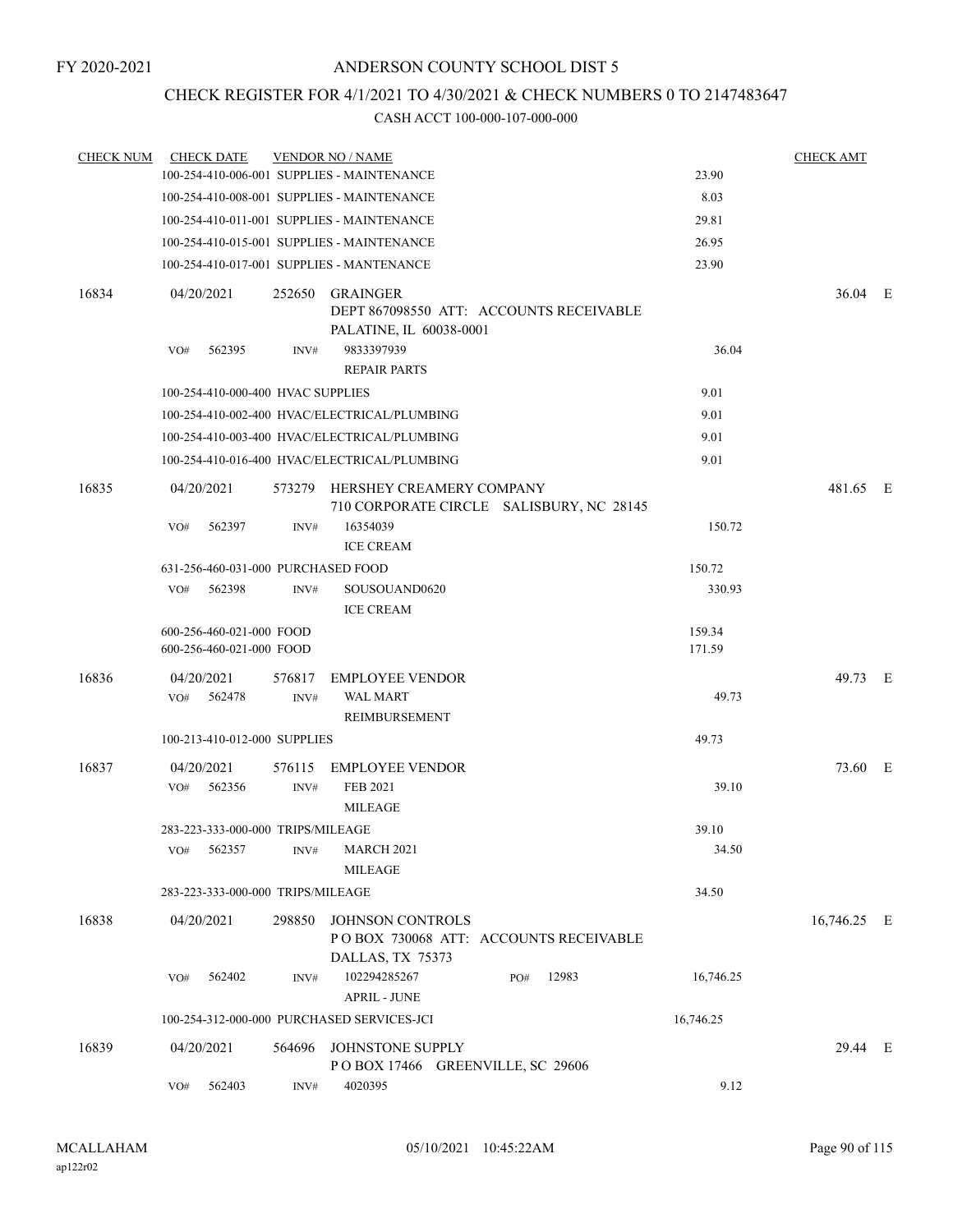FY 2020-2021

# ANDERSON COUNTY SCHOOL DIST 5

## CHECK REGISTER FOR 4/1/2021 TO 4/30/2021 & CHECK NUMBERS 0 TO 2147483647

### CASH ACCT 100-000-107-000-000

| CHECK NUM | CHECK DATE | VENDOR NO / NAME | | CHECK AMT | |
|---|---|---|---|---|---|
| | 100-254-410-006-001 SUPPLIES - MAINTENANCE | | 23.90 | | |
| | 100-254-410-008-001 SUPPLIES - MAINTENANCE | | 8.03 | | |
| | 100-254-410-011-001 SUPPLIES - MAINTENANCE | | 29.81 | | |
| | 100-254-410-015-001 SUPPLIES - MAINTENANCE | | 26.95 | | |
| | 100-254-410-017-001 SUPPLIES - MANTENANCE | | 23.90 | | |
| 16834 | 04/20/2021 | 252650 GRAINGER<br>DEPT 867098550 ATT: ACCOUNTS RECEIVABLE<br>PALATINE, IL 60038-0001 | | 36.04 | E |
| | VO# 562395 INV# | 9833397939<br>REPAIR PARTS | 36.04 | | |
| | 100-254-410-000-400 HVAC SUPPLIES | | 9.01 | | |
| | 100-254-410-002-400 HVAC/ELECTRICAL/PLUMBING | | 9.01 | | |
| | 100-254-410-003-400 HVAC/ELECTRICAL/PLUMBING | | 9.01 | | |
| | 100-254-410-016-400 HVAC/ELECTRICAL/PLUMBING | | 9.01 | | |
| 16835 | 04/20/2021 | 573279 HERSHEY CREAMERY COMPANY<br>710 CORPORATE CIRCLE SALISBURY, NC 28145 | | 481.65 | E |
| | VO# 562397 INV# | 16354039<br>ICE CREAM | 150.72 | | |
| | 631-256-460-031-000 PURCHASED FOOD | | 150.72 | | |
| | VO# 562398 INV# | SOUSOUAND0620<br>ICE CREAM | 330.93 | | |
| | 600-256-460-021-000 FOOD | | 159.34 | | |
| | 600-256-460-021-000 FOOD | | 171.59 | | |
| 16836 | 04/20/2021 | 576817 EMPLOYEE VENDOR | | 49.73 | E |
| | VO# 562478 INV# | WAL MART<br>REIMBURSEMENT | 49.73 | | |
| | 100-213-410-012-000 SUPPLIES | | 49.73 | | |
| 16837 | 04/20/2021 | 576115 EMPLOYEE VENDOR | | 73.60 | E |
| | VO# 562356 INV# | FEB 2021<br>MILEAGE | 39.10 | | |
| | 283-223-333-000-000 TRIPS/MILEAGE | | 39.10 | | |
| | VO# 562357 INV# | MARCH 2021<br>MILEAGE | 34.50 | | |
| | 283-223-333-000-000 TRIPS/MILEAGE | | 34.50 | | |
| 16838 | 04/20/2021 | 298850 JOHNSON CONTROLS<br>P O BOX 730068 ATT: ACCOUNTS RECEIVABLE<br>DALLAS, TX 75373 | | 16,746.25 | E |
| | VO# 562402 INV# | 102294285267 PO# 12983<br>APRIL - JUNE | 16,746.25 | | |
| | 100-254-312-000-000 PURCHASED SERVICES-JCI | | 16,746.25 | | |
| 16839 | 04/20/2021 | 564696 JOHNSTONE SUPPLY<br>P O BOX 17466 GREENVILLE, SC 29606 | | 29.44 | E |
| | VO# 562403 INV# | 4020395 | 9.12 | | |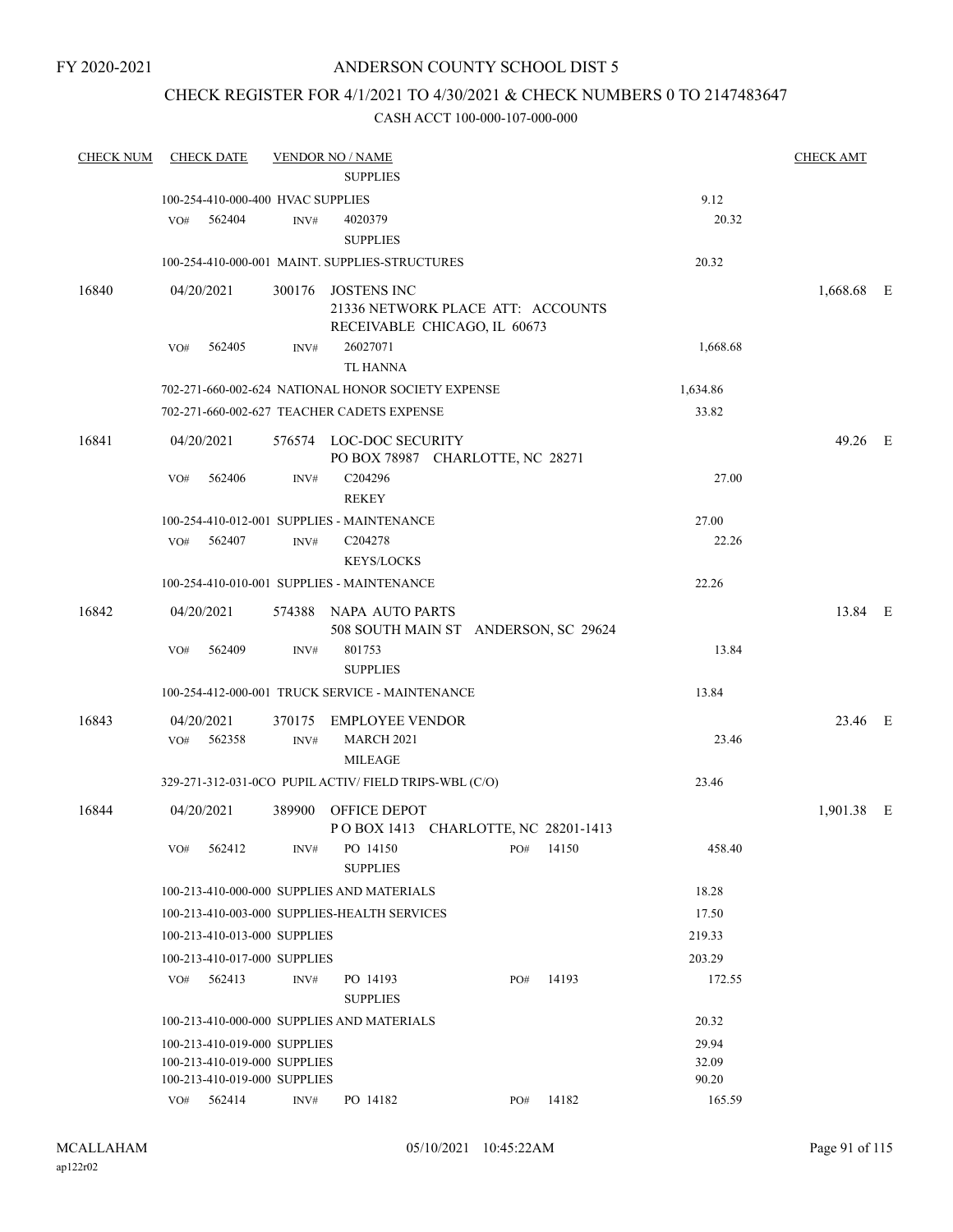FY 2020-2021

# ANDERSON COUNTY SCHOOL DIST 5

## CHECK REGISTER FOR 4/1/2021 TO 4/30/2021 & CHECK NUMBERS 0 TO 2147483647

### CASH ACCT 100-000-107-000-000

| CHECK NUM | CHECK DATE | VENDOR NO / NAME | | CHECK AMT |
|---|---|---|---|---|
| | | SUPPLIES | | |
| | 100-254-410-000-400 HVAC SUPPLIES | | 9.12 | |
| | VO# 562404 | INV# 4020379 SUPPLIES | 20.32 | |
| | 100-254-410-000-001 MAINT. SUPPLIES-STRUCTURES | | 20.32 | |
| 16840 | 04/20/2021 | 300176 JOSTENS INC 21336 NETWORK PLACE ATT: ACCOUNTS RECEIVABLE CHICAGO, IL 60673 | | 1,668.68 E |
| | VO# 562405 | INV# 26027071 TL HANNA | 1,668.68 | |
| | 702-271-660-002-624 NATIONAL HONOR SOCIETY EXPENSE | | 1,634.86 | |
| | 702-271-660-002-627 TEACHER CADETS EXPENSE | | 33.82 | |
| 16841 | 04/20/2021 | 576574 LOC-DOC SECURITY PO BOX 78987 CHARLOTTE, NC 28271 | | 49.26 E |
| | VO# 562406 | INV# C204296 REKEY | 27.00 | |
| | 100-254-410-012-001 SUPPLIES - MAINTENANCE | | 27.00 | |
| | VO# 562407 | INV# C204278 KEYS/LOCKS | 22.26 | |
| | 100-254-410-010-001 SUPPLIES - MAINTENANCE | | 22.26 | |
| 16842 | 04/20/2021 | 574388 NAPA AUTO PARTS 508 SOUTH MAIN ST ANDERSON, SC 29624 | | 13.84 E |
| | VO# 562409 | INV# 801753 SUPPLIES | 13.84 | |
| | 100-254-412-000-001 TRUCK SERVICE - MAINTENANCE | | 13.84 | |
| 16843 | 04/20/2021 | 370175 EMPLOYEE VENDOR | | 23.46 E |
| | VO# 562358 | INV# MARCH 2021 MILEAGE | 23.46 | |
| | 329-271-312-031-0CO PUPIL ACTIV/ FIELD TRIPS-WBL (C/O) | | 23.46 | |
| 16844 | 04/20/2021 | 389900 OFFICE DEPOT P O BOX 1413 CHARLOTTE, NC 28201-1413 | | 1,901.38 E |
| | VO# 562412 | INV# PO 14150 SUPPLIES PO# 14150 | 458.40 | |
| | 100-213-410-000-000 SUPPLIES AND MATERIALS | | 18.28 | |
| | 100-213-410-003-000 SUPPLIES-HEALTH SERVICES | | 17.50 | |
| | 100-213-410-013-000 SUPPLIES | | 219.33 | |
| | 100-213-410-017-000 SUPPLIES | | 203.29 | |
| | VO# 562413 | INV# PO 14193 SUPPLIES PO# 14193 | 172.55 | |
| | 100-213-410-000-000 SUPPLIES AND MATERIALS | | 20.32 | |
| | 100-213-410-019-000 SUPPLIES | | 29.94 | |
| | 100-213-410-019-000 SUPPLIES | | 32.09 | |
| | 100-213-410-019-000 SUPPLIES | | 90.20 | |
| | VO# 562414 | INV# PO 14182 PO# 14182 | 165.59 | |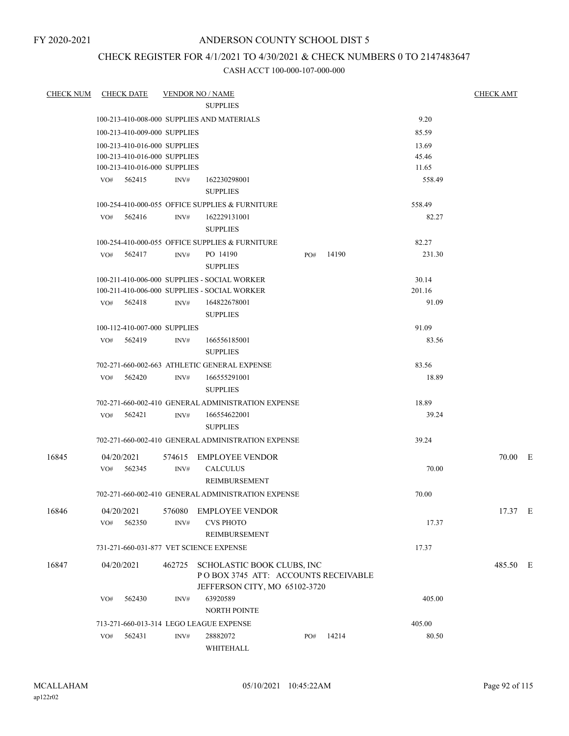FY 2020-2021

# ANDERSON COUNTY SCHOOL DIST 5

## CHECK REGISTER FOR 4/1/2021 TO 4/30/2021 & CHECK NUMBERS 0 TO 2147483647

### CASH ACCT 100-000-107-000-000

| CHECK NUM | CHECK DATE | VENDOR NO / NAME | | | CHECK AMT |
|---|---|---|---|---|---|
| | | SUPPLIES | | | |
| | 100-213-410-008-000 SUPPLIES AND MATERIALS | | | 9.20 | |
| | 100-213-410-009-000 SUPPLIES | | | 85.59 | |
| | 100-213-410-016-000 SUPPLIES | | | 13.69 | |
| | 100-213-410-016-000 SUPPLIES | | | 45.46 | |
| | 100-213-410-016-000 SUPPLIES | | | 11.65 | |
| | VO# 562415 | INV# 162230298001 SUPPLIES | | 558.49 | |
| | 100-254-410-000-055 OFFICE SUPPLIES & FURNITURE | | | 558.49 | |
| | VO# 562416 | INV# 162229131001 SUPPLIES | | 82.27 | |
| | 100-254-410-000-055 OFFICE SUPPLIES & FURNITURE | | | 82.27 | |
| | VO# 562417 | INV# PO 14190 SUPPLIES | PO# 14190 | 231.30 | |
| | 100-211-410-006-000 SUPPLIES - SOCIAL WORKER | | | 30.14 | |
| | 100-211-410-006-000 SUPPLIES - SOCIAL WORKER | | | 201.16 | |
| | VO# 562418 | INV# 164822678001 SUPPLIES | | 91.09 | |
| | 100-112-410-007-000 SUPPLIES | | | 91.09 | |
| | VO# 562419 | INV# 166556185001 SUPPLIES | | 83.56 | |
| | 702-271-660-002-663 ATHLETIC GENERAL EXPENSE | | | 83.56 | |
| | VO# 562420 | INV# 166555291001 SUPPLIES | | 18.89 | |
| | 702-271-660-002-410 GENERAL ADMINISTRATION EXPENSE | | | 18.89 | |
| | VO# 562421 | INV# 166554622001 SUPPLIES | | 39.24 | |
| | 702-271-660-002-410 GENERAL ADMINISTRATION EXPENSE | | | 39.24 | |
| 16845 | 04/20/2021 | 574615 EMPLOYEE VENDOR | | | 70.00 E |
| | VO# 562345 | INV# CALCULUS REIMBURSEMENT | | 70.00 | |
| | 702-271-660-002-410 GENERAL ADMINISTRATION EXPENSE | | | 70.00 | |
| 16846 | 04/20/2021 | 576080 EMPLOYEE VENDOR | | | 17.37 E |
| | VO# 562350 | INV# CVS PHOTO REIMBURSEMENT | | 17.37 | |
| | 731-271-660-031-877 VET SCIENCE EXPENSE | | | 17.37 | |
| 16847 | 04/20/2021 | 462725 SCHOLASTIC BOOK CLUBS, INC P O BOX 3745 ATT: ACCOUNTS RECEIVABLE JEFFERSON CITY, MO 65102-3720 | | | 485.50 E |
| | VO# 562430 | INV# 63920589 NORTH POINTE | | 405.00 | |
| | 713-271-660-013-314 LEGO LEAGUE EXPENSE | | | 405.00 | |
| | VO# 562431 | INV# 28882072 WHITEHALL | PO# 14214 | 80.50 | |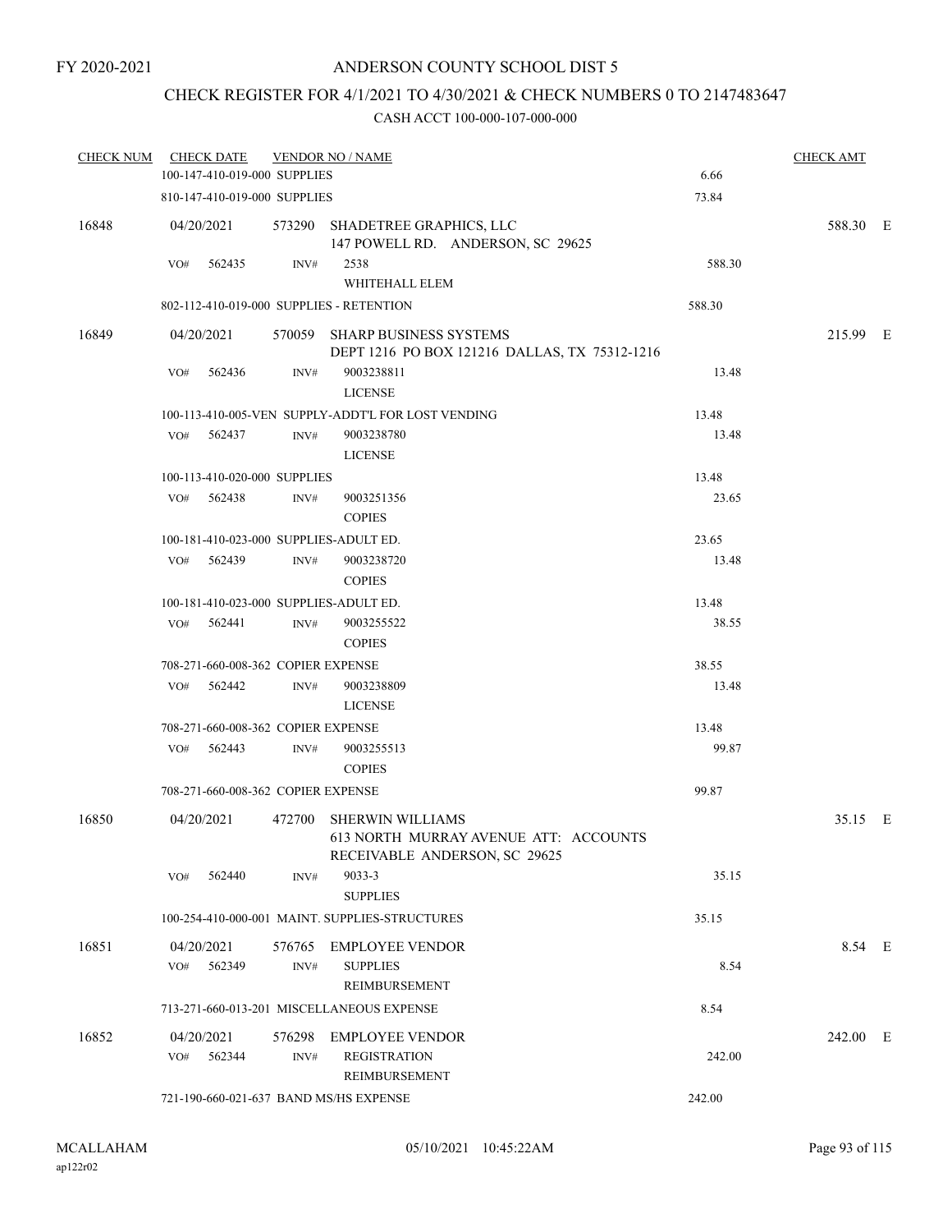FY 2020-2021

# ANDERSON COUNTY SCHOOL DIST 5

## CHECK REGISTER FOR 4/1/2021 TO 4/30/2021 & CHECK NUMBERS 0 TO 2147483647

### CASH ACCT 100-000-107-000-000

| CHECK NUM | CHECK DATE | VENDOR NO / NAME | | CHECK AMT | |
|---|---|---|---|---|---|
| | 100-147-410-019-000 SUPPLIES | | 6.66 | | |
| | 810-147-410-019-000 SUPPLIES | | 73.84 | | |
| 16848 | 04/20/2021 | 573290 SHADETREE GRAPHICS, LLC<br>147 POWELL RD. ANDERSON, SC 29625 | | 588.30 | E |
| | VO# 562435 | INV# 2538<br>WHITEHALL ELEM | 588.30 | | |
| | 802-112-410-019-000 SUPPLIES - RETENTION | | 588.30 | | |
| 16849 | 04/20/2021 | 570059 SHARP BUSINESS SYSTEMS<br>DEPT 1216 PO BOX 121216 DALLAS, TX 75312-1216 | | 215.99 | E |
| | VO# 562436 | INV# 9003238811<br>LICENSE | 13.48 | | |
| | 100-113-410-005-VEN SUPPLY-ADDT'L FOR LOST VENDING | | 13.48 | | |
| | VO# 562437 | INV# 9003238780<br>LICENSE | 13.48 | | |
| | 100-113-410-020-000 SUPPLIES | | 13.48 | | |
| | VO# 562438 | INV# 9003251356<br>COPIES | 23.65 | | |
| | 100-181-410-023-000 SUPPLIES-ADULT ED. | | 23.65 | | |
| | VO# 562439 | INV# 9003238720<br>COPIES | 13.48 | | |
| | 100-181-410-023-000 SUPPLIES-ADULT ED. | | 13.48 | | |
| | VO# 562441 | INV# 9003255522<br>COPIES | 38.55 | | |
| | 708-271-660-008-362 COPIER EXPENSE | | 38.55 | | |
| | VO# 562442 | INV# 9003238809<br>LICENSE | 13.48 | | |
| | 708-271-660-008-362 COPIER EXPENSE | | 13.48 | | |
| | VO# 562443 | INV# 9003255513<br>COPIES | 99.87 | | |
| | 708-271-660-008-362 COPIER EXPENSE | | 99.87 | | |
| 16850 | 04/20/2021 | 472700 SHERWIN WILLIAMS<br>613 NORTH MURRAY AVENUE ATT: ACCOUNTS RECEIVABLE ANDERSON, SC 29625 | | 35.15 | E |
| | VO# 562440 | INV# 9033-3<br>SUPPLIES | 35.15 | | |
| | 100-254-410-000-001 MAINT. SUPPLIES-STRUCTURES | | 35.15 | | |
| 16851 | 04/20/2021 | 576765 EMPLOYEE VENDOR | | 8.54 | E |
| | VO# 562349 | INV# SUPPLIES<br>REIMBURSEMENT | 8.54 | | |
| | 713-271-660-013-201 MISCELLANEOUS EXPENSE | | 8.54 | | |
| 16852 | 04/20/2021 | 576298 EMPLOYEE VENDOR | | 242.00 | E |
| | VO# 562344 | INV# REGISTRATION<br>REIMBURSEMENT | 242.00 | | |
| | 721-190-660-021-637 BAND MS/HS EXPENSE | | 242.00 | | |

MCALLAHAM
ap122r02

05/10/2021 10:45:22AM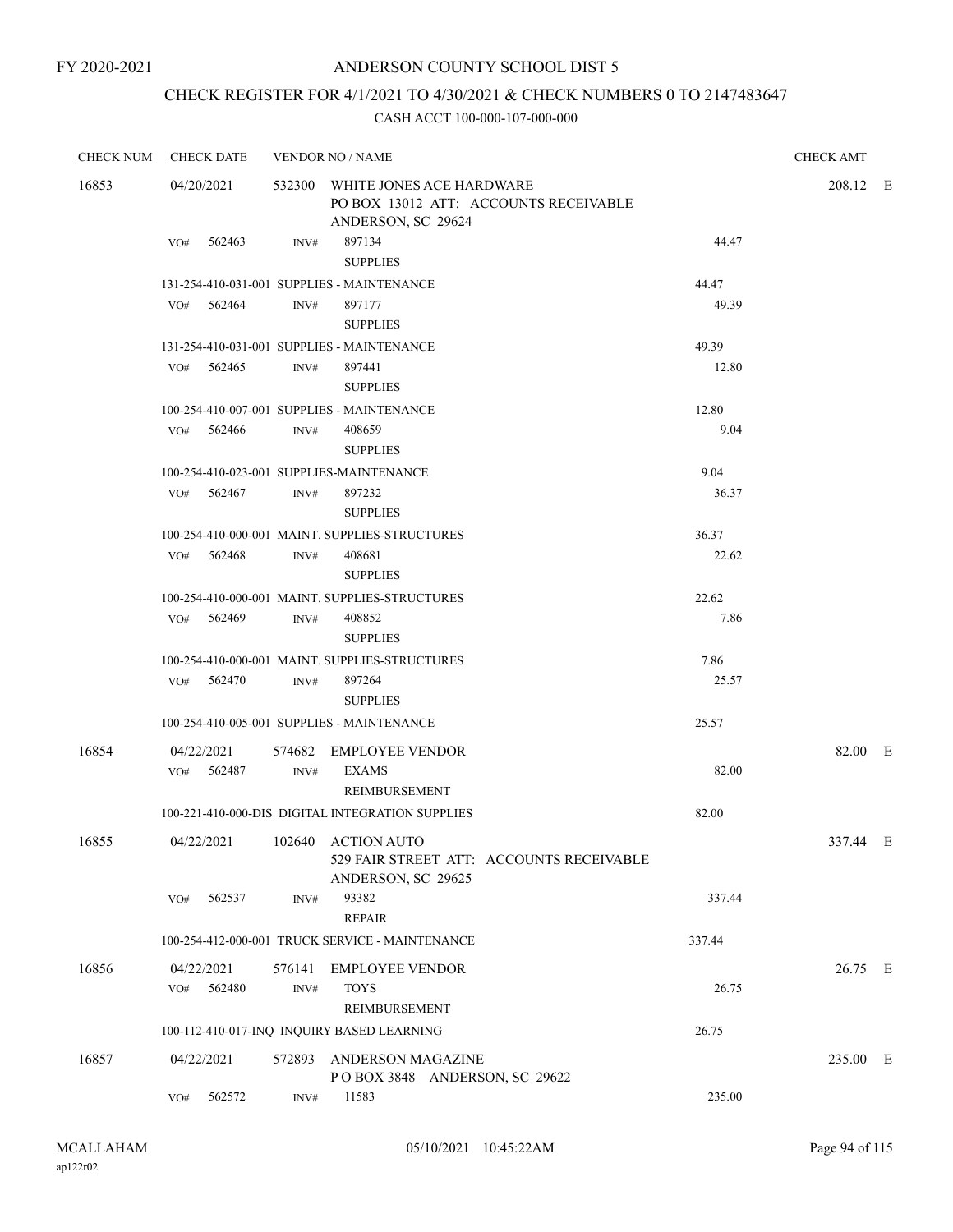FY 2020-2021

# ANDERSON COUNTY SCHOOL DIST 5

## CHECK REGISTER FOR 4/1/2021 TO 4/30/2021 & CHECK NUMBERS 0 TO 2147483647

### CASH ACCT 100-000-107-000-000

| CHECK NUM | CHECK DATE | VENDOR NO / NAME | | CHECK AMT |
|---|---|---|---|---|
| 16853 | 04/20/2021 | 532300 WHITE JONES ACE HARDWARE<br>PO BOX 13012 ATT: ACCOUNTS RECEIVABLE<br>ANDERSON, SC 29624 | | 208.12 E |
| | VO# 562463 | INV# 897134<br>SUPPLIES | 44.47 | |
| | | 131-254-410-031-001 SUPPLIES - MAINTENANCE | 44.47 | |
| | VO# 562464 | INV# 897177<br>SUPPLIES | 49.39 | |
| | | 131-254-410-031-001 SUPPLIES - MAINTENANCE | 49.39 | |
| | VO# 562465 | INV# 897441<br>SUPPLIES | 12.80 | |
| | | 100-254-410-007-001 SUPPLIES - MAINTENANCE | 12.80 | |
| | VO# 562466 | INV# 408659<br>SUPPLIES | 9.04 | |
| | | 100-254-410-023-001 SUPPLIES-MAINTENANCE | 9.04 | |
| | VO# 562467 | INV# 897232<br>SUPPLIES | 36.37 | |
| | | 100-254-410-000-001 MAINT. SUPPLIES-STRUCTURES | 36.37 | |
| | VO# 562468 | INV# 408681<br>SUPPLIES | 22.62 | |
| | | 100-254-410-000-001 MAINT. SUPPLIES-STRUCTURES | 22.62 | |
| | VO# 562469 | INV# 408852<br>SUPPLIES | 7.86 | |
| | | 100-254-410-000-001 MAINT. SUPPLIES-STRUCTURES | 7.86 | |
| | VO# 562470 | INV# 897264<br>SUPPLIES | 25.57 | |
| | | 100-254-410-005-001 SUPPLIES - MAINTENANCE | 25.57 | |
| 16854 | 04/22/2021 | 574682 EMPLOYEE VENDOR | | 82.00 E |
| | VO# 562487 | INV# EXAMS<br>REIMBURSEMENT | 82.00 | |
| | | 100-221-410-000-DIS DIGITAL INTEGRATION SUPPLIES | 82.00 | |
| 16855 | 04/22/2021 | 102640 ACTION AUTO<br>529 FAIR STREET ATT: ACCOUNTS RECEIVABLE<br>ANDERSON, SC 29625 | | 337.44 E |
| | VO# 562537 | INV# 93382<br>REPAIR | 337.44 | |
| | | 100-254-412-000-001 TRUCK SERVICE - MAINTENANCE | 337.44 | |
| 16856 | 04/22/2021 | 576141 EMPLOYEE VENDOR | | 26.75 E |
| | VO# 562480 | INV# TOYS<br>REIMBURSEMENT | 26.75 | |
| | | 100-112-410-017-INQ INQUIRY BASED LEARNING | 26.75 | |
| 16857 | 04/22/2021 | 572893 ANDERSON MAGAZINE<br>P O BOX 3848 ANDERSON, SC 29622 | | 235.00 E |
| | VO# 562572 | INV# 11583 | 235.00 | |

MCALLAHAM
ap122r02

05/10/2021 10:45:22AM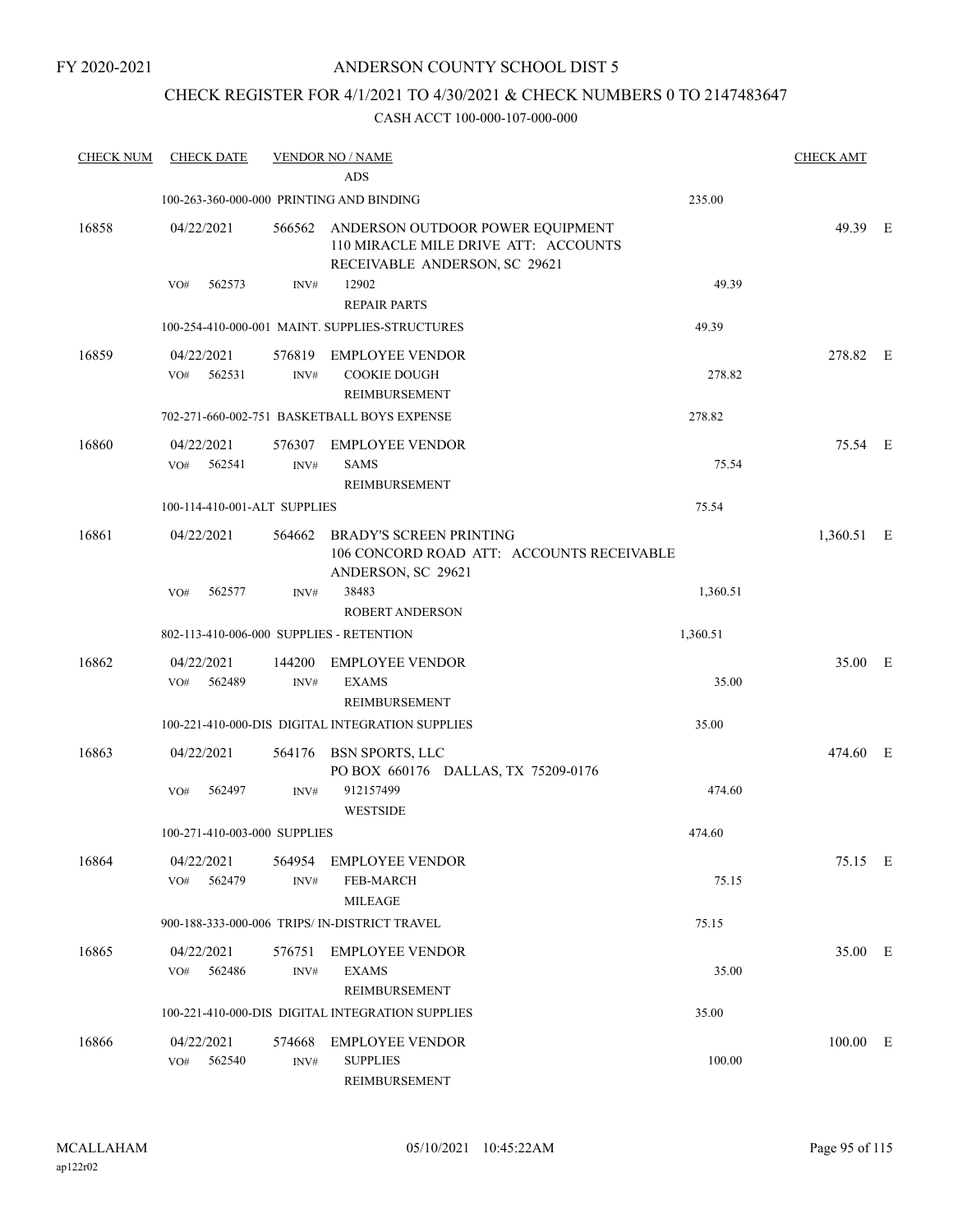FY 2020-2021

# ANDERSON COUNTY SCHOOL DIST 5

## CHECK REGISTER FOR 4/1/2021 TO 4/30/2021 & CHECK NUMBERS 0 TO 2147483647

CASH ACCT 100-000-107-000-000

| CHECK NUM | CHECK DATE | VENDOR NO / NAME | | CHECK AMT | |
|---|---|---|---|---|---|
| | | ADS | | | |
| | | 100-263-360-000-000 PRINTING AND BINDING | 235.00 | | |
| 16858 | 04/22/2021 | 566562 ANDERSON OUTDOOR POWER EQUIPMENT 110 MIRACLE MILE DRIVE ATT: ACCOUNTS RECEIVABLE ANDERSON, SC 29621 | | 49.39 | E |
| | VO# 562573 | INV# 12902 REPAIR PARTS | 49.39 | | |
| | | 100-254-410-000-001 MAINT. SUPPLIES-STRUCTURES | 49.39 | | |
| 16859 | 04/22/2021 | 576819 EMPLOYEE VENDOR | | 278.82 | E |
| | VO# 562531 | INV# COOKIE DOUGH REIMBURSEMENT | 278.82 | | |
| | | 702-271-660-002-751 BASKETBALL BOYS EXPENSE | 278.82 | | |
| 16860 | 04/22/2021 | 576307 EMPLOYEE VENDOR | | 75.54 | E |
| | VO# 562541 | INV# SAMS REIMBURSEMENT | 75.54 | | |
| | | 100-114-410-001-ALT SUPPLIES | 75.54 | | |
| 16861 | 04/22/2021 | 564662 BRADY'S SCREEN PRINTING 106 CONCORD ROAD ATT: ACCOUNTS RECEIVABLE ANDERSON, SC 29621 | | 1,360.51 | E |
| | VO# 562577 | INV# 38483 ROBERT ANDERSON | 1,360.51 | | |
| | | 802-113-410-006-000 SUPPLIES - RETENTION | 1,360.51 | | |
| 16862 | 04/22/2021 | 144200 EMPLOYEE VENDOR | | 35.00 | E |
| | VO# 562489 | INV# EXAMS REIMBURSEMENT | 35.00 | | |
| | | 100-221-410-000-DIS DIGITAL INTEGRATION SUPPLIES | 35.00 | | |
| 16863 | 04/22/2021 | 564176 BSN SPORTS, LLC PO BOX 660176 DALLAS, TX 75209-0176 | | 474.60 | E |
| | VO# 562497 | INV# 912157499 WESTSIDE | 474.60 | | |
| | | 100-271-410-003-000 SUPPLIES | 474.60 | | |
| 16864 | 04/22/2021 | 564954 EMPLOYEE VENDOR | | 75.15 | E |
| | VO# 562479 | INV# FEB-MARCH MILEAGE | 75.15 | | |
| | | 900-188-333-000-006 TRIPS/ IN-DISTRICT TRAVEL | 75.15 | | |
| 16865 | 04/22/2021 | 576751 EMPLOYEE VENDOR | | 35.00 | E |
| | VO# 562486 | INV# EXAMS REIMBURSEMENT | 35.00 | | |
| | | 100-221-410-000-DIS DIGITAL INTEGRATION SUPPLIES | 35.00 | | |
| 16866 | 04/22/2021 | 574668 EMPLOYEE VENDOR | | 100.00 | E |
| | VO# 562540 | INV# SUPPLIES REIMBURSEMENT | 100.00 | | |

MCALLAHAM ap122r02 05/10/2021 10:45:22AM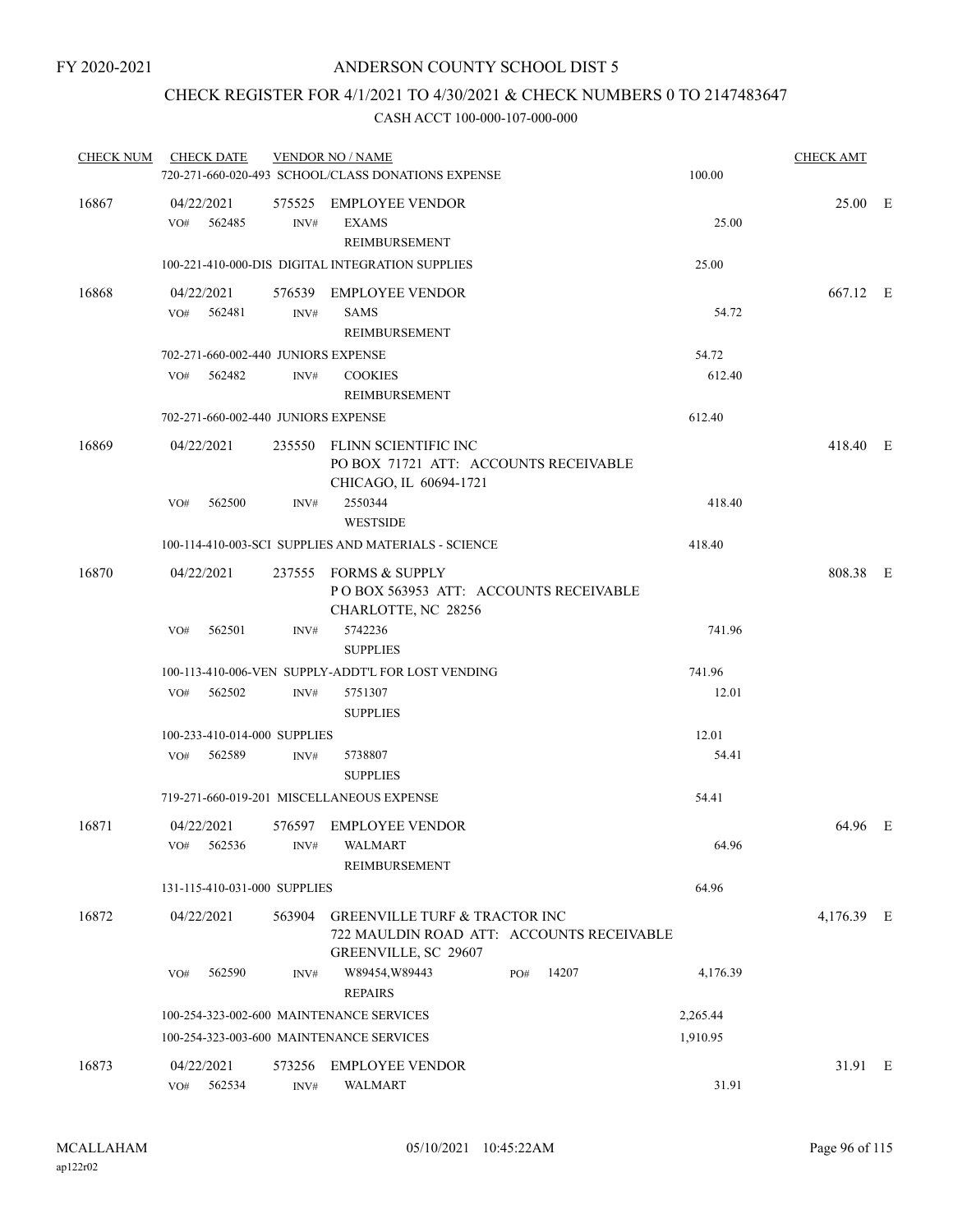FY 2020-2021

# ANDERSON COUNTY SCHOOL DIST 5

## CHECK REGISTER FOR 4/1/2021 TO 4/30/2021 & CHECK NUMBERS 0 TO 2147483647

### CASH ACCT 100-000-107-000-000

| CHECK NUM | CHECK DATE | VENDOR NO / NAME | | CHECK AMT | |
|---|---|---|---|---|---|
| | 720-271-660-020-493 SCHOOL/CLASS DONATIONS EXPENSE | | 100.00 | | |
| 16867 | 04/22/2021 | 575525 EMPLOYEE VENDOR | | 25.00 | E |
| | VO# 562485 | INV# EXAMS REIMBURSEMENT | 25.00 | | |
| | 100-221-410-000-DIS DIGITAL INTEGRATION SUPPLIES | | 25.00 | | |
| 16868 | 04/22/2021 | 576539 EMPLOYEE VENDOR | | 667.12 | E |
| | VO# 562481 | INV# SAMS REIMBURSEMENT | 54.72 | | |
| | 702-271-660-002-440 JUNIORS EXPENSE | | 54.72 | | |
| | VO# 562482 | INV# COOKIES REIMBURSEMENT | 612.40 | | |
| | 702-271-660-002-440 JUNIORS EXPENSE | | 612.40 | | |
| 16869 | 04/22/2021 | 235550 FLINN SCIENTIFIC INC PO BOX 71721 ATT: ACCOUNTS RECEIVABLE CHICAGO, IL 60694-1721 | | 418.40 | E |
| | VO# 562500 | INV# 2550344 WESTSIDE | 418.40 | | |
| | 100-114-410-003-SCI SUPPLIES AND MATERIALS - SCIENCE | | 418.40 | | |
| 16870 | 04/22/2021 | 237555 FORMS & SUPPLY P O BOX 563953 ATT: ACCOUNTS RECEIVABLE CHARLOTTE, NC 28256 | | 808.38 | E |
| | VO# 562501 | INV# 5742236 SUPPLIES | 741.96 | | |
| | 100-113-410-006-VEN SUPPLY-ADDT'L FOR LOST VENDING | | 741.96 | | |
| | VO# 562502 | INV# 5751307 SUPPLIES | 12.01 | | |
| | 100-233-410-014-000 SUPPLIES | | 12.01 | | |
| | VO# 562589 | INV# 5738807 SUPPLIES | 54.41 | | |
| | 719-271-660-019-201 MISCELLANEOUS EXPENSE | | 54.41 | | |
| 16871 | 04/22/2021 | 576597 EMPLOYEE VENDOR | | 64.96 | E |
| | VO# 562536 | INV# WALMART REIMBURSEMENT | 64.96 | | |
| | 131-115-410-031-000 SUPPLIES | | 64.96 | | |
| 16872 | 04/22/2021 | 563904 GREENVILLE TURF & TRACTOR INC 722 MAULDIN ROAD ATT: ACCOUNTS RECEIVABLE GREENVILLE, SC 29607 | | 4,176.39 | E |
| | VO# 562590 | INV# W89454,W89443 PO# 14207 REPAIRS | 4,176.39 | | |
| | 100-254-323-002-600 MAINTENANCE SERVICES | | 2,265.44 | | |
| | 100-254-323-003-600 MAINTENANCE SERVICES | | 1,910.95 | | |
| 16873 | 04/22/2021 | 573256 EMPLOYEE VENDOR | | 31.91 | E |
| | VO# 562534 | INV# WALMART | 31.91 | | |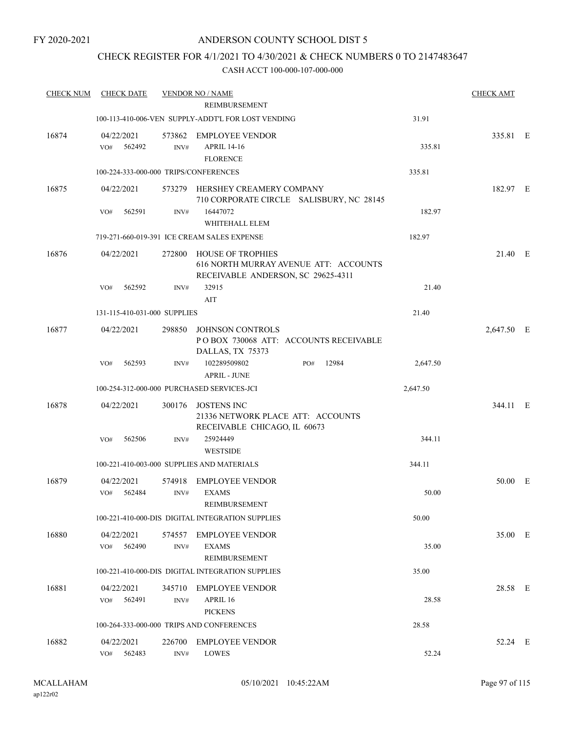FY 2020-2021

# ANDERSON COUNTY SCHOOL DIST 5

## CHECK REGISTER FOR 4/1/2021 TO 4/30/2021 & CHECK NUMBERS 0 TO 2147483647

### CASH ACCT 100-000-107-000-000

| CHECK NUM | CHECK DATE | VENDOR NO / NAME | | CHECK AMT |
|---|---|---|---|---|
| | | REIMBURSEMENT | | |
| | 100-113-410-006-VEN SUPPLY-ADDT'L FOR LOST VENDING | | 31.91 | |
| 16874 | 04/22/2021 | 573862 EMPLOYEE VENDOR | | 335.81 E |
| | VO# 562492 | INV# APRIL 14-16 FLORENCE | 335.81 | |
| | 100-224-333-000-000 TRIPS/CONFERENCES | | 335.81 | |
| 16875 | 04/22/2021 | 573279 HERSHEY CREAMERY COMPANY 710 CORPORATE CIRCLE SALISBURY, NC 28145 | | 182.97 E |
| | VO# 562591 | INV# 16447072 WHITEHALL ELEM | 182.97 | |
| | 719-271-660-019-391 ICE CREAM SALES EXPENSE | | 182.97 | |
| 16876 | 04/22/2021 | 272800 HOUSE OF TROPHIES 616 NORTH MURRAY AVENUE ATT: ACCOUNTS RECEIVABLE ANDERSON, SC 29625-4311 | | 21.40 E |
| | VO# 562592 | INV# 32915 AIT | 21.40 | |
| | 131-115-410-031-000 SUPPLIES | | 21.40 | |
| 16877 | 04/22/2021 | 298850 JOHNSON CONTROLS P O BOX 730068 ATT: ACCOUNTS RECEIVABLE DALLAS, TX 75373 | | 2,647.50 E |
| | VO# 562593 | INV# 102289509802 PO# 12984 APRIL - JUNE | 2,647.50 | |
| | 100-254-312-000-000 PURCHASED SERVICES-JCI | | 2,647.50 | |
| 16878 | 04/22/2021 | 300176 JOSTENS INC 21336 NETWORK PLACE ATT: ACCOUNTS RECEIVABLE CHICAGO, IL 60673 | | 344.11 E |
| | VO# 562506 | INV# 25924449 WESTSIDE | 344.11 | |
| | 100-221-410-003-000 SUPPLIES AND MATERIALS | | 344.11 | |
| 16879 | 04/22/2021 | 574918 EMPLOYEE VENDOR | | 50.00 E |
| | VO# 562484 | INV# EXAMS REIMBURSEMENT | 50.00 | |
| | 100-221-410-000-DIS DIGITAL INTEGRATION SUPPLIES | | 50.00 | |
| 16880 | 04/22/2021 | 574557 EMPLOYEE VENDOR | | 35.00 E |
| | VO# 562490 | INV# EXAMS REIMBURSEMENT | 35.00 | |
| | 100-221-410-000-DIS DIGITAL INTEGRATION SUPPLIES | | 35.00 | |
| 16881 | 04/22/2021 | 345710 EMPLOYEE VENDOR | | 28.58 E |
| | VO# 562491 | INV# APRIL 16 PICKENS | 28.58 | |
| | 100-264-333-000-000 TRIPS AND CONFERENCES | | 28.58 | |
| 16882 | 04/22/2021 | 226700 EMPLOYEE VENDOR | | 52.24 E |
| | VO# 562483 | INV# LOWES | 52.24 | |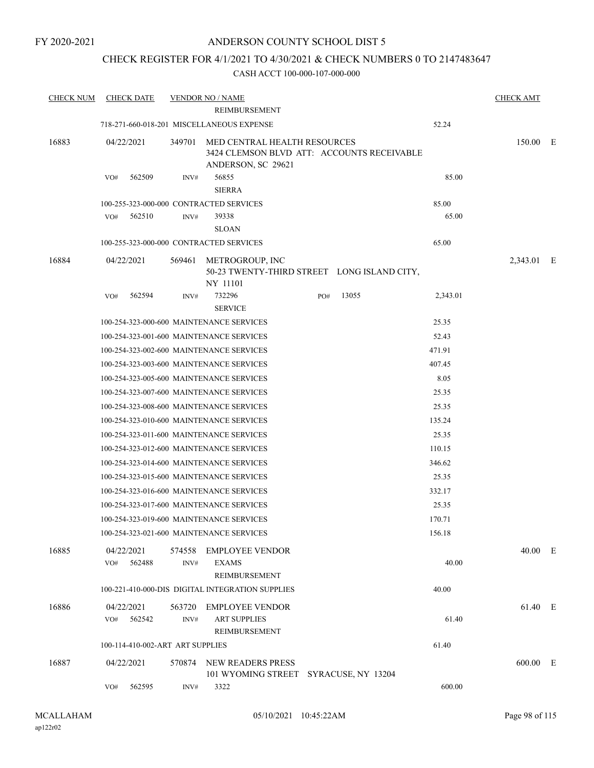FY 2020-2021

# ANDERSON COUNTY SCHOOL DIST 5

## CHECK REGISTER FOR 4/1/2021 TO 4/30/2021 & CHECK NUMBERS 0 TO 2147483647

### CASH ACCT 100-000-107-000-000

| CHECK NUM | CHECK DATE | VENDOR NO / NAME | | CHECK AMT |
|---|---|---|---|---|
| | | REIMBURSEMENT | | |
| | 718-271-660-018-201 MISCELLANEOUS EXPENSE | | 52.24 | |
| 16883 | 04/22/2021 | 349701 MED CENTRAL HEALTH RESOURCES<br>3424 CLEMSON BLVD ATT: ACCOUNTS RECEIVABLE<br>ANDERSON, SC 29621 | | 150.00 E |
| | VO# 562509 | INV# 56855<br>SIERRA | 85.00 | |
| | 100-255-323-000-000 CONTRACTED SERVICES | | 85.00 | |
| | VO# 562510 | INV# 39338<br>SLOAN | 65.00 | |
| | 100-255-323-000-000 CONTRACTED SERVICES | | 65.00 | |
| 16884 | 04/22/2021 | 569461 METROGROUP, INC<br>50-23 TWENTY-THIRD STREET LONG ISLAND CITY, NY 11101 | | 2,343.01 E |
| | VO# 562594 | INV# 732296 PO# 13055<br>SERVICE | 2,343.01 | |
| | 100-254-323-000-600 MAINTENANCE SERVICES | | 25.35 | |
| | 100-254-323-001-600 MAINTENANCE SERVICES | | 52.43 | |
| | 100-254-323-002-600 MAINTENANCE SERVICES | | 471.91 | |
| | 100-254-323-003-600 MAINTENANCE SERVICES | | 407.45 | |
| | 100-254-323-005-600 MAINTENANCE SERVICES | | 8.05 | |
| | 100-254-323-007-600 MAINTENANCE SERVICES | | 25.35 | |
| | 100-254-323-008-600 MAINTENANCE SERVICES | | 25.35 | |
| | 100-254-323-010-600 MAINTENANCE SERVICES | | 135.24 | |
| | 100-254-323-011-600 MAINTENANCE SERVICES | | 25.35 | |
| | 100-254-323-012-600 MAINTENANCE SERVICES | | 110.15 | |
| | 100-254-323-014-600 MAINTENANCE SERVICES | | 346.62 | |
| | 100-254-323-015-600 MAINTENANCE SERVICES | | 25.35 | |
| | 100-254-323-016-600 MAINTENANCE SERVICES | | 332.17 | |
| | 100-254-323-017-600 MAINTENANCE SERVICES | | 25.35 | |
| | 100-254-323-019-600 MAINTENANCE SERVICES | | 170.71 | |
| | 100-254-323-021-600 MAINTENANCE SERVICES | | 156.18 | |
| 16885 | 04/22/2021 | 574558 EMPLOYEE VENDOR | | 40.00 E |
| | VO# 562488 | INV# EXAMS<br>REIMBURSEMENT | 40.00 | |
| | 100-221-410-000-DIS DIGITAL INTEGRATION SUPPLIES | | 40.00 | |
| 16886 | 04/22/2021 | 563720 EMPLOYEE VENDOR | | 61.40 E |
| | VO# 562542 | INV# ART SUPPLIES<br>REIMBURSEMENT | 61.40 | |
| | 100-114-410-002-ART ART SUPPLIES | | 61.40 | |
| 16887 | 04/22/2021 | 570874 NEW READERS PRESS<br>101 WYOMING STREET SYRACUSE, NY 13204 | | 600.00 E |
| | VO# 562595 | INV# 3322 | 600.00 | |

MCALLAHAM
ap122r02

05/10/2021 10:45:22AM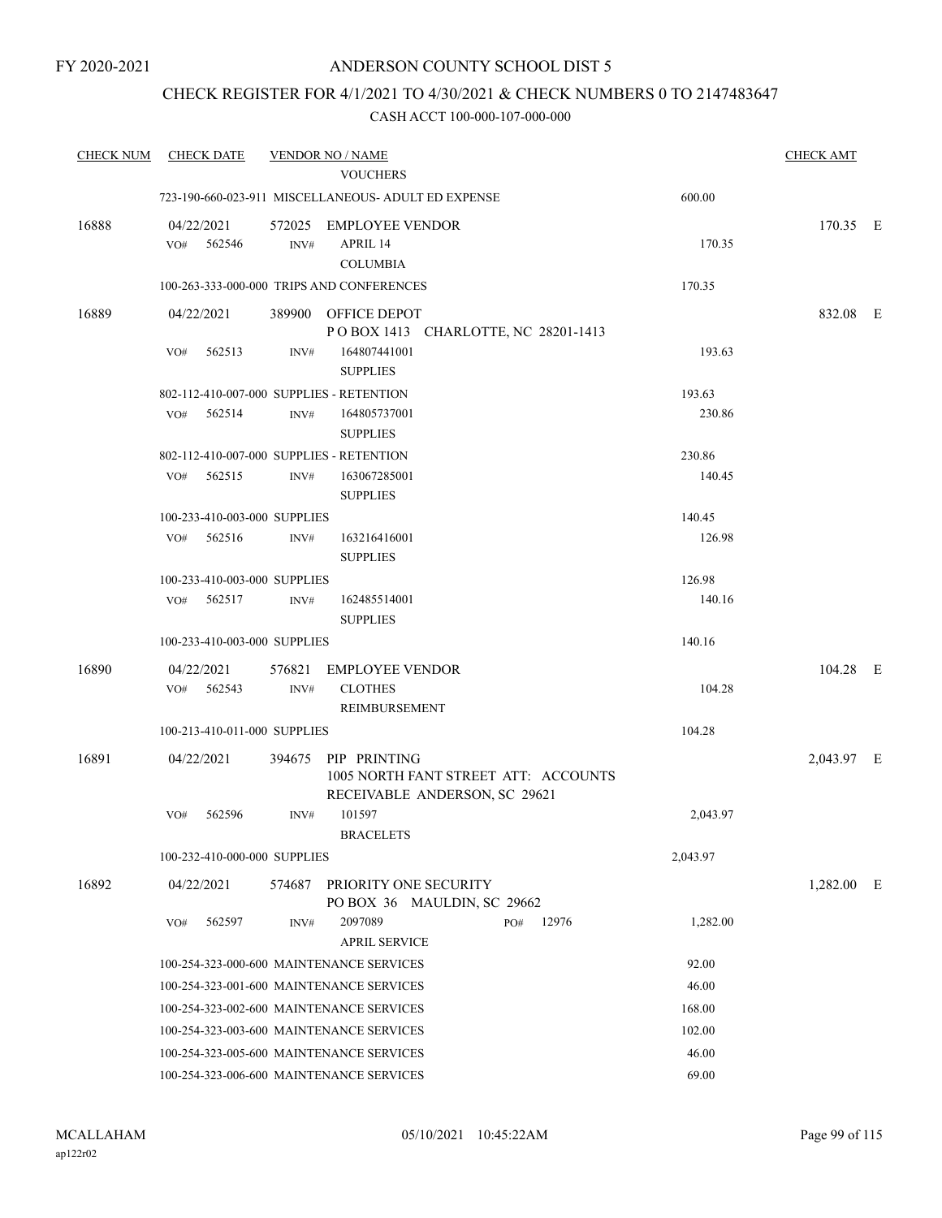FY 2020-2021

# ANDERSON COUNTY SCHOOL DIST 5

## CHECK REGISTER FOR 4/1/2021 TO 4/30/2021 & CHECK NUMBERS 0 TO 2147483647

CASH ACCT 100-000-107-000-000

| CHECK NUM | CHECK DATE | VENDOR NO / NAME | | CHECK AMT | |
|---|---|---|---|---|---|
| | | VOUCHERS | | | |
| | | 723-190-660-023-911 MISCELLANEOUS- ADULT ED EXPENSE | 600.00 | | |
| 16888 | 04/22/2021 | 572025 EMPLOYEE VENDOR | | 170.35 | E |
| | VO# 562546 | INV# APRIL 14<br>COLUMBIA | 170.35 | | |
| | | 100-263-333-000-000 TRIPS AND CONFERENCES | 170.35 | | |
| 16889 | 04/22/2021 | 389900 OFFICE DEPOT<br>P O BOX 1413 CHARLOTTE, NC 28201-1413 | | 832.08 | E |
| | VO# 562513 | INV# 164807441001<br>SUPPLIES | 193.63 | | |
| | | 802-112-410-007-000 SUPPLIES - RETENTION | 193.63 | | |
| | VO# 562514 | INV# 164805737001<br>SUPPLIES | 230.86 | | |
| | | 802-112-410-007-000 SUPPLIES - RETENTION | 230.86 | | |
| | VO# 562515 | INV# 163067285001<br>SUPPLIES | 140.45 | | |
| | | 100-233-410-003-000 SUPPLIES | 140.45 | | |
| | VO# 562516 | INV# 163216416001<br>SUPPLIES | 126.98 | | |
| | | 100-233-410-003-000 SUPPLIES | 126.98 | | |
| | VO# 562517 | INV# 162485514001<br>SUPPLIES | 140.16 | | |
| | | 100-233-410-003-000 SUPPLIES | 140.16 | | |
| 16890 | 04/22/2021 | 576821 EMPLOYEE VENDOR | | 104.28 | E |
| | VO# 562543 | INV# CLOTHES<br>REIMBURSEMENT | 104.28 | | |
| | | 100-213-410-011-000 SUPPLIES | 104.28 | | |
| 16891 | 04/22/2021 | 394675 PIP PRINTING<br>1005 NORTH FANT STREET ATT: ACCOUNTS RECEIVABLE ANDERSON, SC 29621 | | 2,043.97 | E |
| | VO# 562596 | INV# 101597<br>BRACELETS | 2,043.97 | | |
| | | 100-232-410-000-000 SUPPLIES | 2,043.97 | | |
| 16892 | 04/22/2021 | 574687 PRIORITY ONE SECURITY<br>PO BOX 36 MAULDIN, SC 29662 | | 1,282.00 | E |
| | VO# 562597 | INV# 2097089 PO# 12976<br>APRIL SERVICE | 1,282.00 | | |
| | | 100-254-323-000-600 MAINTENANCE SERVICES | 92.00 | | |
| | | 100-254-323-001-600 MAINTENANCE SERVICES | 46.00 | | |
| | | 100-254-323-002-600 MAINTENANCE SERVICES | 168.00 | | |
| | | 100-254-323-003-600 MAINTENANCE SERVICES | 102.00 | | |
| | | 100-254-323-005-600 MAINTENANCE SERVICES | 46.00 | | |
| | | 100-254-323-006-600 MAINTENANCE SERVICES | 69.00 | | |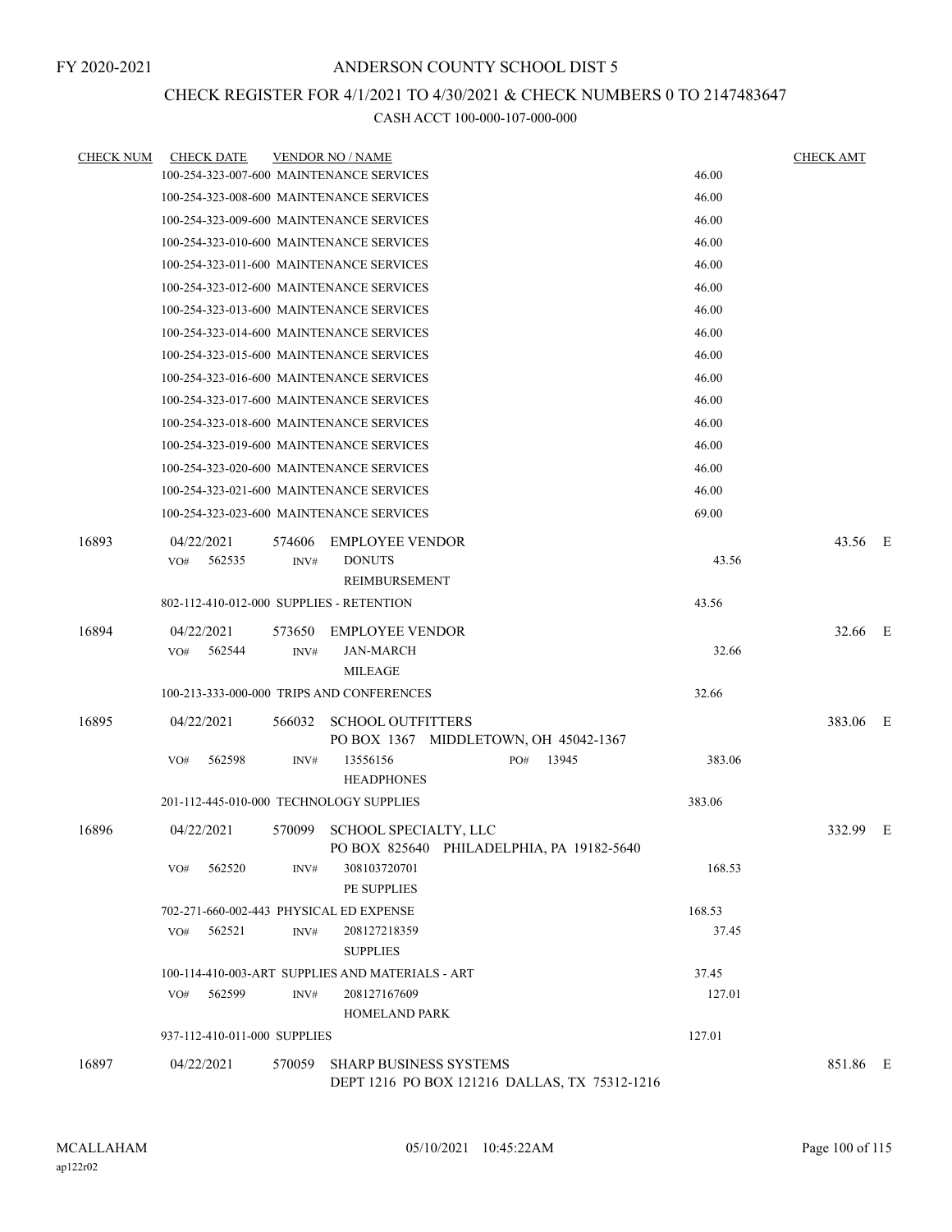FY 2020-2021

# ANDERSON COUNTY SCHOOL DIST 5

## CHECK REGISTER FOR 4/1/2021 TO 4/30/2021 & CHECK NUMBERS 0 TO 2147483647

### CASH ACCT 100-000-107-000-000

| CHECK NUM | CHECK DATE | VENDOR NO / NAME | | CHECK AMT | |
|---|---|---|---|---|---|
| | | 100-254-323-007-600 MAINTENANCE SERVICES | 46.00 | | |
| | | 100-254-323-008-600 MAINTENANCE SERVICES | 46.00 | | |
| | | 100-254-323-009-600 MAINTENANCE SERVICES | 46.00 | | |
| | | 100-254-323-010-600 MAINTENANCE SERVICES | 46.00 | | |
| | | 100-254-323-011-600 MAINTENANCE SERVICES | 46.00 | | |
| | | 100-254-323-012-600 MAINTENANCE SERVICES | 46.00 | | |
| | | 100-254-323-013-600 MAINTENANCE SERVICES | 46.00 | | |
| | | 100-254-323-014-600 MAINTENANCE SERVICES | 46.00 | | |
| | | 100-254-323-015-600 MAINTENANCE SERVICES | 46.00 | | |
| | | 100-254-323-016-600 MAINTENANCE SERVICES | 46.00 | | |
| | | 100-254-323-017-600 MAINTENANCE SERVICES | 46.00 | | |
| | | 100-254-323-018-600 MAINTENANCE SERVICES | 46.00 | | |
| | | 100-254-323-019-600 MAINTENANCE SERVICES | 46.00 | | |
| | | 100-254-323-020-600 MAINTENANCE SERVICES | 46.00 | | |
| | | 100-254-323-021-600 MAINTENANCE SERVICES | 46.00 | | |
| | | 100-254-323-023-600 MAINTENANCE SERVICES | 69.00 | | |
| 16893 | 04/22/2021 | 574606 EMPLOYEE VENDOR | | 43.56 | E |
| | VO# 562535 | INV# DONUTS REIMBURSEMENT | 43.56 | | |
| | | 802-112-410-012-000 SUPPLIES - RETENTION | 43.56 | | |
| 16894 | 04/22/2021 | 573650 EMPLOYEE VENDOR | | 32.66 | E |
| | VO# 562544 | INV# JAN-MARCH MILEAGE | 32.66 | | |
| | | 100-213-333-000-000 TRIPS AND CONFERENCES | 32.66 | | |
| 16895 | 04/22/2021 | 566032 SCHOOL OUTFITTERS PO BOX 1367 MIDDLETOWN, OH 45042-1367 | | 383.06 | E |
| | VO# 562598 | INV# 13556156 PO# 13945 HEADPHONES | 383.06 | | |
| | | 201-112-445-010-000 TECHNOLOGY SUPPLIES | 383.06 | | |
| 16896 | 04/22/2021 | 570099 SCHOOL SPECIALTY, LLC PO BOX 825640 PHILADELPHIA, PA 19182-5640 | | 332.99 | E |
| | VO# 562520 | INV# 308103720701 PE SUPPLIES | 168.53 | | |
| | | 702-271-660-002-443 PHYSICAL ED EXPENSE | 168.53 | | |
| | VO# 562521 | INV# 208127218359 SUPPLIES | 37.45 | | |
| | | 100-114-410-003-ART SUPPLIES AND MATERIALS - ART | 37.45 | | |
| | VO# 562599 | INV# 208127167609 HOMELAND PARK | 127.01 | | |
| | | 937-112-410-011-000 SUPPLIES | 127.01 | | |
| 16897 | 04/22/2021 | 570059 SHARP BUSINESS SYSTEMS DEPT 1216 PO BOX 121216 DALLAS, TX 75312-1216 | | 851.86 | E |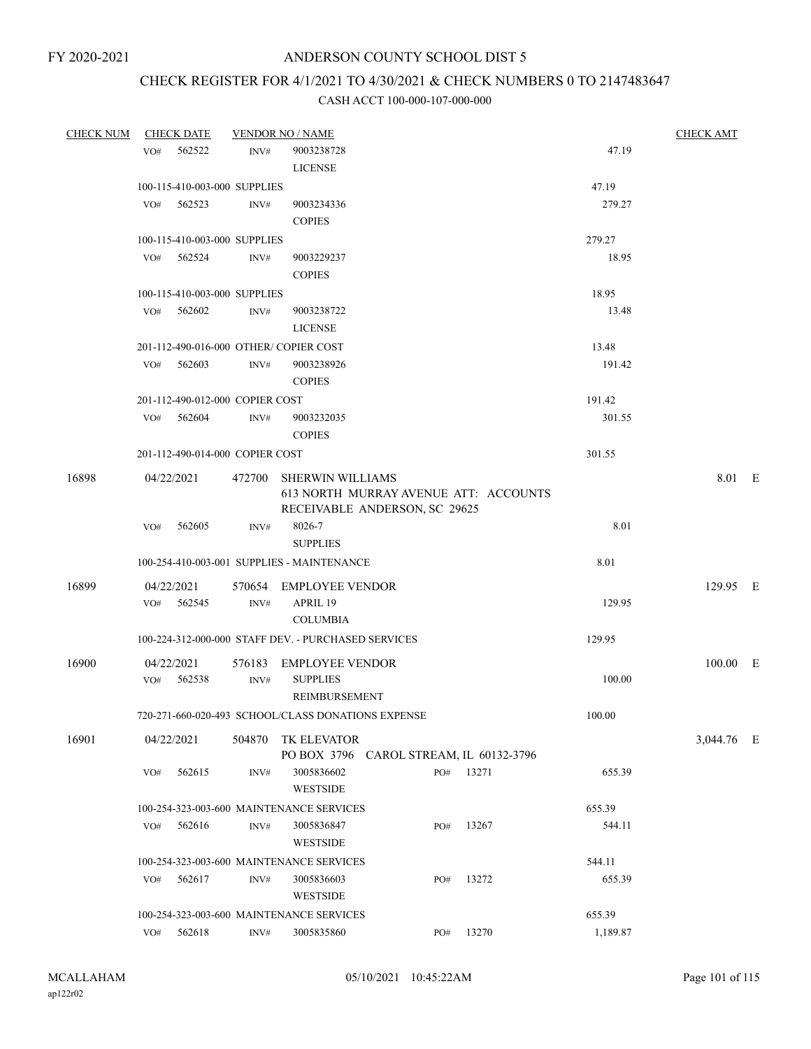FY 2020-2021

# ANDERSON COUNTY SCHOOL DIST 5

## CHECK REGISTER FOR 4/1/2021 TO 4/30/2021 & CHECK NUMBERS 0 TO 2147483647

### CASH ACCT 100-000-107-000-000

| CHECK NUM | CHECK DATE | VENDOR NO / NAME | | | CHECK AMT | |
|---|---|---|---|---|---|---|
| | VO# 562522 | INV# | 9003238728 LICENSE | 47.19 | | |
| | 100-115-410-003-000 SUPPLIES | | | 47.19 | | |
| | VO# 562523 | INV# | 9003234336 COPIES | 279.27 | | |
| | 100-115-410-003-000 SUPPLIES | | | 279.27 | | |
| | VO# 562524 | INV# | 9003229237 COPIES | 18.95 | | |
| | 100-115-410-003-000 SUPPLIES | | | 18.95 | | |
| | VO# 562602 | INV# | 9003238722 LICENSE | 13.48 | | |
| | 201-112-490-016-000 OTHER/ COPIER COST | | | 13.48 | | |
| | VO# 562603 | INV# | 9003238926 COPIES | 191.42 | | |
| | 201-112-490-012-000 COPIER COST | | | 191.42 | | |
| | VO# 562604 | INV# | 9003232035 COPIES | 301.55 | | |
| | 201-112-490-014-000 COPIER COST | | | 301.55 | | |
| 16898 | 04/22/2021 | 472700 | SHERWIN WILLIAMS 613 NORTH MURRAY AVENUE ATT: ACCOUNTS RECEIVABLE ANDERSON, SC 29625 | | 8.01 | E |
| | VO# 562605 | INV# | 8026-7 SUPPLIES | 8.01 | | |
| | 100-254-410-003-001 SUPPLIES - MAINTENANCE | | | 8.01 | | |
| 16899 | 04/22/2021 | 570654 | EMPLOYEE VENDOR | | 129.95 | E |
| | VO# 562545 | INV# | APRIL 19 COLUMBIA | 129.95 | | |
| | 100-224-312-000-000 STAFF DEV. - PURCHASED SERVICES | | | 129.95 | | |
| 16900 | 04/22/2021 | 576183 | EMPLOYEE VENDOR | | 100.00 | E |
| | VO# 562538 | INV# | SUPPLIES REIMBURSEMENT | 100.00 | | |
| | 720-271-660-020-493 SCHOOL/CLASS DONATIONS EXPENSE | | | 100.00 | | |
| 16901 | 04/22/2021 | 504870 | TK ELEVATOR PO BOX 3796 CAROL STREAM, IL 60132-3796 | | 3,044.76 | E |
| | VO# 562615 | INV# | 3005836602 WESTSIDE PO# 13271 | 655.39 | | |
| | 100-254-323-003-600 MAINTENANCE SERVICES | | | 655.39 | | |
| | VO# 562616 | INV# | 3005836847 WESTSIDE PO# 13267 | 544.11 | | |
| | 100-254-323-003-600 MAINTENANCE SERVICES | | | 544.11 | | |
| | VO# 562617 | INV# | 3005836603 WESTSIDE PO# 13272 | 655.39 | | |
| | 100-254-323-003-600 MAINTENANCE SERVICES | | | 655.39 | | |
| | VO# 562618 | INV# | 3005835860 PO# 13270 | 1,189.87 | | |

MCALLAHAM ap122r02 05/10/2021 10:45:22AM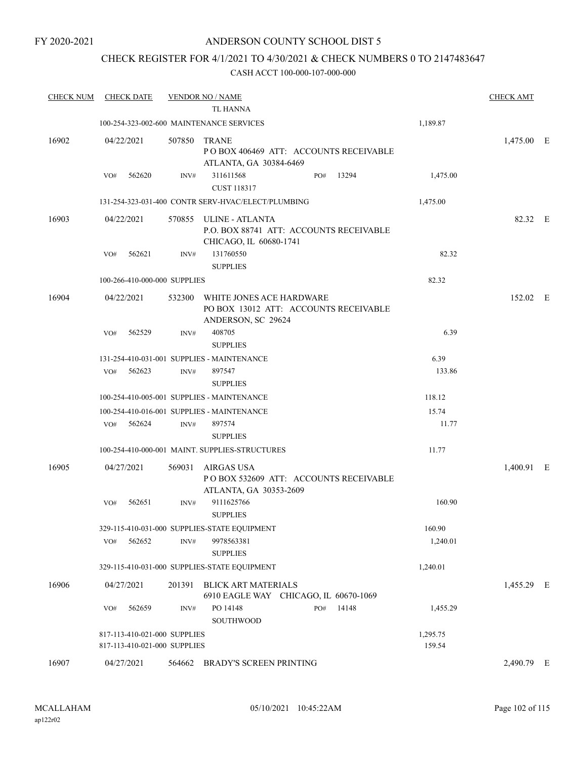FY 2020-2021

# ANDERSON COUNTY SCHOOL DIST 5

## CHECK REGISTER FOR 4/1/2021 TO 4/30/2021 & CHECK NUMBERS 0 TO 2147483647

### CASH ACCT 100-000-107-000-000

| CHECK NUM | CHECK DATE | VENDOR NO / NAME | | | CHECK AMT |
|---|---|---|---|---|---|
| | | TL HANNA | | | |
| | 100-254-323-002-600 MAINTENANCE SERVICES | | | 1,189.87 | |
| 16902 | 04/22/2021 | 507850 TRANE<br>P O BOX 406469 ATT: ACCOUNTS RECEIVABLE<br>ATLANTA, GA 30384-6469 | | | 1,475.00 E |
| | VO# 562620 | INV# 311611568<br>CUST 118317 | PO# 13294 | 1,475.00 | |
| | 131-254-323-031-400 CONTR SERV-HVAC/ELECT/PLUMBING | | | 1,475.00 | |
| 16903 | 04/22/2021 | 570855 ULINE - ATLANTA<br>P.O. BOX 88741 ATT: ACCOUNTS RECEIVABLE<br>CHICAGO, IL 60680-1741 | | | 82.32 E |
| | VO# 562621 | INV# 131760550<br>SUPPLIES | | 82.32 | |
| | 100-266-410-000-000 SUPPLIES | | | 82.32 | |
| 16904 | 04/22/2021 | 532300 WHITE JONES ACE HARDWARE<br>PO BOX 13012 ATT: ACCOUNTS RECEIVABLE<br>ANDERSON, SC 29624 | | | 152.02 E |
| | VO# 562529 | INV# 408705<br>SUPPLIES | | 6.39 | |
| | 131-254-410-031-001 SUPPLIES - MAINTENANCE | | | 6.39 | |
| | VO# 562623 | INV# 897547<br>SUPPLIES | | 133.86 | |
| | 100-254-410-005-001 SUPPLIES - MAINTENANCE | | | 118.12 | |
| | 100-254-410-016-001 SUPPLIES - MAINTENANCE | | | 15.74 | |
| | VO# 562624 | INV# 897574<br>SUPPLIES | | 11.77 | |
| | 100-254-410-000-001 MAINT. SUPPLIES-STRUCTURES | | | 11.77 | |
| 16905 | 04/27/2021 | 569031 AIRGAS USA<br>P O BOX 532609 ATT: ACCOUNTS RECEIVABLE<br>ATLANTA, GA 30353-2609 | | | 1,400.91 E |
| | VO# 562651 | INV# 9111625766<br>SUPPLIES | | 160.90 | |
| | 329-115-410-031-000 SUPPLIES-STATE EQUIPMENT | | | 160.90 | |
| | VO# 562652 | INV# 9978563381<br>SUPPLIES | | 1,240.01 | |
| | 329-115-410-031-000 SUPPLIES-STATE EQUIPMENT | | | 1,240.01 | |
| 16906 | 04/27/2021 | 201391 BLICK ART MATERIALS<br>6910 EAGLE WAY CHICAGO, IL 60670-1069 | | | 1,455.29 E |
| | VO# 562659 | INV# PO 14148<br>SOUTHWOOD | PO# 14148 | 1,455.29 | |
| | 817-113-410-021-000 SUPPLIES | | | 1,295.75 | |
| | 817-113-410-021-000 SUPPLIES | | | 159.54 | |
| 16907 | 04/27/2021 | 564662 BRADY'S SCREEN PRINTING | | | 2,490.79 E |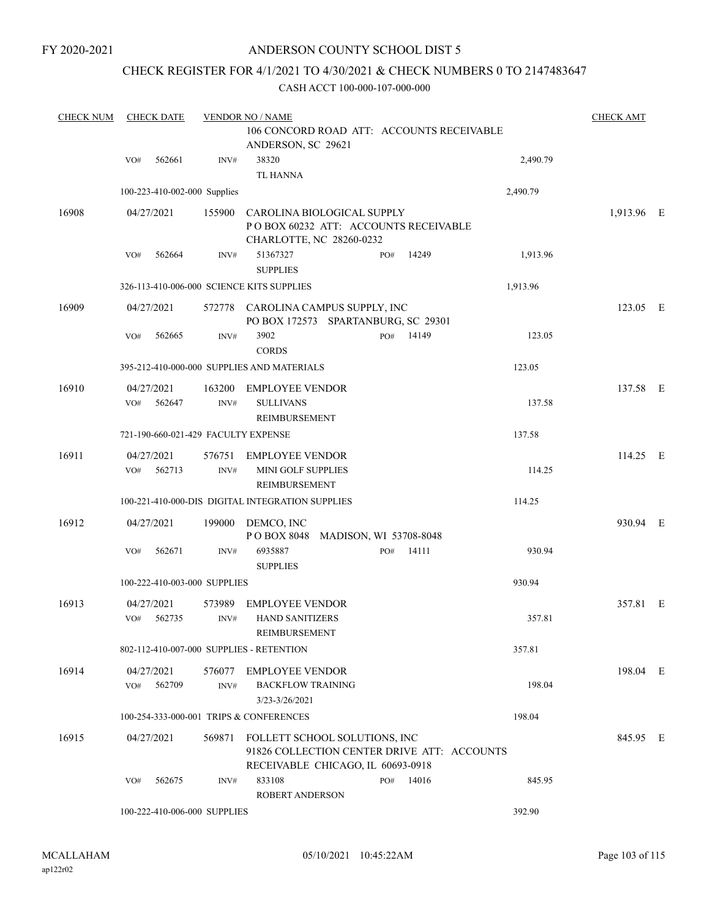FY 2020-2021

# ANDERSON COUNTY SCHOOL DIST 5

## CHECK REGISTER FOR 4/1/2021 TO 4/30/2021 & CHECK NUMBERS 0 TO 2147483647

CASH ACCT 100-000-107-000-000

| CHECK NUM | CHECK DATE | VENDOR NO / NAME | | | CHECK AMT |
|---|---|---|---|---|---|
| | | 106 CONCORD ROAD ATT: ACCOUNTS RECEIVABLE ANDERSON, SC 29621 | | | |
| | VO# 562661 | INV# 38320 TL HANNA | | 2,490.79 | |
| | 100-223-410-002-000 Supplies | | | 2,490.79 | |
| 16908 | 04/27/2021 | 155900 CAROLINA BIOLOGICAL SUPPLY P O BOX 60232 ATT: ACCOUNTS RECEIVABLE CHARLOTTE, NC 28260-0232 | | | 1,913.96 E |
| | VO# 562664 | INV# 51367327 SUPPLIES | PO# 14249 | 1,913.96 | |
| | 326-113-410-006-000 SCIENCE KITS SUPPLIES | | | 1,913.96 | |
| 16909 | 04/27/2021 | 572778 CAROLINA CAMPUS SUPPLY, INC PO BOX 172573 SPARTANBURG, SC 29301 | | | 123.05 E |
| | VO# 562665 | INV# 3902 CORDS | PO# 14149 | 123.05 | |
| | 395-212-410-000-000 SUPPLIES AND MATERIALS | | | 123.05 | |
| 16910 | 04/27/2021 | 163200 EMPLOYEE VENDOR | | | 137.58 E |
| | VO# 562647 | INV# SULLIVANS REIMBURSEMENT | | 137.58 | |
| | 721-190-660-021-429 FACULTY EXPENSE | | | 137.58 | |
| 16911 | 04/27/2021 | 576751 EMPLOYEE VENDOR | | | 114.25 E |
| | VO# 562713 | INV# MINI GOLF SUPPLIES REIMBURSEMENT | | 114.25 | |
| | 100-221-410-000-DIS DIGITAL INTEGRATION SUPPLIES | | | 114.25 | |
| 16912 | 04/27/2021 | 199000 DEMCO, INC P O BOX 8048 MADISON, WI 53708-8048 | | | 930.94 E |
| | VO# 562671 | INV# 6935887 SUPPLIES | PO# 14111 | 930.94 | |
| | 100-222-410-003-000 SUPPLIES | | | 930.94 | |
| 16913 | 04/27/2021 | 573989 EMPLOYEE VENDOR | | | 357.81 E |
| | VO# 562735 | INV# HAND SANITIZERS REIMBURSEMENT | | 357.81 | |
| | 802-112-410-007-000 SUPPLIES - RETENTION | | | 357.81 | |
| 16914 | 04/27/2021 | 576077 EMPLOYEE VENDOR | | | 198.04 E |
| | VO# 562709 | INV# BACKFLOW TRAINING 3/23-3/26/2021 | | 198.04 | |
| | 100-254-333-000-001 TRIPS & CONFERENCES | | | 198.04 | |
| 16915 | 04/27/2021 | 569871 FOLLETT SCHOOL SOLUTIONS, INC 91826 COLLECTION CENTER DRIVE ATT: ACCOUNTS RECEIVABLE CHICAGO, IL 60693-0918 | | | 845.95 E |
| | VO# 562675 | INV# 833108 ROBERT ANDERSON | PO# 14016 | 845.95 | |
| | 100-222-410-006-000 SUPPLIES | | | 392.90 | |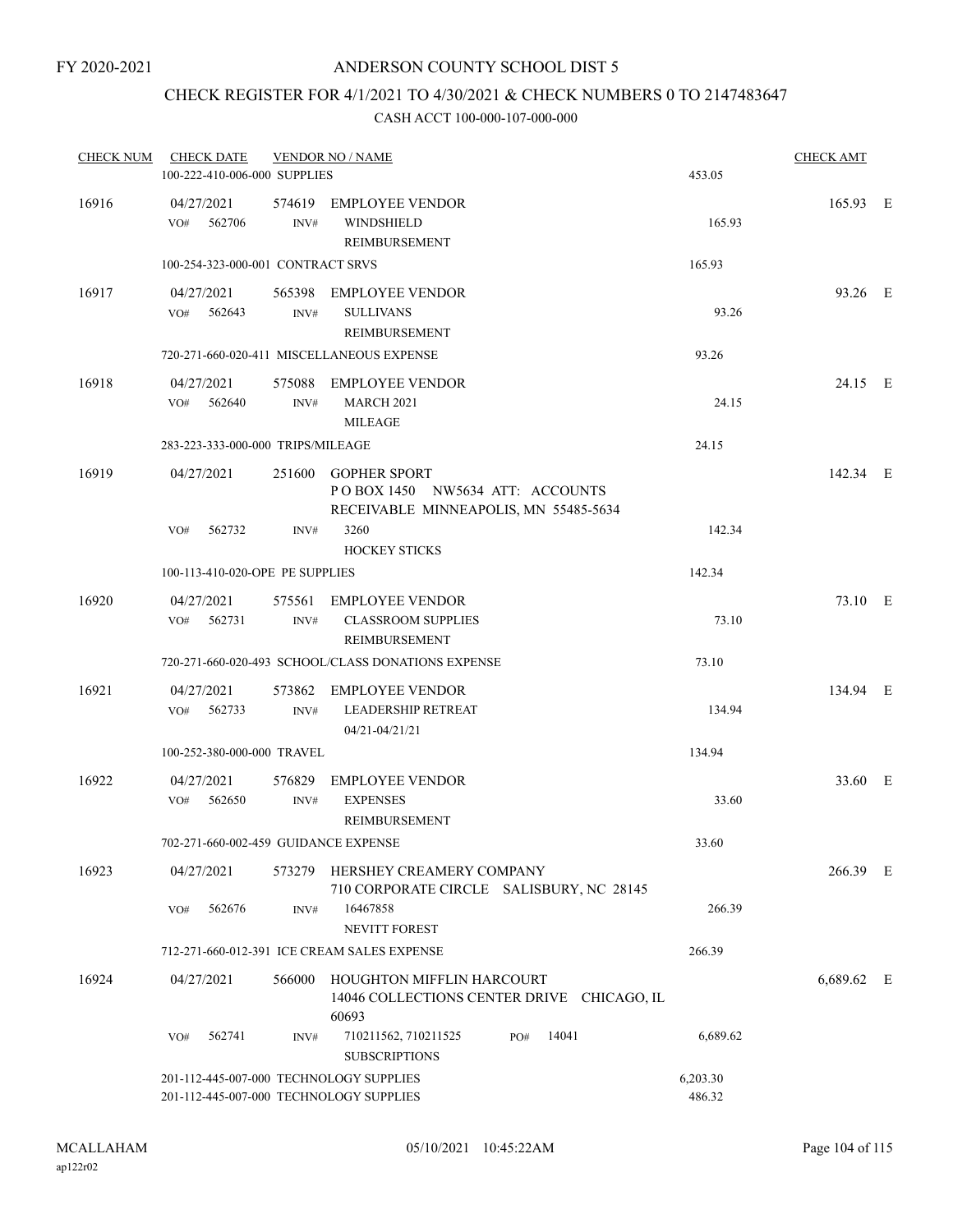FY 2020-2021

# ANDERSON COUNTY SCHOOL DIST 5

## CHECK REGISTER FOR 4/1/2021 TO 4/30/2021 & CHECK NUMBERS 0 TO 2147483647

### CASH ACCT 100-000-107-000-000

| CHECK NUM | CHECK DATE | VENDOR NO / NAME | | CHECK AMT | |
|---|---|---|---|---|---|
| | 100-222-410-006-000 SUPPLIES | | 453.05 | | |
| 16916 | 04/27/2021 | 574619 EMPLOYEE VENDOR | | 165.93 | E |
| | VO# 562706 | INV# WINDSHIELD REIMBURSEMENT | 165.93 | | |
| | 100-254-323-000-001 CONTRACT SRVS | | 165.93 | | |
| 16917 | 04/27/2021 | 565398 EMPLOYEE VENDOR | | 93.26 | E |
| | VO# 562643 | INV# SULLIVANS REIMBURSEMENT | 93.26 | | |
| | 720-271-660-020-411 MISCELLANEOUS EXPENSE | | 93.26 | | |
| 16918 | 04/27/2021 | 575088 EMPLOYEE VENDOR | | 24.15 | E |
| | VO# 562640 | INV# MARCH 2021 MILEAGE | 24.15 | | |
| | 283-223-333-000-000 TRIPS/MILEAGE | | 24.15 | | |
| 16919 | 04/27/2021 | 251600 GOPHER SPORT P O BOX 1450 NW5634 ATT: ACCOUNTS RECEIVABLE MINNEAPOLIS, MN 55485-5634 | | 142.34 | E |
| | VO# 562732 | INV# 3260 HOCKEY STICKS | 142.34 | | |
| | 100-113-410-020-OPE PE SUPPLIES | | 142.34 | | |
| 16920 | 04/27/2021 | 575561 EMPLOYEE VENDOR | | 73.10 | E |
| | VO# 562731 | INV# CLASSROOM SUPPLIES REIMBURSEMENT | 73.10 | | |
| | 720-271-660-020-493 SCHOOL/CLASS DONATIONS EXPENSE | | 73.10 | | |
| 16921 | 04/27/2021 | 573862 EMPLOYEE VENDOR | | 134.94 | E |
| | VO# 562733 | INV# LEADERSHIP RETREAT 04/21-04/21/21 | 134.94 | | |
| | 100-252-380-000-000 TRAVEL | | 134.94 | | |
| 16922 | 04/27/2021 | 576829 EMPLOYEE VENDOR | | 33.60 | E |
| | VO# 562650 | INV# EXPENSES REIMBURSEMENT | 33.60 | | |
| | 702-271-660-002-459 GUIDANCE EXPENSE | | 33.60 | | |
| 16923 | 04/27/2021 | 573279 HERSHEY CREAMERY COMPANY 710 CORPORATE CIRCLE SALISBURY, NC 28145 | | 266.39 | E |
| | VO# 562676 | INV# 16467858 NEVITT FOREST | 266.39 | | |
| | 712-271-660-012-391 ICE CREAM SALES EXPENSE | | 266.39 | | |
| 16924 | 04/27/2021 | 566000 HOUGHTON MIFFLIN HARCOURT 14046 COLLECTIONS CENTER DRIVE CHICAGO, IL 60693 | | 6,689.62 | E |
| | VO# 562741 | INV# 710211562, 710211525 PO# 14041 SUBSCRIPTIONS | 6,689.62 | | |
| | 201-112-445-007-000 TECHNOLOGY SUPPLIES | | 6,203.30 | | |
| | 201-112-445-007-000 TECHNOLOGY SUPPLIES | | 486.32 | | |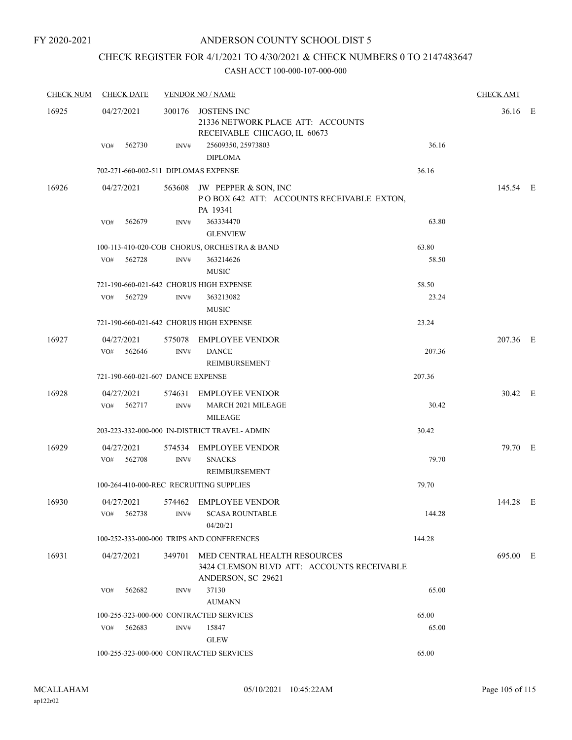FY 2020-2021

# ANDERSON COUNTY SCHOOL DIST 5

## CHECK REGISTER FOR 4/1/2021 TO 4/30/2021 & CHECK NUMBERS 0 TO 2147483647

### CASH ACCT 100-000-107-000-000

| CHECK NUM | CHECK DATE | VENDOR NO / NAME | | CHECK AMT | |
|---|---|---|---|---|---|
| 16925 | 04/27/2021 | 300176 JOSTENS INC<br>21336 NETWORK PLACE ATT: ACCOUNTS RECEIVABLE CHICAGO, IL 60673 | | 36.16 | E |
| | VO# 562730 | INV# 25609350, 25973803<br>DIPLOMA | 36.16 | | |
| | 702-271-660-002-511 DIPLOMAS EXPENSE | | 36.16 | | |
| 16926 | 04/27/2021 | 563608 JW PEPPER & SON, INC<br>P O BOX 642 ATT: ACCOUNTS RECEIVABLE EXTON, PA 19341 | | 145.54 | E |
| | VO# 562679 | INV# 363334470<br>GLENVIEW | 63.80 | | |
| | 100-113-410-020-COB CHORUS, ORCHESTRA & BAND | | 63.80 | | |
| | VO# 562728 | INV# 363214626<br>MUSIC | 58.50 | | |
| | 721-190-660-021-642 CHORUS HIGH EXPENSE | | 58.50 | | |
| | VO# 562729 | INV# 363213082<br>MUSIC | 23.24 | | |
| | 721-190-660-021-642 CHORUS HIGH EXPENSE | | 23.24 | | |
| 16927 | 04/27/2021 | 575078 EMPLOYEE VENDOR | | 207.36 | E |
| | VO# 562646 | INV# DANCE<br>REIMBURSEMENT | 207.36 | | |
| | 721-190-660-021-607 DANCE EXPENSE | | 207.36 | | |
| 16928 | 04/27/2021 | 574631 EMPLOYEE VENDOR | | 30.42 | E |
| | VO# 562717 | INV# MARCH 2021 MILEAGE<br>MILEAGE | 30.42 | | |
| | 203-223-332-000-000 IN-DISTRICT TRAVEL- ADMIN | | 30.42 | | |
| 16929 | 04/27/2021 | 574534 EMPLOYEE VENDOR | | 79.70 | E |
| | VO# 562708 | INV# SNACKS<br>REIMBURSEMENT | 79.70 | | |
| | 100-264-410-000-REC RECRUITING SUPPLIES | | 79.70 | | |
| 16930 | 04/27/2021 | 574462 EMPLOYEE VENDOR | | 144.28 | E |
| | VO# 562738 | INV# SCASA ROUNTABLE<br>04/20/21 | 144.28 | | |
| | 100-252-333-000-000 TRIPS AND CONFERENCES | | 144.28 | | |
| 16931 | 04/27/2021 | 349701 MED CENTRAL HEALTH RESOURCES<br>3424 CLEMSON BLVD ATT: ACCOUNTS RECEIVABLE ANDERSON, SC 29621 | | 695.00 | E |
| | VO# 562682 | INV# 37130<br>AUMANN | 65.00 | | |
| | 100-255-323-000-000 CONTRACTED SERVICES | | 65.00 | | |
| | VO# 562683 | INV# 15847<br>GLEW | 65.00 | | |
| | 100-255-323-000-000 CONTRACTED SERVICES | | 65.00 | | |

MCALLAHAM ap122r02 05/10/2021 10:45:22AM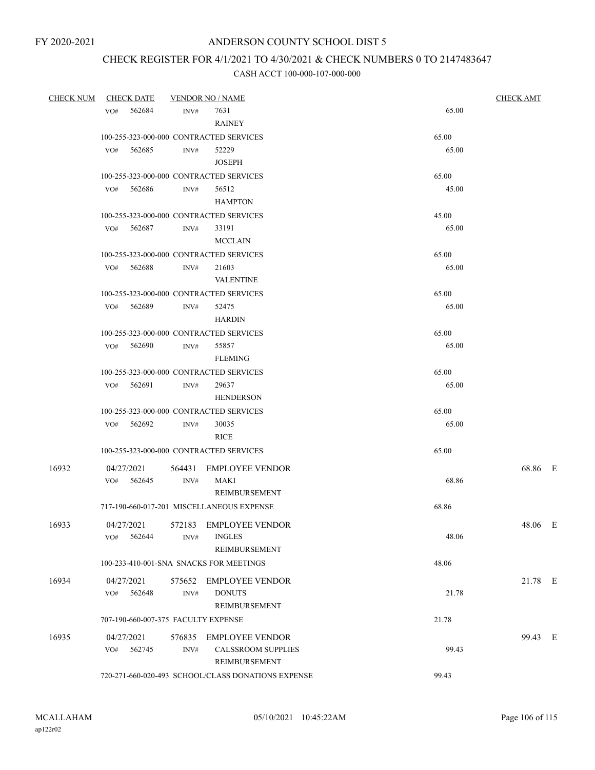FY 2020-2021

# ANDERSON COUNTY SCHOOL DIST 5

## CHECK REGISTER FOR 4/1/2021 TO 4/30/2021 & CHECK NUMBERS 0 TO 2147483647

### CASH ACCT 100-000-107-000-000

| CHECK NUM | CHECK DATE | VENDOR NO / NAME | | CHECK AMT |
|---|---|---|---|---|
| | VO# 562684 | INV# 7631 RAINEY | 65.00 | |
| | 100-255-323-000-000 CONTRACTED SERVICES | | 65.00 | |
| | VO# 562685 | INV# 52229 JOSEPH | 65.00 | |
| | 100-255-323-000-000 CONTRACTED SERVICES | | 65.00 | |
| | VO# 562686 | INV# 56512 HAMPTON | 45.00 | |
| | 100-255-323-000-000 CONTRACTED SERVICES | | 45.00 | |
| | VO# 562687 | INV# 33191 MCCLAIN | 65.00 | |
| | 100-255-323-000-000 CONTRACTED SERVICES | | 65.00 | |
| | VO# 562688 | INV# 21603 VALENTINE | 65.00 | |
| | 100-255-323-000-000 CONTRACTED SERVICES | | 65.00 | |
| | VO# 562689 | INV# 52475 HARDIN | 65.00 | |
| | 100-255-323-000-000 CONTRACTED SERVICES | | 65.00 | |
| | VO# 562690 | INV# 55857 FLEMING | 65.00 | |
| | 100-255-323-000-000 CONTRACTED SERVICES | | 65.00 | |
| | VO# 562691 | INV# 29637 HENDERSON | 65.00 | |
| | 100-255-323-000-000 CONTRACTED SERVICES | | 65.00 | |
| | VO# 562692 | INV# 30035 RICE | 65.00 | |
| | 100-255-323-000-000 CONTRACTED SERVICES | | 65.00 | |
| 16932 | 04/27/2021 | 564431 EMPLOYEE VENDOR | | 68.86 E |
| | VO# 562645 | INV# MAKI REIMBURSEMENT | 68.86 | |
| | 717-190-660-017-201 MISCELLANEOUS EXPENSE | | 68.86 | |
| 16933 | 04/27/2021 | 572183 EMPLOYEE VENDOR | | 48.06 E |
| | VO# 562644 | INV# INGLES REIMBURSEMENT | 48.06 | |
| | 100-233-410-001-SNA SNACKS FOR MEETINGS | | 48.06 | |
| 16934 | 04/27/2021 | 575652 EMPLOYEE VENDOR | | 21.78 E |
| | VO# 562648 | INV# DONUTS REIMBURSEMENT | 21.78 | |
| | 707-190-660-007-375 FACULTY EXPENSE | | 21.78 | |
| 16935 | 04/27/2021 | 576835 EMPLOYEE VENDOR | | 99.43 E |
| | VO# 562745 | INV# CALSSROOM SUPPLIES REIMBURSEMENT | 99.43 | |
| | 720-271-660-020-493 SCHOOL/CLASS DONATIONS EXPENSE | | 99.43 | |

MCALLAHAM
ap122r02

05/10/2021 10:45:22AM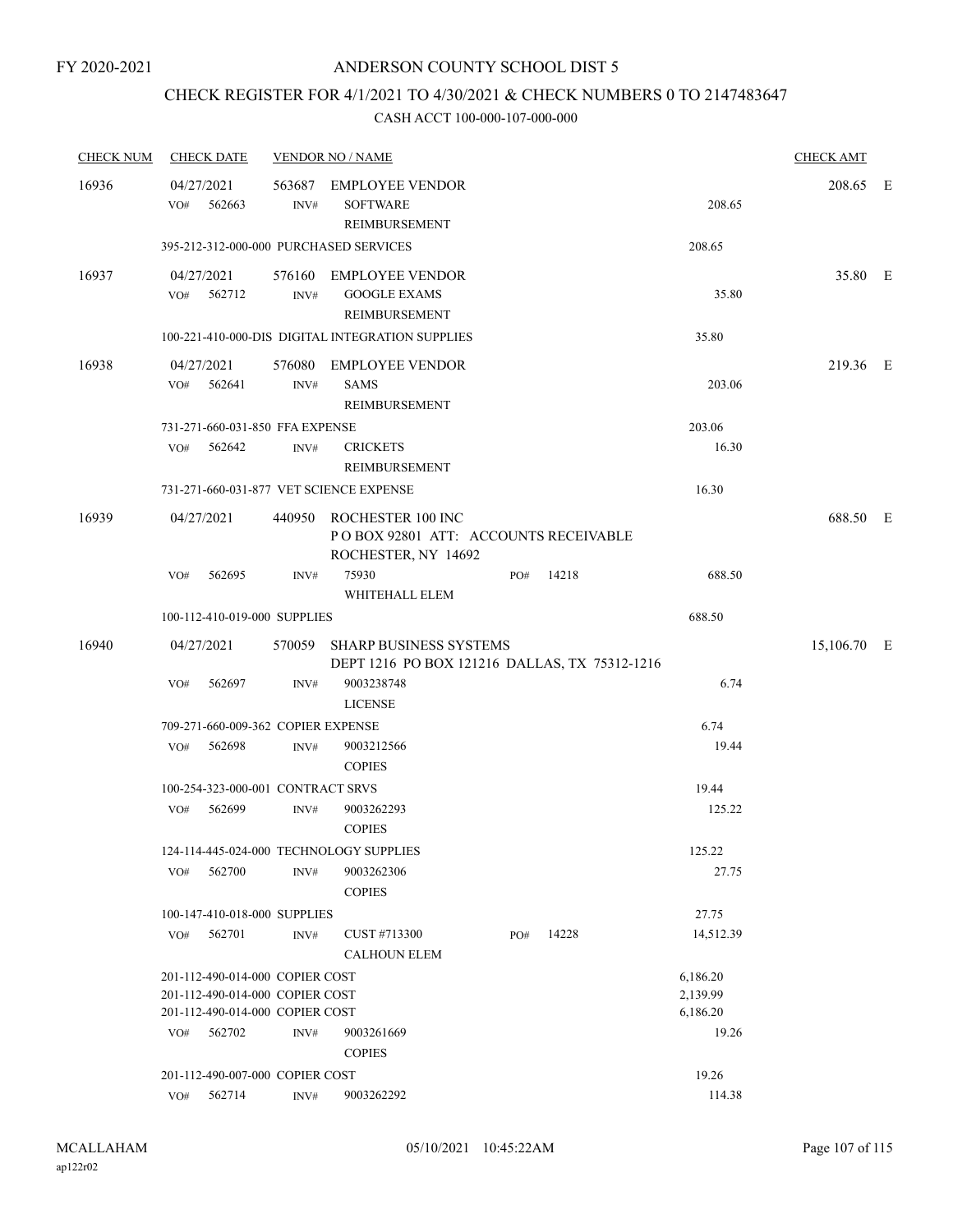FY 2020-2021

# ANDERSON COUNTY SCHOOL DIST 5

## CHECK REGISTER FOR 4/1/2021 TO 4/30/2021 & CHECK NUMBERS 0 TO 2147483647

### CASH ACCT 100-000-107-000-000

| CHECK NUM | CHECK DATE | VENDOR NO / NAME | | | CHECK AMT | |
|---|---|---|---|---|---|---|
| 16936 | 04/27/2021 | 563687 EMPLOYEE VENDOR | | | 208.65 | E |
| | VO# 562663 | INV# SOFTWARE REIMBURSEMENT | | 208.65 | | |
| | 395-212-312-000-000 PURCHASED SERVICES | | | 208.65 | | |
| 16937 | 04/27/2021 | 576160 EMPLOYEE VENDOR | | | 35.80 | E |
| | VO# 562712 | INV# GOOGLE EXAMS REIMBURSEMENT | | 35.80 | | |
| | 100-221-410-000-DIS DIGITAL INTEGRATION SUPPLIES | | | 35.80 | | |
| 16938 | 04/27/2021 | 576080 EMPLOYEE VENDOR | | | 219.36 | E |
| | VO# 562641 | INV# SAMS REIMBURSEMENT | | 203.06 | | |
| | 731-271-660-031-850 FFA EXPENSE | | | 203.06 | | |
| | VO# 562642 | INV# CRICKETS REIMBURSEMENT | | 16.30 | | |
| | 731-271-660-031-877 VET SCIENCE EXPENSE | | | 16.30 | | |
| 16939 | 04/27/2021 | 440950 ROCHESTER 100 INC P O BOX 92801 ATT: ACCOUNTS RECEIVABLE ROCHESTER, NY 14692 | | | 688.50 | E |
| | VO# 562695 | INV# 75930 WHITEHALL ELEM | PO# 14218 | 688.50 | | |
| | 100-112-410-019-000 SUPPLIES | | | 688.50 | | |
| 16940 | 04/27/2021 | 570059 SHARP BUSINESS SYSTEMS DEPT 1216 PO BOX 121216 DALLAS, TX 75312-1216 | | | 15,106.70 | E |
| | VO# 562697 | INV# 9003238748 LICENSE | | 6.74 | | |
| | 709-271-660-009-362 COPIER EXPENSE | | | 6.74 | | |
| | VO# 562698 | INV# 9003212566 COPIES | | 19.44 | | |
| | 100-254-323-000-001 CONTRACT SRVS | | | 19.44 | | |
| | VO# 562699 | INV# 9003262293 COPIES | | 125.22 | | |
| | 124-114-445-024-000 TECHNOLOGY SUPPLIES | | | 125.22 | | |
| | VO# 562700 | INV# 9003262306 COPIES | | 27.75 | | |
| | 100-147-410-018-000 SUPPLIES | | | 27.75 | | |
| | VO# 562701 | INV# CUST #713300 CALHOUN ELEM | PO# 14228 | 14,512.39 | | |
| | 201-112-490-014-000 COPIER COST | | | 6,186.20 | | |
| | 201-112-490-014-000 COPIER COST | | | 2,139.99 | | |
| | 201-112-490-014-000 COPIER COST | | | 6,186.20 | | |
| | VO# 562702 | INV# 9003261669 COPIES | | 19.26 | | |
| | 201-112-490-007-000 COPIER COST | | | 19.26 | | |
| | VO# 562714 | INV# 9003262292 | | 114.38 | | |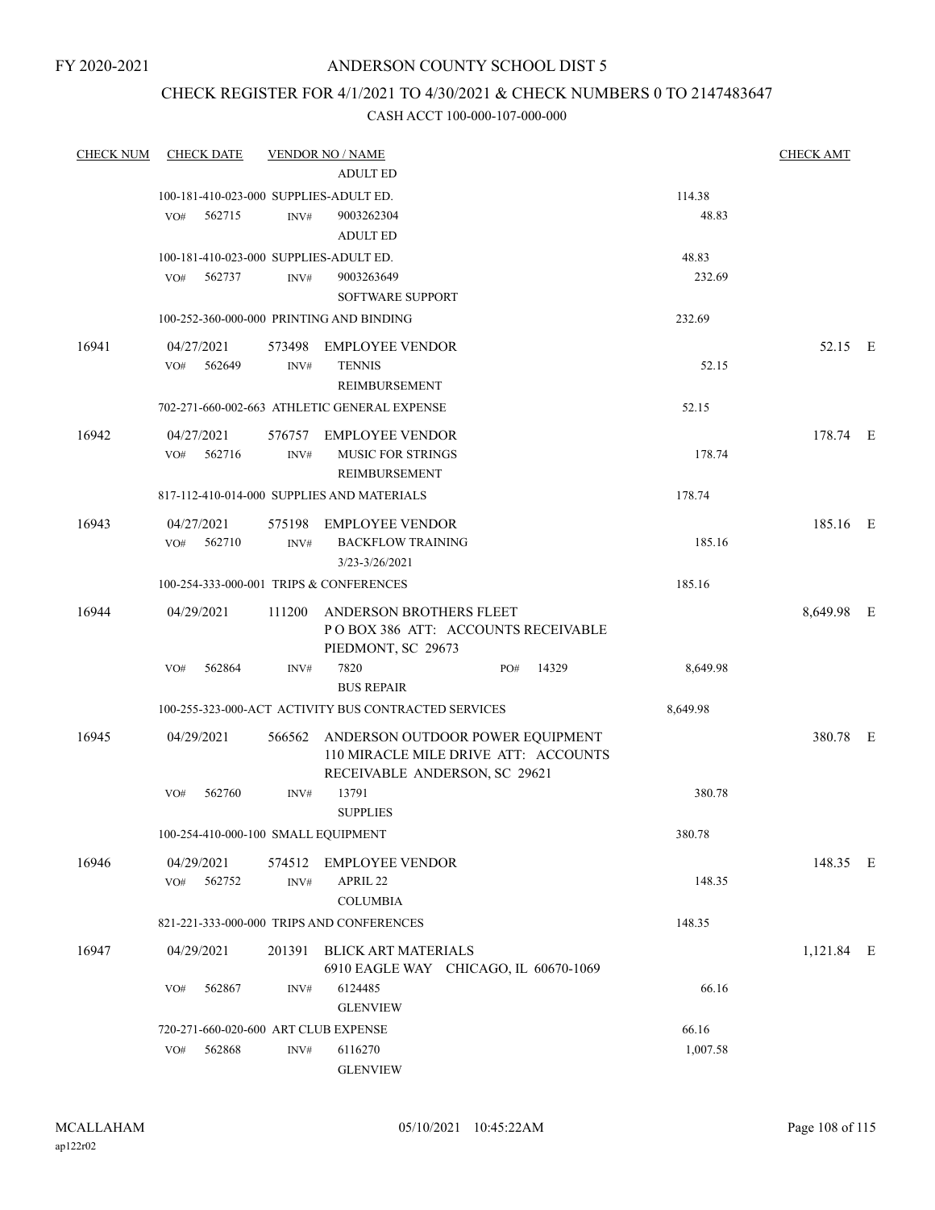FY 2020-2021

# ANDERSON COUNTY SCHOOL DIST 5

## CHECK REGISTER FOR 4/1/2021 TO 4/30/2021 & CHECK NUMBERS 0 TO 2147483647

CASH ACCT 100-000-107-000-000

| CHECK NUM | CHECK DATE | VENDOR NO / NAME | | CHECK AMT |
|---|---|---|---|---|
| | | ADULT ED | | |
| | 100-181-410-023-000 SUPPLIES-ADULT ED. | | 114.38 | |
| | VO# 562715 INV# | 9003262304 / ADULT ED | 48.83 | |
| | 100-181-410-023-000 SUPPLIES-ADULT ED. | | 48.83 | |
| | VO# 562737 INV# | 9003263649 / SOFTWARE SUPPORT | 232.69 | |
| | 100-252-360-000-000 PRINTING AND BINDING | | 232.69 | |
| 16941 | 04/27/2021 | 573498 EMPLOYEE VENDOR | | 52.15 E |
| | VO# 562649 INV# | TENNIS / REIMBURSEMENT | 52.15 | |
| | 702-271-660-002-663 ATHLETIC GENERAL EXPENSE | | 52.15 | |
| 16942 | 04/27/2021 | 576757 EMPLOYEE VENDOR | | 178.74 E |
| | VO# 562716 INV# | MUSIC FOR STRINGS / REIMBURSEMENT | 178.74 | |
| | 817-112-410-014-000 SUPPLIES AND MATERIALS | | 178.74 | |
| 16943 | 04/27/2021 | 575198 EMPLOYEE VENDOR | | 185.16 E |
| | VO# 562710 INV# | BACKFLOW TRAINING / 3/23-3/26/2021 | 185.16 | |
| | 100-254-333-000-001 TRIPS & CONFERENCES | | 185.16 | |
| 16944 | 04/29/2021 | 111200 ANDERSON BROTHERS FLEET / P O BOX 386 ATT: ACCOUNTS RECEIVABLE / PIEDMONT, SC 29673 | | 8,649.98 E |
| | VO# 562864 INV# | 7820 PO# 14329 / BUS REPAIR | 8,649.98 | |
| | 100-255-323-000-ACT ACTIVITY BUS CONTRACTED SERVICES | | 8,649.98 | |
| 16945 | 04/29/2021 | 566562 ANDERSON OUTDOOR POWER EQUIPMENT / 110 MIRACLE MILE DRIVE ATT: ACCOUNTS / RECEIVABLE ANDERSON, SC 29621 | | 380.78 E |
| | VO# 562760 INV# | 13791 / SUPPLIES | 380.78 | |
| | 100-254-410-000-100 SMALL EQUIPMENT | | 380.78 | |
| 16946 | 04/29/2021 | 574512 EMPLOYEE VENDOR | | 148.35 E |
| | VO# 562752 INV# | APRIL 22 / COLUMBIA | 148.35 | |
| | 821-221-333-000-000 TRIPS AND CONFERENCES | | 148.35 | |
| 16947 | 04/29/2021 | 201391 BLICK ART MATERIALS / 6910 EAGLE WAY CHICAGO, IL 60670-1069 | | 1,121.84 E |
| | VO# 562867 INV# | 6124485 / GLENVIEW | 66.16 | |
| | 720-271-660-020-600 ART CLUB EXPENSE | | 66.16 | |
| | VO# 562868 INV# | 6116270 / GLENVIEW | 1,007.58 | |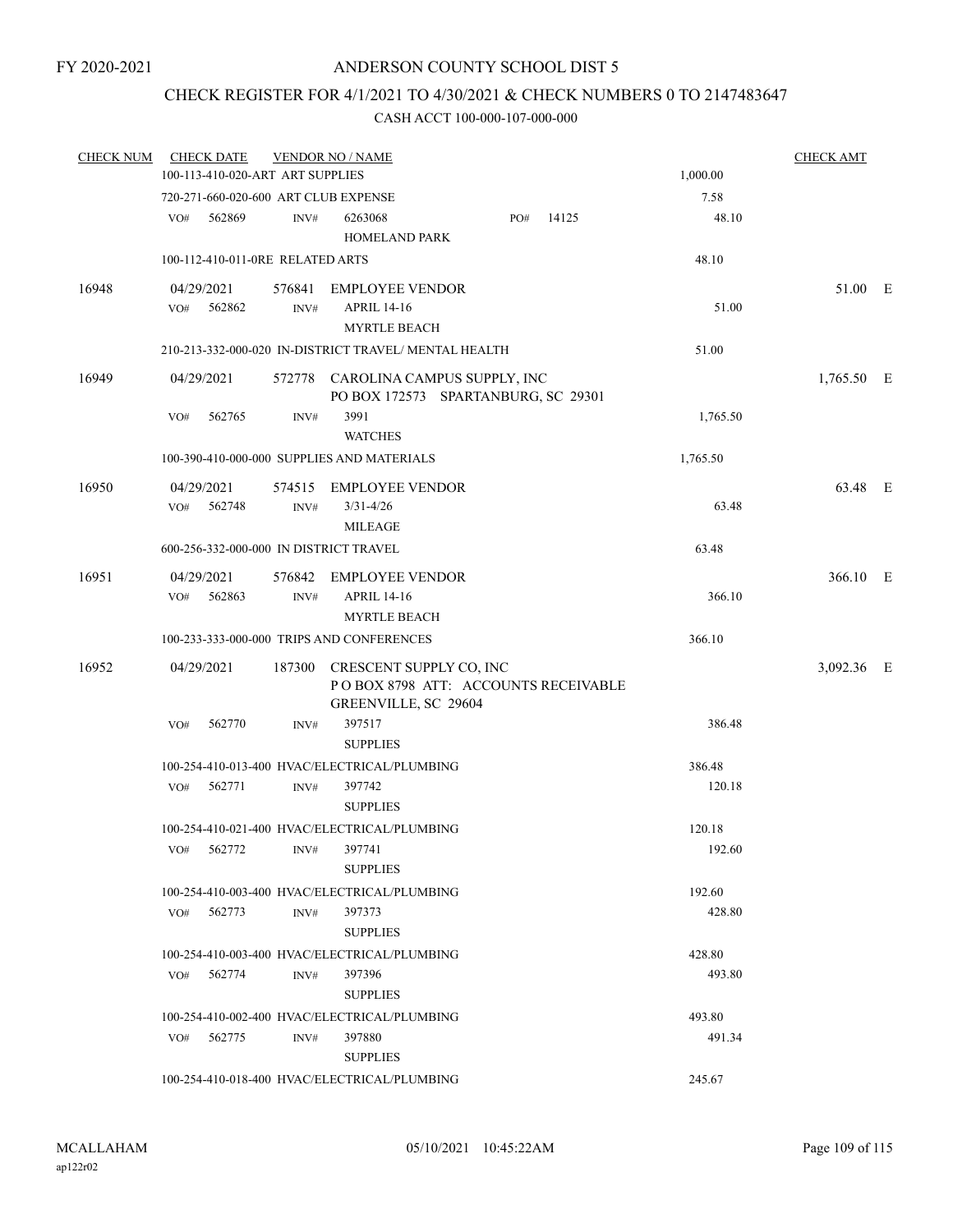FY 2020-2021

# ANDERSON COUNTY SCHOOL DIST 5

## CHECK REGISTER FOR 4/1/2021 TO 4/30/2021 & CHECK NUMBERS 0 TO 2147483647

### CASH ACCT 100-000-107-000-000

| CHECK NUM | CHECK DATE | VENDOR NO / NAME | | CHECK AMT | |
|---|---|---|---|---|---|
| | 100-113-410-020-ART ART SUPPLIES | | 1,000.00 | | |
| | 720-271-660-020-600 ART CLUB EXPENSE | | 7.58 | | |
| | VO# 562869 | INV# 6263068 HOMELAND PARK PO# 14125 | 48.10 | | |
| | 100-112-410-011-0RE RELATED ARTS | | 48.10 | | |
| 16948 | 04/29/2021 | 576841 EMPLOYEE VENDOR | | 51.00 | E |
| | VO# 562862 | INV# APRIL 14-16 MYRTLE BEACH | 51.00 | | |
| | 210-213-332-000-020 IN-DISTRICT TRAVEL/ MENTAL HEALTH | | 51.00 | | |
| 16949 | 04/29/2021 | 572778 CAROLINA CAMPUS SUPPLY, INC PO BOX 172573 SPARTANBURG, SC 29301 | | 1,765.50 | E |
| | VO# 562765 | INV# 3991 WATCHES | 1,765.50 | | |
| | 100-390-410-000-000 SUPPLIES AND MATERIALS | | 1,765.50 | | |
| 16950 | 04/29/2021 | 574515 EMPLOYEE VENDOR | | 63.48 | E |
| | VO# 562748 | INV# 3/31-4/26 MILEAGE | 63.48 | | |
| | 600-256-332-000-000 IN DISTRICT TRAVEL | | 63.48 | | |
| 16951 | 04/29/2021 | 576842 EMPLOYEE VENDOR | | 366.10 | E |
| | VO# 562863 | INV# APRIL 14-16 MYRTLE BEACH | 366.10 | | |
| | 100-233-333-000-000 TRIPS AND CONFERENCES | | 366.10 | | |
| 16952 | 04/29/2021 | 187300 CRESCENT SUPPLY CO, INC P O BOX 8798 ATT: ACCOUNTS RECEIVABLE GREENVILLE, SC 29604 | | 3,092.36 | E |
| | VO# 562770 | INV# 397517 SUPPLIES | 386.48 | | |
| | 100-254-410-013-400 HVAC/ELECTRICAL/PLUMBING | | 386.48 | | |
| | VO# 562771 | INV# 397742 SUPPLIES | 120.18 | | |
| | 100-254-410-021-400 HVAC/ELECTRICAL/PLUMBING | | 120.18 | | |
| | VO# 562772 | INV# 397741 SUPPLIES | 192.60 | | |
| | 100-254-410-003-400 HVAC/ELECTRICAL/PLUMBING | | 192.60 | | |
| | VO# 562773 | INV# 397373 SUPPLIES | 428.80 | | |
| | 100-254-410-003-400 HVAC/ELECTRICAL/PLUMBING | | 428.80 | | |
| | VO# 562774 | INV# 397396 SUPPLIES | 493.80 | | |
| | 100-254-410-002-400 HVAC/ELECTRICAL/PLUMBING | | 493.80 | | |
| | VO# 562775 | INV# 397880 SUPPLIES | 491.34 | | |
| | 100-254-410-018-400 HVAC/ELECTRICAL/PLUMBING | | 245.67 | | |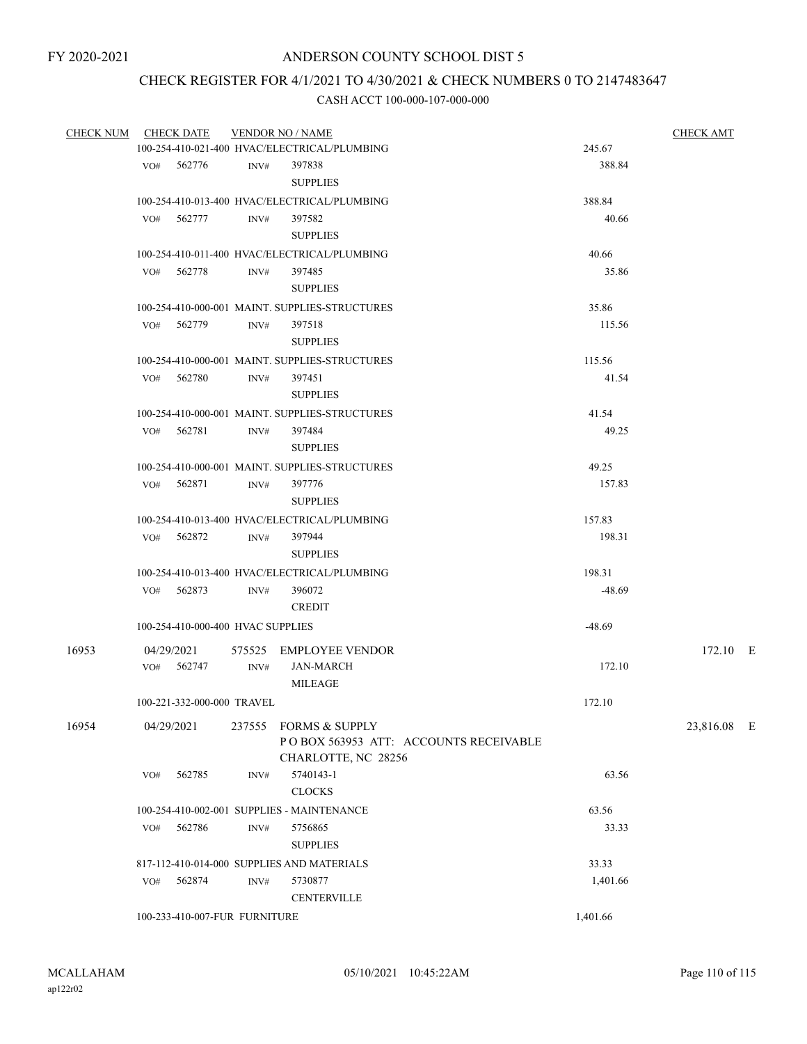FY 2020-2021

ANDERSON COUNTY SCHOOL DIST 5

CHECK REGISTER FOR 4/1/2021 TO 4/30/2021 & CHECK NUMBERS 0 TO 2147483647

CASH ACCT 100-000-107-000-000

| CHECK NUM | CHECK DATE | VENDOR NO / NAME | | CHECK AMT |
|---|---|---|---|---|
| | 100-254-410-021-400 HVAC/ELECTRICAL/PLUMBING | | 245.67 | |
| | VO# 562776 | INV# 397838 SUPPLIES | 388.84 | |
| | 100-254-410-013-400 HVAC/ELECTRICAL/PLUMBING | | 388.84 | |
| | VO# 562777 | INV# 397582 SUPPLIES | 40.66 | |
| | 100-254-410-011-400 HVAC/ELECTRICAL/PLUMBING | | 40.66 | |
| | VO# 562778 | INV# 397485 SUPPLIES | 35.86 | |
| | 100-254-410-000-001 MAINT. SUPPLIES-STRUCTURES | | 35.86 | |
| | VO# 562779 | INV# 397518 SUPPLIES | 115.56 | |
| | 100-254-410-000-001 MAINT. SUPPLIES-STRUCTURES | | 115.56 | |
| | VO# 562780 | INV# 397451 SUPPLIES | 41.54 | |
| | 100-254-410-000-001 MAINT. SUPPLIES-STRUCTURES | | 41.54 | |
| | VO# 562781 | INV# 397484 SUPPLIES | 49.25 | |
| | 100-254-410-000-001 MAINT. SUPPLIES-STRUCTURES | | 49.25 | |
| | VO# 562871 | INV# 397776 SUPPLIES | 157.83 | |
| | 100-254-410-013-400 HVAC/ELECTRICAL/PLUMBING | | 157.83 | |
| | VO# 562872 | INV# 397944 SUPPLIES | 198.31 | |
| | 100-254-410-013-400 HVAC/ELECTRICAL/PLUMBING | | 198.31 | |
| | VO# 562873 | INV# 396072 CREDIT | -48.69 | |
| | 100-254-410-000-400 HVAC SUPPLIES | | -48.69 | |
| 16953 | 04/29/2021 | 575525 EMPLOYEE VENDOR | | 172.10 E |
| | VO# 562747 | INV# JAN-MARCH MILEAGE | 172.10 | |
| | 100-221-332-000-000 TRAVEL | | 172.10 | |
| 16954 | 04/29/2021 | 237555 FORMS & SUPPLY P O BOX 563953 ATT: ACCOUNTS RECEIVABLE CHARLOTTE, NC 28256 | | 23,816.08 E |
| | VO# 562785 | INV# 5740143-1 CLOCKS | 63.56 | |
| | 100-254-410-002-001 SUPPLIES - MAINTENANCE | | 63.56 | |
| | VO# 562786 | INV# 5756865 SUPPLIES | 33.33 | |
| | 817-112-410-014-000 SUPPLIES AND MATERIALS | | 33.33 | |
| | VO# 562874 | INV# 5730877 CENTERVILLE | 1,401.66 | |
| | 100-233-410-007-FUR FURNITURE | | 1,401.66 | |

MCALLAHAM
ap122r02

05/10/2021 10:45:22AM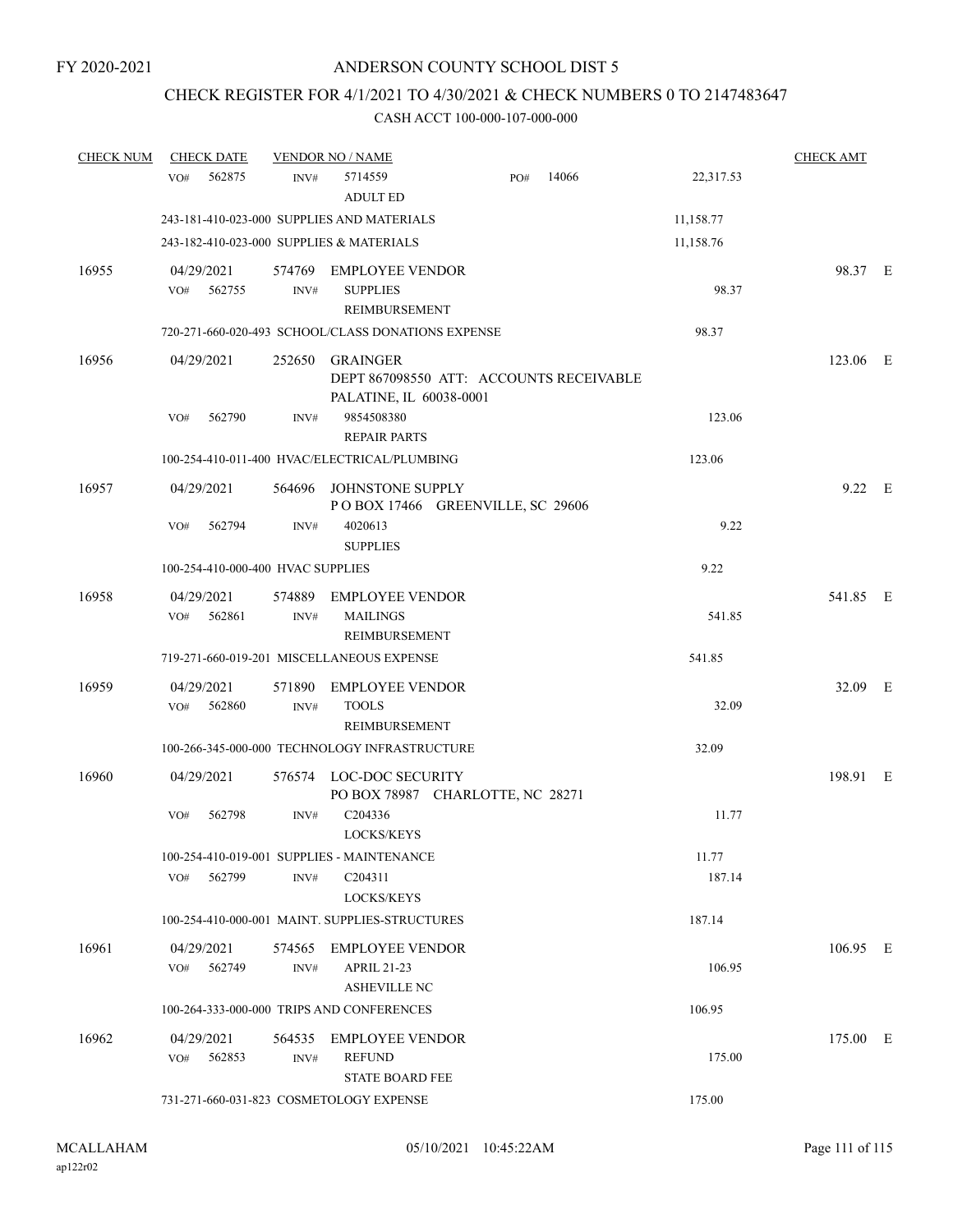FY 2020-2021

ANDERSON COUNTY SCHOOL DIST 5

CHECK REGISTER FOR 4/1/2021 TO 4/30/2021 & CHECK NUMBERS 0 TO 2147483647

CASH ACCT 100-000-107-000-000

| CHECK NUM | CHECK DATE | VENDOR NO / NAME | | CHECK AMT |
|---|---|---|---|---|
| | VO# 562875 | INV# 5714559 ADULT ED PO# 14066 | 22,317.53 | |
| | 243-181-410-023-000 SUPPLIES AND MATERIALS | | 11,158.77 | |
| | 243-182-410-023-000 SUPPLIES & MATERIALS | | 11,158.76 | |
| 16955 | 04/29/2021 | 574769 EMPLOYEE VENDOR | | 98.37 E |
| | VO# 562755 | INV# SUPPLIES REIMBURSEMENT | 98.37 | |
| | 720-271-660-020-493 SCHOOL/CLASS DONATIONS EXPENSE | | 98.37 | |
| 16956 | 04/29/2021 | 252650 GRAINGER DEPT 867098550 ATT: ACCOUNTS RECEIVABLE PALATINE, IL 60038-0001 | | 123.06 E |
| | VO# 562790 | INV# 9854508380 REPAIR PARTS | 123.06 | |
| | 100-254-410-011-400 HVAC/ELECTRICAL/PLUMBING | | 123.06 | |
| 16957 | 04/29/2021 | 564696 JOHNSTONE SUPPLY P O BOX 17466 GREENVILLE, SC 29606 | | 9.22 E |
| | VO# 562794 | INV# 4020613 SUPPLIES | 9.22 | |
| | 100-254-410-000-400 HVAC SUPPLIES | | 9.22 | |
| 16958 | 04/29/2021 | 574889 EMPLOYEE VENDOR | | 541.85 E |
| | VO# 562861 | INV# MAILINGS REIMBURSEMENT | 541.85 | |
| | 719-271-660-019-201 MISCELLANEOUS EXPENSE | | 541.85 | |
| 16959 | 04/29/2021 | 571890 EMPLOYEE VENDOR | | 32.09 E |
| | VO# 562860 | INV# TOOLS REIMBURSEMENT | 32.09 | |
| | 100-266-345-000-000 TECHNOLOGY INFRASTRUCTURE | | 32.09 | |
| 16960 | 04/29/2021 | 576574 LOC-DOC SECURITY PO BOX 78987 CHARLOTTE, NC 28271 | | 198.91 E |
| | VO# 562798 | INV# C204336 LOCKS/KEYS | 11.77 | |
| | 100-254-410-019-001 SUPPLIES - MAINTENANCE | | 11.77 | |
| | VO# 562799 | INV# C204311 LOCKS/KEYS | 187.14 | |
| | 100-254-410-000-001 MAINT. SUPPLIES-STRUCTURES | | 187.14 | |
| 16961 | 04/29/2021 | 574565 EMPLOYEE VENDOR | | 106.95 E |
| | VO# 562749 | INV# APRIL 21-23 ASHEVILLE NC | 106.95 | |
| | 100-264-333-000-000 TRIPS AND CONFERENCES | | 106.95 | |
| 16962 | 04/29/2021 | 564535 EMPLOYEE VENDOR | | 175.00 E |
| | VO# 562853 | INV# REFUND STATE BOARD FEE | 175.00 | |
| | 731-271-660-031-823 COSMETOLOGY EXPENSE | | 175.00 | |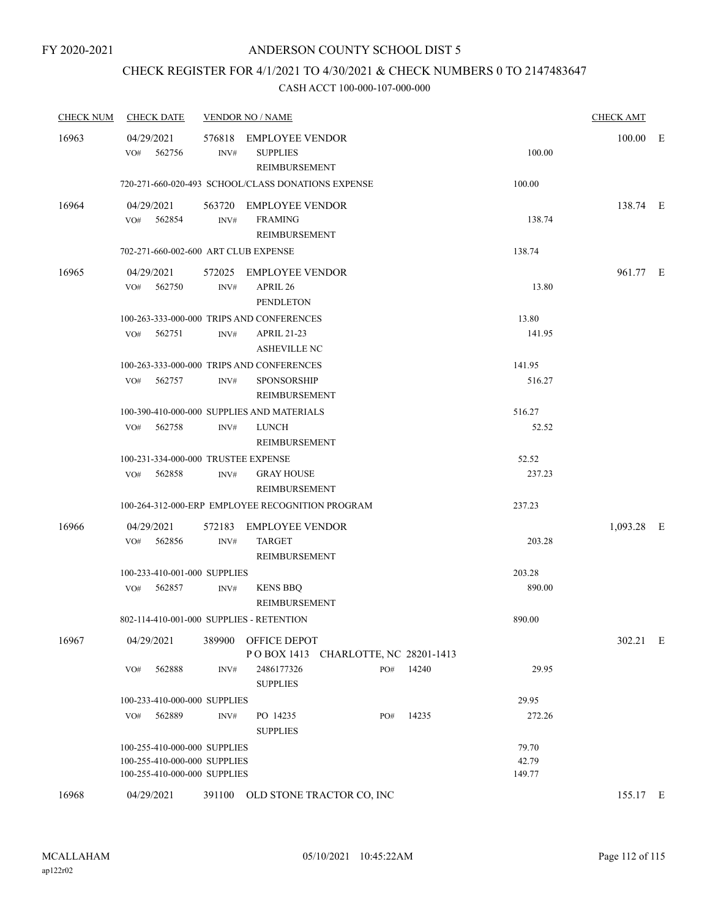FY 2020-2021

ANDERSON COUNTY SCHOOL DIST 5

CHECK REGISTER FOR 4/1/2021 TO 4/30/2021 & CHECK NUMBERS 0 TO 2147483647

CASH ACCT 100-000-107-000-000

| CHECK NUM | CHECK DATE | VENDOR NO / NAME | | CHECK AMT | |
|---|---|---|---|---|---|
| 16963 | 04/29/2021 | 576818 EMPLOYEE VENDOR | | 100.00 | E |
| | VO# 562756 | INV# SUPPLIES REIMBURSEMENT | 100.00 | | |
| | 720-271-660-020-493 SCHOOL/CLASS DONATIONS EXPENSE | | 100.00 | | |
| 16964 | 04/29/2021 | 563720 EMPLOYEE VENDOR | | 138.74 | E |
| | VO# 562854 | INV# FRAMING REIMBURSEMENT | 138.74 | | |
| | 702-271-660-002-600 ART CLUB EXPENSE | | 138.74 | | |
| 16965 | 04/29/2021 | 572025 EMPLOYEE VENDOR | | 961.77 | E |
| | VO# 562750 | INV# APRIL 26 PENDLETON | 13.80 | | |
| | 100-263-333-000-000 TRIPS AND CONFERENCES | | 13.80 | | |
| | VO# 562751 | INV# APRIL 21-23 ASHEVILLE NC | 141.95 | | |
| | 100-263-333-000-000 TRIPS AND CONFERENCES | | 141.95 | | |
| | VO# 562757 | INV# SPONSORSHIP REIMBURSEMENT | 516.27 | | |
| | 100-390-410-000-000 SUPPLIES AND MATERIALS | | 516.27 | | |
| | VO# 562758 | INV# LUNCH REIMBURSEMENT | 52.52 | | |
| | 100-231-334-000-000 TRUSTEE EXPENSE | | 52.52 | | |
| | VO# 562858 | INV# GRAY HOUSE REIMBURSEMENT | 237.23 | | |
| | 100-264-312-000-ERP EMPLOYEE RECOGNITION PROGRAM | | 237.23 | | |
| 16966 | 04/29/2021 | 572183 EMPLOYEE VENDOR | | 1,093.28 | E |
| | VO# 562856 | INV# TARGET REIMBURSEMENT | 203.28 | | |
| | 100-233-410-001-000 SUPPLIES | | 203.28 | | |
| | VO# 562857 | INV# KENS BBQ REIMBURSEMENT | 890.00 | | |
| | 802-114-410-001-000 SUPPLIES - RETENTION | | 890.00 | | |
| 16967 | 04/29/2021 | 389900 OFFICE DEPOT P O BOX 1413 CHARLOTTE, NC 28201-1413 | | 302.21 | E |
| | VO# 562888 | INV# 2486177326 SUPPLIES PO# 14240 | 29.95 | | |
| | 100-233-410-000-000 SUPPLIES | | 29.95 | | |
| | VO# 562889 | INV# PO 14235 SUPPLIES PO# 14235 | 272.26 | | |
| | 100-255-410-000-000 SUPPLIES | | 79.70 | | |
| | 100-255-410-000-000 SUPPLIES | | 42.79 | | |
| | 100-255-410-000-000 SUPPLIES | | 149.77 | | |
| 16968 | 04/29/2021 | 391100 OLD STONE TRACTOR CO, INC | | 155.17 | E |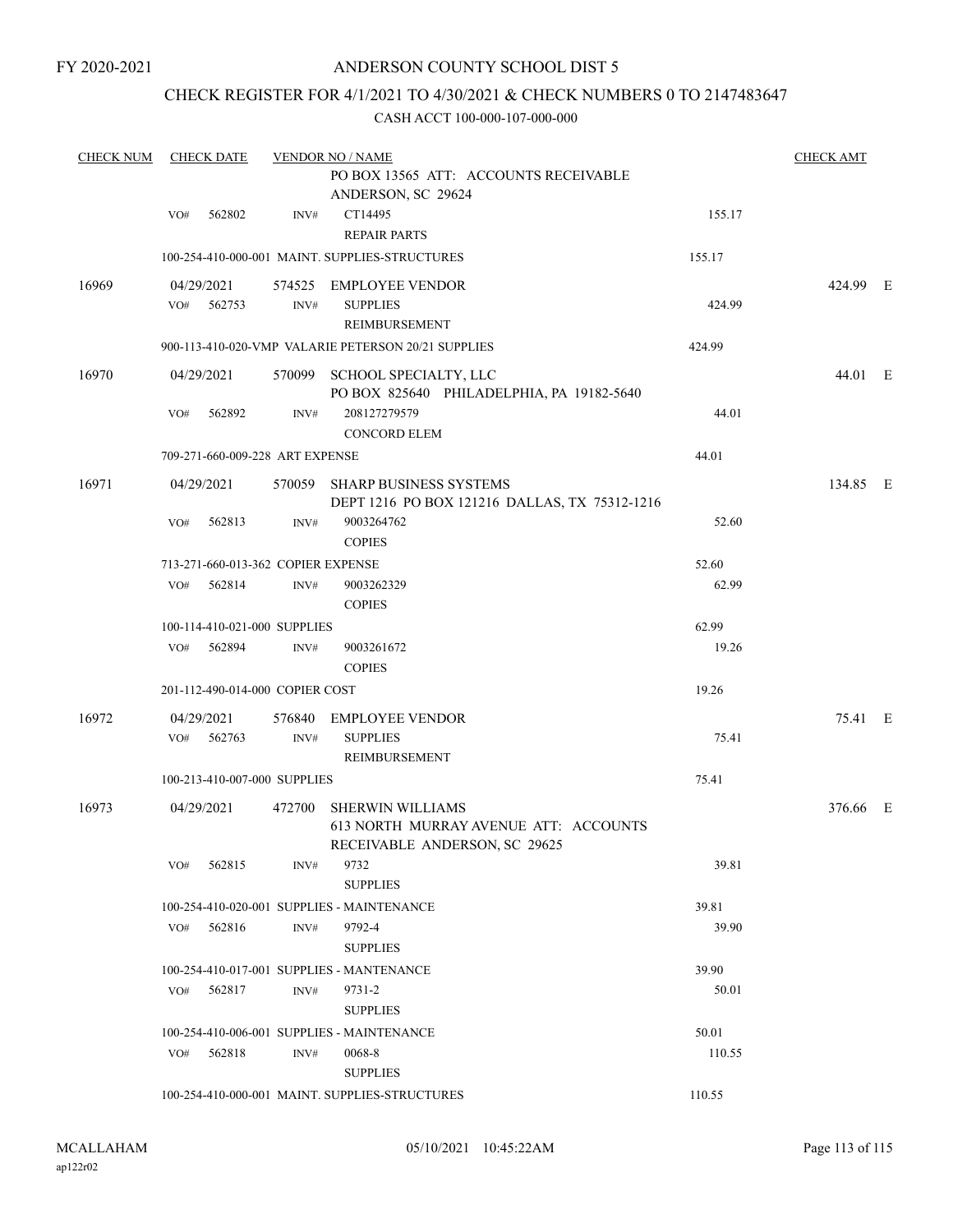FY 2020-2021

# ANDERSON COUNTY SCHOOL DIST 5

## CHECK REGISTER FOR 4/1/2021 TO 4/30/2021 & CHECK NUMBERS 0 TO 2147483647

### CASH ACCT 100-000-107-000-000

| CHECK NUM | CHECK DATE | VENDOR NO / NAME | | | CHECK AMT |
|---|---|---|---|---|---|
| | | | PO BOX 13565 ATT: ACCOUNTS RECEIVABLE ANDERSON, SC 29624 | | |
| | VO# 562802 | INV# | CT14495 REPAIR PARTS | 155.17 | |
| | 100-254-410-000-001 MAINT. SUPPLIES-STRUCTURES | | | 155.17 | |
| 16969 | 04/29/2021 | 574525 | EMPLOYEE VENDOR | | 424.99 E |
| | VO# 562753 | INV# | SUPPLIES REIMBURSEMENT | 424.99 | |
| | 900-113-410-020-VMP VALARIE PETERSON 20/21 SUPPLIES | | | 424.99 | |
| 16970 | 04/29/2021 | 570099 | SCHOOL SPECIALTY, LLC PO BOX 825640 PHILADELPHIA, PA 19182-5640 | | 44.01 E |
| | VO# 562892 | INV# | 208127279579 CONCORD ELEM | 44.01 | |
| | 709-271-660-009-228 ART EXPENSE | | | 44.01 | |
| 16971 | 04/29/2021 | 570059 | SHARP BUSINESS SYSTEMS DEPT 1216 PO BOX 121216 DALLAS, TX 75312-1216 | | 134.85 E |
| | VO# 562813 | INV# | 9003264762 COPIES | 52.60 | |
| | 713-271-660-013-362 COPIER EXPENSE | | | 52.60 | |
| | VO# 562814 | INV# | 9003262329 COPIES | 62.99 | |
| | 100-114-410-021-000 SUPPLIES | | | 62.99 | |
| | VO# 562894 | INV# | 9003261672 COPIES | 19.26 | |
| | 201-112-490-014-000 COPIER COST | | | 19.26 | |
| 16972 | 04/29/2021 | 576840 | EMPLOYEE VENDOR | | 75.41 E |
| | VO# 562763 | INV# | SUPPLIES REIMBURSEMENT | 75.41 | |
| | 100-213-410-007-000 SUPPLIES | | | 75.41 | |
| 16973 | 04/29/2021 | 472700 | SHERWIN WILLIAMS 613 NORTH MURRAY AVENUE ATT: ACCOUNTS RECEIVABLE ANDERSON, SC 29625 | | 376.66 E |
| | VO# 562815 | INV# | 9732 SUPPLIES | 39.81 | |
| | 100-254-410-020-001 SUPPLIES - MAINTENANCE | | | 39.81 | |
| | VO# 562816 | INV# | 9792-4 SUPPLIES | 39.90 | |
| | 100-254-410-017-001 SUPPLIES - MANTENANCE | | | 39.90 | |
| | VO# 562817 | INV# | 9731-2 SUPPLIES | 50.01 | |
| | 100-254-410-006-001 SUPPLIES - MAINTENANCE | | | 50.01 | |
| | VO# 562818 | INV# | 0068-8 SUPPLIES | 110.55 | |
| | 100-254-410-000-001 MAINT. SUPPLIES-STRUCTURES | | | 110.55 | |

MCALLAHAM
ap122r02

05/10/2021 10:45:22AM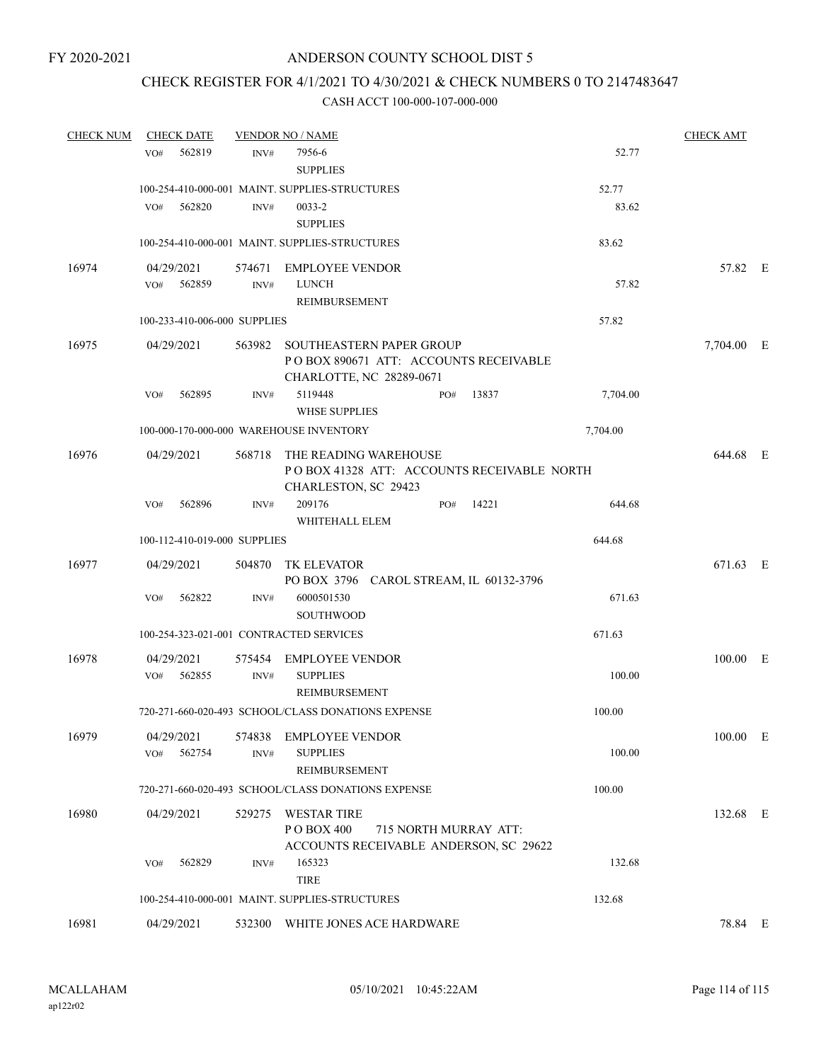FY 2020-2021

# ANDERSON COUNTY SCHOOL DIST 5

## CHECK REGISTER FOR 4/1/2021 TO 4/30/2021 & CHECK NUMBERS 0 TO 2147483647

CASH ACCT 100-000-107-000-000

| CHECK NUM | CHECK DATE | VENDOR NO / NAME | | CHECK AMT | |
|---|---|---|---|---|---|
| | VO# 562819 | INV# 7956-6 SUPPLIES | 52.77 | | |
| | | 100-254-410-000-001 MAINT. SUPPLIES-STRUCTURES | 52.77 | | |
| | VO# 562820 | INV# 0033-2 SUPPLIES | 83.62 | | |
| | | 100-254-410-000-001 MAINT. SUPPLIES-STRUCTURES | 83.62 | | |
| 16974 | 04/29/2021 | 574671 EMPLOYEE VENDOR | | 57.82 | E |
| | VO# 562859 | INV# LUNCH REIMBURSEMENT | 57.82 | | |
| | | 100-233-410-006-000 SUPPLIES | 57.82 | | |
| 16975 | 04/29/2021 | 563982 SOUTHEASTERN PAPER GROUP P O BOX 890671 ATT: ACCOUNTS RECEIVABLE CHARLOTTE, NC 28289-0671 | | 7,704.00 | E |
| | VO# 562895 | INV# 5119448 PO# 13837 WHSE SUPPLIES | 7,704.00 | | |
| | | 100-000-170-000-000 WAREHOUSE INVENTORY | 7,704.00 | | |
| 16976 | 04/29/2021 | 568718 THE READING WAREHOUSE P O BOX 41328 ATT: ACCOUNTS RECEIVABLE NORTH CHARLESTON, SC 29423 | | 644.68 | E |
| | VO# 562896 | INV# 209176 PO# 14221 WHITEHALL ELEM | 644.68 | | |
| | | 100-112-410-019-000 SUPPLIES | 644.68 | | |
| 16977 | 04/29/2021 | 504870 TK ELEVATOR PO BOX 3796 CAROL STREAM, IL 60132-3796 | | 671.63 | E |
| | VO# 562822 | INV# 6000501530 SOUTHWOOD | 671.63 | | |
| | | 100-254-323-021-001 CONTRACTED SERVICES | 671.63 | | |
| 16978 | 04/29/2021 | 575454 EMPLOYEE VENDOR | | 100.00 | E |
| | VO# 562855 | INV# SUPPLIES REIMBURSEMENT | 100.00 | | |
| | | 720-271-660-020-493 SCHOOL/CLASS DONATIONS EXPENSE | 100.00 | | |
| 16979 | 04/29/2021 | 574838 EMPLOYEE VENDOR | | 100.00 | E |
| | VO# 562754 | INV# SUPPLIES REIMBURSEMENT | 100.00 | | |
| | | 720-271-660-020-493 SCHOOL/CLASS DONATIONS EXPENSE | 100.00 | | |
| 16980 | 04/29/2021 | 529275 WESTAR TIRE P O BOX 400 715 NORTH MURRAY ATT: ACCOUNTS RECEIVABLE ANDERSON, SC 29622 | | 132.68 | E |
| | VO# 562829 | INV# 165323 TIRE | 132.68 | | |
| | | 100-254-410-000-001 MAINT. SUPPLIES-STRUCTURES | 132.68 | | |
| 16981 | 04/29/2021 | 532300 WHITE JONES ACE HARDWARE | | 78.84 | E |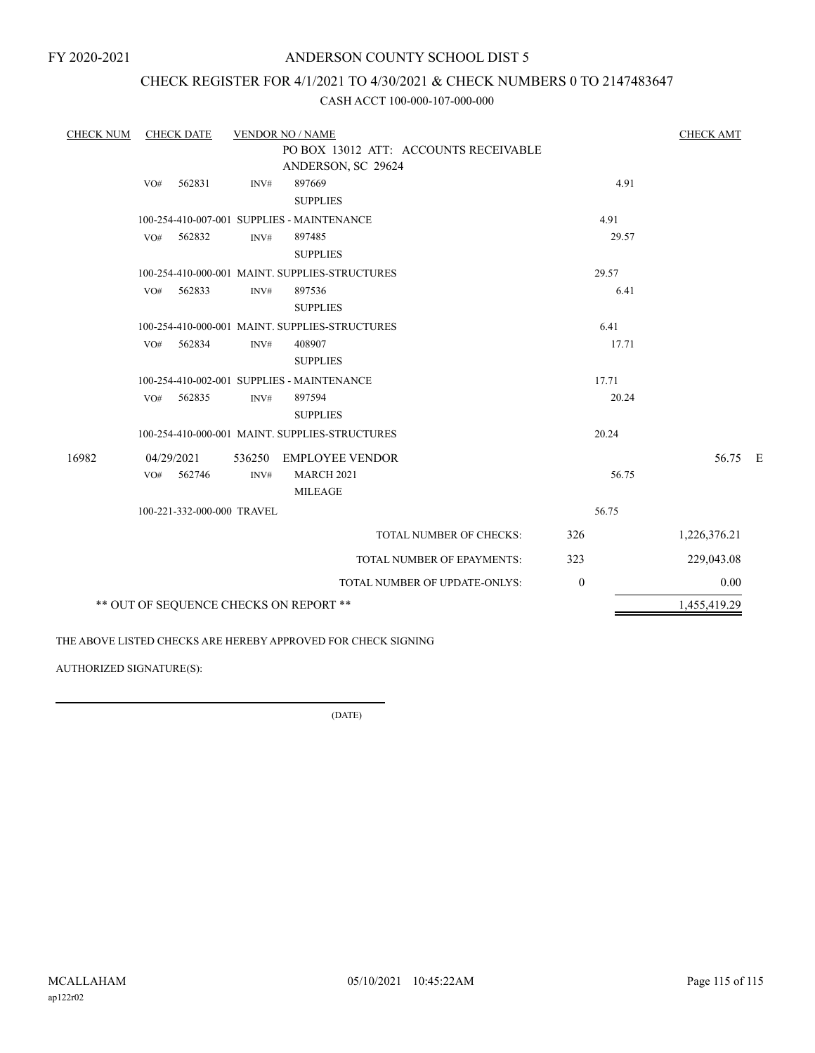FY 2020-2021

# ANDERSON COUNTY SCHOOL DIST 5

## CHECK REGISTER FOR 4/1/2021 TO 4/30/2021 & CHECK NUMBERS 0 TO 2147483647

CASH ACCT 100-000-107-000-000

| CHECK NUM | CHECK DATE | VENDOR NO / NAME | | | CHECK AMT | |
|---|---|---|---|---|---|---|
| | | PO BOX 13012 ATT: ACCOUNTS RECEIVABLE | | | | |
| | | ANDERSON, SC 29624 | | | | |
| | VO# 562831 | INV# 897669 | | 4.91 | | |
| | | SUPPLIES | | | | |
| | 100-254-410-007-001 SUPPLIES - MAINTENANCE | | 4.91 | | | |
| | VO# 562832 | INV# 897485 | | 29.57 | | |
| | | SUPPLIES | | | | |
| | 100-254-410-000-001 MAINT. SUPPLIES-STRUCTURES | | 29.57 | | | |
| | VO# 562833 | INV# 897536 | | 6.41 | | |
| | | SUPPLIES | | | | |
| | 100-254-410-000-001 MAINT. SUPPLIES-STRUCTURES | | 6.41 | | | |
| | VO# 562834 | INV# 408907 | | 17.71 | | |
| | | SUPPLIES | | | | |
| | 100-254-410-002-001 SUPPLIES - MAINTENANCE | | 17.71 | | | |
| | VO# 562835 | INV# 897594 | | 20.24 | | |
| | | SUPPLIES | | | | |
| | 100-254-410-000-001 MAINT. SUPPLIES-STRUCTURES | | 20.24 | | | |
| 16982 | 04/29/2021 | 536250 EMPLOYEE VENDOR | | | 56.75 | E |
| | VO# 562746 | INV# MARCH 2021 | | 56.75 | | |
| | | MILEAGE | | | | |
| | 100-221-332-000-000 TRAVEL | | 56.75 | | | |

| | | |
|---|---|---|
| TOTAL NUMBER OF CHECKS: | 326 | 1,226,376.21 |
| TOTAL NUMBER OF EPAYMENTS: | 323 | 229,043.08 |
| TOTAL NUMBER OF UPDATE-ONLYS: | 0 | 0.00 |
| ** OUT OF SEQUENCE CHECKS ON REPORT ** | | 1,455,419.29 |

THE ABOVE LISTED CHECKS ARE HEREBY APPROVED FOR CHECK SIGNING

AUTHORIZED SIGNATURE(S):

(DATE)

MCALLAHAM
ap122r02

05/10/2021 10:45:22AM